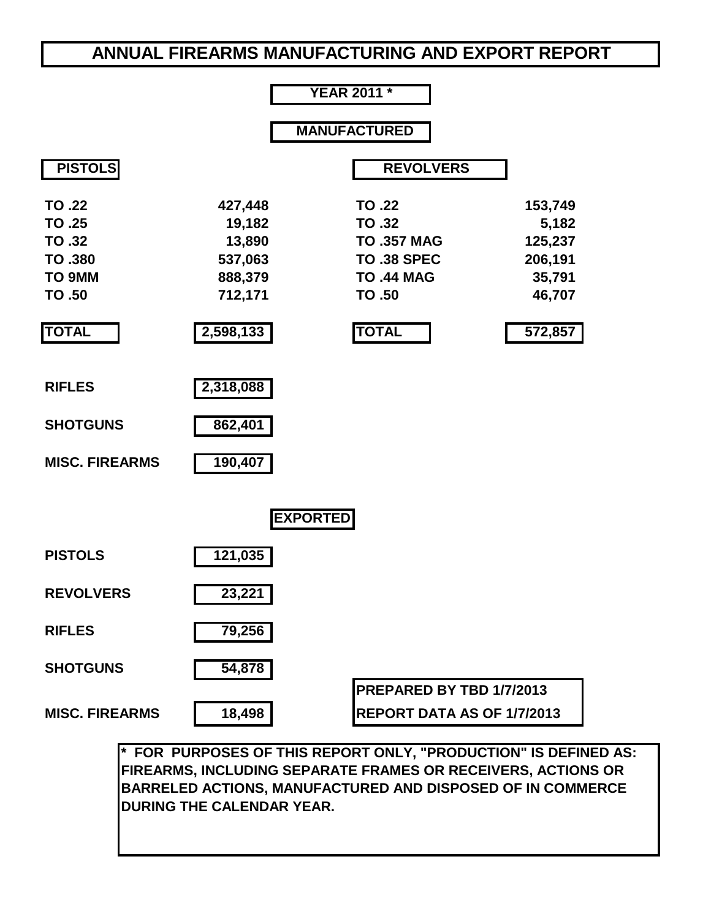# ANNUAL FIREARMS MANUFACTURING AND EXPORT REPORT

**YEAR 2011 ***

## MANUFACTURED

| PISTOLS | | REVOLVERS | |
|---|---|---|---|
| TO .22 | 427,448 | TO .22 | 153,749 |
| TO .25 | 19,182 | TO .32 | 5,182 |
| TO .32 | 13,890 | TO .357 MAG | 125,237 |
| TO .380 | 537,063 | TO .38 SPEC | 206,191 |
| TO 9MM | 888,379 | TO .44 MAG | 35,791 |
| TO .50 | 712,171 | TO .50 | 46,707 |
| **TOTAL** | **2,598,133** | **TOTAL** | **572,857** |

| | |
|---|---|
| RIFLES | 2,318,088 |
| SHOTGUNS | 862,401 |
| MISC. FIREARMS | 190,407 |

## EXPORTED

| | |
|---|---|
| PISTOLS | 121,035 |
| REVOLVERS | 23,221 |
| RIFLES | 79,256 |
| SHOTGUNS | 54,878 |
| MISC. FIREARMS | 18,498 |

**PREPARED BY TBD 1/7/2013**
**REPORT DATA AS OF 1/7/2013**

*** FOR PURPOSES OF THIS REPORT ONLY, "PRODUCTION" IS DEFINED AS: FIREARMS, INCLUDING SEPARATE FRAMES OR RECEIVERS, ACTIONS OR BARRELED ACTIONS, MANUFACTURED AND DISPOSED OF IN COMMERCE DURING THE CALENDAR YEAR.**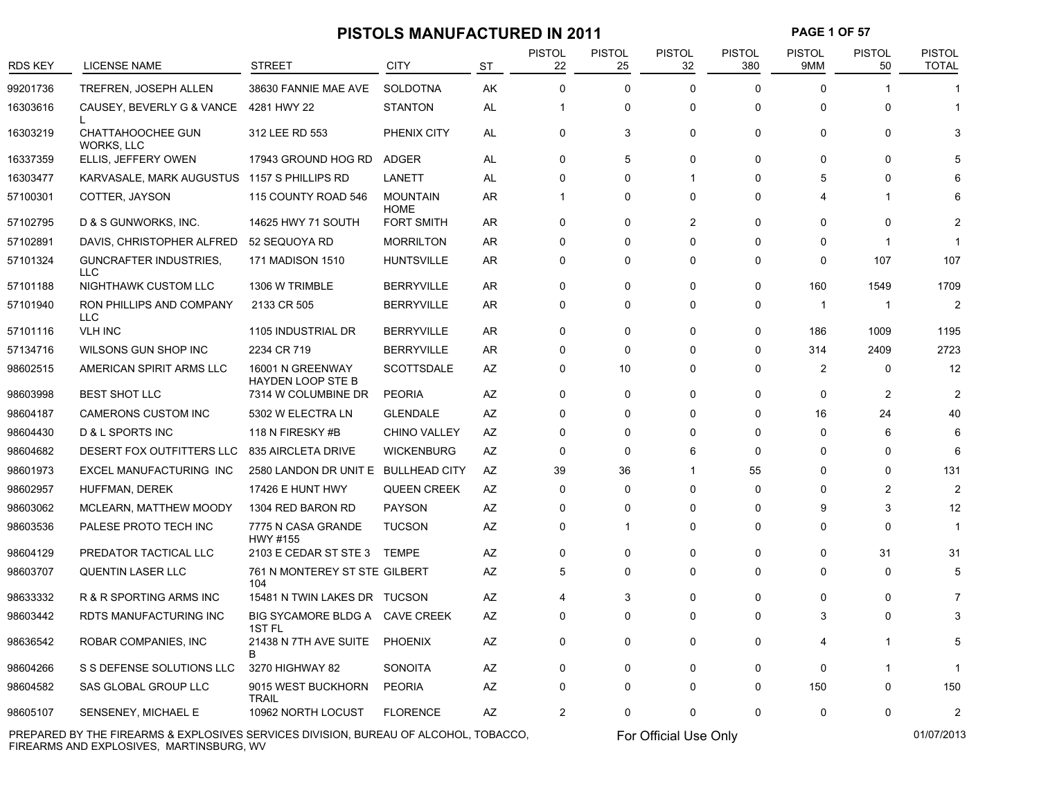# PISTOLS MANUFACTURED IN 2011

| RDS KEY | LICENSE NAME | STREET | CITY | ST | PISTOL 22 | PISTOL 25 | PISTOL 32 | PISTOL 380 | PISTOL 9MM | PISTOL 50 | PISTOL TOTAL |
|---|---|---|---|---|---|---|---|---|---|---|---|
| 99201736 | TREFREN, JOSEPH ALLEN | 38630 FANNIE MAE AVE | SOLDOTNA | AK | 0 | 0 | 0 | 0 | 0 | 1 | 1 |
| 16303616 | CAUSEY, BEVERLY G & VANCE L | 4281 HWY 22 | STANTON | AL | 1 | 0 | 0 | 0 | 0 | 0 | 1 |
| 16303219 | CHATTAHOOCHEE GUN WORKS, LLC | 312 LEE RD 553 | PHENIX CITY | AL | 0 | 3 | 0 | 0 | 0 | 0 | 3 |
| 16337359 | ELLIS, JEFFERY OWEN | 17943 GROUND HOG RD | ADGER | AL | 0 | 5 | 0 | 0 | 0 | 0 | 5 |
| 16303477 | KARVASALE, MARK AUGUSTUS | 1157 S PHILLIPS RD | LANETT | AL | 0 | 0 | 1 | 0 | 5 | 0 | 6 |
| 57100301 | COTTER, JAYSON | 115 COUNTY ROAD 546 | MOUNTAIN HOME | AR | 1 | 0 | 0 | 0 | 4 | 1 | 6 |
| 57102795 | D & S GUNWORKS, INC. | 14625 HWY 71 SOUTH | FORT SMITH | AR | 0 | 0 | 2 | 0 | 0 | 0 | 2 |
| 57102891 | DAVIS, CHRISTOPHER ALFRED | 52 SEQUOYA RD | MORRILTON | AR | 0 | 0 | 0 | 0 | 0 | 1 | 1 |
| 57101324 | GUNCRAFTER INDUSTRIES, LLC | 171 MADISON 1510 | HUNTSVILLE | AR | 0 | 0 | 0 | 0 | 0 | 107 | 107 |
| 57101188 | NIGHTHAWK CUSTOM LLC | 1306 W TRIMBLE | BERRYVILLE | AR | 0 | 0 | 0 | 0 | 160 | 1549 | 1709 |
| 57101940 | RON PHILLIPS AND COMPANY LLC | 2133 CR 505 | BERRYVILLE | AR | 0 | 0 | 0 | 0 | 1 | 1 | 2 |
| 57101116 | VLH INC | 1105 INDUSTRIAL DR | BERRYVILLE | AR | 0 | 0 | 0 | 0 | 186 | 1009 | 1195 |
| 57134716 | WILSONS GUN SHOP INC | 2234 CR 719 | BERRYVILLE | AR | 0 | 0 | 0 | 0 | 314 | 2409 | 2723 |
| 98602515 | AMERICAN SPIRIT ARMS LLC | 16001 N GREENWAY HAYDEN LOOP STE B | SCOTTSDALE | AZ | 0 | 10 | 0 | 0 | 2 | 0 | 12 |
| 98603998 | BEST SHOT LLC | 7314 W COLUMBINE DR | PEORIA | AZ | 0 | 0 | 0 | 0 | 0 | 2 | 2 |
| 98604187 | CAMERONS CUSTOM INC | 5302 W ELECTRA LN | GLENDALE | AZ | 0 | 0 | 0 | 0 | 16 | 24 | 40 |
| 98604430 | D & L SPORTS INC | 118 N FIRESKY #B | CHINO VALLEY | AZ | 0 | 0 | 0 | 0 | 0 | 6 | 6 |
| 98604682 | DESERT FOX OUTFITTERS LLC | 835 AIRCLETA DRIVE | WICKENBURG | AZ | 0 | 0 | 6 | 0 | 0 | 0 | 6 |
| 98601973 | EXCEL MANUFACTURING INC | 2580 LANDON DR UNIT E | BULLHEAD CITY | AZ | 39 | 36 | 1 | 55 | 0 | 0 | 131 |
| 98602957 | HUFFMAN, DEREK | 17426 E HUNT HWY | QUEEN CREEK | AZ | 0 | 0 | 0 | 0 | 0 | 2 | 2 |
| 98603062 | MCLEARN, MATTHEW MOODY | 1304 RED BARON RD | PAYSON | AZ | 0 | 0 | 0 | 0 | 9 | 3 | 12 |
| 98603536 | PALESE PROTO TECH INC | 7775 N CASA GRANDE HWY #155 | TUCSON | AZ | 0 | 1 | 0 | 0 | 0 | 0 | 1 |
| 98604129 | PREDATOR TACTICAL LLC | 2103 E CEDAR ST STE 3 | TEMPE | AZ | 0 | 0 | 0 | 0 | 0 | 31 | 31 |
| 98603707 | QUENTIN LASER LLC | 761 N MONTEREY ST STE 104 | GILBERT | AZ | 5 | 0 | 0 | 0 | 0 | 0 | 5 |
| 98633332 | R & R SPORTING ARMS INC | 15481 N TWIN LAKES DR | TUCSON | AZ | 4 | 3 | 0 | 0 | 0 | 0 | 7 |
| 98603442 | RDTS MANUFACTURING INC | BIG SYCAMORE BLDG A 1ST FL | CAVE CREEK | AZ | 0 | 0 | 0 | 0 | 3 | 0 | 3 |
| 98636542 | ROBAR COMPANIES, INC | 21438 N 7TH AVE SUITE B | PHOENIX | AZ | 0 | 0 | 0 | 0 | 4 | 1 | 5 |
| 98604266 | S S DEFENSE SOLUTIONS LLC | 3270 HIGHWAY 82 | SONOITA | AZ | 0 | 0 | 0 | 0 | 0 | 1 | 1 |
| 98604582 | SAS GLOBAL GROUP LLC | 9015 WEST BUCKHORN TRAIL | PEORIA | AZ | 0 | 0 | 0 | 0 | 150 | 0 | 150 |
| 98605107 | SENSENEY, MICHAEL E | 10962 NORTH LOCUST | FLORENCE | AZ | 2 | 0 | 0 | 0 | 0 | 0 | 2 |

PREPARED BY THE FIREARMS & EXPLOSIVES SERVICES DIVISION, BUREAU OF ALCOHOL, TOBACCO, FIREARMS AND EXPLOSIVES, MARTINSBURG, WV

For Official Use Only

01/07/2013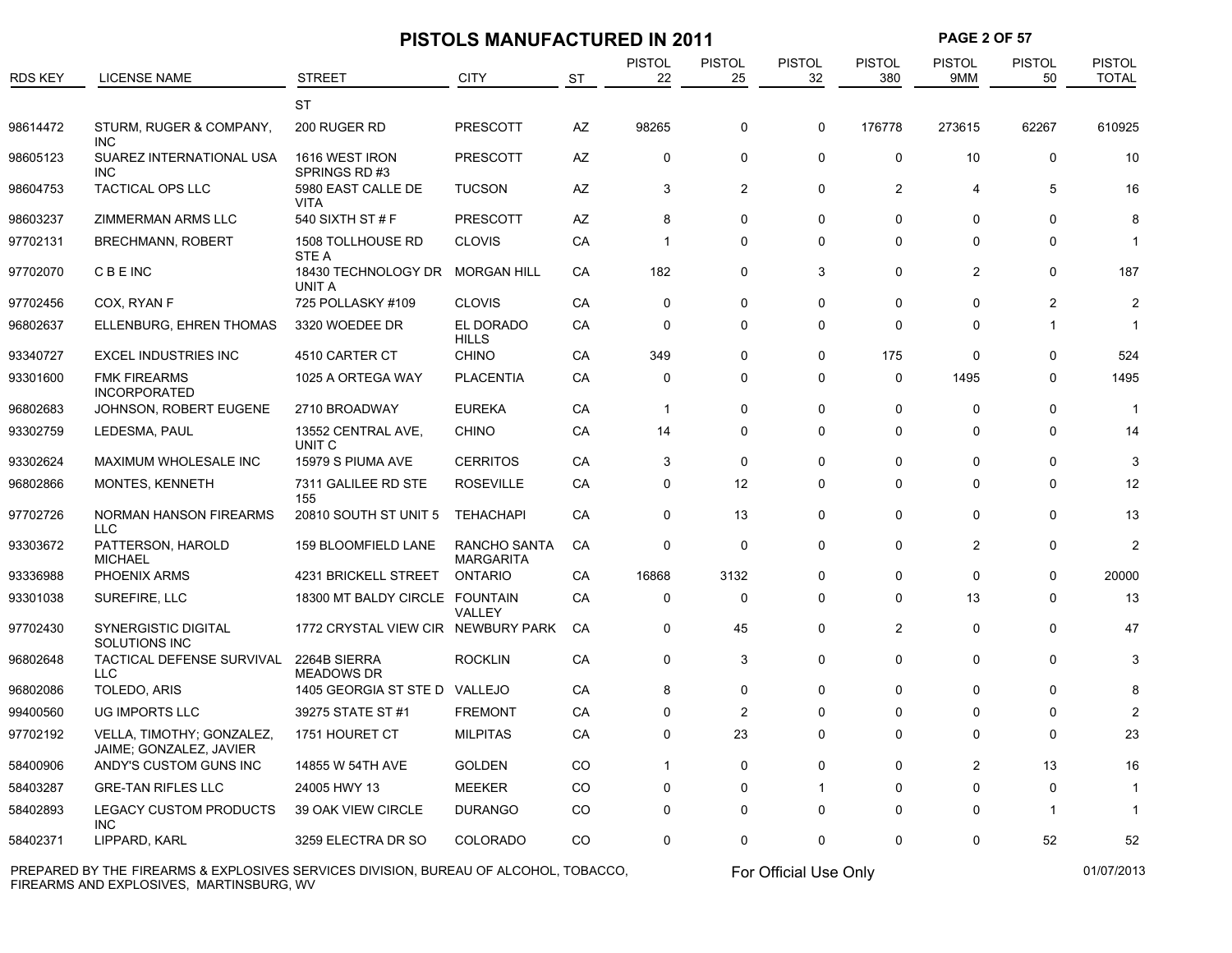# PISTOLS MANUFACTURED IN 2011

| RDS KEY | LICENSE NAME | STREET | CITY | ST | PISTOL 22 | PISTOL 25 | PISTOL 32 | PISTOL 380 | PISTOL 9MM | PISTOL 50 | PISTOL TOTAL |
|---|---|---|---|---|---|---|---|---|---|---|---|
| | | ST | | | | | | | | | |
| 98614472 | STURM, RUGER & COMPANY, INC | 200 RUGER RD | PRESCOTT | AZ | 98265 | 0 | 0 | 176778 | 273615 | 62267 | 610925 |
| 98605123 | SUAREZ INTERNATIONAL USA INC | 1616 WEST IRON SPRINGS RD #3 | PRESCOTT | AZ | 0 | 0 | 0 | 0 | 10 | 0 | 10 |
| 98604753 | TACTICAL OPS LLC | 5980 EAST CALLE DE VITA | TUCSON | AZ | 3 | 2 | 0 | 2 | 4 | 5 | 16 |
| 98603237 | ZIMMERMAN ARMS LLC | 540 SIXTH ST # F | PRESCOTT | AZ | 8 | 0 | 0 | 0 | 0 | 0 | 8 |
| 97702131 | BRECHMANN, ROBERT | 1508 TOLLHOUSE RD STE A | CLOVIS | CA | 1 | 0 | 0 | 0 | 0 | 0 | 1 |
| 97702070 | C B E INC | 18430 TECHNOLOGY DR UNIT A | MORGAN HILL | CA | 182 | 0 | 3 | 0 | 2 | 0 | 187 |
| 97702456 | COX, RYAN F | 725 POLLASKY #109 | CLOVIS | CA | 0 | 0 | 0 | 0 | 0 | 2 | 2 |
| 96802637 | ELLENBURG, EHREN THOMAS | 3320 WOEDEE DR | EL DORADO HILLS | CA | 0 | 0 | 0 | 0 | 0 | 1 | 1 |
| 93340727 | EXCEL INDUSTRIES INC | 4510 CARTER CT | CHINO | CA | 349 | 0 | 0 | 175 | 0 | 0 | 524 |
| 93301600 | FMK FIREARMS INCORPORATED | 1025 A ORTEGA WAY | PLACENTIA | CA | 0 | 0 | 0 | 0 | 1495 | 0 | 1495 |
| 96802683 | JOHNSON, ROBERT EUGENE | 2710 BROADWAY | EUREKA | CA | 1 | 0 | 0 | 0 | 0 | 0 | 1 |
| 93302759 | LEDESMA, PAUL | 13552 CENTRAL AVE, UNIT C | CHINO | CA | 14 | 0 | 0 | 0 | 0 | 0 | 14 |
| 93302624 | MAXIMUM WHOLESALE INC | 15979 S PIUMA AVE | CERRITOS | CA | 3 | 0 | 0 | 0 | 0 | 0 | 3 |
| 96802866 | MONTES, KENNETH | 7311 GALILEE RD STE 155 | ROSEVILLE | CA | 0 | 12 | 0 | 0 | 0 | 0 | 12 |
| 97702726 | NORMAN HANSON FIREARMS LLC | 20810 SOUTH ST UNIT 5 | TEHACHAPI | CA | 0 | 13 | 0 | 0 | 0 | 0 | 13 |
| 93303672 | PATTERSON, HAROLD MICHAEL | 159 BLOOMFIELD LANE | RANCHO SANTA MARGARITA | CA | 0 | 0 | 0 | 0 | 2 | 0 | 2 |
| 93336988 | PHOENIX ARMS | 4231 BRICKELL STREET | ONTARIO | CA | 16868 | 3132 | 0 | 0 | 0 | 0 | 20000 |
| 93301038 | SUREFIRE, LLC | 18300 MT BALDY CIRCLE | FOUNTAIN VALLEY | CA | 0 | 0 | 0 | 0 | 13 | 0 | 13 |
| 97702430 | SYNERGISTIC DIGITAL SOLUTIONS INC | 1772 CRYSTAL VIEW CIR | NEWBURY PARK | CA | 0 | 45 | 0 | 2 | 0 | 0 | 47 |
| 96802648 | TACTICAL DEFENSE SURVIVAL LLC | 2264B SIERRA MEADOWS DR | ROCKLIN | CA | 0 | 3 | 0 | 0 | 0 | 0 | 3 |
| 96802086 | TOLEDO, ARIS | 1405 GEORGIA ST STE D | VALLEJO | CA | 8 | 0 | 0 | 0 | 0 | 0 | 8 |
| 99400560 | UG IMPORTS LLC | 39275 STATE ST #1 | FREMONT | CA | 0 | 2 | 0 | 0 | 0 | 0 | 2 |
| 97702192 | VELLA, TIMOTHY; GONZALEZ, JAIME; GONZALEZ, JAVIER | 1751 HOURET CT | MILPITAS | CA | 0 | 23 | 0 | 0 | 0 | 0 | 23 |
| 58400906 | ANDY'S CUSTOM GUNS INC | 14855 W 54TH AVE | GOLDEN | CO | 1 | 0 | 0 | 0 | 2 | 13 | 16 |
| 58403287 | GRE-TAN RIFLES LLC | 24005 HWY 13 | MEEKER | CO | 0 | 0 | 1 | 0 | 0 | 0 | 1 |
| 58402893 | LEGACY CUSTOM PRODUCTS INC | 39 OAK VIEW CIRCLE | DURANGO | CO | 0 | 0 | 0 | 0 | 0 | 1 | 1 |
| 58402371 | LIPPARD, KARL | 3259 ELECTRA DR SO | COLORADO | CO | 0 | 0 | 0 | 0 | 0 | 52 | 52 |

PREPARED BY THE FIREARMS & EXPLOSIVES SERVICES DIVISION, BUREAU OF ALCOHOL, TOBACCO, FIREARMS AND EXPLOSIVES, MARTINSBURG, WV

For Official Use Only

01/07/2013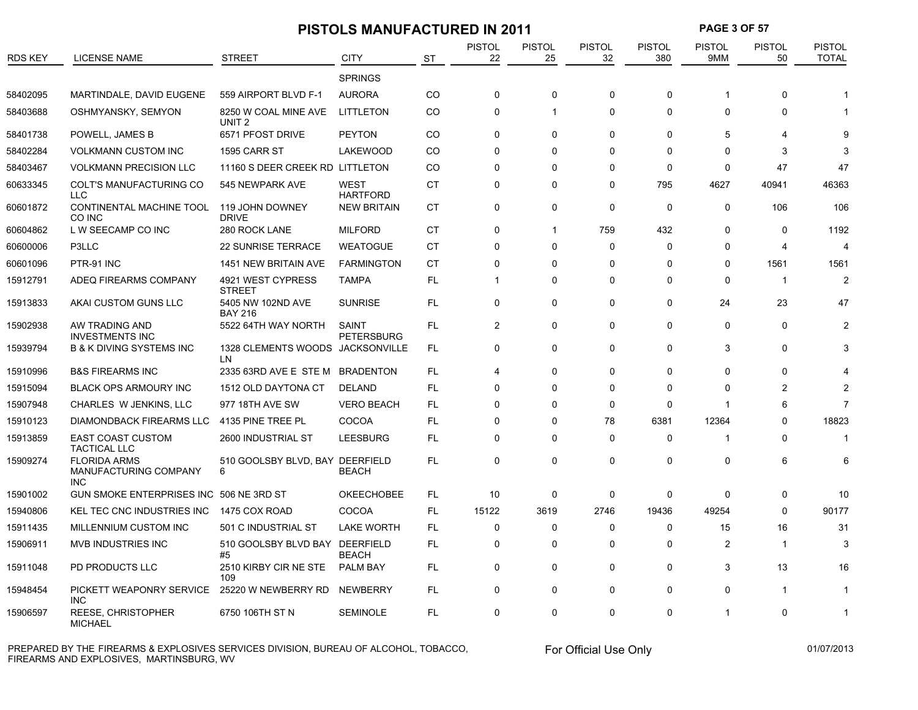# PISTOLS MANUFACTURED IN 2011

| RDS KEY | LICENSE NAME | STREET | CITY | ST | PISTOL 22 | PISTOL 25 | PISTOL 32 | PISTOL 380 | PISTOL 9MM | PISTOL 50 | PISTOL TOTAL |
|---|---|---|---|---|---|---|---|---|---|---|---|
| | | | SPRINGS | | | | | | | | |
| 58402095 | MARTINDALE, DAVID EUGENE | 559 AIRPORT BLVD F-1 | AURORA | CO | 0 | 0 | 0 | 0 | 1 | 0 | 1 |
| 58403688 | OSHMYANSKY, SEMYON | 8250 W COAL MINE AVE UNIT 2 | LITTLETON | CO | 0 | 1 | 0 | 0 | 0 | 0 | 1 |
| 58401738 | POWELL, JAMES B | 6571 PFOST DRIVE | PEYTON | CO | 0 | 0 | 0 | 0 | 5 | 4 | 9 |
| 58402284 | VOLKMANN CUSTOM INC | 1595 CARR ST | LAKEWOOD | CO | 0 | 0 | 0 | 0 | 0 | 3 | 3 |
| 58403467 | VOLKMANN PRECISION LLC | 11160 S DEER CREEK RD | LITTLETON | CO | 0 | 0 | 0 | 0 | 0 | 47 | 47 |
| 60633345 | COLT'S MANUFACTURING CO LLC | 545 NEWPARK AVE | WEST HARTFORD | CT | 0 | 0 | 0 | 795 | 4627 | 40941 | 46363 |
| 60601872 | CONTINENTAL MACHINE TOOL CO INC | 119 JOHN DOWNEY DRIVE | NEW BRITAIN | CT | 0 | 0 | 0 | 0 | 0 | 106 | 106 |
| 60604862 | L W SEECAMP CO INC | 280 ROCK LANE | MILFORD | CT | 0 | 1 | 759 | 432 | 0 | 0 | 1192 |
| 60600006 | P3LLC | 22 SUNRISE TERRACE | WEATOGUE | CT | 0 | 0 | 0 | 0 | 0 | 4 | 4 |
| 60601096 | PTR-91 INC | 1451 NEW BRITAIN AVE | FARMINGTON | CT | 0 | 0 | 0 | 0 | 0 | 1561 | 1561 |
| 15912791 | ADEQ FIREARMS COMPANY | 4921 WEST CYPRESS STREET | TAMPA | FL | 1 | 0 | 0 | 0 | 0 | 1 | 2 |
| 15913833 | AKAI CUSTOM GUNS LLC | 5405 NW 102ND AVE BAY 216 | SUNRISE | FL | 0 | 0 | 0 | 0 | 24 | 23 | 47 |
| 15902938 | AW TRADING AND INVESTMENTS INC | 5522 64TH WAY NORTH | SAINT PETERSBURG | FL | 2 | 0 | 0 | 0 | 0 | 0 | 2 |
| 15939794 | B & K DIVING SYSTEMS INC | 1328 CLEMENTS WOODS LN | JACKSONVILLE | FL | 0 | 0 | 0 | 0 | 3 | 0 | 3 |
| 15910996 | B&S FIREARMS INC | 2335 63RD AVE E STE M | BRADENTON | FL | 4 | 0 | 0 | 0 | 0 | 0 | 4 |
| 15915094 | BLACK OPS ARMOURY INC | 1512 OLD DAYTONA CT | DELAND | FL | 0 | 0 | 0 | 0 | 0 | 2 | 2 |
| 15907948 | CHARLES W JENKINS, LLC | 977 18TH AVE SW | VERO BEACH | FL | 0 | 0 | 0 | 0 | 1 | 6 | 7 |
| 15910123 | DIAMONDBACK FIREARMS LLC | 4135 PINE TREE PL | COCOA | FL | 0 | 0 | 78 | 6381 | 12364 | 0 | 18823 |
| 15913859 | EAST COAST CUSTOM TACTICAL LLC | 2600 INDUSTRIAL ST | LEESBURG | FL | 0 | 0 | 0 | 0 | 1 | 0 | 1 |
| 15909274 | FLORIDA ARMS MANUFACTURING COMPANY INC | 510 GOOLSBY BLVD, BAY 6 | DEERFIELD BEACH | FL | 0 | 0 | 0 | 0 | 0 | 6 | 6 |
| 15901002 | GUN SMOKE ENTERPRISES INC | 506 NE 3RD ST | OKEECHOBEE | FL | 10 | 0 | 0 | 0 | 0 | 0 | 10 |
| 15940806 | KEL TEC CNC INDUSTRIES INC | 1475 COX ROAD | COCOA | FL | 15122 | 3619 | 2746 | 19436 | 49254 | 0 | 90177 |
| 15911435 | MILLENNIUM CUSTOM INC | 501 C INDUSTRIAL ST | LAKE WORTH | FL | 0 | 0 | 0 | 0 | 15 | 16 | 31 |
| 15906911 | MVB INDUSTRIES INC | 510 GOOLSBY BLVD BAY #5 | DEERFIELD BEACH | FL | 0 | 0 | 0 | 0 | 2 | 1 | 3 |
| 15911048 | PD PRODUCTS LLC | 2510 KIRBY CIR NE STE 109 | PALM BAY | FL | 0 | 0 | 0 | 0 | 3 | 13 | 16 |
| 15948454 | PICKETT WEAPONRY SERVICE INC | 25220 W NEWBERRY RD | NEWBERRY | FL | 0 | 0 | 0 | 0 | 0 | 1 | 1 |
| 15906597 | REESE, CHRISTOPHER MICHAEL | 6750 106TH ST N | SEMINOLE | FL | 0 | 0 | 0 | 0 | 1 | 0 | 1 |

PREPARED BY THE FIREARMS & EXPLOSIVES SERVICES DIVISION, BUREAU OF ALCOHOL, TOBACCO, FIREARMS AND EXPLOSIVES, MARTINSBURG, WV

For Official Use Only

01/07/2013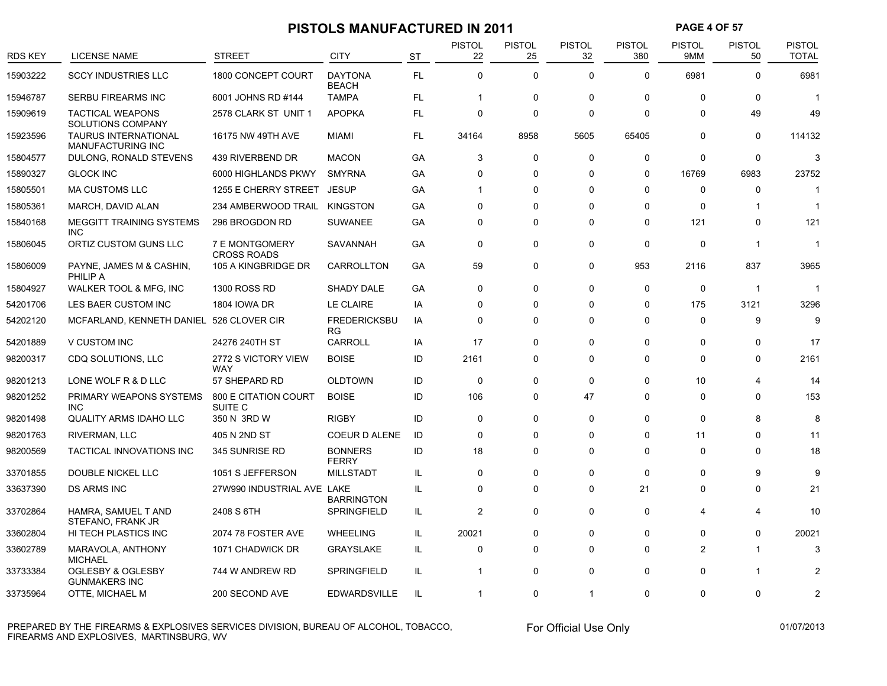# PISTOLS MANUFACTURED IN 2011

| RDS KEY | LICENSE NAME | STREET | CITY | ST | PISTOL 22 | PISTOL 25 | PISTOL 32 | PISTOL 380 | PISTOL 9MM | PISTOL 50 | PISTOL TOTAL |
|---|---|---|---|---|---|---|---|---|---|---|---|
| 15903222 | SCCY INDUSTRIES LLC | 1800 CONCEPT COURT | DAYTONA BEACH | FL | 0 | 0 | 0 | 0 | 6981 | 0 | 6981 |
| 15946787 | SERBU FIREARMS INC | 6001 JOHNS RD #144 | TAMPA | FL | 1 | 0 | 0 | 0 | 0 | 0 | 1 |
| 15909619 | TACTICAL WEAPONS SOLUTIONS COMPANY | 2578 CLARK ST UNIT 1 | APOPKA | FL | 0 | 0 | 0 | 0 | 0 | 49 | 49 |
| 15923596 | TAURUS INTERNATIONAL MANUFACTURING INC | 16175 NW 49TH AVE | MIAMI | FL | 34164 | 8958 | 5605 | 65405 | 0 | 0 | 114132 |
| 15804577 | DULONG, RONALD STEVENS | 439 RIVERBEND DR | MACON | GA | 3 | 0 | 0 | 0 | 0 | 0 | 3 |
| 15890327 | GLOCK INC | 6000 HIGHLANDS PKWY | SMYRNA | GA | 0 | 0 | 0 | 0 | 16769 | 6983 | 23752 |
| 15805501 | MA CUSTOMS LLC | 1255 E CHERRY STREET | JESUP | GA | 1 | 0 | 0 | 0 | 0 | 0 | 1 |
| 15805361 | MARCH, DAVID ALAN | 234 AMBERWOOD TRAIL | KINGSTON | GA | 0 | 0 | 0 | 0 | 0 | 1 | 1 |
| 15840168 | MEGGITT TRAINING SYSTEMS INC | 296 BROGDON RD | SUWANEE | GA | 0 | 0 | 0 | 0 | 121 | 0 | 121 |
| 15806045 | ORTIZ CUSTOM GUNS LLC | 7 E MONTGOMERY CROSS ROADS | SAVANNAH | GA | 0 | 0 | 0 | 0 | 0 | 1 | 1 |
| 15806009 | PAYNE, JAMES M & CASHIN, PHILIP A | 105 A KINGBRIDGE DR | CARROLLTON | GA | 59 | 0 | 0 | 953 | 2116 | 837 | 3965 |
| 15804927 | WALKER TOOL & MFG, INC | 1300 ROSS RD | SHADY DALE | GA | 0 | 0 | 0 | 0 | 0 | 1 | 1 |
| 54201706 | LES BAER CUSTOM INC | 1804 IOWA DR | LE CLAIRE | IA | 0 | 0 | 0 | 0 | 175 | 3121 | 3296 |
| 54202120 | MCFARLAND, KENNETH DANIEL | 526 CLOVER CIR | FREDERICKSBURG | IA | 0 | 0 | 0 | 0 | 0 | 9 | 9 |
| 54201889 | V CUSTOM INC | 24276 240TH ST | CARROLL | IA | 17 | 0 | 0 | 0 | 0 | 0 | 17 |
| 98200317 | CDQ SOLUTIONS, LLC | 2772 S VICTORY VIEW WAY | BOISE | ID | 2161 | 0 | 0 | 0 | 0 | 0 | 2161 |
| 98201213 | LONE WOLF R & D LLC | 57 SHEPARD RD | OLDTOWN | ID | 0 | 0 | 0 | 0 | 10 | 4 | 14 |
| 98201252 | PRIMARY WEAPONS SYSTEMS INC | 800 E CITATION COURT SUITE C | BOISE | ID | 106 | 0 | 47 | 0 | 0 | 0 | 153 |
| 98201498 | QUALITY ARMS IDAHO LLC | 350 N 3RD W | RIGBY | ID | 0 | 0 | 0 | 0 | 0 | 8 | 8 |
| 98201763 | RIVERMAN, LLC | 405 N 2ND ST | COEUR D ALENE | ID | 0 | 0 | 0 | 0 | 11 | 0 | 11 |
| 98200569 | TACTICAL INNOVATIONS INC | 345 SUNRISE RD | BONNERS FERRY | ID | 18 | 0 | 0 | 0 | 0 | 0 | 18 |
| 33701855 | DOUBLE NICKEL LLC | 1051 S JEFFERSON | MILLSTADT | IL | 0 | 0 | 0 | 0 | 0 | 9 | 9 |
| 33637390 | DS ARMS INC | 27W990 INDUSTRIAL AVE | LAKE BARRINGTON | IL | 0 | 0 | 0 | 21 | 0 | 0 | 21 |
| 33702864 | HAMRA, SAMUEL T AND STEFANO, FRANK JR | 2408 S 6TH | SPRINGFIELD | IL | 2 | 0 | 0 | 0 | 4 | 4 | 10 |
| 33602804 | HI TECH PLASTICS INC | 2074 78 FOSTER AVE | WHEELING | IL | 20021 | 0 | 0 | 0 | 0 | 0 | 20021 |
| 33602789 | MARAVOLA, ANTHONY MICHAEL | 1071 CHADWICK DR | GRAYSLAKE | IL | 0 | 0 | 0 | 0 | 2 | 1 | 3 |
| 33733384 | OGLESBY & OGLESBY GUNMAKERS INC | 744 W ANDREW RD | SPRINGFIELD | IL | 1 | 0 | 0 | 0 | 0 | 1 | 2 |
| 33735964 | OTTE, MICHAEL M | 200 SECOND AVE | EDWARDSVILLE | IL | 1 | 0 | 1 | 0 | 0 | 0 | 2 |

PREPARED BY THE FIREARMS & EXPLOSIVES SERVICES DIVISION, BUREAU OF ALCOHOL, TOBACCO, FIREARMS AND EXPLOSIVES, MARTINSBURG, WV

For Official Use Only

01/07/2013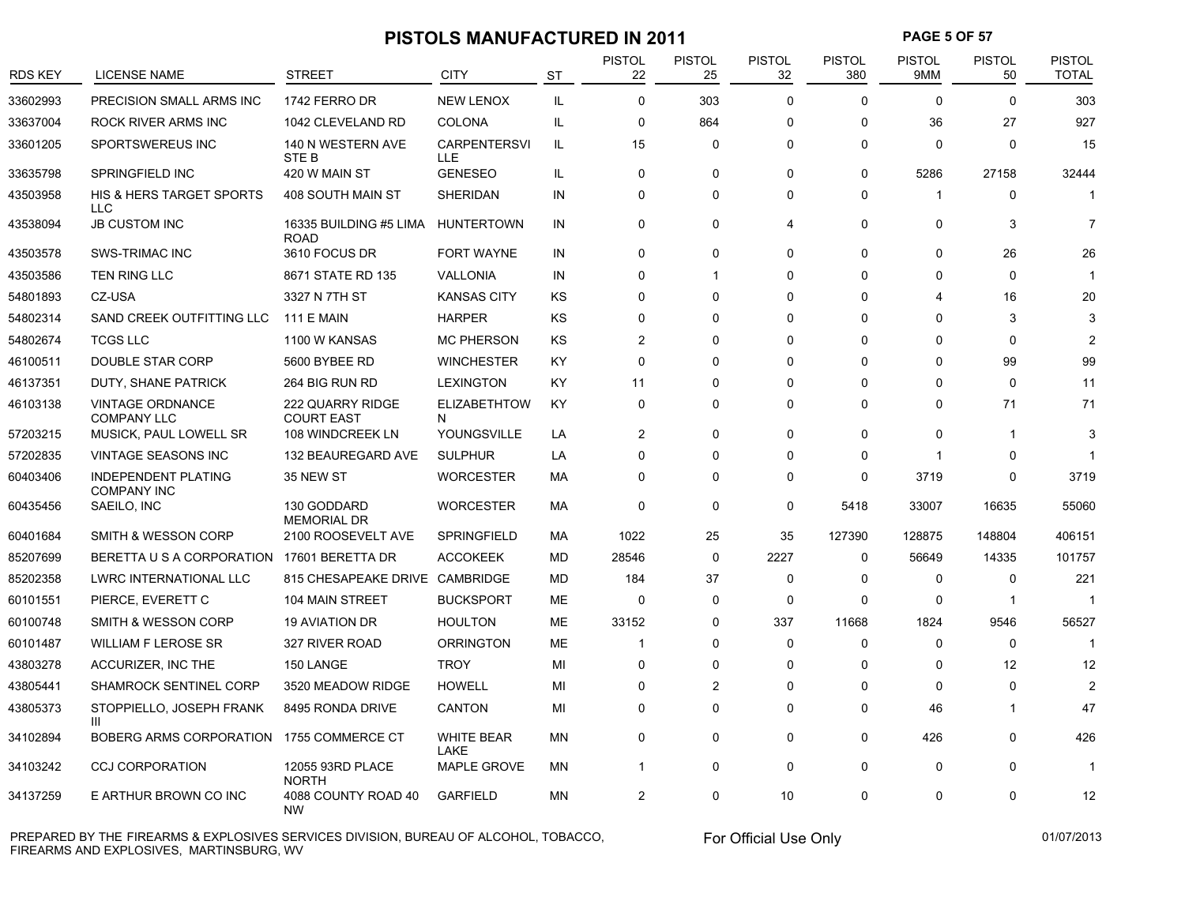# PISTOLS MANUFACTURED IN 2011

| RDS KEY | LICENSE NAME | STREET | CITY | ST | PISTOL 22 | PISTOL 25 | PISTOL 32 | PISTOL 380 | PISTOL 9MM | PISTOL 50 | PISTOL TOTAL |
|---|---|---|---|---|---|---|---|---|---|---|---|
| 33602993 | PRECISION SMALL ARMS INC | 1742 FERRO DR | NEW LENOX | IL | 0 | 303 | 0 | 0 | 0 | 0 | 303 |
| 33637004 | ROCK RIVER ARMS INC | 1042 CLEVELAND RD | COLONA | IL | 0 | 864 | 0 | 0 | 36 | 27 | 927 |
| 33601205 | SPORTSWEREUS INC | 140 N WESTERN AVE STE B | CARPENTERSVILLE | IL | 15 | 0 | 0 | 0 | 0 | 0 | 15 |
| 33635798 | SPRINGFIELD INC | 420 W MAIN ST | GENESEO | IL | 0 | 0 | 0 | 0 | 5286 | 27158 | 32444 |
| 43503958 | HIS & HERS TARGET SPORTS LLC | 408 SOUTH MAIN ST | SHERIDAN | IN | 0 | 0 | 0 | 0 | 1 | 0 | 1 |
| 43538094 | JB CUSTOM INC | 16335 BUILDING #5 LIMA ROAD | HUNTERTOWN | IN | 0 | 0 | 4 | 0 | 0 | 3 | 7 |
| 43503578 | SWS-TRIMAC INC | 3610 FOCUS DR | FORT WAYNE | IN | 0 | 0 | 0 | 0 | 0 | 26 | 26 |
| 43503586 | TEN RING LLC | 8671 STATE RD 135 | VALLONIA | IN | 0 | 1 | 0 | 0 | 0 | 0 | 1 |
| 54801893 | CZ-USA | 3327 N 7TH ST | KANSAS CITY | KS | 0 | 0 | 0 | 0 | 4 | 16 | 20 |
| 54802314 | SAND CREEK OUTFITTING LLC | 111 E MAIN | HARPER | KS | 0 | 0 | 0 | 0 | 0 | 3 | 3 |
| 54802674 | TCGS LLC | 1100 W KANSAS | MC PHERSON | KS | 2 | 0 | 0 | 0 | 0 | 0 | 2 |
| 46100511 | DOUBLE STAR CORP | 5600 BYBEE RD | WINCHESTER | KY | 0 | 0 | 0 | 0 | 0 | 99 | 99 |
| 46137351 | DUTY, SHANE PATRICK | 264 BIG RUN RD | LEXINGTON | KY | 11 | 0 | 0 | 0 | 0 | 0 | 11 |
| 46103138 | VINTAGE ORDNANCE COMPANY LLC | 222 QUARRY RIDGE COURT EAST | ELIZABETHTOWN | KY | 0 | 0 | 0 | 0 | 0 | 71 | 71 |
| 57203215 | MUSICK, PAUL LOWELL SR | 108 WINDCREEK LN | YOUNGSVILLE | LA | 2 | 0 | 0 | 0 | 0 | 1 | 3 |
| 57202835 | VINTAGE SEASONS INC | 132 BEAUREGARD AVE | SULPHUR | LA | 0 | 0 | 0 | 0 | 1 | 0 | 1 |
| 60403406 | INDEPENDENT PLATING COMPANY INC | 35 NEW ST | WORCESTER | MA | 0 | 0 | 0 | 0 | 3719 | 0 | 3719 |
| 60435456 | SAEILO, INC | 130 GODDARD MEMORIAL DR | WORCESTER | MA | 0 | 0 | 0 | 5418 | 33007 | 16635 | 55060 |
| 60401684 | SMITH & WESSON CORP | 2100 ROOSEVELT AVE | SPRINGFIELD | MA | 1022 | 25 | 35 | 127390 | 128875 | 148804 | 406151 |
| 85207699 | BERETTA U S A CORPORATION | 17601 BERETTA DR | ACCOKEEK | MD | 28546 | 0 | 2227 | 0 | 56649 | 14335 | 101757 |
| 85202358 | LWRC INTERNATIONAL LLC | 815 CHESAPEAKE DRIVE | CAMBRIDGE | MD | 184 | 37 | 0 | 0 | 0 | 0 | 221 |
| 60101551 | PIERCE, EVERETT C | 104 MAIN STREET | BUCKSPORT | ME | 0 | 0 | 0 | 0 | 0 | 1 | 1 |
| 60100748 | SMITH & WESSON CORP | 19 AVIATION DR | HOULTON | ME | 33152 | 0 | 337 | 11668 | 1824 | 9546 | 56527 |
| 60101487 | WILLIAM F LEROSE SR | 327 RIVER ROAD | ORRINGTON | ME | 1 | 0 | 0 | 0 | 0 | 0 | 1 |
| 43803278 | ACCURIZER, INC THE | 150 LANGE | TROY | MI | 0 | 0 | 0 | 0 | 0 | 12 | 12 |
| 43805441 | SHAMROCK SENTINEL CORP | 3520 MEADOW RIDGE | HOWELL | MI | 0 | 2 | 0 | 0 | 0 | 0 | 2 |
| 43805373 | STOPPIELLO, JOSEPH FRANK III | 8495 RONDA DRIVE | CANTON | MI | 0 | 0 | 0 | 0 | 46 | 1 | 47 |
| 34102894 | BOBERG ARMS CORPORATION | 1755 COMMERCE CT | WHITE BEAR LAKE | MN | 0 | 0 | 0 | 0 | 426 | 0 | 426 |
| 34103242 | CCJ CORPORATION | 12055 93RD PLACE NORTH | MAPLE GROVE | MN | 1 | 0 | 0 | 0 | 0 | 0 | 1 |
| 34137259 | E ARTHUR BROWN CO INC | 4088 COUNTY ROAD 40 NW | GARFIELD | MN | 2 | 0 | 10 | 0 | 0 | 0 | 12 |

PREPARED BY THE FIREARMS & EXPLOSIVES SERVICES DIVISION, BUREAU OF ALCOHOL, TOBACCO, FIREARMS AND EXPLOSIVES, MARTINSBURG, WV

For Official Use Only

01/07/2013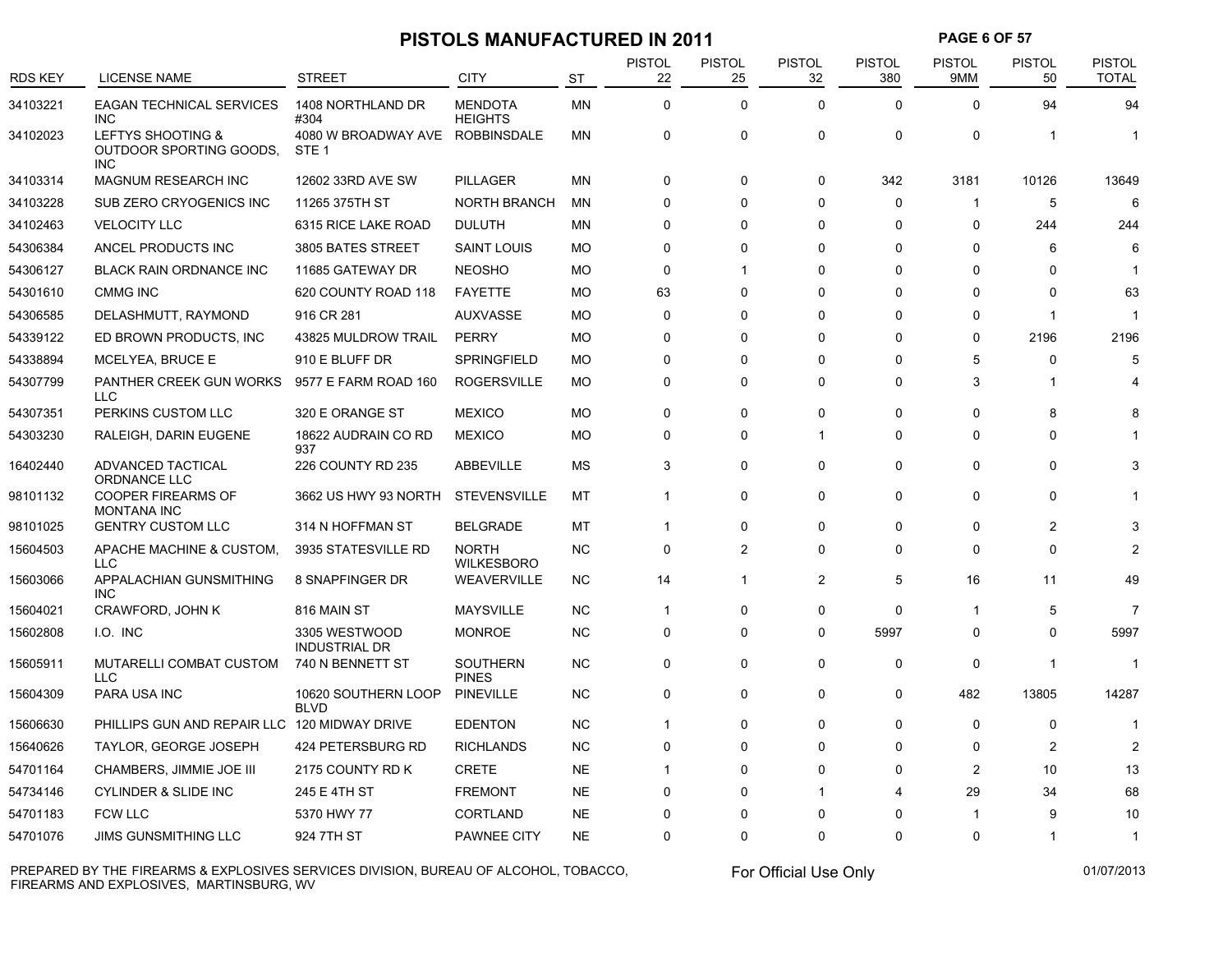# PISTOLS MANUFACTURED IN 2011

| RDS KEY | LICENSE NAME | STREET | CITY | ST | PISTOL 22 | PISTOL 25 | PISTOL 32 | PISTOL 380 | PISTOL 9MM | PISTOL 50 | PISTOL TOTAL |
|---|---|---|---|---|---|---|---|---|---|---|---|
| 34103221 | EAGAN TECHNICAL SERVICES INC | 1408 NORTHLAND DR #304 | MENDOTA HEIGHTS | MN | 0 | 0 | 0 | 0 | 0 | 94 | 94 |
| 34102023 | LEFTYS SHOOTING & OUTDOOR SPORTING GOODS, INC | 4080 W BROADWAY AVE STE 1 | ROBBINSDALE | MN | 0 | 0 | 0 | 0 | 0 | 1 | 1 |
| 34103314 | MAGNUM RESEARCH INC | 12602 33RD AVE SW | PILLAGER | MN | 0 | 0 | 0 | 342 | 3181 | 10126 | 13649 |
| 34103228 | SUB ZERO CRYOGENICS INC | 11265 375TH ST | NORTH BRANCH | MN | 0 | 0 | 0 | 0 | 1 | 5 | 6 |
| 34102463 | VELOCITY LLC | 6315 RICE LAKE ROAD | DULUTH | MN | 0 | 0 | 0 | 0 | 0 | 244 | 244 |
| 54306384 | ANCEL PRODUCTS INC | 3805 BATES STREET | SAINT LOUIS | MO | 0 | 0 | 0 | 0 | 0 | 6 | 6 |
| 54306127 | BLACK RAIN ORDNANCE INC | 11685 GATEWAY DR | NEOSHO | MO | 0 | 1 | 0 | 0 | 0 | 0 | 1 |
| 54301610 | CMMG INC | 620 COUNTY ROAD 118 | FAYETTE | MO | 63 | 0 | 0 | 0 | 0 | 0 | 63 |
| 54306585 | DELASHMUTT, RAYMOND | 916 CR 281 | AUXVASSE | MO | 0 | 0 | 0 | 0 | 0 | 1 | 1 |
| 54339122 | ED BROWN PRODUCTS, INC | 43825 MULDROW TRAIL | PERRY | MO | 0 | 0 | 0 | 0 | 0 | 2196 | 2196 |
| 54338894 | MCELYEA, BRUCE E | 910 E BLUFF DR | SPRINGFIELD | MO | 0 | 0 | 0 | 0 | 5 | 0 | 5 |
| 54307799 | PANTHER CREEK GUN WORKS LLC | 9577 E FARM ROAD 160 | ROGERSVILLE | MO | 0 | 0 | 0 | 0 | 3 | 1 | 4 |
| 54307351 | PERKINS CUSTOM LLC | 320 E ORANGE ST | MEXICO | MO | 0 | 0 | 0 | 0 | 0 | 8 | 8 |
| 54303230 | RALEIGH, DARIN EUGENE | 18622 AUDRAIN CO RD 937 | MEXICO | MO | 0 | 0 | 1 | 0 | 0 | 0 | 1 |
| 16402440 | ADVANCED TACTICAL ORDNANCE LLC | 226 COUNTY RD 235 | ABBEVILLE | MS | 3 | 0 | 0 | 0 | 0 | 0 | 3 |
| 98101132 | COOPER FIREARMS OF MONTANA INC | 3662 US HWY 93 NORTH | STEVENSVILLE | MT | 1 | 0 | 0 | 0 | 0 | 0 | 1 |
| 98101025 | GENTRY CUSTOM LLC | 314 N HOFFMAN ST | BELGRADE | MT | 1 | 0 | 0 | 0 | 0 | 2 | 3 |
| 15604503 | APACHE MACHINE & CUSTOM, LLC | 3935 STATESVILLE RD | NORTH WILKESBORO | NC | 0 | 2 | 0 | 0 | 0 | 0 | 2 |
| 15603066 | APPALACHIAN GUNSMITHING INC | 8 SNAPFINGER DR | WEAVERVILLE | NC | 14 | 1 | 2 | 5 | 16 | 11 | 49 |
| 15604021 | CRAWFORD, JOHN K | 816 MAIN ST | MAYSVILLE | NC | 1 | 0 | 0 | 0 | 1 | 5 | 7 |
| 15602808 | I.O. INC | 3305 WESTWOOD INDUSTRIAL DR | MONROE | NC | 0 | 0 | 0 | 5997 | 0 | 0 | 5997 |
| 15605911 | MUTARELLI COMBAT CUSTOM LLC | 740 N BENNETT ST | SOUTHERN PINES | NC | 0 | 0 | 0 | 0 | 0 | 1 | 1 |
| 15604309 | PARA USA INC | 10620 SOUTHERN LOOP BLVD | PINEVILLE | NC | 0 | 0 | 0 | 0 | 482 | 13805 | 14287 |
| 15606630 | PHILLIPS GUN AND REPAIR LLC | 120 MIDWAY DRIVE | EDENTON | NC | 1 | 0 | 0 | 0 | 0 | 0 | 1 |
| 15640626 | TAYLOR, GEORGE JOSEPH | 424 PETERSBURG RD | RICHLANDS | NC | 0 | 0 | 0 | 0 | 0 | 2 | 2 |
| 54701164 | CHAMBERS, JIMMIE JOE III | 2175 COUNTY RD K | CRETE | NE | 1 | 0 | 0 | 0 | 2 | 10 | 13 |
| 54734146 | CYLINDER & SLIDE INC | 245 E 4TH ST | FREMONT | NE | 0 | 0 | 1 | 4 | 29 | 34 | 68 |
| 54701183 | FCW LLC | 5370 HWY 77 | CORTLAND | NE | 0 | 0 | 0 | 0 | 1 | 9 | 10 |
| 54701076 | JIMS GUNSMITHING LLC | 924 7TH ST | PAWNEE CITY | NE | 0 | 0 | 0 | 0 | 0 | 1 | 1 |

PREPARED BY THE FIREARMS & EXPLOSIVES SERVICES DIVISION, BUREAU OF ALCOHOL, TOBACCO, FIREARMS AND EXPLOSIVES, MARTINSBURG, WV

For Official Use Only

01/07/2013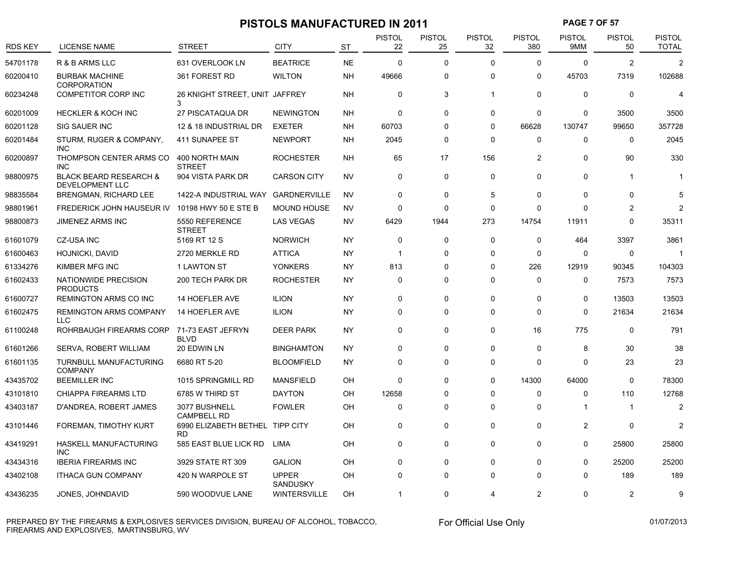# PISTOLS MANUFACTURED IN 2011

| RDS KEY | LICENSE NAME | STREET | CITY | ST | PISTOL 22 | PISTOL 25 | PISTOL 32 | PISTOL 380 | PISTOL 9MM | PISTOL 50 | PISTOL TOTAL |
|---|---|---|---|---|---|---|---|---|---|---|---|
| 54701178 | R & B ARMS LLC | 631 OVERLOOK LN | BEATRICE | NE | 0 | 0 | 0 | 0 | 0 | 2 | 2 |
| 60200410 | BURBAK MACHINE CORPORATION | 361 FOREST RD | WILTON | NH | 49666 | 0 | 0 | 0 | 45703 | 7319 | 102688 |
| 60234248 | COMPETITOR CORP INC | 26 KNIGHT STREET, UNIT 3 | JAFFREY | NH | 0 | 3 | 1 | 0 | 0 | 0 | 4 |
| 60201009 | HECKLER & KOCH INC | 27 PISCATAQUA DR | NEWINGTON | NH | 0 | 0 | 0 | 0 | 0 | 3500 | 3500 |
| 60201128 | SIG SAUER INC | 12 & 18 INDUSTRIAL DR | EXETER | NH | 60703 | 0 | 0 | 66628 | 130747 | 99650 | 357728 |
| 60201484 | STURM, RUGER & COMPANY, INC | 411 SUNAPEE ST | NEWPORT | NH | 2045 | 0 | 0 | 0 | 0 | 0 | 2045 |
| 60200897 | THOMPSON CENTER ARMS CO INC | 400 NORTH MAIN STREET | ROCHESTER | NH | 65 | 17 | 156 | 2 | 0 | 90 | 330 |
| 98800975 | BLACK BEARD RESEARCH & DEVELOPMENT LLC | 904 VISTA PARK DR | CARSON CITY | NV | 0 | 0 | 0 | 0 | 0 | 1 | 1 |
| 98835584 | BRENGMAN, RICHARD LEE | 1422-A INDUSTRIAL WAY | GARDNERVILLE | NV | 0 | 0 | 5 | 0 | 0 | 0 | 5 |
| 98801961 | FREDERICK JOHN HAUSEUR IV | 10198 HWY 50 E STE B | MOUND HOUSE | NV | 0 | 0 | 0 | 0 | 0 | 2 | 2 |
| 98800873 | JIMENEZ ARMS INC | 5550 REFERENCE STREET | LAS VEGAS | NV | 6429 | 1944 | 273 | 14754 | 11911 | 0 | 35311 |
| 61601079 | CZ-USA INC | 5169 RT 12 S | NORWICH | NY | 0 | 0 | 0 | 0 | 464 | 3397 | 3861 |
| 61600463 | HOJNICKI, DAVID | 2720 MERKLE RD | ATTICA | NY | 1 | 0 | 0 | 0 | 0 | 0 | 1 |
| 61334276 | KIMBER MFG INC | 1 LAWTON ST | YONKERS | NY | 813 | 0 | 0 | 226 | 12919 | 90345 | 104303 |
| 61602433 | NATIONWIDE PRECISION PRODUCTS | 200 TECH PARK DR | ROCHESTER | NY | 0 | 0 | 0 | 0 | 0 | 7573 | 7573 |
| 61600727 | REMINGTON ARMS CO INC | 14 HOEFLER AVE | ILION | NY | 0 | 0 | 0 | 0 | 0 | 13503 | 13503 |
| 61602475 | REMINGTON ARMS COMPANY LLC | 14 HOEFLER AVE | ILION | NY | 0 | 0 | 0 | 0 | 0 | 21634 | 21634 |
| 61100248 | ROHRBAUGH FIREARMS CORP | 71-73 EAST JEFRYN BLVD | DEER PARK | NY | 0 | 0 | 0 | 16 | 775 | 0 | 791 |
| 61601266 | SERVA, ROBERT WILLIAM | 20 EDWIN LN | BINGHAMTON | NY | 0 | 0 | 0 | 0 | 8 | 30 | 38 |
| 61601135 | TURNBULL MANUFACTURING COMPANY | 6680 RT 5-20 | BLOOMFIELD | NY | 0 | 0 | 0 | 0 | 0 | 23 | 23 |
| 43435702 | BEEMILLER INC | 1015 SPRINGMILL RD | MANSFIELD | OH | 0 | 0 | 0 | 14300 | 64000 | 0 | 78300 |
| 43101810 | CHIAPPA FIREARMS LTD | 6785 W THIRD ST | DAYTON | OH | 12658 | 0 | 0 | 0 | 0 | 110 | 12768 |
| 43403187 | D'ANDREA, ROBERT JAMES | 3077 BUSHNELL CAMPBELL RD | FOWLER | OH | 0 | 0 | 0 | 0 | 1 | 1 | 2 |
| 43101446 | FOREMAN, TIMOTHY KURT | 6990 ELIZABETH BETHEL RD | TIPP CITY | OH | 0 | 0 | 0 | 0 | 2 | 0 | 2 |
| 43419291 | HASKELL MANUFACTURING INC | 585 EAST BLUE LICK RD | LIMA | OH | 0 | 0 | 0 | 0 | 0 | 25800 | 25800 |
| 43434316 | IBERIA FIREARMS INC | 3929 STATE RT 309 | GALION | OH | 0 | 0 | 0 | 0 | 0 | 25200 | 25200 |
| 43402108 | ITHACA GUN COMPANY | 420 N WARPOLE ST | UPPER SANDUSKY | OH | 0 | 0 | 0 | 0 | 0 | 189 | 189 |
| 43436235 | JONES, JOHNDAVID | 590 WOODVUE LANE | WINTERSVILLE | OH | 1 | 0 | 4 | 2 | 0 | 2 | 9 |

PREPARED BY THE FIREARMS & EXPLOSIVES SERVICES DIVISION, BUREAU OF ALCOHOL, TOBACCO, FIREARMS AND EXPLOSIVES, MARTINSBURG, WV

For Official Use Only

01/07/2013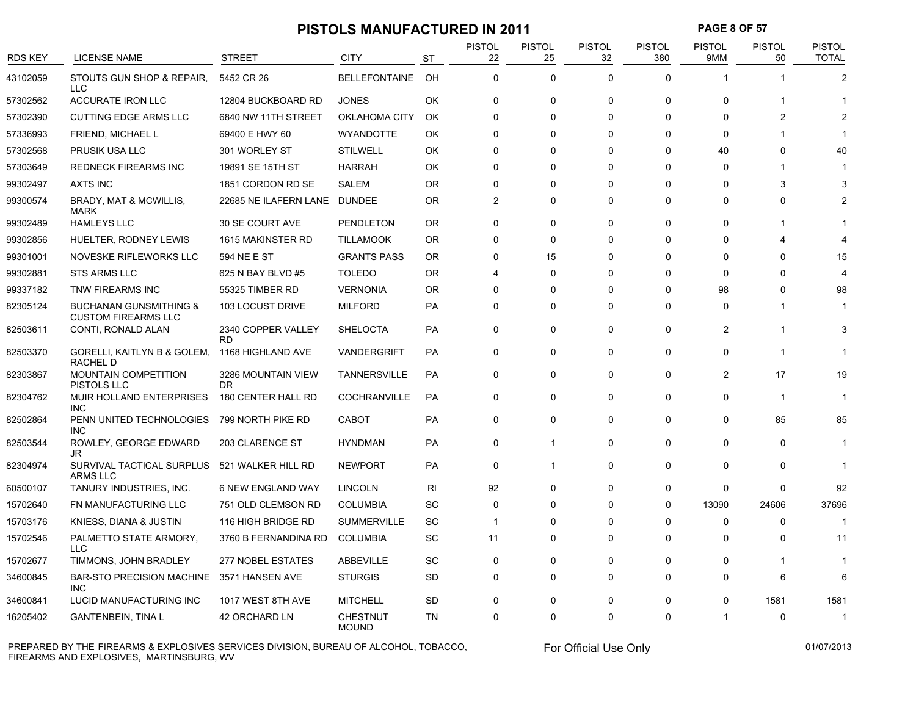# PISTOLS MANUFACTURED IN 2011

| RDS KEY | LICENSE NAME | STREET | CITY | ST | PISTOL 22 | PISTOL 25 | PISTOL 32 | PISTOL 380 | PISTOL 9MM | PISTOL 50 | PISTOL TOTAL |
|---|---|---|---|---|---|---|---|---|---|---|---|
| 43102059 | STOUTS GUN SHOP & REPAIR, LLC | 5452 CR 26 | BELLEFONTAINE | OH | 0 | 0 | 0 | 0 | 1 | 1 | 2 |
| 57302562 | ACCURATE IRON LLC | 12804 BUCKBOARD RD | JONES | OK | 0 | 0 | 0 | 0 | 0 | 1 | 1 |
| 57302390 | CUTTING EDGE ARMS LLC | 6840 NW 11TH STREET | OKLAHOMA CITY | OK | 0 | 0 | 0 | 0 | 0 | 2 | 2 |
| 57336993 | FRIEND, MICHAEL L | 69400 E HWY 60 | WYANDOTTE | OK | 0 | 0 | 0 | 0 | 0 | 1 | 1 |
| 57302568 | PRUSIK USA LLC | 301 WORLEY ST | STILWELL | OK | 0 | 0 | 0 | 0 | 40 | 0 | 40 |
| 57303649 | REDNECK FIREARMS INC | 19891 SE 15TH ST | HARRAH | OK | 0 | 0 | 0 | 0 | 0 | 1 | 1 |
| 99302497 | AXTS INC | 1851 CORDON RD SE | SALEM | OR | 0 | 0 | 0 | 0 | 0 | 3 | 3 |
| 99300574 | BRADY, MAT & MCWILLIS, MARK | 22685 NE ILAFERN LANE | DUNDEE | OR | 2 | 0 | 0 | 0 | 0 | 0 | 2 |
| 99302489 | HAMLEYS LLC | 30 SE COURT AVE | PENDLETON | OR | 0 | 0 | 0 | 0 | 0 | 1 | 1 |
| 99302856 | HUELTER, RODNEY LEWIS | 1615 MAKINSTER RD | TILLAMOOK | OR | 0 | 0 | 0 | 0 | 0 | 4 | 4 |
| 99301001 | NOVESKE RIFLEWORKS LLC | 594 NE E ST | GRANTS PASS | OR | 0 | 15 | 0 | 0 | 0 | 0 | 15 |
| 99302881 | STS ARMS LLC | 625 N BAY BLVD #5 | TOLEDO | OR | 4 | 0 | 0 | 0 | 0 | 0 | 4 |
| 99337182 | TNW FIREARMS INC | 55325 TIMBER RD | VERNONIA | OR | 0 | 0 | 0 | 0 | 98 | 0 | 98 |
| 82305124 | BUCHANAN GUNSMITHING & CUSTOM FIREARMS LLC | 103 LOCUST DRIVE | MILFORD | PA | 0 | 0 | 0 | 0 | 0 | 1 | 1 |
| 82503611 | CONTI, RONALD ALAN | 2340 COPPER VALLEY RD | SHELOCTA | PA | 0 | 0 | 0 | 0 | 2 | 1 | 3 |
| 82503370 | GORELLI, KAITLYN B & GOLEM, RACHEL D | 1168 HIGHLAND AVE | VANDERGRIFT | PA | 0 | 0 | 0 | 0 | 0 | 1 | 1 |
| 82303867 | MOUNTAIN COMPETITION PISTOLS LLC | 3286 MOUNTAIN VIEW DR | TANNERSVILLE | PA | 0 | 0 | 0 | 0 | 2 | 17 | 19 |
| 82304762 | MUIR HOLLAND ENTERPRISES INC | 180 CENTER HALL RD | COCHRANVILLE | PA | 0 | 0 | 0 | 0 | 0 | 1 | 1 |
| 82502864 | PENN UNITED TECHNOLOGIES INC | 799 NORTH PIKE RD | CABOT | PA | 0 | 0 | 0 | 0 | 0 | 85 | 85 |
| 82503544 | ROWLEY, GEORGE EDWARD JR | 203 CLARENCE ST | HYNDMAN | PA | 0 | 1 | 0 | 0 | 0 | 0 | 1 |
| 82304974 | SURVIVAL TACTICAL SURPLUS ARMS LLC | 521 WALKER HILL RD | NEWPORT | PA | 0 | 1 | 0 | 0 | 0 | 0 | 1 |
| 60500107 | TANURY INDUSTRIES, INC. | 6 NEW ENGLAND WAY | LINCOLN | RI | 92 | 0 | 0 | 0 | 0 | 0 | 92 |
| 15702640 | FN MANUFACTURING LLC | 751 OLD CLEMSON RD | COLUMBIA | SC | 0 | 0 | 0 | 0 | 13090 | 24606 | 37696 |
| 15703176 | KNIESS, DIANA & JUSTIN | 116 HIGH BRIDGE RD | SUMMERVILLE | SC | 1 | 0 | 0 | 0 | 0 | 0 | 1 |
| 15702546 | PALMETTO STATE ARMORY, LLC | 3760 B FERNANDINA RD | COLUMBIA | SC | 11 | 0 | 0 | 0 | 0 | 0 | 11 |
| 15702677 | TIMMONS, JOHN BRADLEY | 277 NOBEL ESTATES | ABBEVILLE | SC | 0 | 0 | 0 | 0 | 0 | 1 | 1 |
| 34600845 | BAR-STO PRECISION MACHINE INC | 3571 HANSEN AVE | STURGIS | SD | 0 | 0 | 0 | 0 | 0 | 6 | 6 |
| 34600841 | LUCID MANUFACTURING INC | 1017 WEST 8TH AVE | MITCHELL | SD | 0 | 0 | 0 | 0 | 0 | 1581 | 1581 |
| 16205402 | GANTENBEIN, TINA L | 42 ORCHARD LN | CHESTNUT MOUND | TN | 0 | 0 | 0 | 0 | 1 | 0 | 1 |

PREPARED BY THE FIREARMS & EXPLOSIVES SERVICES DIVISION, BUREAU OF ALCOHOL, TOBACCO, FIREARMS AND EXPLOSIVES, MARTINSBURG, WV

For Official Use Only

01/07/2013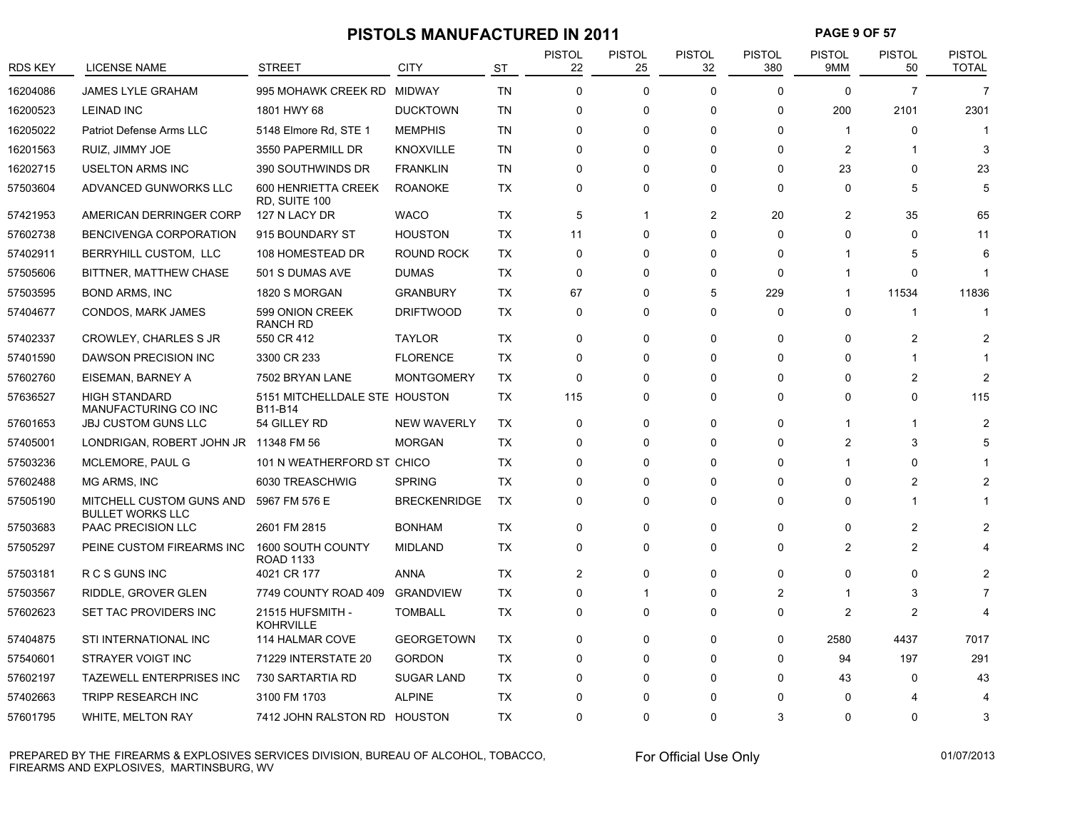# PISTOLS MANUFACTURED IN 2011

| RDS KEY | LICENSE NAME | STREET | CITY | ST | PISTOL 22 | PISTOL 25 | PISTOL 32 | PISTOL 380 | PISTOL 9MM | PISTOL 50 | PISTOL TOTAL |
|---|---|---|---|---|---|---|---|---|---|---|---|
| 16204086 | JAMES LYLE GRAHAM | 995 MOHAWK CREEK RD | MIDWAY | TN | 0 | 0 | 0 | 0 | 0 | 7 | 7 |
| 16200523 | LEINAD INC | 1801 HWY 68 | DUCKTOWN | TN | 0 | 0 | 0 | 0 | 200 | 2101 | 2301 |
| 16205022 | Patriot Defense Arms LLC | 5148 Elmore Rd, STE 1 | MEMPHIS | TN | 0 | 0 | 0 | 0 | 1 | 0 | 1 |
| 16201563 | RUIZ, JIMMY JOE | 3550 PAPERMILL DR | KNOXVILLE | TN | 0 | 0 | 0 | 0 | 2 | 1 | 3 |
| 16202715 | USELTON ARMS INC | 390 SOUTHWINDS DR | FRANKLIN | TN | 0 | 0 | 0 | 0 | 23 | 0 | 23 |
| 57503604 | ADVANCED GUNWORKS LLC | 600 HENRIETTA CREEK RD, SUITE 100 | ROANOKE | TX | 0 | 0 | 0 | 0 | 0 | 5 | 5 |
| 57421953 | AMERICAN DERRINGER CORP | 127 N LACY DR | WACO | TX | 5 | 1 | 2 | 20 | 2 | 35 | 65 |
| 57602738 | BENCIVENGA CORPORATION | 915 BOUNDARY ST | HOUSTON | TX | 11 | 0 | 0 | 0 | 0 | 0 | 11 |
| 57402911 | BERRYHILL CUSTOM, LLC | 108 HOMESTEAD DR | ROUND ROCK | TX | 0 | 0 | 0 | 0 | 1 | 5 | 6 |
| 57505606 | BITTNER, MATTHEW CHASE | 501 S DUMAS AVE | DUMAS | TX | 0 | 0 | 0 | 0 | 1 | 0 | 1 |
| 57503595 | BOND ARMS, INC | 1820 S MORGAN | GRANBURY | TX | 67 | 0 | 5 | 229 | 1 | 11534 | 11836 |
| 57404677 | CONDOS, MARK JAMES | 599 ONION CREEK RANCH RD | DRIFTWOOD | TX | 0 | 0 | 0 | 0 | 0 | 1 | 1 |
| 57402337 | CROWLEY, CHARLES S JR | 550 CR 412 | TAYLOR | TX | 0 | 0 | 0 | 0 | 0 | 2 | 2 |
| 57401590 | DAWSON PRECISION INC | 3300 CR 233 | FLORENCE | TX | 0 | 0 | 0 | 0 | 0 | 1 | 1 |
| 57602760 | EISEMAN, BARNEY A | 7502 BRYAN LANE | MONTGOMERY | TX | 0 | 0 | 0 | 0 | 0 | 2 | 2 |
| 57636527 | HIGH STANDARD MANUFACTURING CO INC | 5151 MITCHELLDALE STE B11-B14 | HOUSTON | TX | 115 | 0 | 0 | 0 | 0 | 0 | 115 |
| 57601653 | JBJ CUSTOM GUNS LLC | 54 GILLEY RD | NEW WAVERLY | TX | 0 | 0 | 0 | 0 | 1 | 1 | 2 |
| 57405001 | LONDRIGAN, ROBERT JOHN JR | 11348 FM 56 | MORGAN | TX | 0 | 0 | 0 | 0 | 2 | 3 | 5 |
| 57503236 | MCLEMORE, PAUL G | 101 N WEATHERFORD ST | CHICO | TX | 0 | 0 | 0 | 0 | 1 | 0 | 1 |
| 57602488 | MG ARMS, INC | 6030 TREASCHWIG | SPRING | TX | 0 | 0 | 0 | 0 | 0 | 2 | 2 |
| 57505190 | MITCHELL CUSTOM GUNS AND BULLET WORKS LLC | 5967 FM 576 E | BRECKENRIDGE | TX | 0 | 0 | 0 | 0 | 0 | 1 | 1 |
| 57503683 | PAAC PRECISION LLC | 2601 FM 2815 | BONHAM | TX | 0 | 0 | 0 | 0 | 0 | 2 | 2 |
| 57505297 | PEINE CUSTOM FIREARMS INC | 1600 SOUTH COUNTY ROAD 1133 | MIDLAND | TX | 0 | 0 | 0 | 0 | 2 | 2 | 4 |
| 57503181 | R C S GUNS INC | 4021 CR 177 | ANNA | TX | 2 | 0 | 0 | 0 | 0 | 0 | 2 |
| 57503567 | RIDDLE, GROVER GLEN | 7749 COUNTY ROAD 409 | GRANDVIEW | TX | 0 | 1 | 0 | 2 | 1 | 3 | 7 |
| 57602623 | SET TAC PROVIDERS INC | 21515 HUFSMITH - KOHRVILLE | TOMBALL | TX | 0 | 0 | 0 | 0 | 2 | 2 | 4 |
| 57404875 | STI INTERNATIONAL INC | 114 HALMAR COVE | GEORGETOWN | TX | 0 | 0 | 0 | 0 | 2580 | 4437 | 7017 |
| 57540601 | STRAYER VOIGT INC | 71229 INTERSTATE 20 | GORDON | TX | 0 | 0 | 0 | 0 | 94 | 197 | 291 |
| 57602197 | TAZEWELL ENTERPRISES INC | 730 SARTARTIA RD | SUGAR LAND | TX | 0 | 0 | 0 | 0 | 43 | 0 | 43 |
| 57402663 | TRIPP RESEARCH INC | 3100 FM 1703 | ALPINE | TX | 0 | 0 | 0 | 0 | 0 | 4 | 4 |
| 57601795 | WHITE, MELTON RAY | 7412 JOHN RALSTON RD | HOUSTON | TX | 0 | 0 | 0 | 3 | 0 | 0 | 3 |

PREPARED BY THE FIREARMS & EXPLOSIVES SERVICES DIVISION, BUREAU OF ALCOHOL, TOBACCO, FIREARMS AND EXPLOSIVES, MARTINSBURG, WV

For Official Use Only

01/07/2013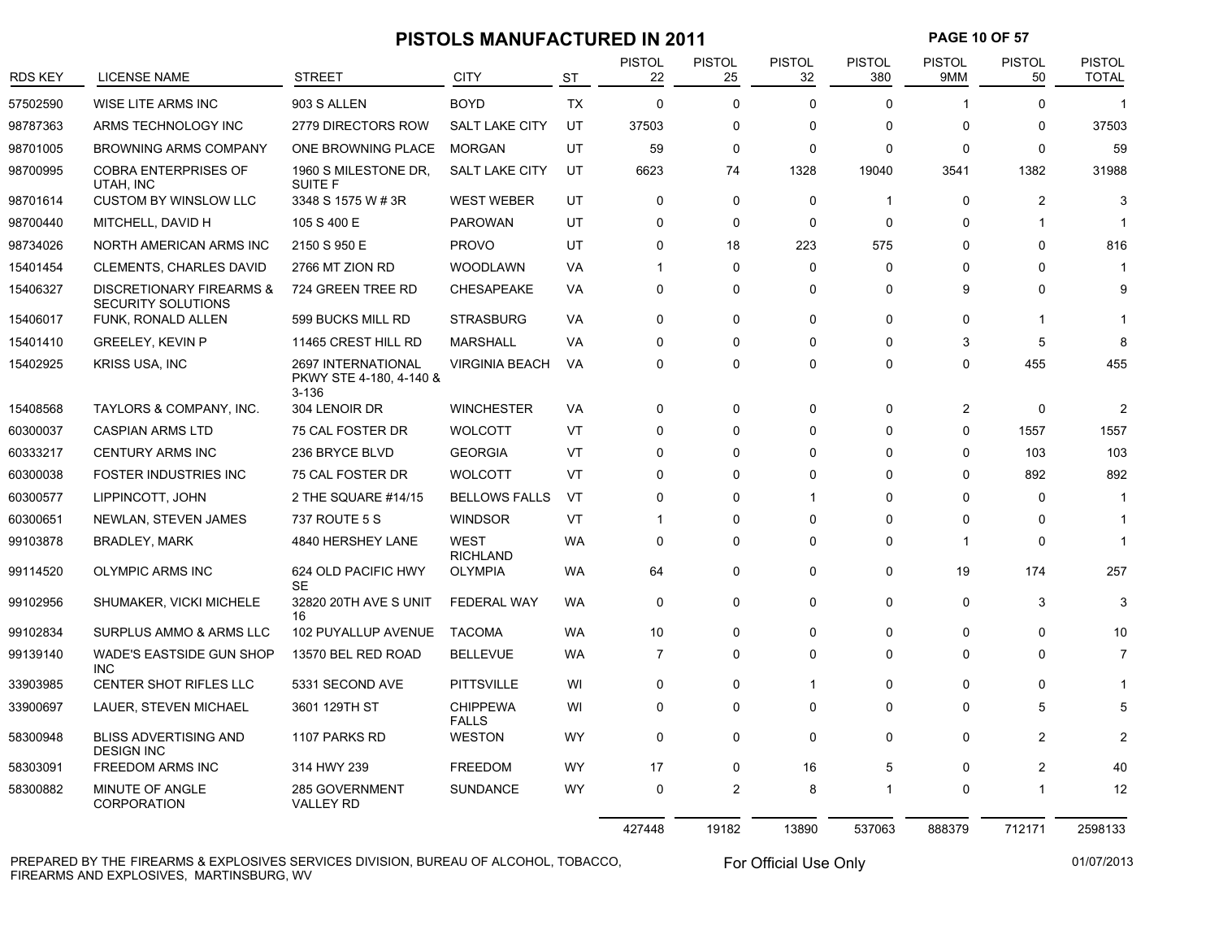# PISTOLS MANUFACTURED IN 2011

| RDS KEY | LICENSE NAME | STREET | CITY | ST | PISTOL 22 | PISTOL 25 | PISTOL 32 | PISTOL 380 | PISTOL 9MM | PISTOL 50 | PISTOL TOTAL |
|---|---|---|---|---|---|---|---|---|---|---|---|
| 57502590 | WISE LITE ARMS INC | 903 S ALLEN | BOYD | TX | 0 | 0 | 0 | 0 | 1 | 0 | 1 |
| 98787363 | ARMS TECHNOLOGY INC | 2779 DIRECTORS ROW | SALT LAKE CITY | UT | 37503 | 0 | 0 | 0 | 0 | 0 | 37503 |
| 98701005 | BROWNING ARMS COMPANY | ONE BROWNING PLACE | MORGAN | UT | 59 | 0 | 0 | 0 | 0 | 0 | 59 |
| 98700995 | COBRA ENTERPRISES OF UTAH, INC | 1960 S MILESTONE DR, SUITE F | SALT LAKE CITY | UT | 6623 | 74 | 1328 | 19040 | 3541 | 1382 | 31988 |
| 98701614 | CUSTOM BY WINSLOW LLC | 3348 S 1575 W # 3R | WEST WEBER | UT | 0 | 0 | 0 | 1 | 0 | 2 | 3 |
| 98700440 | MITCHELL, DAVID H | 105 S 400 E | PAROWAN | UT | 0 | 0 | 0 | 0 | 0 | 1 | 1 |
| 98734026 | NORTH AMERICAN ARMS INC | 2150 S 950 E | PROVO | UT | 0 | 18 | 223 | 575 | 0 | 0 | 816 |
| 15401454 | CLEMENTS, CHARLES DAVID | 2766 MT ZION RD | WOODLAWN | VA | 1 | 0 | 0 | 0 | 0 | 0 | 1 |
| 15406327 | DISCRETIONARY FIREARMS & SECURITY SOLUTIONS | 724 GREEN TREE RD | CHESAPEAKE | VA | 0 | 0 | 0 | 0 | 9 | 0 | 9 |
| 15406017 | FUNK, RONALD ALLEN | 599 BUCKS MILL RD | STRASBURG | VA | 0 | 0 | 0 | 0 | 0 | 1 | 1 |
| 15401410 | GREELEY, KEVIN P | 11465 CREST HILL RD | MARSHALL | VA | 0 | 0 | 0 | 0 | 3 | 5 | 8 |
| 15402925 | KRISS USA, INC | 2697 INTERNATIONAL PKWY STE 4-180, 4-140 & 3-136 | VIRGINIA BEACH | VA | 0 | 0 | 0 | 0 | 0 | 455 | 455 |
| 15408568 | TAYLORS & COMPANY, INC. | 304 LENOIR DR | WINCHESTER | VA | 0 | 0 | 0 | 0 | 2 | 0 | 2 |
| 60300037 | CASPIAN ARMS LTD | 75 CAL FOSTER DR | WOLCOTT | VT | 0 | 0 | 0 | 0 | 0 | 1557 | 1557 |
| 60333217 | CENTURY ARMS INC | 236 BRYCE BLVD | GEORGIA | VT | 0 | 0 | 0 | 0 | 0 | 103 | 103 |
| 60300038 | FOSTER INDUSTRIES INC | 75 CAL FOSTER DR | WOLCOTT | VT | 0 | 0 | 0 | 0 | 0 | 892 | 892 |
| 60300577 | LIPPINCOTT, JOHN | 2 THE SQUARE #14/15 | BELLOWS FALLS | VT | 0 | 0 | 1 | 0 | 0 | 0 | 1 |
| 60300651 | NEWLAN, STEVEN JAMES | 737 ROUTE 5 S | WINDSOR | VT | 1 | 0 | 0 | 0 | 0 | 0 | 1 |
| 99103878 | BRADLEY, MARK | 4840 HERSHEY LANE | WEST RICHLAND | WA | 0 | 0 | 0 | 0 | 1 | 0 | 1 |
| 99114520 | OLYMPIC ARMS INC | 624 OLD PACIFIC HWY SE | OLYMPIA | WA | 64 | 0 | 0 | 0 | 19 | 174 | 257 |
| 99102956 | SHUMAKER, VICKI MICHELE | 32820 20TH AVE S UNIT 16 | FEDERAL WAY | WA | 0 | 0 | 0 | 0 | 0 | 3 | 3 |
| 99102834 | SURPLUS AMMO & ARMS LLC | 102 PUYALLUP AVENUE | TACOMA | WA | 10 | 0 | 0 | 0 | 0 | 0 | 10 |
| 99139140 | WADE'S EASTSIDE GUN SHOP INC | 13570 BEL RED ROAD | BELLEVUE | WA | 7 | 0 | 0 | 0 | 0 | 0 | 7 |
| 33903985 | CENTER SHOT RIFLES LLC | 5331 SECOND AVE | PITTSVILLE | WI | 0 | 0 | 1 | 0 | 0 | 0 | 1 |
| 33900697 | LAUER, STEVEN MICHAEL | 3601 129TH ST | CHIPPEWA FALLS | WI | 0 | 0 | 0 | 0 | 0 | 5 | 5 |
| 58300948 | BLISS ADVERTISING AND DESIGN INC | 1107 PARKS RD | WESTON | WY | 0 | 0 | 0 | 0 | 0 | 2 | 2 |
| 58303091 | FREEDOM ARMS INC | 314 HWY 239 | FREEDOM | WY | 17 | 0 | 16 | 5 | 0 | 2 | 40 |
| 58300882 | MINUTE OF ANGLE CORPORATION | 285 GOVERNMENT VALLEY RD | SUNDANCE | WY | 0 | 2 | 8 | 1 | 0 | 1 | 12 |
| | | | | | 427448 | 19182 | 13890 | 537063 | 888379 | 712171 | 2598133 |

PREPARED BY THE FIREARMS & EXPLOSIVES SERVICES DIVISION, BUREAU OF ALCOHOL, TOBACCO, FIREARMS AND EXPLOSIVES, MARTINSBURG, WV

For Official Use Only

01/07/2013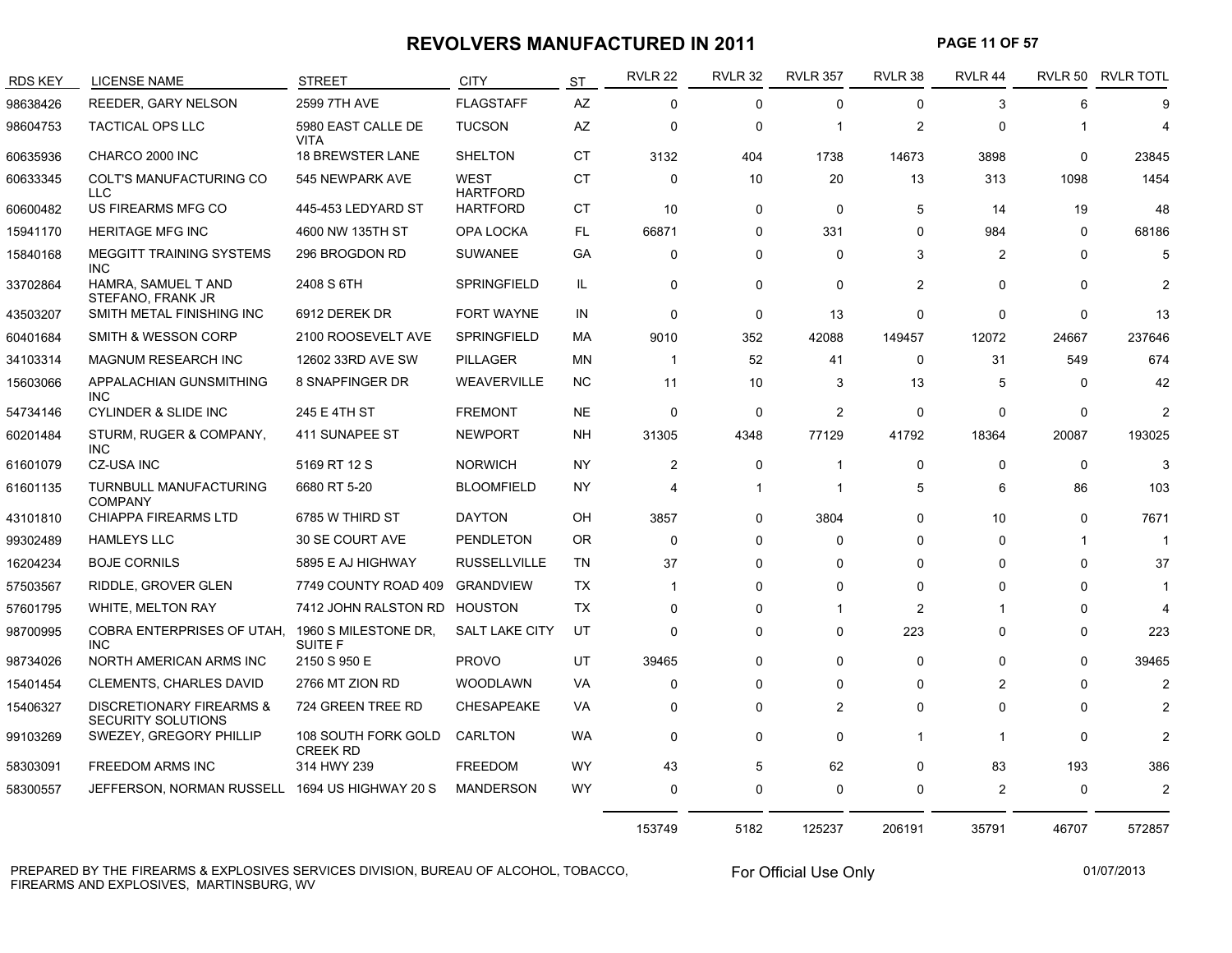# REVOLVERS MANUFACTURED IN 2011

| RDS KEY | LICENSE NAME | STREET | CITY | ST | RVLR 22 | RVLR 32 | RVLR 357 | RVLR 38 | RVLR 44 | RVLR 50 | RVLR TOTL |
|---|---|---|---|---|---|---|---|---|---|---|---|
| 98638426 | REEDER, GARY NELSON | 2599 7TH AVE | FLAGSTAFF | AZ | 0 | 0 | 0 | 0 | 3 | 6 | 9 |
| 98604753 | TACTICAL OPS LLC | 5980 EAST CALLE DE VITA | TUCSON | AZ | 0 | 0 | 1 | 2 | 0 | 1 | 4 |
| 60635936 | CHARCO 2000 INC | 18 BREWSTER LANE | SHELTON | CT | 3132 | 404 | 1738 | 14673 | 3898 | 0 | 23845 |
| 60633345 | COLT'S MANUFACTURING CO LLC | 545 NEWPARK AVE | WEST HARTFORD | CT | 0 | 10 | 20 | 13 | 313 | 1098 | 1454 |
| 60600482 | US FIREARMS MFG CO | 445-453 LEDYARD ST | HARTFORD | CT | 10 | 0 | 0 | 5 | 14 | 19 | 48 |
| 15941170 | HERITAGE MFG INC | 4600 NW 135TH ST | OPA LOCKA | FL | 66871 | 0 | 331 | 0 | 984 | 0 | 68186 |
| 15840168 | MEGGITT TRAINING SYSTEMS INC | 296 BROGDON RD | SUWANEE | GA | 0 | 0 | 0 | 3 | 2 | 0 | 5 |
| 33702864 | HAMRA, SAMUEL T AND STEFANO, FRANK JR | 2408 S 6TH | SPRINGFIELD | IL | 0 | 0 | 0 | 2 | 0 | 0 | 2 |
| 43503207 | SMITH METAL FINISHING INC | 6912 DEREK DR | FORT WAYNE | IN | 0 | 0 | 13 | 0 | 0 | 0 | 13 |
| 60401684 | SMITH & WESSON CORP | 2100 ROOSEVELT AVE | SPRINGFIELD | MA | 9010 | 352 | 42088 | 149457 | 12072 | 24667 | 237646 |
| 34103314 | MAGNUM RESEARCH INC | 12602 33RD AVE SW | PILLAGER | MN | 1 | 52 | 41 | 0 | 31 | 549 | 674 |
| 15603066 | APPALACHIAN GUNSMITHING INC | 8 SNAPFINGER DR | WEAVERVILLE | NC | 11 | 10 | 3 | 13 | 5 | 0 | 42 |
| 54734146 | CYLINDER & SLIDE INC | 245 E 4TH ST | FREMONT | NE | 0 | 0 | 2 | 0 | 0 | 0 | 2 |
| 60201484 | STURM, RUGER & COMPANY, INC | 411 SUNAPEE ST | NEWPORT | NH | 31305 | 4348 | 77129 | 41792 | 18364 | 20087 | 193025 |
| 61601079 | CZ-USA INC | 5169 RT 12 S | NORWICH | NY | 2 | 0 | 1 | 0 | 0 | 0 | 3 |
| 61601135 | TURNBULL MANUFACTURING COMPANY | 6680 RT 5-20 | BLOOMFIELD | NY | 4 | 1 | 1 | 5 | 6 | 86 | 103 |
| 43101810 | CHIAPPA FIREARMS LTD | 6785 W THIRD ST | DAYTON | OH | 3857 | 0 | 3804 | 0 | 10 | 0 | 7671 |
| 99302489 | HAMLEYS LLC | 30 SE COURT AVE | PENDLETON | OR | 0 | 0 | 0 | 0 | 0 | 1 | 1 |
| 16204234 | BOJE CORNILS | 5895 E AJ HIGHWAY | RUSSELLVILLE | TN | 37 | 0 | 0 | 0 | 0 | 0 | 37 |
| 57503567 | RIDDLE, GROVER GLEN | 7749 COUNTY ROAD 409 | GRANDVIEW | TX | 1 | 0 | 0 | 0 | 0 | 0 | 1 |
| 57601795 | WHITE, MELTON RAY | 7412 JOHN RALSTON RD | HOUSTON | TX | 0 | 0 | 1 | 2 | 1 | 0 | 4 |
| 98700995 | COBRA ENTERPRISES OF UTAH, INC | 1960 S MILESTONE DR, SUITE F | SALT LAKE CITY | UT | 0 | 0 | 0 | 223 | 0 | 0 | 223 |
| 98734026 | NORTH AMERICAN ARMS INC | 2150 S 950 E | PROVO | UT | 39465 | 0 | 0 | 0 | 0 | 0 | 39465 |
| 15401454 | CLEMENTS, CHARLES DAVID | 2766 MT ZION RD | WOODLAWN | VA | 0 | 0 | 0 | 0 | 2 | 0 | 2 |
| 15406327 | DISCRETIONARY FIREARMS & SECURITY SOLUTIONS | 724 GREEN TREE RD | CHESAPEAKE | VA | 0 | 0 | 2 | 0 | 0 | 0 | 2 |
| 99103269 | SWEZEY, GREGORY PHILLIP | 108 SOUTH FORK GOLD CREEK RD | CARLTON | WA | 0 | 0 | 0 | 1 | 1 | 0 | 2 |
| 58303091 | FREEDOM ARMS INC | 314 HWY 239 | FREEDOM | WY | 43 | 5 | 62 | 0 | 83 | 193 | 386 |
| 58300557 | JEFFERSON, NORMAN RUSSELL | 1694 US HIGHWAY 20 S | MANDERSON | WY | 0 | 0 | 0 | 0 | 2 | 0 | 2 |
| | | | | | 153749 | 5182 | 125237 | 206191 | 35791 | 46707 | 572857 |

PREPARED BY THE FIREARMS & EXPLOSIVES SERVICES DIVISION, BUREAU OF ALCOHOL, TOBACCO, FIREARMS AND EXPLOSIVES, MARTINSBURG, WV

For Official Use Only

01/07/2013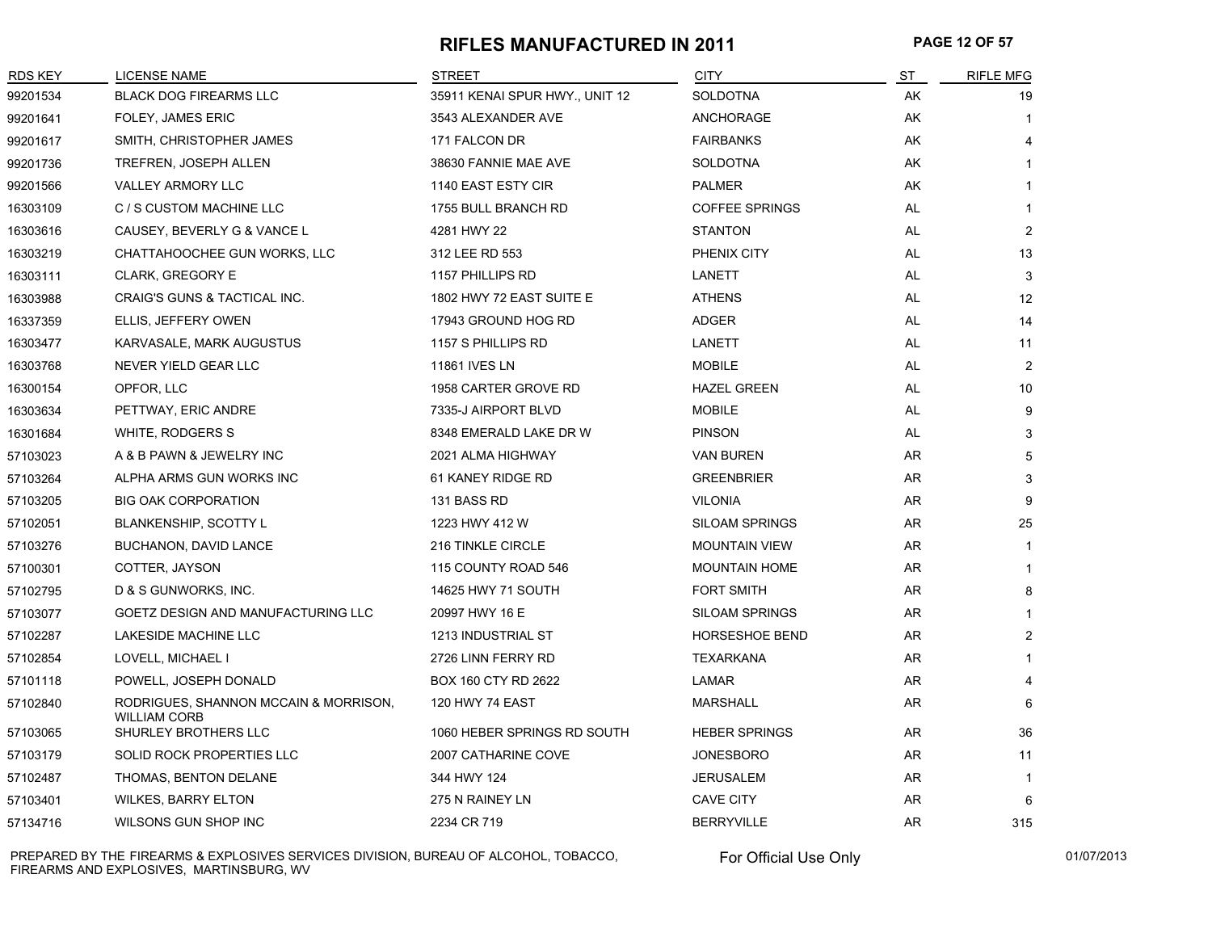# RIFLES MANUFACTURED IN 2011

| RDS KEY | LICENSE NAME | STREET | CITY | ST | RIFLE MFG |
|---|---|---|---|---|---|
| 99201534 | BLACK DOG FIREARMS LLC | 35911 KENAI SPUR HWY., UNIT 12 | SOLDOTNA | AK | 19 |
| 99201641 | FOLEY, JAMES ERIC | 3543 ALEXANDER AVE | ANCHORAGE | AK | 1 |
| 99201617 | SMITH, CHRISTOPHER JAMES | 171 FALCON DR | FAIRBANKS | AK | 4 |
| 99201736 | TREFREN, JOSEPH ALLEN | 38630 FANNIE MAE AVE | SOLDOTNA | AK | 1 |
| 99201566 | VALLEY ARMORY LLC | 1140 EAST ESTY CIR | PALMER | AK | 1 |
| 16303109 | C / S CUSTOM MACHINE LLC | 1755 BULL BRANCH RD | COFFEE SPRINGS | AL | 1 |
| 16303616 | CAUSEY, BEVERLY G & VANCE L | 4281 HWY 22 | STANTON | AL | 2 |
| 16303219 | CHATTAHOOCHEE GUN WORKS, LLC | 312 LEE RD 553 | PHENIX CITY | AL | 13 |
| 16303111 | CLARK, GREGORY E | 1157 PHILLIPS RD | LANETT | AL | 3 |
| 16303988 | CRAIG'S GUNS & TACTICAL INC. | 1802 HWY 72 EAST SUITE E | ATHENS | AL | 12 |
| 16337359 | ELLIS, JEFFERY OWEN | 17943 GROUND HOG RD | ADGER | AL | 14 |
| 16303477 | KARVASALE, MARK AUGUSTUS | 1157 S PHILLIPS RD | LANETT | AL | 11 |
| 16303768 | NEVER YIELD GEAR LLC | 11861 IVES LN | MOBILE | AL | 2 |
| 16300154 | OPFOR, LLC | 1958 CARTER GROVE RD | HAZEL GREEN | AL | 10 |
| 16303634 | PETTWAY, ERIC ANDRE | 7335-J AIRPORT BLVD | MOBILE | AL | 9 |
| 16301684 | WHITE, RODGERS S | 8348 EMERALD LAKE DR W | PINSON | AL | 3 |
| 57103023 | A & B PAWN & JEWELRY INC | 2021 ALMA HIGHWAY | VAN BUREN | AR | 5 |
| 57103264 | ALPHA ARMS GUN WORKS INC | 61 KANEY RIDGE RD | GREENBRIER | AR | 3 |
| 57103205 | BIG OAK CORPORATION | 131 BASS RD | VILONIA | AR | 9 |
| 57102051 | BLANKENSHIP, SCOTTY L | 1223 HWY 412 W | SILOAM SPRINGS | AR | 25 |
| 57103276 | BUCHANON, DAVID LANCE | 216 TINKLE CIRCLE | MOUNTAIN VIEW | AR | 1 |
| 57100301 | COTTER, JAYSON | 115 COUNTY ROAD 546 | MOUNTAIN HOME | AR | 1 |
| 57102795 | D & S GUNWORKS, INC. | 14625 HWY 71 SOUTH | FORT SMITH | AR | 8 |
| 57103077 | GOETZ DESIGN AND MANUFACTURING LLC | 20997 HWY 16 E | SILOAM SPRINGS | AR | 1 |
| 57102287 | LAKESIDE MACHINE LLC | 1213 INDUSTRIAL ST | HORSESHOE BEND | AR | 2 |
| 57102854 | LOVELL, MICHAEL I | 2726 LINN FERRY RD | TEXARKANA | AR | 1 |
| 57101118 | POWELL, JOSEPH DONALD | BOX 160 CTY RD 2622 | LAMAR | AR | 4 |
| 57102840 | RODRIGUES, SHANNON MCCAIN & MORRISON, WILLIAM CORB | 120 HWY 74 EAST | MARSHALL | AR | 6 |
| 57103065 | SHURLEY BROTHERS LLC | 1060 HEBER SPRINGS RD SOUTH | HEBER SPRINGS | AR | 36 |
| 57103179 | SOLID ROCK PROPERTIES LLC | 2007 CATHARINE COVE | JONESBORO | AR | 11 |
| 57102487 | THOMAS, BENTON DELANE | 344 HWY 124 | JERUSALEM | AR | 1 |
| 57103401 | WILKES, BARRY ELTON | 275 N RAINEY LN | CAVE CITY | AR | 6 |
| 57134716 | WILSONS GUN SHOP INC | 2234 CR 719 | BERRYVILLE | AR | 315 |

PREPARED BY THE FIREARMS & EXPLOSIVES SERVICES DIVISION, BUREAU OF ALCOHOL, TOBACCO, FIREARMS AND EXPLOSIVES, MARTINSBURG, WV

For Official Use Only

01/07/2013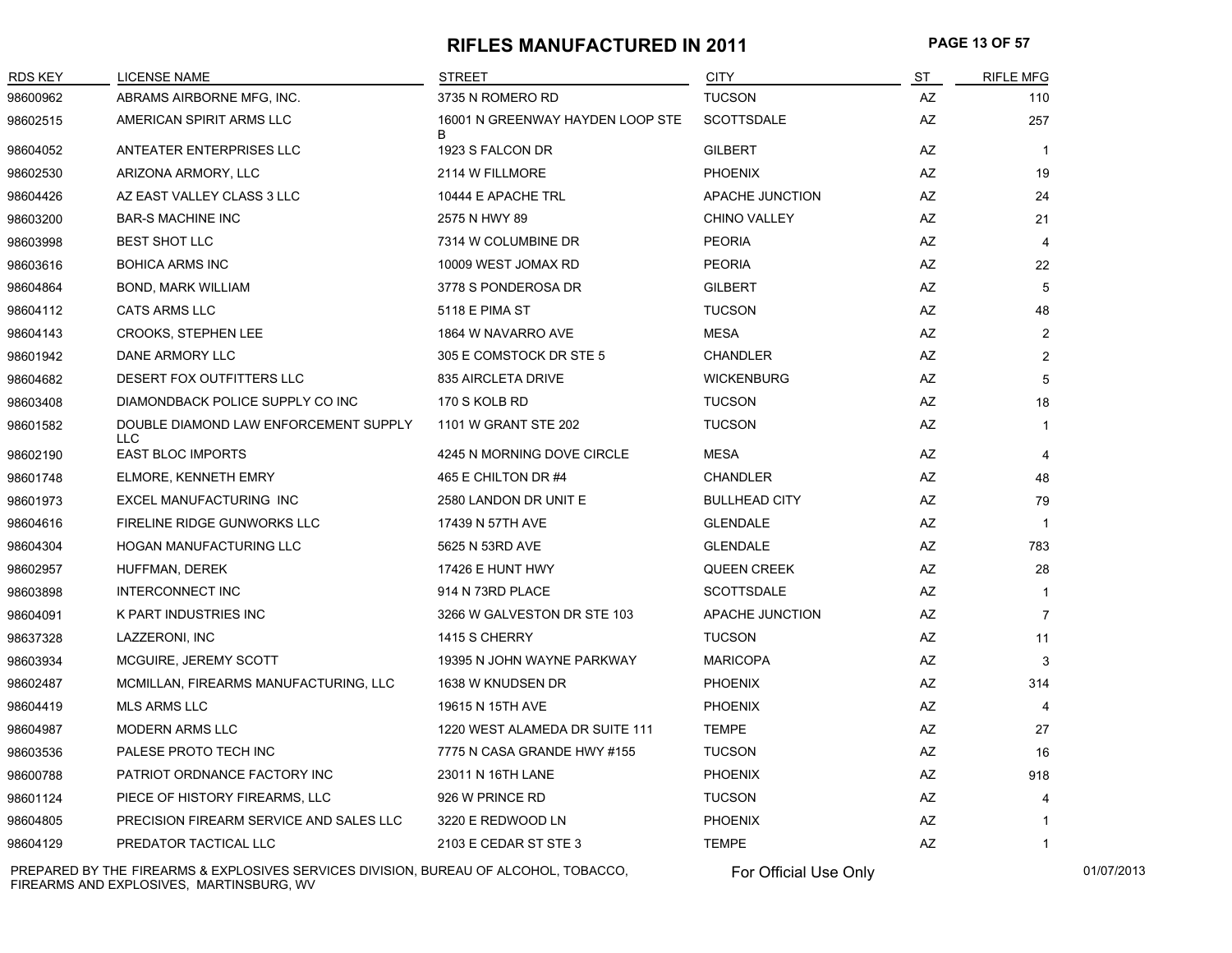# RIFLES MANUFACTURED IN 2011

| RDS KEY | LICENSE NAME | STREET | CITY | ST | RIFLE MFG |
|---|---|---|---|---|---|
| 98600962 | ABRAMS AIRBORNE MFG, INC. | 3735 N ROMERO RD | TUCSON | AZ | 110 |
| 98602515 | AMERICAN SPIRIT ARMS LLC | 16001 N GREENWAY HAYDEN LOOP STE B | SCOTTSDALE | AZ | 257 |
| 98604052 | ANTEATER ENTERPRISES LLC | 1923 S FALCON DR | GILBERT | AZ | 1 |
| 98602530 | ARIZONA ARMORY, LLC | 2114 W FILLMORE | PHOENIX | AZ | 19 |
| 98604426 | AZ EAST VALLEY CLASS 3 LLC | 10444 E APACHE TRL | APACHE JUNCTION | AZ | 24 |
| 98603200 | BAR-S MACHINE INC | 2575 N HWY 89 | CHINO VALLEY | AZ | 21 |
| 98603998 | BEST SHOT LLC | 7314 W COLUMBINE DR | PEORIA | AZ | 4 |
| 98603616 | BOHICA ARMS INC | 10009 WEST JOMAX RD | PEORIA | AZ | 22 |
| 98604864 | BOND, MARK WILLIAM | 3778 S PONDEROSA DR | GILBERT | AZ | 5 |
| 98604112 | CATS ARMS LLC | 5118 E PIMA ST | TUCSON | AZ | 48 |
| 98604143 | CROOKS, STEPHEN LEE | 1864 W NAVARRO AVE | MESA | AZ | 2 |
| 98601942 | DANE ARMORY LLC | 305 E COMSTOCK DR STE 5 | CHANDLER | AZ | 2 |
| 98604682 | DESERT FOX OUTFITTERS LLC | 835 AIRCLETA DRIVE | WICKENBURG | AZ | 5 |
| 98603408 | DIAMONDBACK POLICE SUPPLY CO INC | 170 S KOLB RD | TUCSON | AZ | 18 |
| 98601582 | DOUBLE DIAMOND LAW ENFORCEMENT SUPPLY LLC | 1101 W GRANT STE 202 | TUCSON | AZ | 1 |
| 98602190 | EAST BLOC IMPORTS | 4245 N MORNING DOVE CIRCLE | MESA | AZ | 4 |
| 98601748 | ELMORE, KENNETH EMRY | 465 E CHILTON DR #4 | CHANDLER | AZ | 48 |
| 98601973 | EXCEL MANUFACTURING INC | 2580 LANDON DR UNIT E | BULLHEAD CITY | AZ | 79 |
| 98604616 | FIRELINE RIDGE GUNWORKS LLC | 17439 N 57TH AVE | GLENDALE | AZ | 1 |
| 98604304 | HOGAN MANUFACTURING LLC | 5625 N 53RD AVE | GLENDALE | AZ | 783 |
| 98602957 | HUFFMAN, DEREK | 17426 E HUNT HWY | QUEEN CREEK | AZ | 28 |
| 98603898 | INTERCONNECT INC | 914 N 73RD PLACE | SCOTTSDALE | AZ | 1 |
| 98604091 | K PART INDUSTRIES INC | 3266 W GALVESTON DR STE 103 | APACHE JUNCTION | AZ | 7 |
| 98637328 | LAZZERONI, INC | 1415 S CHERRY | TUCSON | AZ | 11 |
| 98603934 | MCGUIRE, JEREMY SCOTT | 19395 N JOHN WAYNE PARKWAY | MARICOPA | AZ | 3 |
| 98602487 | MCMILLAN, FIREARMS MANUFACTURING, LLC | 1638 W KNUDSEN DR | PHOENIX | AZ | 314 |
| 98604419 | MLS ARMS LLC | 19615 N 15TH AVE | PHOENIX | AZ | 4 |
| 98604987 | MODERN ARMS LLC | 1220 WEST ALAMEDA DR SUITE 111 | TEMPE | AZ | 27 |
| 98603536 | PALESE PROTO TECH INC | 7775 N CASA GRANDE HWY #155 | TUCSON | AZ | 16 |
| 98600788 | PATRIOT ORDNANCE FACTORY INC | 23011 N 16TH LANE | PHOENIX | AZ | 918 |
| 98601124 | PIECE OF HISTORY FIREARMS, LLC | 926 W PRINCE RD | TUCSON | AZ | 4 |
| 98604805 | PRECISION FIREARM SERVICE AND SALES LLC | 3220 E REDWOOD LN | PHOENIX | AZ | 1 |
| 98604129 | PREDATOR TACTICAL LLC | 2103 E CEDAR ST STE 3 | TEMPE | AZ | 1 |

PREPARED BY THE FIREARMS & EXPLOSIVES SERVICES DIVISION, BUREAU OF ALCOHOL, TOBACCO, FIREARMS AND EXPLOSIVES, MARTINSBURG, WV

For Official Use Only

01/07/2013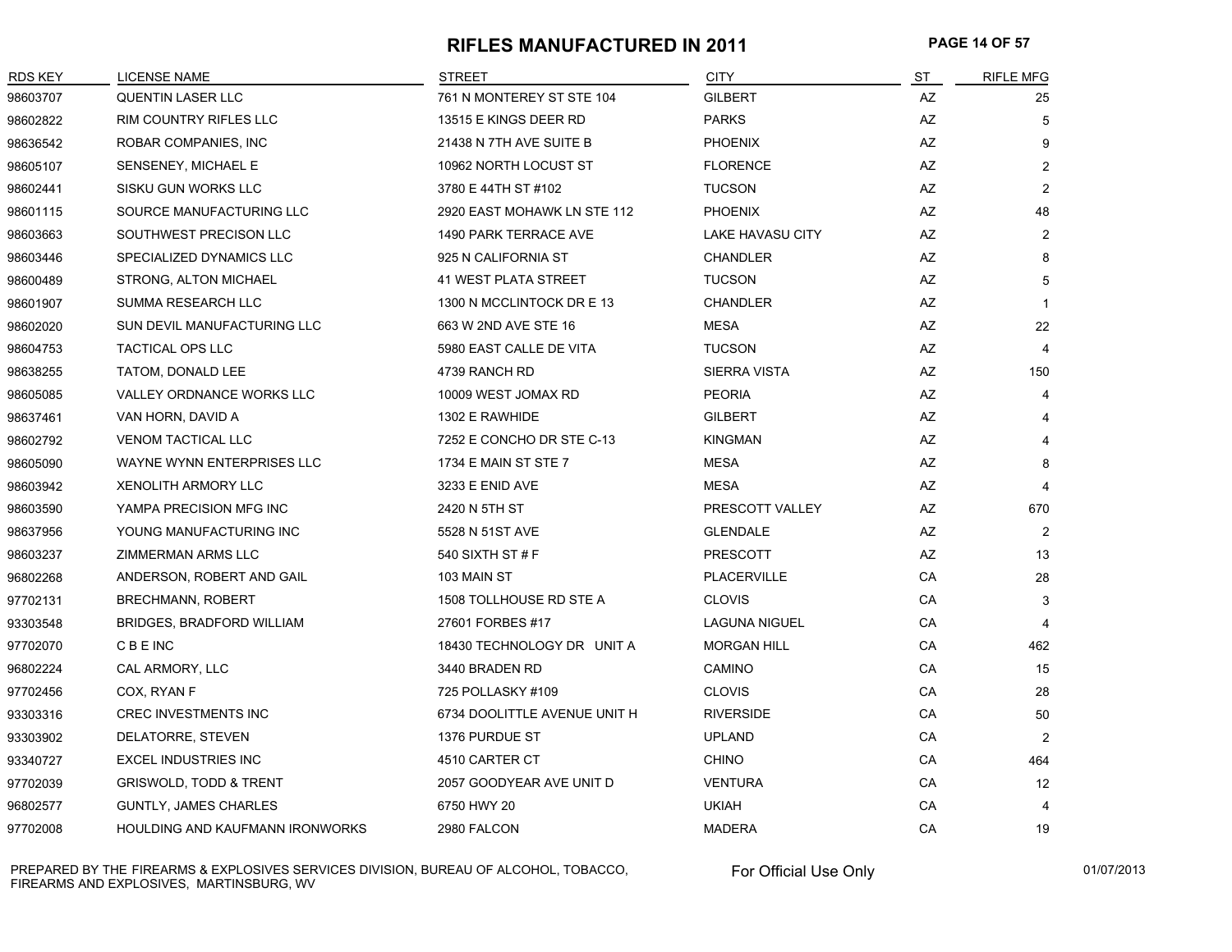# RIFLES MANUFACTURED IN 2011

| RDS KEY | LICENSE NAME | STREET | CITY | ST | RIFLE MFG |
|---|---|---|---|---|---|
| 98603707 | QUENTIN LASER LLC | 761 N MONTEREY ST STE 104 | GILBERT | AZ | 25 |
| 98602822 | RIM COUNTRY RIFLES LLC | 13515 E KINGS DEER RD | PARKS | AZ | 5 |
| 98636542 | ROBAR COMPANIES, INC | 21438 N 7TH AVE SUITE B | PHOENIX | AZ | 9 |
| 98605107 | SENSENEY, MICHAEL E | 10962 NORTH LOCUST ST | FLORENCE | AZ | 2 |
| 98602441 | SISKU GUN WORKS LLC | 3780 E 44TH ST #102 | TUCSON | AZ | 2 |
| 98601115 | SOURCE MANUFACTURING LLC | 2920 EAST MOHAWK LN STE 112 | PHOENIX | AZ | 48 |
| 98603663 | SOUTHWEST PRECISON LLC | 1490 PARK TERRACE AVE | LAKE HAVASU CITY | AZ | 2 |
| 98603446 | SPECIALIZED DYNAMICS LLC | 925 N CALIFORNIA ST | CHANDLER | AZ | 8 |
| 98600489 | STRONG, ALTON MICHAEL | 41 WEST PLATA STREET | TUCSON | AZ | 5 |
| 98601907 | SUMMA RESEARCH LLC | 1300 N MCCLINTOCK DR E 13 | CHANDLER | AZ | 1 |
| 98602020 | SUN DEVIL MANUFACTURING LLC | 663 W 2ND AVE STE 16 | MESA | AZ | 22 |
| 98604753 | TACTICAL OPS LLC | 5980 EAST CALLE DE VITA | TUCSON | AZ | 4 |
| 98638255 | TATOM, DONALD LEE | 4739 RANCH RD | SIERRA VISTA | AZ | 150 |
| 98605085 | VALLEY ORDNANCE WORKS LLC | 10009 WEST JOMAX RD | PEORIA | AZ | 4 |
| 98637461 | VAN HORN, DAVID A | 1302 E RAWHIDE | GILBERT | AZ | 4 |
| 98602792 | VENOM TACTICAL LLC | 7252 E CONCHO DR STE C-13 | KINGMAN | AZ | 4 |
| 98605090 | WAYNE WYNN ENTERPRISES LLC | 1734 E MAIN ST STE 7 | MESA | AZ | 8 |
| 98603942 | XENOLITH ARMORY LLC | 3233 E ENID AVE | MESA | AZ | 4 |
| 98603590 | YAMPA PRECISION MFG INC | 2420 N 5TH ST | PRESCOTT VALLEY | AZ | 670 |
| 98637956 | YOUNG MANUFACTURING INC | 5528 N 51ST AVE | GLENDALE | AZ | 2 |
| 98603237 | ZIMMERMAN ARMS LLC | 540 SIXTH ST # F | PRESCOTT | AZ | 13 |
| 96802268 | ANDERSON, ROBERT AND GAIL | 103 MAIN ST | PLACERVILLE | CA | 28 |
| 97702131 | BRECHMANN, ROBERT | 1508 TOLLHOUSE RD STE A | CLOVIS | CA | 3 |
| 93303548 | BRIDGES, BRADFORD WILLIAM | 27601 FORBES #17 | LAGUNA NIGUEL | CA | 4 |
| 97702070 | C B E INC | 18430 TECHNOLOGY DR UNIT A | MORGAN HILL | CA | 462 |
| 96802224 | CAL ARMORY, LLC | 3440 BRADEN RD | CAMINO | CA | 15 |
| 97702456 | COX, RYAN F | 725 POLLASKY #109 | CLOVIS | CA | 28 |
| 93303316 | CREC INVESTMENTS INC | 6734 DOOLITTLE AVENUE UNIT H | RIVERSIDE | CA | 50 |
| 93303902 | DELATORRE, STEVEN | 1376 PURDUE ST | UPLAND | CA | 2 |
| 93340727 | EXCEL INDUSTRIES INC | 4510 CARTER CT | CHINO | CA | 464 |
| 97702039 | GRISWOLD, TODD & TRENT | 2057 GOODYEAR AVE UNIT D | VENTURA | CA | 12 |
| 96802577 | GUNTLY, JAMES CHARLES | 6750 HWY 20 | UKIAH | CA | 4 |
| 97702008 | HOULDING AND KAUFMANN IRONWORKS | 2980 FALCON | MADERA | CA | 19 |

PREPARED BY THE FIREARMS & EXPLOSIVES SERVICES DIVISION, BUREAU OF ALCOHOL, TOBACCO, FIREARMS AND EXPLOSIVES, MARTINSBURG, WV

For Official Use Only

01/07/2013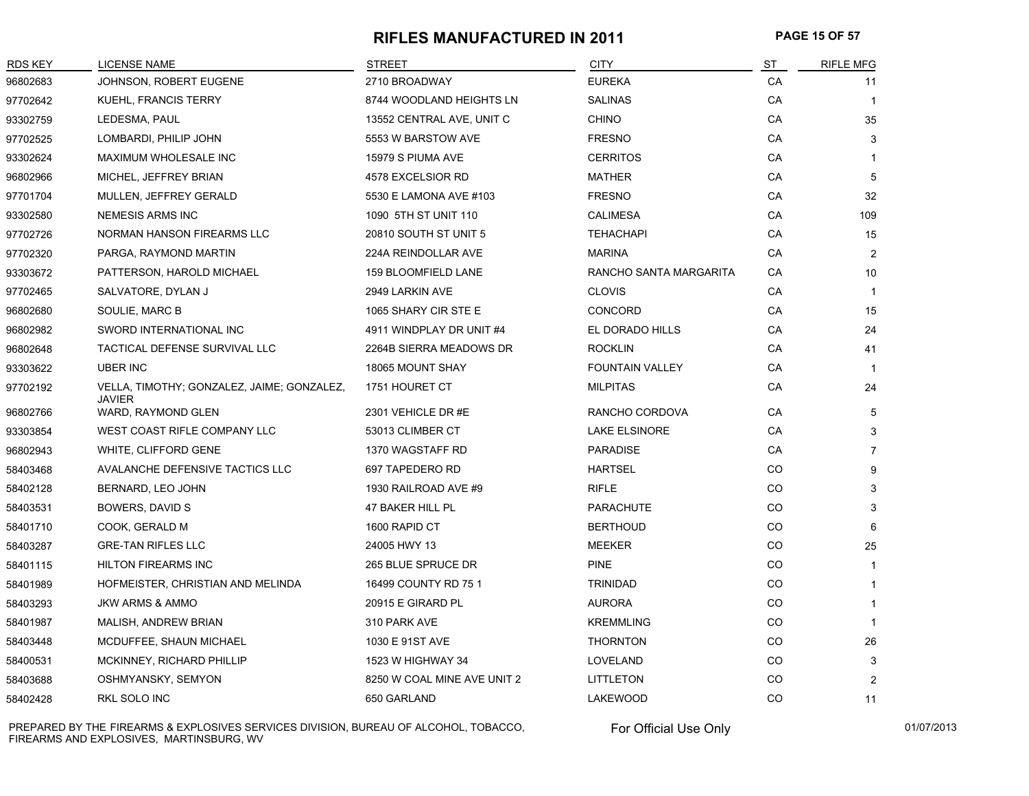# RIFLES MANUFACTURED IN 2011

| RDS KEY | LICENSE NAME | STREET | CITY | ST | RIFLE MFG |
|---|---|---|---|---|---|
| 96802683 | JOHNSON, ROBERT EUGENE | 2710 BROADWAY | EUREKA | CA | 11 |
| 97702642 | KUEHL, FRANCIS TERRY | 8744 WOODLAND HEIGHTS LN | SALINAS | CA | 1 |
| 93302759 | LEDESMA, PAUL | 13552 CENTRAL AVE, UNIT C | CHINO | CA | 35 |
| 97702525 | LOMBARDI, PHILIP JOHN | 5553 W BARSTOW AVE | FRESNO | CA | 3 |
| 93302624 | MAXIMUM WHOLESALE INC | 15979 S PIUMA AVE | CERRITOS | CA | 1 |
| 96802966 | MICHEL, JEFFREY BRIAN | 4578 EXCELSIOR RD | MATHER | CA | 5 |
| 97701704 | MULLEN, JEFFREY GERALD | 5530 E LAMONA AVE #103 | FRESNO | CA | 32 |
| 93302580 | NEMESIS ARMS INC | 1090 5TH ST UNIT 110 | CALIMESA | CA | 109 |
| 97702726 | NORMAN HANSON FIREARMS LLC | 20810 SOUTH ST UNIT 5 | TEHACHAPI | CA | 15 |
| 97702320 | PARGA, RAYMOND MARTIN | 224A REINDOLLAR AVE | MARINA | CA | 2 |
| 93303672 | PATTERSON, HAROLD MICHAEL | 159 BLOOMFIELD LANE | RANCHO SANTA MARGARITA | CA | 10 |
| 97702465 | SALVATORE, DYLAN J | 2949 LARKIN AVE | CLOVIS | CA | 1 |
| 96802680 | SOULIE, MARC B | 1065 SHARY CIR STE E | CONCORD | CA | 15 |
| 96802982 | SWORD INTERNATIONAL INC | 4911 WINDPLAY DR UNIT #4 | EL DORADO HILLS | CA | 24 |
| 96802648 | TACTICAL DEFENSE SURVIVAL LLC | 2264B SIERRA MEADOWS DR | ROCKLIN | CA | 41 |
| 93303622 | UBER INC | 18065 MOUNT SHAY | FOUNTAIN VALLEY | CA | 1 |
| 97702192 | VELLA, TIMOTHY; GONZALEZ, JAIME; GONZALEZ, JAVIER | 1751 HOURET CT | MILPITAS | CA | 24 |
| 96802766 | WARD, RAYMOND GLEN | 2301 VEHICLE DR #E | RANCHO CORDOVA | CA | 5 |
| 93303854 | WEST COAST RIFLE COMPANY LLC | 53013 CLIMBER CT | LAKE ELSINORE | CA | 3 |
| 96802943 | WHITE, CLIFFORD GENE | 1370 WAGSTAFF RD | PARADISE | CA | 7 |
| 58403468 | AVALANCHE DEFENSIVE TACTICS LLC | 697 TAPEDERO RD | HARTSEL | CO | 9 |
| 58402128 | BERNARD, LEO JOHN | 1930 RAILROAD AVE #9 | RIFLE | CO | 3 |
| 58403531 | BOWERS, DAVID S | 47 BAKER HILL PL | PARACHUTE | CO | 3 |
| 58401710 | COOK, GERALD M | 1600 RAPID CT | BERTHOUD | CO | 6 |
| 58403287 | GRE-TAN RIFLES LLC | 24005 HWY 13 | MEEKER | CO | 25 |
| 58401115 | HILTON FIREARMS INC | 265 BLUE SPRUCE DR | PINE | CO | 1 |
| 58401989 | HOFMEISTER, CHRISTIAN AND MELINDA | 16499 COUNTY RD 75 1 | TRINIDAD | CO | 1 |
| 58403293 | JKW ARMS & AMMO | 20915 E GIRARD PL | AURORA | CO | 1 |
| 58401987 | MALISH, ANDREW BRIAN | 310 PARK AVE | KREMMLING | CO | 1 |
| 58403448 | MCDUFFEE, SHAUN MICHAEL | 1030 E 91ST AVE | THORNTON | CO | 26 |
| 58400531 | MCKINNEY, RICHARD PHILLIP | 1523 W HIGHWAY 34 | LOVELAND | CO | 3 |
| 58403688 | OSHMYANSKY, SEMYON | 8250 W COAL MINE AVE UNIT 2 | LITTLETON | CO | 2 |
| 58402428 | RKL SOLO INC | 650 GARLAND | LAKEWOOD | CO | 11 |

PREPARED BY THE FIREARMS & EXPLOSIVES SERVICES DIVISION, BUREAU OF ALCOHOL, TOBACCO, FIREARMS AND EXPLOSIVES, MARTINSBURG, WV

For Official Use Only

01/07/2013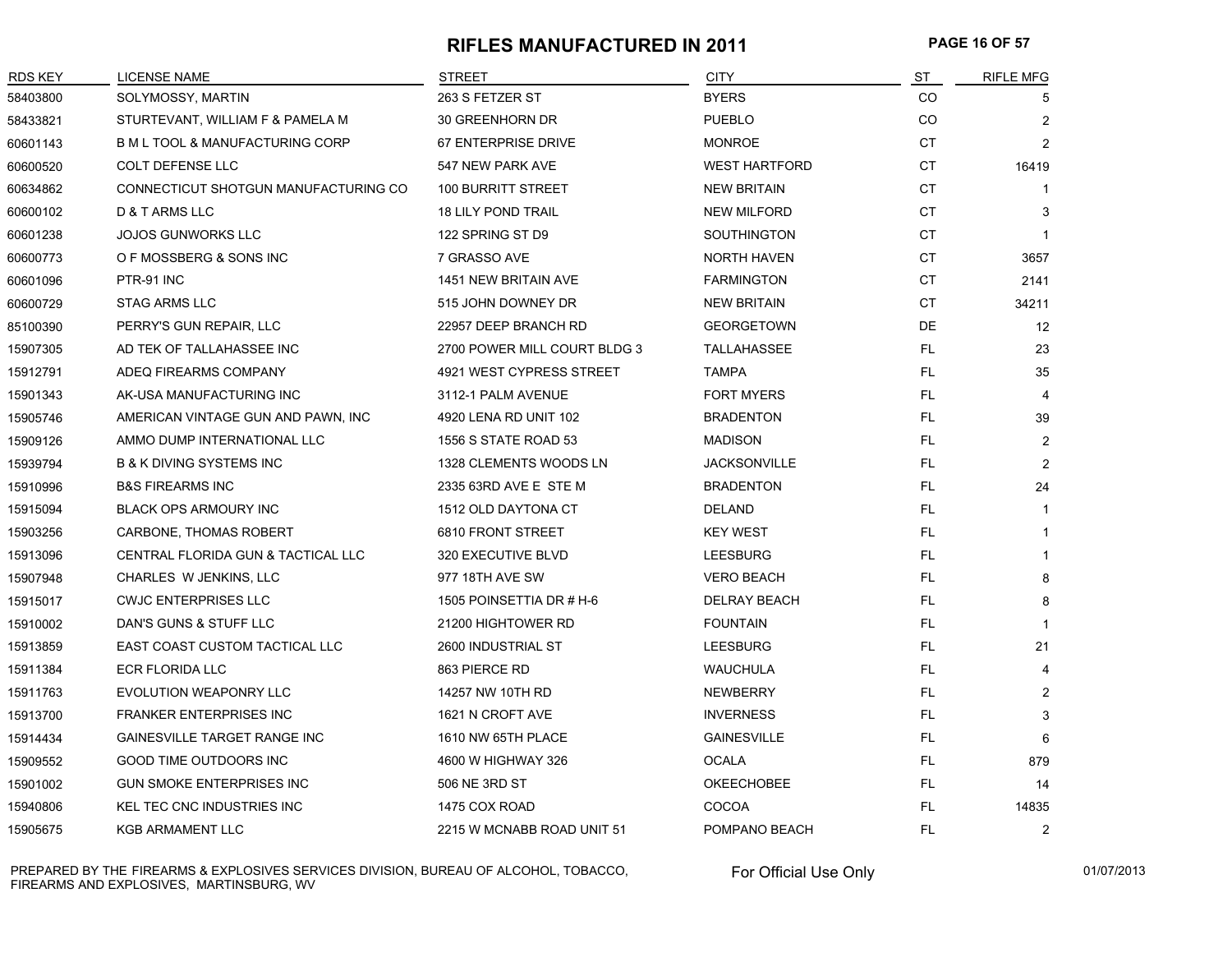# RIFLES MANUFACTURED IN 2011

| RDS KEY | LICENSE NAME | STREET | CITY | ST | RIFLE MFG |
|---|---|---|---|---|---|
| 58403800 | SOLYMOSSY, MARTIN | 263 S FETZER ST | BYERS | CO | 5 |
| 58433821 | STURTEVANT, WILLIAM F & PAMELA M | 30 GREENHORN DR | PUEBLO | CO | 2 |
| 60601143 | B M L TOOL & MANUFACTURING CORP | 67 ENTERPRISE DRIVE | MONROE | CT | 2 |
| 60600520 | COLT DEFENSE LLC | 547 NEW PARK AVE | WEST HARTFORD | CT | 16419 |
| 60634862 | CONNECTICUT SHOTGUN MANUFACTURING CO | 100 BURRITT STREET | NEW BRITAIN | CT | 1 |
| 60600102 | D & T ARMS LLC | 18 LILY POND TRAIL | NEW MILFORD | CT | 3 |
| 60601238 | JOJOS GUNWORKS LLC | 122 SPRING ST D9 | SOUTHINGTON | CT | 1 |
| 60600773 | O F MOSSBERG & SONS INC | 7 GRASSO AVE | NORTH HAVEN | CT | 3657 |
| 60601096 | PTR-91 INC | 1451 NEW BRITAIN AVE | FARMINGTON | CT | 2141 |
| 60600729 | STAG ARMS LLC | 515 JOHN DOWNEY DR | NEW BRITAIN | CT | 34211 |
| 85100390 | PERRY'S GUN REPAIR, LLC | 22957 DEEP BRANCH RD | GEORGETOWN | DE | 12 |
| 15907305 | AD TEK OF TALLAHASSEE INC | 2700 POWER MILL COURT BLDG 3 | TALLAHASSEE | FL | 23 |
| 15912791 | ADEQ FIREARMS COMPANY | 4921 WEST CYPRESS STREET | TAMPA | FL | 35 |
| 15901343 | AK-USA MANUFACTURING INC | 3112-1 PALM AVENUE | FORT MYERS | FL | 4 |
| 15905746 | AMERICAN VINTAGE GUN AND PAWN, INC | 4920 LENA RD UNIT 102 | BRADENTON | FL | 39 |
| 15909126 | AMMO DUMP INTERNATIONAL LLC | 1556 S STATE ROAD 53 | MADISON | FL | 2 |
| 15939794 | B & K DIVING SYSTEMS INC | 1328 CLEMENTS WOODS LN | JACKSONVILLE | FL | 2 |
| 15910996 | B&S FIREARMS INC | 2335 63RD AVE E STE M | BRADENTON | FL | 24 |
| 15915094 | BLACK OPS ARMOURY INC | 1512 OLD DAYTONA CT | DELAND | FL | 1 |
| 15903256 | CARBONE, THOMAS ROBERT | 6810 FRONT STREET | KEY WEST | FL | 1 |
| 15913096 | CENTRAL FLORIDA GUN & TACTICAL LLC | 320 EXECUTIVE BLVD | LEESBURG | FL | 1 |
| 15907948 | CHARLES W JENKINS, LLC | 977 18TH AVE SW | VERO BEACH | FL | 8 |
| 15915017 | CWJC ENTERPRISES LLC | 1505 POINSETTIA DR # H-6 | DELRAY BEACH | FL | 8 |
| 15910002 | DAN'S GUNS & STUFF LLC | 21200 HIGHTOWER RD | FOUNTAIN | FL | 1 |
| 15913859 | EAST COAST CUSTOM TACTICAL LLC | 2600 INDUSTRIAL ST | LEESBURG | FL | 21 |
| 15911384 | ECR FLORIDA LLC | 863 PIERCE RD | WAUCHULA | FL | 4 |
| 15911763 | EVOLUTION WEAPONRY LLC | 14257 NW 10TH RD | NEWBERRY | FL | 2 |
| 15913700 | FRANKER ENTERPRISES INC | 1621 N CROFT AVE | INVERNESS | FL | 3 |
| 15914434 | GAINESVILLE TARGET RANGE INC | 1610 NW 65TH PLACE | GAINESVILLE | FL | 6 |
| 15909552 | GOOD TIME OUTDOORS INC | 4600 W HIGHWAY 326 | OCALA | FL | 879 |
| 15901002 | GUN SMOKE ENTERPRISES INC | 506 NE 3RD ST | OKEECHOBEE | FL | 14 |
| 15940806 | KEL TEC CNC INDUSTRIES INC | 1475 COX ROAD | COCOA | FL | 14835 |
| 15905675 | KGB ARMAMENT LLC | 2215 W MCNABB ROAD UNIT 51 | POMPANO BEACH | FL | 2 |

PREPARED BY THE FIREARMS & EXPLOSIVES SERVICES DIVISION, BUREAU OF ALCOHOL, TOBACCO, FIREARMS AND EXPLOSIVES, MARTINSBURG, WV

For Official Use Only

01/07/2013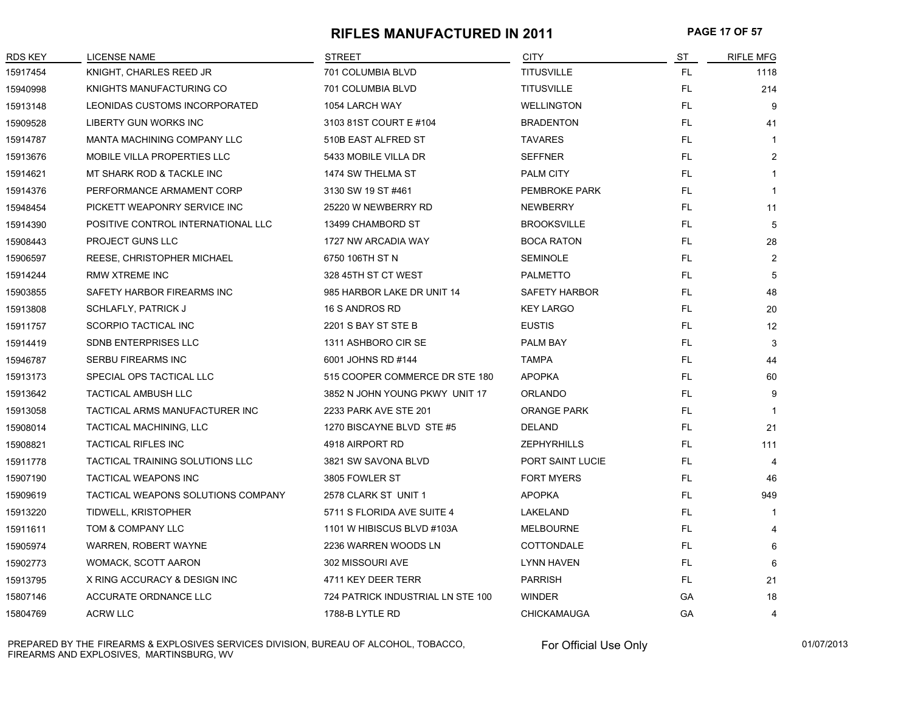# RIFLES MANUFACTURED IN 2011

| RDS KEY | LICENSE NAME | STREET | CITY | ST | RIFLE MFG |
|---|---|---|---|---|---|
| 15917454 | KNIGHT, CHARLES REED JR | 701 COLUMBIA BLVD | TITUSVILLE | FL | 1118 |
| 15940998 | KNIGHTS MANUFACTURING CO | 701 COLUMBIA BLVD | TITUSVILLE | FL | 214 |
| 15913148 | LEONIDAS CUSTOMS INCORPORATED | 1054 LARCH WAY | WELLINGTON | FL | 9 |
| 15909528 | LIBERTY GUN WORKS INC | 3103 81ST COURT E #104 | BRADENTON | FL | 41 |
| 15914787 | MANTA MACHINING COMPANY LLC | 510B EAST ALFRED ST | TAVARES | FL | 1 |
| 15913676 | MOBILE VILLA PROPERTIES LLC | 5433 MOBILE VILLA DR | SEFFNER | FL | 2 |
| 15914621 | MT SHARK ROD & TACKLE INC | 1474 SW THELMA ST | PALM CITY | FL | 1 |
| 15914376 | PERFORMANCE ARMAMENT CORP | 3130 SW 19 ST #461 | PEMBROKE PARK | FL | 1 |
| 15948454 | PICKETT WEAPONRY SERVICE INC | 25220 W NEWBERRY RD | NEWBERRY | FL | 11 |
| 15914390 | POSITIVE CONTROL INTERNATIONAL LLC | 13499 CHAMBORD ST | BROOKSVILLE | FL | 5 |
| 15908443 | PROJECT GUNS LLC | 1727 NW ARCADIA WAY | BOCA RATON | FL | 28 |
| 15906597 | REESE, CHRISTOPHER MICHAEL | 6750 106TH ST N | SEMINOLE | FL | 2 |
| 15914244 | RMW XTREME INC | 328 45TH ST CT WEST | PALMETTO | FL | 5 |
| 15903855 | SAFETY HARBOR FIREARMS INC | 985 HARBOR LAKE DR UNIT 14 | SAFETY HARBOR | FL | 48 |
| 15913808 | SCHLAFLY, PATRICK J | 16 S ANDROS RD | KEY LARGO | FL | 20 |
| 15911757 | SCORPIO TACTICAL INC | 2201 S BAY ST STE B | EUSTIS | FL | 12 |
| 15914419 | SDNB ENTERPRISES LLC | 1311 ASHBORO CIR SE | PALM BAY | FL | 3 |
| 15946787 | SERBU FIREARMS INC | 6001 JOHNS RD #144 | TAMPA | FL | 44 |
| 15913173 | SPECIAL OPS TACTICAL LLC | 515 COOPER COMMERCE DR STE 180 | APOPKA | FL | 60 |
| 15913642 | TACTICAL AMBUSH LLC | 3852 N JOHN YOUNG PKWY UNIT 17 | ORLANDO | FL | 9 |
| 15913058 | TACTICAL ARMS MANUFACTURER INC | 2233 PARK AVE STE 201 | ORANGE PARK | FL | 1 |
| 15908014 | TACTICAL MACHINING, LLC | 1270 BISCAYNE BLVD STE #5 | DELAND | FL | 21 |
| 15908821 | TACTICAL RIFLES INC | 4918 AIRPORT RD | ZEPHYRHILLS | FL | 111 |
| 15911778 | TACTICAL TRAINING SOLUTIONS LLC | 3821 SW SAVONA BLVD | PORT SAINT LUCIE | FL | 4 |
| 15907190 | TACTICAL WEAPONS INC | 3805 FOWLER ST | FORT MYERS | FL | 46 |
| 15909619 | TACTICAL WEAPONS SOLUTIONS COMPANY | 2578 CLARK ST UNIT 1 | APOPKA | FL | 949 |
| 15913220 | TIDWELL, KRISTOPHER | 5711 S FLORIDA AVE SUITE 4 | LAKELAND | FL | 1 |
| 15911611 | TOM & COMPANY LLC | 1101 W HIBISCUS BLVD #103A | MELBOURNE | FL | 4 |
| 15905974 | WARREN, ROBERT WAYNE | 2236 WARREN WOODS LN | COTTONDALE | FL | 6 |
| 15902773 | WOMACK, SCOTT AARON | 302 MISSOURI AVE | LYNN HAVEN | FL | 6 |
| 15913795 | X RING ACCURACY & DESIGN INC | 4711 KEY DEER TERR | PARRISH | FL | 21 |
| 15807146 | ACCURATE ORDNANCE LLC | 724 PATRICK INDUSTRIAL LN STE 100 | WINDER | GA | 18 |
| 15804769 | ACRW LLC | 1788-B LYTLE RD | CHICKAMAUGA | GA | 4 |

PREPARED BY THE FIREARMS & EXPLOSIVES SERVICES DIVISION, BUREAU OF ALCOHOL, TOBACCO, FIREARMS AND EXPLOSIVES, MARTINSBURG, WV

For Official Use Only

01/07/2013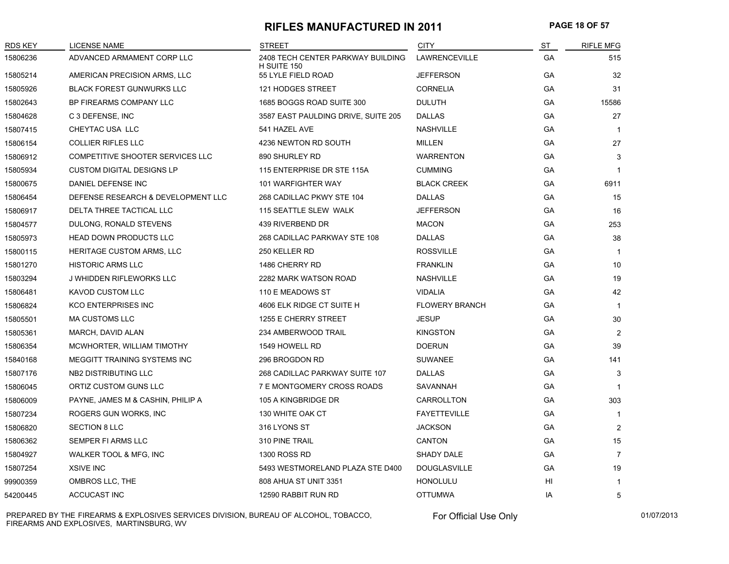# RIFLES MANUFACTURED IN 2011

| RDS KEY | LICENSE NAME | STREET | CITY | ST | RIFLE MFG |
|---|---|---|---|---|---|
| 15806236 | ADVANCED ARMAMENT CORP LLC | 2408 TECH CENTER PARKWAY BUILDING H SUITE 150 | LAWRENCEVILLE | GA | 515 |
| 15805214 | AMERICAN PRECISION ARMS, LLC | 55 LYLE FIELD ROAD | JEFFERSON | GA | 32 |
| 15805926 | BLACK FOREST GUNWURKS LLC | 121 HODGES STREET | CORNELIA | GA | 31 |
| 15802643 | BP FIREARMS COMPANY LLC | 1685 BOGGS ROAD SUITE 300 | DULUTH | GA | 15586 |
| 15804628 | C 3 DEFENSE, INC | 3587 EAST PAULDING DRIVE, SUITE 205 | DALLAS | GA | 27 |
| 15807415 | CHEYTAC USA LLC | 541 HAZEL AVE | NASHVILLE | GA | 1 |
| 15806154 | COLLIER RIFLES LLC | 4236 NEWTON RD SOUTH | MILLEN | GA | 27 |
| 15806912 | COMPETITIVE SHOOTER SERVICES LLC | 890 SHURLEY RD | WARRENTON | GA | 3 |
| 15805934 | CUSTOM DIGITAL DESIGNS LP | 115 ENTERPRISE DR STE 115A | CUMMING | GA | 1 |
| 15800675 | DANIEL DEFENSE INC | 101 WARFIGHTER WAY | BLACK CREEK | GA | 6911 |
| 15806454 | DEFENSE RESEARCH & DEVELOPMENT LLC | 268 CADILLAC PKWY STE 104 | DALLAS | GA | 15 |
| 15806917 | DELTA THREE TACTICAL LLC | 115 SEATTLE SLEW WALK | JEFFERSON | GA | 16 |
| 15804577 | DULONG, RONALD STEVENS | 439 RIVERBEND DR | MACON | GA | 253 |
| 15805973 | HEAD DOWN PRODUCTS LLC | 268 CADILLAC PARKWAY STE 108 | DALLAS | GA | 38 |
| 15800115 | HERITAGE CUSTOM ARMS, LLC | 250 KELLER RD | ROSSVILLE | GA | 1 |
| 15801270 | HISTORIC ARMS LLC | 1486 CHERRY RD | FRANKLIN | GA | 10 |
| 15803294 | J WHIDDEN RIFLEWORKS LLC | 2282 MARK WATSON ROAD | NASHVILLE | GA | 19 |
| 15806481 | KAVOD CUSTOM LLC | 110 E MEADOWS ST | VIDALIA | GA | 42 |
| 15806824 | KCO ENTERPRISES INC | 4606 ELK RIDGE CT SUITE H | FLOWERY BRANCH | GA | 1 |
| 15805501 | MA CUSTOMS LLC | 1255 E CHERRY STREET | JESUP | GA | 30 |
| 15805361 | MARCH, DAVID ALAN | 234 AMBERWOOD TRAIL | KINGSTON | GA | 2 |
| 15806354 | MCWHORTER, WILLIAM TIMOTHY | 1549 HOWELL RD | DOERUN | GA | 39 |
| 15840168 | MEGGITT TRAINING SYSTEMS INC | 296 BROGDON RD | SUWANEE | GA | 141 |
| 15807176 | NB2 DISTRIBUTING LLC | 268 CADILLAC PARKWAY SUITE 107 | DALLAS | GA | 3 |
| 15806045 | ORTIZ CUSTOM GUNS LLC | 7 E MONTGOMERY CROSS ROADS | SAVANNAH | GA | 1 |
| 15806009 | PAYNE, JAMES M & CASHIN, PHILIP A | 105 A KINGBRIDGE DR | CARROLLTON | GA | 303 |
| 15807234 | ROGERS GUN WORKS, INC | 130 WHITE OAK CT | FAYETTEVILLE | GA | 1 |
| 15806820 | SECTION 8 LLC | 316 LYONS ST | JACKSON | GA | 2 |
| 15806362 | SEMPER FI ARMS LLC | 310 PINE TRAIL | CANTON | GA | 15 |
| 15804927 | WALKER TOOL & MFG, INC | 1300 ROSS RD | SHADY DALE | GA | 7 |
| 15807254 | XSIVE INC | 5493 WESTMORELAND PLAZA STE D400 | DOUGLASVILLE | GA | 19 |
| 99900359 | OMBROS LLC, THE | 808 AHUA ST UNIT 3351 | HONOLULU | HI | 1 |
| 54200445 | ACCUCAST INC | 12590 RABBIT RUN RD | OTTUMWA | IA | 5 |

PREPARED BY THE FIREARMS & EXPLOSIVES SERVICES DIVISION, BUREAU OF ALCOHOL, TOBACCO, FIREARMS AND EXPLOSIVES, MARTINSBURG, WV

For Official Use Only

01/07/2013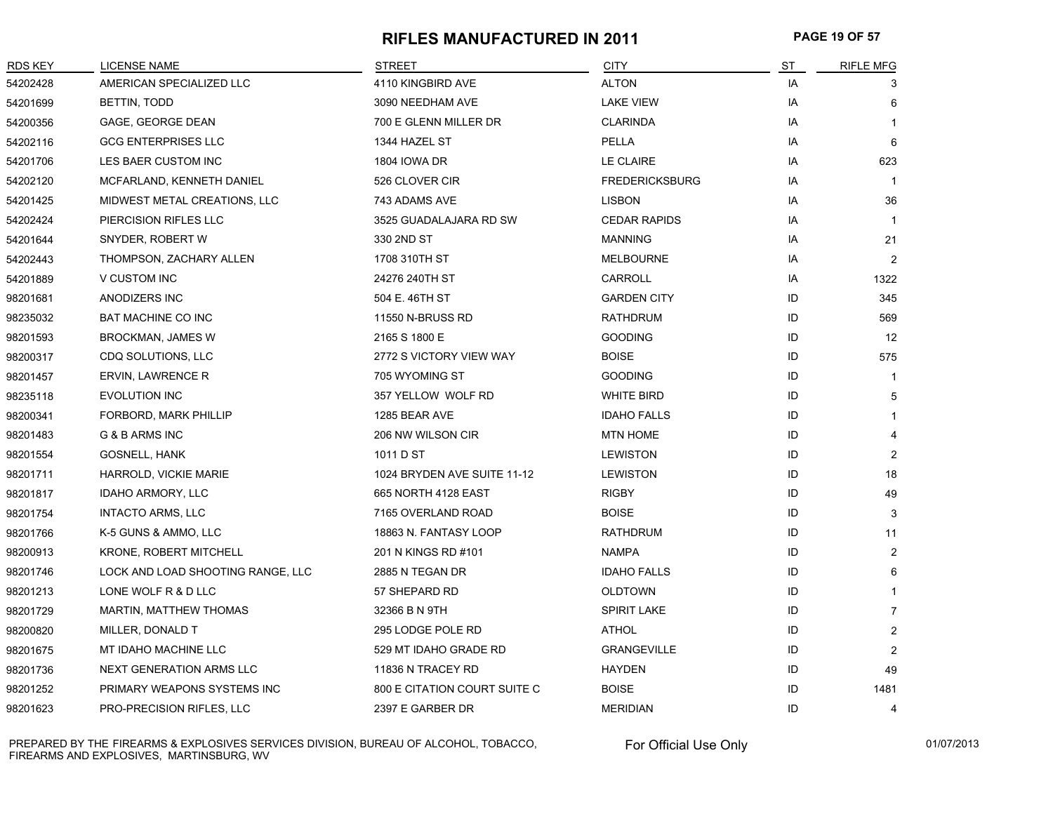# RIFLES MANUFACTURED IN 2011

| RDS KEY | LICENSE NAME | STREET | CITY | ST | RIFLE MFG |
|---|---|---|---|---|---|
| 54202428 | AMERICAN SPECIALIZED LLC | 4110 KINGBIRD AVE | ALTON | IA | 3 |
| 54201699 | BETTIN, TODD | 3090 NEEDHAM AVE | LAKE VIEW | IA | 6 |
| 54200356 | GAGE, GEORGE DEAN | 700 E GLENN MILLER DR | CLARINDA | IA | 1 |
| 54202116 | GCG ENTERPRISES LLC | 1344 HAZEL ST | PELLA | IA | 6 |
| 54201706 | LES BAER CUSTOM INC | 1804 IOWA DR | LE CLAIRE | IA | 623 |
| 54202120 | MCFARLAND, KENNETH DANIEL | 526 CLOVER CIR | FREDERICKSBURG | IA | 1 |
| 54201425 | MIDWEST METAL CREATIONS, LLC | 743 ADAMS AVE | LISBON | IA | 36 |
| 54202424 | PIERCISION RIFLES LLC | 3525 GUADALAJARA RD SW | CEDAR RAPIDS | IA | 1 |
| 54201644 | SNYDER, ROBERT W | 330 2ND ST | MANNING | IA | 21 |
| 54202443 | THOMPSON, ZACHARY ALLEN | 1708 310TH ST | MELBOURNE | IA | 2 |
| 54201889 | V CUSTOM INC | 24276 240TH ST | CARROLL | IA | 1322 |
| 98201681 | ANODIZERS INC | 504 E. 46TH ST | GARDEN CITY | ID | 345 |
| 98235032 | BAT MACHINE CO INC | 11550 N-BRUSS RD | RATHDRUM | ID | 569 |
| 98201593 | BROCKMAN, JAMES W | 2165 S 1800 E | GOODING | ID | 12 |
| 98200317 | CDQ SOLUTIONS, LLC | 2772 S VICTORY VIEW WAY | BOISE | ID | 575 |
| 98201457 | ERVIN, LAWRENCE R | 705 WYOMING ST | GOODING | ID | 1 |
| 98235118 | EVOLUTION INC | 357 YELLOW WOLF RD | WHITE BIRD | ID | 5 |
| 98200341 | FORBORD, MARK PHILLIP | 1285 BEAR AVE | IDAHO FALLS | ID | 1 |
| 98201483 | G & B ARMS INC | 206 NW WILSON CIR | MTN HOME | ID | 4 |
| 98201554 | GOSNELL, HANK | 1011 D ST | LEWISTON | ID | 2 |
| 98201711 | HARROLD, VICKIE MARIE | 1024 BRYDEN AVE SUITE 11-12 | LEWISTON | ID | 18 |
| 98201817 | IDAHO ARMORY, LLC | 665 NORTH 4128 EAST | RIGBY | ID | 49 |
| 98201754 | INTACTO ARMS, LLC | 7165 OVERLAND ROAD | BOISE | ID | 3 |
| 98201766 | K-5 GUNS & AMMO, LLC | 18863 N. FANTASY LOOP | RATHDRUM | ID | 11 |
| 98200913 | KRONE, ROBERT MITCHELL | 201 N KINGS RD #101 | NAMPA | ID | 2 |
| 98201746 | LOCK AND LOAD SHOOTING RANGE, LLC | 2885 N TEGAN DR | IDAHO FALLS | ID | 6 |
| 98201213 | LONE WOLF R & D LLC | 57 SHEPARD RD | OLDTOWN | ID | 1 |
| 98201729 | MARTIN, MATTHEW THOMAS | 32366 B N 9TH | SPIRIT LAKE | ID | 7 |
| 98200820 | MILLER, DONALD T | 295 LODGE POLE RD | ATHOL | ID | 2 |
| 98201675 | MT IDAHO MACHINE LLC | 529 MT IDAHO GRADE RD | GRANGEVILLE | ID | 2 |
| 98201736 | NEXT GENERATION ARMS LLC | 11836 N TRACEY RD | HAYDEN | ID | 49 |
| 98201252 | PRIMARY WEAPONS SYSTEMS INC | 800 E CITATION COURT SUITE C | BOISE | ID | 1481 |
| 98201623 | PRO-PRECISION RIFLES, LLC | 2397 E GARBER DR | MERIDIAN | ID | 4 |

PREPARED BY THE FIREARMS & EXPLOSIVES SERVICES DIVISION, BUREAU OF ALCOHOL, TOBACCO, FIREARMS AND EXPLOSIVES, MARTINSBURG, WV

For Official Use Only

01/07/2013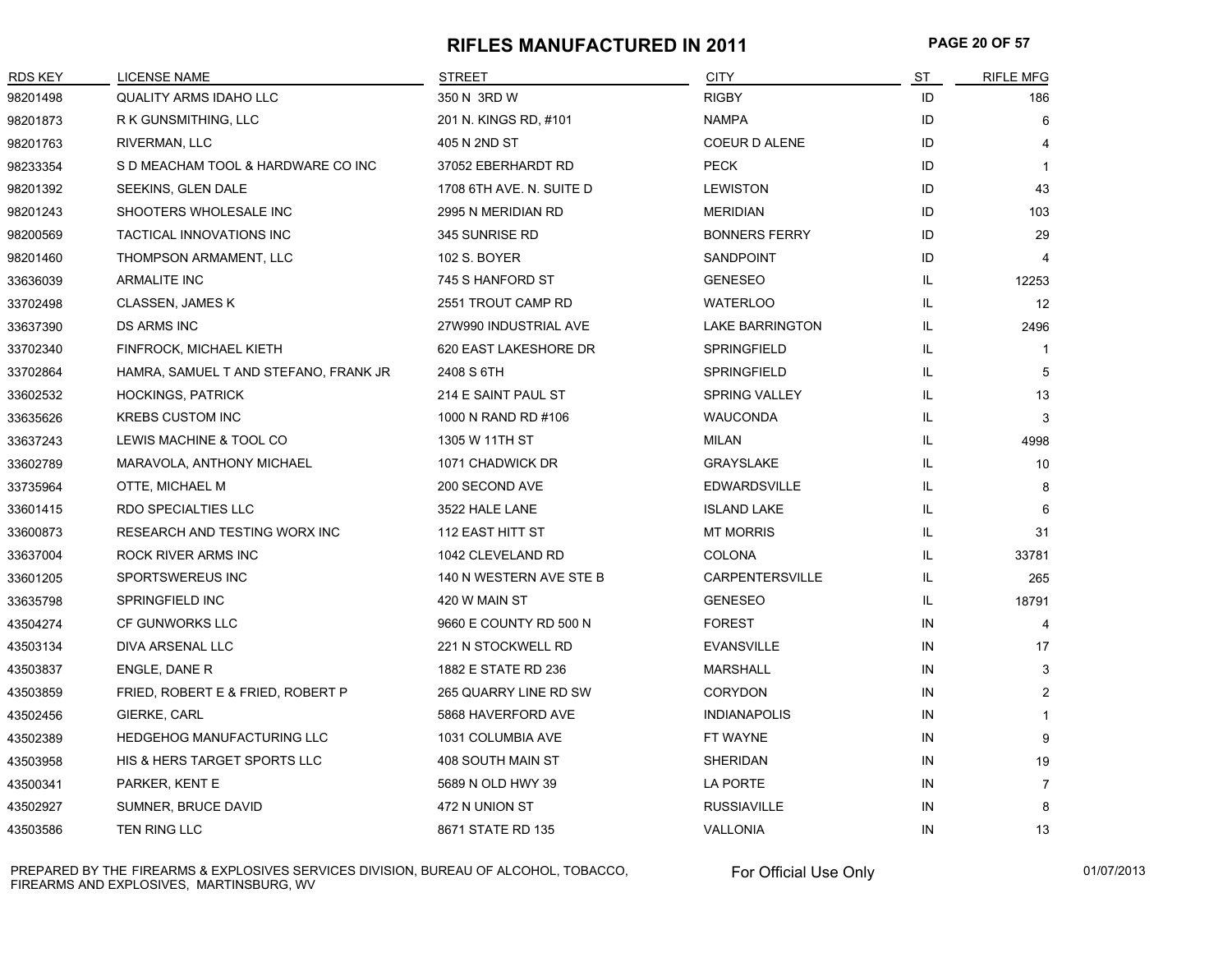# RIFLES MANUFACTURED IN 2011

| RDS KEY | LICENSE NAME | STREET | CITY | ST | RIFLE MFG |
|---|---|---|---|---|---|
| 98201498 | QUALITY ARMS IDAHO LLC | 350 N 3RD W | RIGBY | ID | 186 |
| 98201873 | R K GUNSMITHING, LLC | 201 N. KINGS RD, #101 | NAMPA | ID | 6 |
| 98201763 | RIVERMAN, LLC | 405 N 2ND ST | COEUR D ALENE | ID | 4 |
| 98233354 | S D MEACHAM TOOL & HARDWARE CO INC | 37052 EBERHARDT RD | PECK | ID | 1 |
| 98201392 | SEEKINS, GLEN DALE | 1708 6TH AVE. N. SUITE D | LEWISTON | ID | 43 |
| 98201243 | SHOOTERS WHOLESALE INC | 2995 N MERIDIAN RD | MERIDIAN | ID | 103 |
| 98200569 | TACTICAL INNOVATIONS INC | 345 SUNRISE RD | BONNERS FERRY | ID | 29 |
| 98201460 | THOMPSON ARMAMENT, LLC | 102 S. BOYER | SANDPOINT | ID | 4 |
| 33636039 | ARMALITE INC | 745 S HANFORD ST | GENESEO | IL | 12253 |
| 33702498 | CLASSEN, JAMES K | 2551 TROUT CAMP RD | WATERLOO | IL | 12 |
| 33637390 | DS ARMS INC | 27W990 INDUSTRIAL AVE | LAKE BARRINGTON | IL | 2496 |
| 33702340 | FINFROCK, MICHAEL KIETH | 620 EAST LAKESHORE DR | SPRINGFIELD | IL | 1 |
| 33702864 | HAMRA, SAMUEL T AND STEFANO, FRANK JR | 2408 S 6TH | SPRINGFIELD | IL | 5 |
| 33602532 | HOCKINGS, PATRICK | 214 E SAINT PAUL ST | SPRING VALLEY | IL | 13 |
| 33635626 | KREBS CUSTOM INC | 1000 N RAND RD #106 | WAUCONDA | IL | 3 |
| 33637243 | LEWIS MACHINE & TOOL CO | 1305 W 11TH ST | MILAN | IL | 4998 |
| 33602789 | MARAVOLA, ANTHONY MICHAEL | 1071 CHADWICK DR | GRAYSLAKE | IL | 10 |
| 33735964 | OTTE, MICHAEL M | 200 SECOND AVE | EDWARDSVILLE | IL | 8 |
| 33601415 | RDO SPECIALTIES LLC | 3522 HALE LANE | ISLAND LAKE | IL | 6 |
| 33600873 | RESEARCH AND TESTING WORX INC | 112 EAST HITT ST | MT MORRIS | IL | 31 |
| 33637004 | ROCK RIVER ARMS INC | 1042 CLEVELAND RD | COLONA | IL | 33781 |
| 33601205 | SPORTSWEREUS INC | 140 N WESTERN AVE STE B | CARPENTERSVILLE | IL | 265 |
| 33635798 | SPRINGFIELD INC | 420 W MAIN ST | GENESEO | IL | 18791 |
| 43504274 | CF GUNWORKS LLC | 9660 E COUNTY RD 500 N | FOREST | IN | 4 |
| 43503134 | DIVA ARSENAL LLC | 221 N STOCKWELL RD | EVANSVILLE | IN | 17 |
| 43503837 | ENGLE, DANE R | 1882 E STATE RD 236 | MARSHALL | IN | 3 |
| 43503859 | FRIED, ROBERT E & FRIED, ROBERT P | 265 QUARRY LINE RD SW | CORYDON | IN | 2 |
| 43502456 | GIERKE, CARL | 5868 HAVERFORD AVE | INDIANAPOLIS | IN | 1 |
| 43502389 | HEDGEHOG MANUFACTURING LLC | 1031 COLUMBIA AVE | FT WAYNE | IN | 9 |
| 43503958 | HIS & HERS TARGET SPORTS LLC | 408 SOUTH MAIN ST | SHERIDAN | IN | 19 |
| 43500341 | PARKER, KENT E | 5689 N OLD HWY 39 | LA PORTE | IN | 7 |
| 43502927 | SUMNER, BRUCE DAVID | 472 N UNION ST | RUSSIAVILLE | IN | 8 |
| 43503586 | TEN RING LLC | 8671 STATE RD 135 | VALLONIA | IN | 13 |

PREPARED BY THE FIREARMS & EXPLOSIVES SERVICES DIVISION, BUREAU OF ALCOHOL, TOBACCO, FIREARMS AND EXPLOSIVES, MARTINSBURG, WV

For Official Use Only

01/07/2013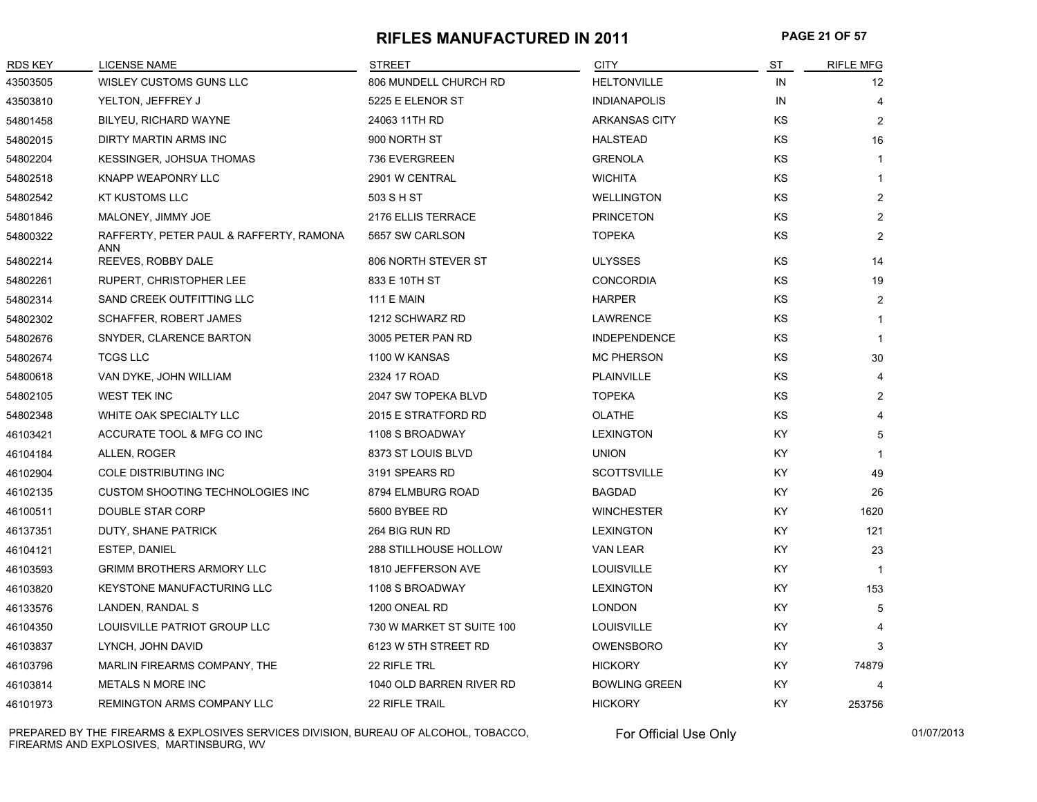# RIFLES MANUFACTURED IN 2011

| RDS KEY | LICENSE NAME | STREET | CITY | ST | RIFLE MFG |
|---|---|---|---|---|---|
| 43503505 | WISLEY CUSTOMS GUNS LLC | 806 MUNDELL CHURCH RD | HELTONVILLE | IN | 12 |
| 43503810 | YELTON, JEFFREY J | 5225 E ELENOR ST | INDIANAPOLIS | IN | 4 |
| 54801458 | BILYEU, RICHARD WAYNE | 24063 11TH RD | ARKANSAS CITY | KS | 2 |
| 54802015 | DIRTY MARTIN ARMS INC | 900 NORTH ST | HALSTEAD | KS | 16 |
| 54802204 | KESSINGER, JOHSUA THOMAS | 736 EVERGREEN | GRENOLA | KS | 1 |
| 54802518 | KNAPP WEAPONRY LLC | 2901 W CENTRAL | WICHITA | KS | 1 |
| 54802542 | KT KUSTOMS LLC | 503 S H ST | WELLINGTON | KS | 2 |
| 54801846 | MALONEY, JIMMY JOE | 2176 ELLIS TERRACE | PRINCETON | KS | 2 |
| 54800322 | RAFFERTY, PETER PAUL & RAFFERTY, RAMONA ANN | 5657 SW CARLSON | TOPEKA | KS | 2 |
| 54802214 | REEVES, ROBBY DALE | 806 NORTH STEVER ST | ULYSSES | KS | 14 |
| 54802261 | RUPERT, CHRISTOPHER LEE | 833 E 10TH ST | CONCORDIA | KS | 19 |
| 54802314 | SAND CREEK OUTFITTING LLC | 111 E MAIN | HARPER | KS | 2 |
| 54802302 | SCHAFFER, ROBERT JAMES | 1212 SCHWARZ RD | LAWRENCE | KS | 1 |
| 54802676 | SNYDER, CLARENCE BARTON | 3005 PETER PAN RD | INDEPENDENCE | KS | 1 |
| 54802674 | TCGS LLC | 1100 W KANSAS | MC PHERSON | KS | 30 |
| 54800618 | VAN DYKE, JOHN WILLIAM | 2324 17 ROAD | PLAINVILLE | KS | 4 |
| 54802105 | WEST TEK INC | 2047 SW TOPEKA BLVD | TOPEKA | KS | 2 |
| 54802348 | WHITE OAK SPECIALTY LLC | 2015 E STRATFORD RD | OLATHE | KS | 4 |
| 46103421 | ACCURATE TOOL & MFG CO INC | 1108 S BROADWAY | LEXINGTON | KY | 5 |
| 46104184 | ALLEN, ROGER | 8373 ST LOUIS BLVD | UNION | KY | 1 |
| 46102904 | COLE DISTRIBUTING INC | 3191 SPEARS RD | SCOTTSVILLE | KY | 49 |
| 46102135 | CUSTOM SHOOTING TECHNOLOGIES INC | 8794 ELMBURG ROAD | BAGDAD | KY | 26 |
| 46100511 | DOUBLE STAR CORP | 5600 BYBEE RD | WINCHESTER | KY | 1620 |
| 46137351 | DUTY, SHANE PATRICK | 264 BIG RUN RD | LEXINGTON | KY | 121 |
| 46104121 | ESTEP, DANIEL | 288 STILLHOUSE HOLLOW | VAN LEAR | KY | 23 |
| 46103593 | GRIMM BROTHERS ARMORY LLC | 1810 JEFFERSON AVE | LOUISVILLE | KY | 1 |
| 46103820 | KEYSTONE MANUFACTURING LLC | 1108 S BROADWAY | LEXINGTON | KY | 153 |
| 46133576 | LANDEN, RANDAL S | 1200 ONEAL RD | LONDON | KY | 5 |
| 46104350 | LOUISVILLE PATRIOT GROUP LLC | 730 W MARKET ST SUITE 100 | LOUISVILLE | KY | 4 |
| 46103837 | LYNCH, JOHN DAVID | 6123 W 5TH STREET RD | OWENSBORO | KY | 3 |
| 46103796 | MARLIN FIREARMS COMPANY, THE | 22 RIFLE TRL | HICKORY | KY | 74879 |
| 46103814 | METALS N MORE INC | 1040 OLD BARREN RIVER RD | BOWLING GREEN | KY | 4 |
| 46101973 | REMINGTON ARMS COMPANY LLC | 22 RIFLE TRAIL | HICKORY | KY | 253756 |

PREPARED BY THE FIREARMS & EXPLOSIVES SERVICES DIVISION, BUREAU OF ALCOHOL, TOBACCO, FIREARMS AND EXPLOSIVES, MARTINSBURG, WV

For Official Use Only

01/07/2013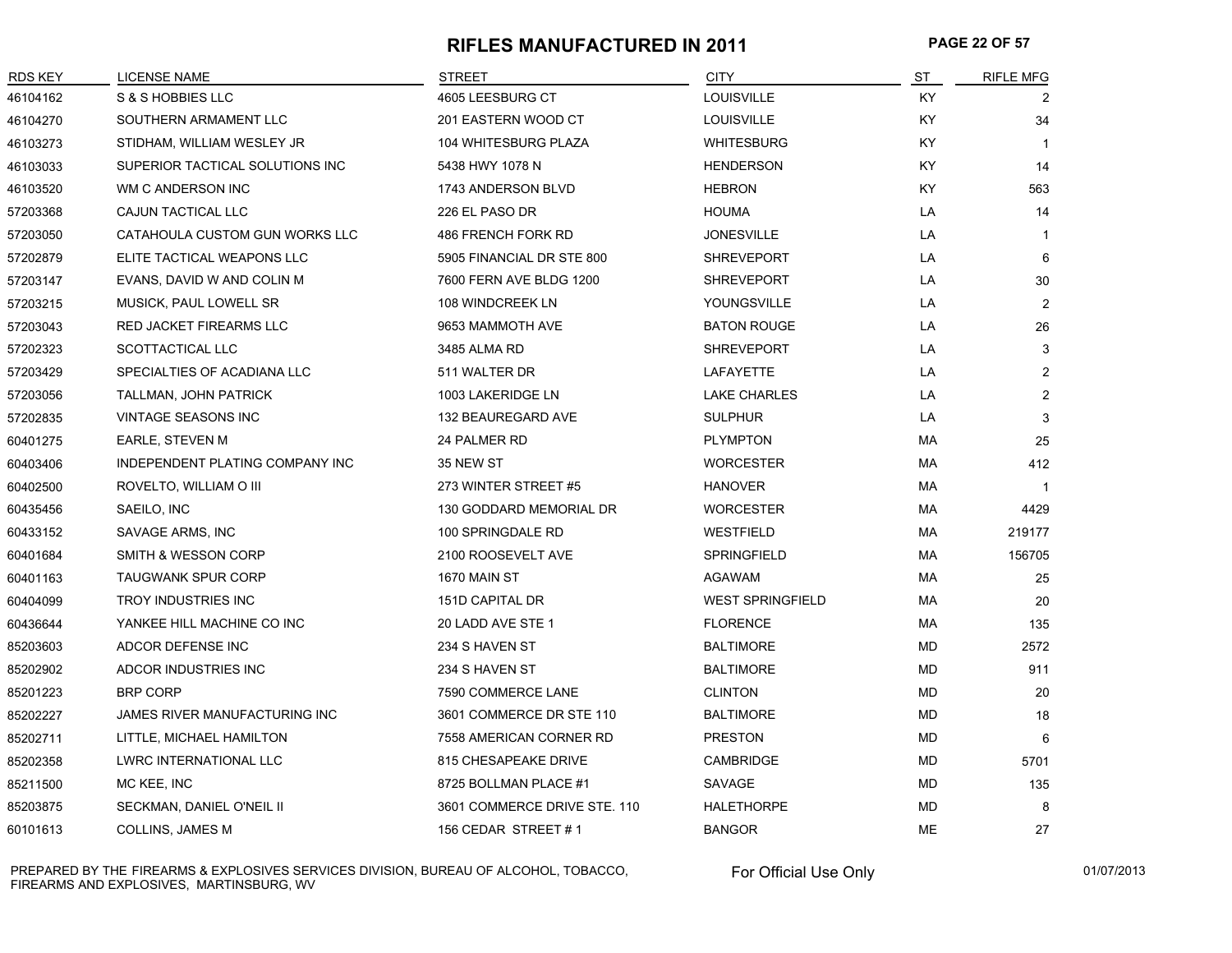# RIFLES MANUFACTURED IN 2011

| RDS KEY | LICENSE NAME | STREET | CITY | ST | RIFLE MFG |
|---|---|---|---|---|---|
| 46104162 | S & S HOBBIES LLC | 4605 LEESBURG CT | LOUISVILLE | KY | 2 |
| 46104270 | SOUTHERN ARMAMENT LLC | 201 EASTERN WOOD CT | LOUISVILLE | KY | 34 |
| 46103273 | STIDHAM, WILLIAM WESLEY JR | 104 WHITESBURG PLAZA | WHITESBURG | KY | 1 |
| 46103033 | SUPERIOR TACTICAL SOLUTIONS INC | 5438 HWY 1078 N | HENDERSON | KY | 14 |
| 46103520 | WM C ANDERSON INC | 1743 ANDERSON BLVD | HEBRON | KY | 563 |
| 57203368 | CAJUN TACTICAL LLC | 226 EL PASO DR | HOUMA | LA | 14 |
| 57203050 | CATAHOULA CUSTOM GUN WORKS LLC | 486 FRENCH FORK RD | JONESVILLE | LA | 1 |
| 57202879 | ELITE TACTICAL WEAPONS LLC | 5905 FINANCIAL DR STE 800 | SHREVEPORT | LA | 6 |
| 57203147 | EVANS, DAVID W AND COLIN M | 7600 FERN AVE BLDG 1200 | SHREVEPORT | LA | 30 |
| 57203215 | MUSICK, PAUL LOWELL SR | 108 WINDCREEK LN | YOUNGSVILLE | LA | 2 |
| 57203043 | RED JACKET FIREARMS LLC | 9653 MAMMOTH AVE | BATON ROUGE | LA | 26 |
| 57202323 | SCOTTACTICAL LLC | 3485 ALMA RD | SHREVEPORT | LA | 3 |
| 57203429 | SPECIALTIES OF ACADIANA LLC | 511 WALTER DR | LAFAYETTE | LA | 2 |
| 57203056 | TALLMAN, JOHN PATRICK | 1003 LAKERIDGE LN | LAKE CHARLES | LA | 2 |
| 57202835 | VINTAGE SEASONS INC | 132 BEAUREGARD AVE | SULPHUR | LA | 3 |
| 60401275 | EARLE, STEVEN M | 24 PALMER RD | PLYMPTON | MA | 25 |
| 60403406 | INDEPENDENT PLATING COMPANY INC | 35 NEW ST | WORCESTER | MA | 412 |
| 60402500 | ROVELTO, WILLIAM O III | 273 WINTER STREET #5 | HANOVER | MA | 1 |
| 60435456 | SAEILO, INC | 130 GODDARD MEMORIAL DR | WORCESTER | MA | 4429 |
| 60433152 | SAVAGE ARMS, INC | 100 SPRINGDALE RD | WESTFIELD | MA | 219177 |
| 60401684 | SMITH & WESSON CORP | 2100 ROOSEVELT AVE | SPRINGFIELD | MA | 156705 |
| 60401163 | TAUGWANK SPUR CORP | 1670 MAIN ST | AGAWAM | MA | 25 |
| 60404099 | TROY INDUSTRIES INC | 151D CAPITAL DR | WEST SPRINGFIELD | MA | 20 |
| 60436644 | YANKEE HILL MACHINE CO INC | 20 LADD AVE STE 1 | FLORENCE | MA | 135 |
| 85203603 | ADCOR DEFENSE INC | 234 S HAVEN ST | BALTIMORE | MD | 2572 |
| 85202902 | ADCOR INDUSTRIES INC | 234 S HAVEN ST | BALTIMORE | MD | 911 |
| 85201223 | BRP CORP | 7590 COMMERCE LANE | CLINTON | MD | 20 |
| 85202227 | JAMES RIVER MANUFACTURING INC | 3601 COMMERCE DR STE 110 | BALTIMORE | MD | 18 |
| 85202711 | LITTLE, MICHAEL HAMILTON | 7558 AMERICAN CORNER RD | PRESTON | MD | 6 |
| 85202358 | LWRC INTERNATIONAL LLC | 815 CHESAPEAKE DRIVE | CAMBRIDGE | MD | 5701 |
| 85211500 | MC KEE, INC | 8725 BOLLMAN PLACE #1 | SAVAGE | MD | 135 |
| 85203875 | SECKMAN, DANIEL O'NEIL II | 3601 COMMERCE DRIVE STE. 110 | HALETHORPE | MD | 8 |
| 60101613 | COLLINS, JAMES M | 156 CEDAR STREET # 1 | BANGOR | ME | 27 |

PREPARED BY THE FIREARMS & EXPLOSIVES SERVICES DIVISION, BUREAU OF ALCOHOL, TOBACCO, FIREARMS AND EXPLOSIVES, MARTINSBURG, WV

For Official Use Only

01/07/2013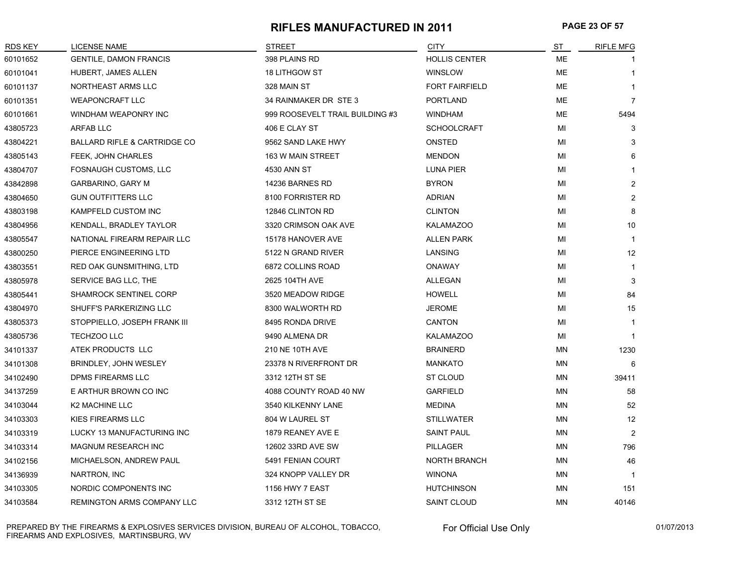# RIFLES MANUFACTURED IN 2011

| RDS KEY | LICENSE NAME | STREET | CITY | ST | RIFLE MFG |
|---|---|---|---|---|---|
| 60101652 | GENTILE, DAMON FRANCIS | 398 PLAINS RD | HOLLIS CENTER | ME | 1 |
| 60101041 | HUBERT, JAMES ALLEN | 18 LITHGOW ST | WINSLOW | ME | 1 |
| 60101137 | NORTHEAST ARMS LLC | 328 MAIN ST | FORT FAIRFIELD | ME | 1 |
| 60101351 | WEAPONCRAFT LLC | 34 RAINMAKER DR STE 3 | PORTLAND | ME | 7 |
| 60101661 | WINDHAM WEAPONRY INC | 999 ROOSEVELT TRAIL BUILDING #3 | WINDHAM | ME | 5494 |
| 43805723 | ARFAB LLC | 406 E CLAY ST | SCHOOLCRAFT | MI | 3 |
| 43804221 | BALLARD RIFLE & CARTRIDGE CO | 9562 SAND LAKE HWY | ONSTED | MI | 3 |
| 43805143 | FEEK, JOHN CHARLES | 163 W MAIN STREET | MENDON | MI | 6 |
| 43804707 | FOSNAUGH CUSTOMS, LLC | 4530 ANN ST | LUNA PIER | MI | 1 |
| 43842898 | GARBARINO, GARY M | 14236 BARNES RD | BYRON | MI | 2 |
| 43804650 | GUN OUTFITTERS LLC | 8100 FORRISTER RD | ADRIAN | MI | 2 |
| 43803198 | KAMPFELD CUSTOM INC | 12846 CLINTON RD | CLINTON | MI | 8 |
| 43804956 | KENDALL, BRADLEY TAYLOR | 3320 CRIMSON OAK AVE | KALAMAZOO | MI | 10 |
| 43805547 | NATIONAL FIREARM REPAIR LLC | 15178 HANOVER AVE | ALLEN PARK | MI | 1 |
| 43800250 | PIERCE ENGINEERING LTD | 5122 N GRAND RIVER | LANSING | MI | 12 |
| 43803551 | RED OAK GUNSMITHING, LTD | 6872 COLLINS ROAD | ONAWAY | MI | 1 |
| 43805978 | SERVICE BAG LLC, THE | 2625 104TH AVE | ALLEGAN | MI | 3 |
| 43805441 | SHAMROCK SENTINEL CORP | 3520 MEADOW RIDGE | HOWELL | MI | 84 |
| 43804970 | SHUFF'S PARKERIZING LLC | 8300 WALWORTH RD | JEROME | MI | 15 |
| 43805373 | STOPPIELLO, JOSEPH FRANK III | 8495 RONDA DRIVE | CANTON | MI | 1 |
| 43805736 | TECHZOO LLC | 9490 ALMENA DR | KALAMAZOO | MI | 1 |
| 34101337 | ATEK PRODUCTS LLC | 210 NE 10TH AVE | BRAINERD | MN | 1230 |
| 34101308 | BRINDLEY, JOHN WESLEY | 23378 N RIVERFRONT DR | MANKATO | MN | 6 |
| 34102490 | DPMS FIREARMS LLC | 3312 12TH ST SE | ST CLOUD | MN | 39411 |
| 34137259 | E ARTHUR BROWN CO INC | 4088 COUNTY ROAD 40 NW | GARFIELD | MN | 58 |
| 34103044 | K2 MACHINE LLC | 3540 KILKENNY LANE | MEDINA | MN | 52 |
| 34103303 | KIES FIREARMS LLC | 804 W LAUREL ST | STILLWATER | MN | 12 |
| 34103319 | LUCKY 13 MANUFACTURING INC | 1879 REANEY AVE E | SAINT PAUL | MN | 2 |
| 34103314 | MAGNUM RESEARCH INC | 12602 33RD AVE SW | PILLAGER | MN | 796 |
| 34102156 | MICHAELSON, ANDREW PAUL | 5491 FENIAN COURT | NORTH BRANCH | MN | 46 |
| 34136939 | NARTRON, INC | 324 KNOPP VALLEY DR | WINONA | MN | 1 |
| 34103305 | NORDIC COMPONENTS INC | 1156 HWY 7 EAST | HUTCHINSON | MN | 151 |
| 34103584 | REMINGTON ARMS COMPANY LLC | 3312 12TH ST SE | SAINT CLOUD | MN | 40146 |

PREPARED BY THE FIREARMS & EXPLOSIVES SERVICES DIVISION, BUREAU OF ALCOHOL, TOBACCO, FIREARMS AND EXPLOSIVES, MARTINSBURG, WV

For Official Use Only

01/07/2013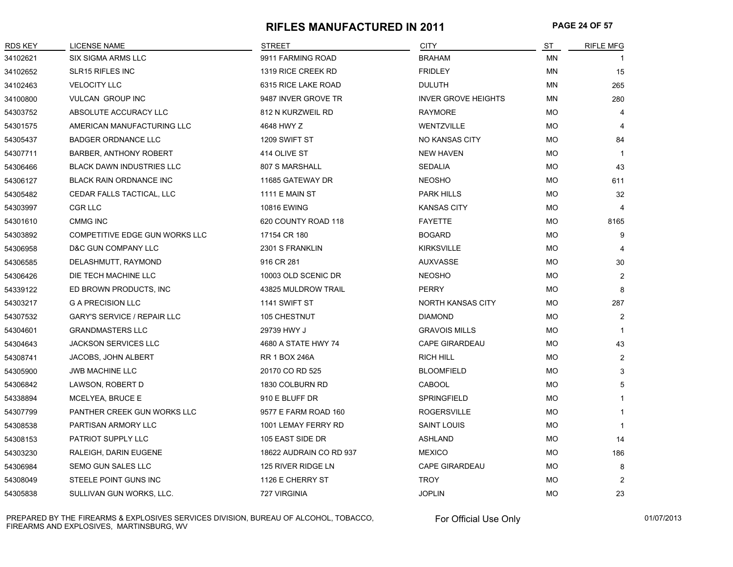# RIFLES MANUFACTURED IN 2011

| RDS KEY | LICENSE NAME | STREET | CITY | ST | RIFLE MFG |
|---|---|---|---|---|---|
| 34102621 | SIX SIGMA ARMS LLC | 9911 FARMING ROAD | BRAHAM | MN | 1 |
| 34102652 | SLR15 RIFLES INC | 1319 RICE CREEK RD | FRIDLEY | MN | 15 |
| 34102463 | VELOCITY LLC | 6315 RICE LAKE ROAD | DULUTH | MN | 265 |
| 34100800 | VULCAN GROUP INC | 9487 INVER GROVE TR | INVER GROVE HEIGHTS | MN | 280 |
| 54303752 | ABSOLUTE ACCURACY LLC | 812 N KURZWEIL RD | RAYMORE | MO | 4 |
| 54301575 | AMERICAN MANUFACTURING LLC | 4648 HWY Z | WENTZVILLE | MO | 4 |
| 54305437 | BADGER ORDNANCE LLC | 1209 SWIFT ST | NO KANSAS CITY | MO | 84 |
| 54307711 | BARBER, ANTHONY ROBERT | 414 OLIVE ST | NEW HAVEN | MO | 1 |
| 54306466 | BLACK DAWN INDUSTRIES LLC | 807 S MARSHALL | SEDALIA | MO | 43 |
| 54306127 | BLACK RAIN ORDNANCE INC | 11685 GATEWAY DR | NEOSHO | MO | 611 |
| 54305482 | CEDAR FALLS TACTICAL, LLC | 1111 E MAIN ST | PARK HILLS | MO | 32 |
| 54303997 | CGR LLC | 10816 EWING | KANSAS CITY | MO | 4 |
| 54301610 | CMMG INC | 620 COUNTY ROAD 118 | FAYETTE | MO | 8165 |
| 54303892 | COMPETITIVE EDGE GUN WORKS LLC | 17154 CR 180 | BOGARD | MO | 9 |
| 54306958 | D&C GUN COMPANY LLC | 2301 S FRANKLIN | KIRKSVILLE | MO | 4 |
| 54306585 | DELASHMUTT, RAYMOND | 916 CR 281 | AUXVASSE | MO | 30 |
| 54306426 | DIE TECH MACHINE LLC | 10003 OLD SCENIC DR | NEOSHO | MO | 2 |
| 54339122 | ED BROWN PRODUCTS, INC | 43825 MULDROW TRAIL | PERRY | MO | 8 |
| 54303217 | G A PRECISION LLC | 1141 SWIFT ST | NORTH KANSAS CITY | MO | 287 |
| 54307532 | GARY'S SERVICE / REPAIR LLC | 105 CHESTNUT | DIAMOND | MO | 2 |
| 54304601 | GRANDMASTERS LLC | 29739 HWY J | GRAVOIS MILLS | MO | 1 |
| 54304643 | JACKSON SERVICES LLC | 4680 A STATE HWY 74 | CAPE GIRARDEAU | MO | 43 |
| 54308741 | JACOBS, JOHN ALBERT | RR 1 BOX 246A | RICH HILL | MO | 2 |
| 54305900 | JWB MACHINE LLC | 20170 CO RD 525 | BLOOMFIELD | MO | 3 |
| 54306842 | LAWSON, ROBERT D | 1830 COLBURN RD | CABOOL | MO | 5 |
| 54338894 | MCELYEA, BRUCE E | 910 E BLUFF DR | SPRINGFIELD | MO | 1 |
| 54307799 | PANTHER CREEK GUN WORKS LLC | 9577 E FARM ROAD 160 | ROGERSVILLE | MO | 1 |
| 54308538 | PARTISAN ARMORY LLC | 1001 LEMAY FERRY RD | SAINT LOUIS | MO | 1 |
| 54308153 | PATRIOT SUPPLY LLC | 105 EAST SIDE DR | ASHLAND | MO | 14 |
| 54303230 | RALEIGH, DARIN EUGENE | 18622 AUDRAIN CO RD 937 | MEXICO | MO | 186 |
| 54306984 | SEMO GUN SALES LLC | 125 RIVER RIDGE LN | CAPE GIRARDEAU | MO | 8 |
| 54308049 | STEELE POINT GUNS INC | 1126 E CHERRY ST | TROY | MO | 2 |
| 54305838 | SULLIVAN GUN WORKS, LLC. | 727 VIRGINIA | JOPLIN | MO | 23 |

PREPARED BY THE FIREARMS & EXPLOSIVES SERVICES DIVISION, BUREAU OF ALCOHOL, TOBACCO, FIREARMS AND EXPLOSIVES, MARTINSBURG, WV

For Official Use Only

01/07/2013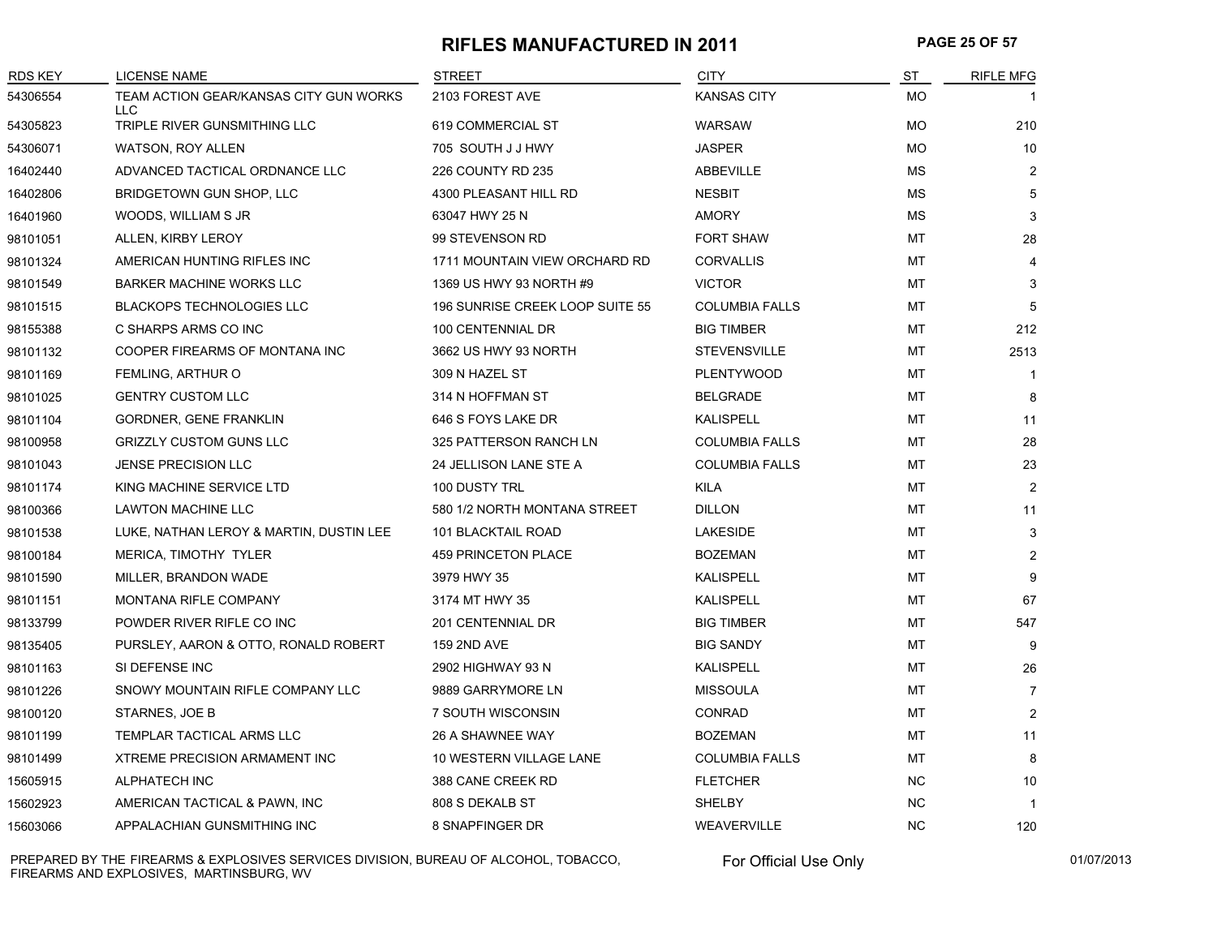# RIFLES MANUFACTURED IN 2011

| RDS KEY | LICENSE NAME | STREET | CITY | ST | RIFLE MFG |
|---|---|---|---|---|---|
| 54306554 | TEAM ACTION GEAR/KANSAS CITY GUN WORKS LLC | 2103 FOREST AVE | KANSAS CITY | MO | 1 |
| 54305823 | TRIPLE RIVER GUNSMITHING LLC | 619 COMMERCIAL ST | WARSAW | MO | 210 |
| 54306071 | WATSON, ROY ALLEN | 705 SOUTH J J HWY | JASPER | MO | 10 |
| 16402440 | ADVANCED TACTICAL ORDNANCE LLC | 226 COUNTY RD 235 | ABBEVILLE | MS | 2 |
| 16402806 | BRIDGETOWN GUN SHOP, LLC | 4300 PLEASANT HILL RD | NESBIT | MS | 5 |
| 16401960 | WOODS, WILLIAM S JR | 63047 HWY 25 N | AMORY | MS | 3 |
| 98101051 | ALLEN, KIRBY LEROY | 99 STEVENSON RD | FORT SHAW | MT | 28 |
| 98101324 | AMERICAN HUNTING RIFLES INC | 1711 MOUNTAIN VIEW ORCHARD RD | CORVALLIS | MT | 4 |
| 98101549 | BARKER MACHINE WORKS LLC | 1369 US HWY 93 NORTH #9 | VICTOR | MT | 3 |
| 98101515 | BLACKOPS TECHNOLOGIES LLC | 196 SUNRISE CREEK LOOP SUITE 55 | COLUMBIA FALLS | MT | 5 |
| 98155388 | C SHARPS ARMS CO INC | 100 CENTENNIAL DR | BIG TIMBER | MT | 212 |
| 98101132 | COOPER FIREARMS OF MONTANA INC | 3662 US HWY 93 NORTH | STEVENSVILLE | MT | 2513 |
| 98101169 | FEMLING, ARTHUR O | 309 N HAZEL ST | PLENTYWOOD | MT | 1 |
| 98101025 | GENTRY CUSTOM LLC | 314 N HOFFMAN ST | BELGRADE | MT | 8 |
| 98101104 | GORDNER, GENE FRANKLIN | 646 S FOYS LAKE DR | KALISPELL | MT | 11 |
| 98100958 | GRIZZLY CUSTOM GUNS LLC | 325 PATTERSON RANCH LN | COLUMBIA FALLS | MT | 28 |
| 98101043 | JENSE PRECISION LLC | 24 JELLISON LANE STE A | COLUMBIA FALLS | MT | 23 |
| 98101174 | KING MACHINE SERVICE LTD | 100 DUSTY TRL | KILA | MT | 2 |
| 98100366 | LAWTON MACHINE LLC | 580 1/2 NORTH MONTANA STREET | DILLON | MT | 11 |
| 98101538 | LUKE, NATHAN LEROY & MARTIN, DUSTIN LEE | 101 BLACKTAIL ROAD | LAKESIDE | MT | 3 |
| 98100184 | MERICA, TIMOTHY TYLER | 459 PRINCETON PLACE | BOZEMAN | MT | 2 |
| 98101590 | MILLER, BRANDON WADE | 3979 HWY 35 | KALISPELL | MT | 9 |
| 98101151 | MONTANA RIFLE COMPANY | 3174 MT HWY 35 | KALISPELL | MT | 67 |
| 98133799 | POWDER RIVER RIFLE CO INC | 201 CENTENNIAL DR | BIG TIMBER | MT | 547 |
| 98135405 | PURSLEY, AARON & OTTO, RONALD ROBERT | 159 2ND AVE | BIG SANDY | MT | 9 |
| 98101163 | SI DEFENSE INC | 2902 HIGHWAY 93 N | KALISPELL | MT | 26 |
| 98101226 | SNOWY MOUNTAIN RIFLE COMPANY LLC | 9889 GARRYMORE LN | MISSOULA | MT | 7 |
| 98100120 | STARNES, JOE B | 7 SOUTH WISCONSIN | CONRAD | MT | 2 |
| 98101199 | TEMPLAR TACTICAL ARMS LLC | 26 A SHAWNEE WAY | BOZEMAN | MT | 11 |
| 98101499 | XTREME PRECISION ARMAMENT INC | 10 WESTERN VILLAGE LANE | COLUMBIA FALLS | MT | 8 |
| 15605915 | ALPHATECH INC | 388 CANE CREEK RD | FLETCHER | NC | 10 |
| 15602923 | AMERICAN TACTICAL & PAWN, INC | 808 S DEKALB ST | SHELBY | NC | 1 |
| 15603066 | APPALACHIAN GUNSMITHING INC | 8 SNAPFINGER DR | WEAVERVILLE | NC | 120 |

PREPARED BY THE FIREARMS & EXPLOSIVES SERVICES DIVISION, BUREAU OF ALCOHOL, TOBACCO, FIREARMS AND EXPLOSIVES, MARTINSBURG, WV

For Official Use Only

01/07/2013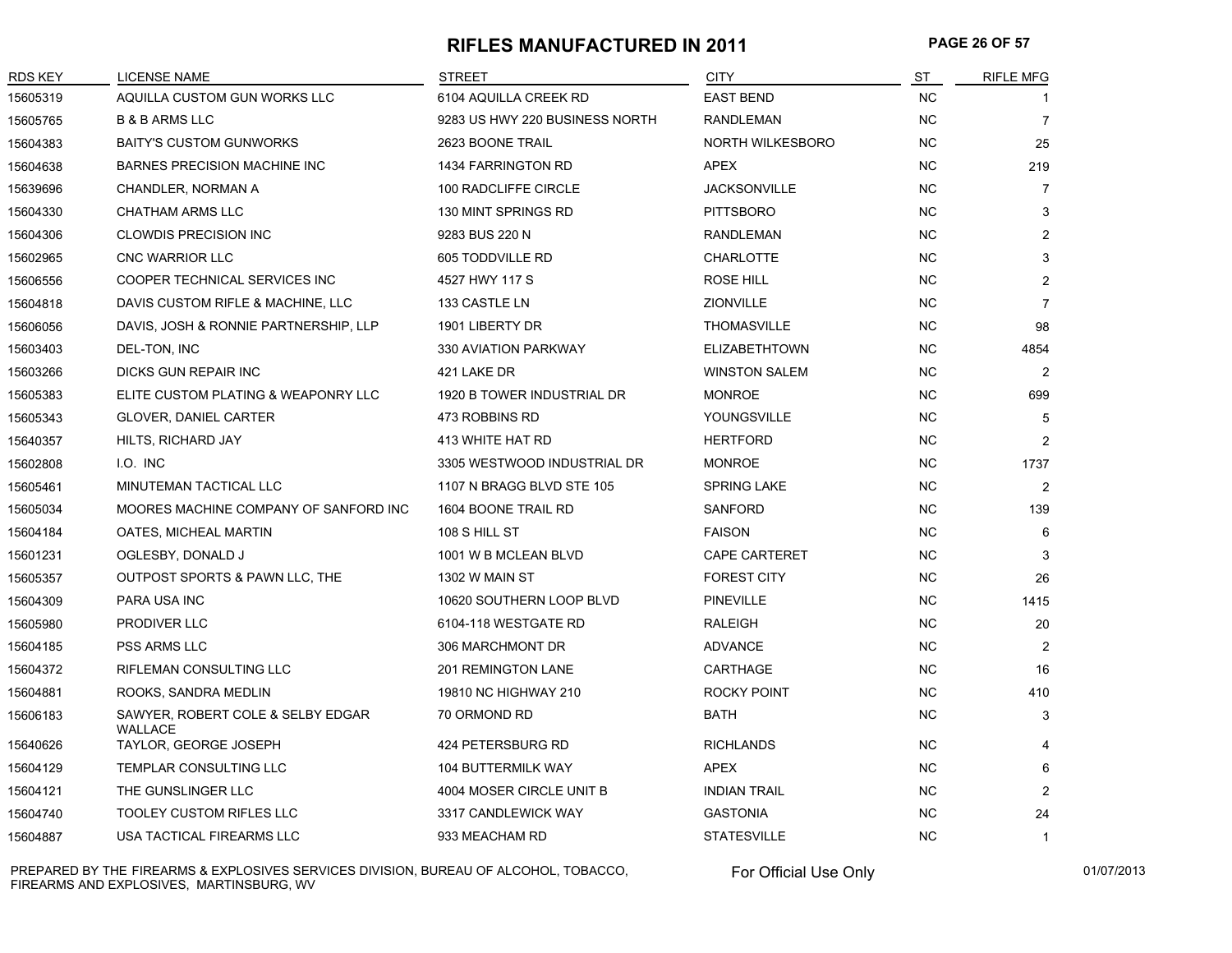# RIFLES MANUFACTURED IN 2011

| RDS KEY | LICENSE NAME | STREET | CITY | ST | RIFLE MFG |
|---|---|---|---|---|---|
| 15605319 | AQUILLA CUSTOM GUN WORKS LLC | 6104 AQUILLA CREEK RD | EAST BEND | NC | 1 |
| 15605765 | B & B ARMS LLC | 9283 US HWY 220 BUSINESS NORTH | RANDLEMAN | NC | 7 |
| 15604383 | BAITY'S CUSTOM GUNWORKS | 2623 BOONE TRAIL | NORTH WILKESBORO | NC | 25 |
| 15604638 | BARNES PRECISION MACHINE INC | 1434 FARRINGTON RD | APEX | NC | 219 |
| 15639696 | CHANDLER, NORMAN A | 100 RADCLIFFE CIRCLE | JACKSONVILLE | NC | 7 |
| 15604330 | CHATHAM ARMS LLC | 130 MINT SPRINGS RD | PITTSBORO | NC | 3 |
| 15604306 | CLOWDIS PRECISION INC | 9283 BUS 220 N | RANDLEMAN | NC | 2 |
| 15602965 | CNC WARRIOR LLC | 605 TODDVILLE RD | CHARLOTTE | NC | 3 |
| 15606556 | COOPER TECHNICAL SERVICES INC | 4527 HWY 117 S | ROSE HILL | NC | 2 |
| 15604818 | DAVIS CUSTOM RIFLE & MACHINE, LLC | 133 CASTLE LN | ZIONVILLE | NC | 7 |
| 15606056 | DAVIS, JOSH & RONNIE PARTNERSHIP, LLP | 1901 LIBERTY DR | THOMASVILLE | NC | 98 |
| 15603403 | DEL-TON, INC | 330 AVIATION PARKWAY | ELIZABETHTOWN | NC | 4854 |
| 15603266 | DICKS GUN REPAIR INC | 421 LAKE DR | WINSTON SALEM | NC | 2 |
| 15605383 | ELITE CUSTOM PLATING & WEAPONRY LLC | 1920 B TOWER INDUSTRIAL DR | MONROE | NC | 699 |
| 15605343 | GLOVER, DANIEL CARTER | 473 ROBBINS RD | YOUNGSVILLE | NC | 5 |
| 15640357 | HILTS, RICHARD JAY | 413 WHITE HAT RD | HERTFORD | NC | 2 |
| 15602808 | I.O. INC | 3305 WESTWOOD INDUSTRIAL DR | MONROE | NC | 1737 |
| 15605461 | MINUTEMAN TACTICAL LLC | 1107 N BRAGG BLVD STE 105 | SPRING LAKE | NC | 2 |
| 15605034 | MOORES MACHINE COMPANY OF SANFORD INC | 1604 BOONE TRAIL RD | SANFORD | NC | 139 |
| 15604184 | OATES, MICHEAL MARTIN | 108 S HILL ST | FAISON | NC | 6 |
| 15601231 | OGLESBY, DONALD J | 1001 W B MCLEAN BLVD | CAPE CARTERET | NC | 3 |
| 15605357 | OUTPOST SPORTS & PAWN LLC, THE | 1302 W MAIN ST | FOREST CITY | NC | 26 |
| 15604309 | PARA USA INC | 10620 SOUTHERN LOOP BLVD | PINEVILLE | NC | 1415 |
| 15605980 | PRODIVER LLC | 6104-118 WESTGATE RD | RALEIGH | NC | 20 |
| 15604185 | PSS ARMS LLC | 306 MARCHMONT DR | ADVANCE | NC | 2 |
| 15604372 | RIFLEMAN CONSULTING LLC | 201 REMINGTON LANE | CARTHAGE | NC | 16 |
| 15604881 | ROOKS, SANDRA MEDLIN | 19810 NC HIGHWAY 210 | ROCKY POINT | NC | 410 |
| 15606183 | SAWYER, ROBERT COLE & SELBY EDGAR WALLACE | 70 ORMOND RD | BATH | NC | 3 |
| 15640626 | TAYLOR, GEORGE JOSEPH | 424 PETERSBURG RD | RICHLANDS | NC | 4 |
| 15604129 | TEMPLAR CONSULTING LLC | 104 BUTTERMILK WAY | APEX | NC | 6 |
| 15604121 | THE GUNSLINGER LLC | 4004 MOSER CIRCLE UNIT B | INDIAN TRAIL | NC | 2 |
| 15604740 | TOOLEY CUSTOM RIFLES LLC | 3317 CANDLEWICK WAY | GASTONIA | NC | 24 |
| 15604887 | USA TACTICAL FIREARMS LLC | 933 MEACHAM RD | STATESVILLE | NC | 1 |

PREPARED BY THE FIREARMS & EXPLOSIVES SERVICES DIVISION, BUREAU OF ALCOHOL, TOBACCO, FIREARMS AND EXPLOSIVES, MARTINSBURG, WV

For Official Use Only

01/07/2013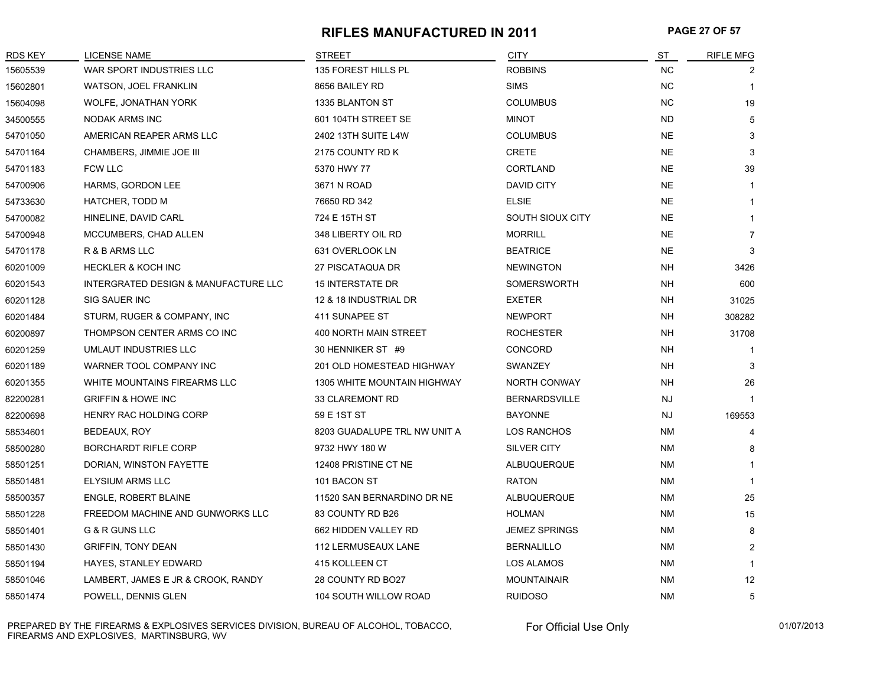# RIFLES MANUFACTURED IN 2011

| RDS KEY | LICENSE NAME | STREET | CITY | ST | RIFLE MFG |
|---|---|---|---|---|---|
| 15605539 | WAR SPORT INDUSTRIES LLC | 135 FOREST HILLS PL | ROBBINS | NC | 2 |
| 15602801 | WATSON, JOEL FRANKLIN | 8656 BAILEY RD | SIMS | NC | 1 |
| 15604098 | WOLFE, JONATHAN YORK | 1335 BLANTON ST | COLUMBUS | NC | 19 |
| 34500555 | NODAK ARMS INC | 601 104TH STREET SE | MINOT | ND | 5 |
| 54701050 | AMERICAN REAPER ARMS LLC | 2402 13TH SUITE L4W | COLUMBUS | NE | 3 |
| 54701164 | CHAMBERS, JIMMIE JOE III | 2175 COUNTY RD K | CRETE | NE | 3 |
| 54701183 | FCW LLC | 5370 HWY 77 | CORTLAND | NE | 39 |
| 54700906 | HARMS, GORDON LEE | 3671 N ROAD | DAVID CITY | NE | 1 |
| 54733630 | HATCHER, TODD M | 76650 RD 342 | ELSIE | NE | 1 |
| 54700082 | HINELINE, DAVID CARL | 724 E 15TH ST | SOUTH SIOUX CITY | NE | 1 |
| 54700948 | MCCUMBERS, CHAD ALLEN | 348 LIBERTY OIL RD | MORRILL | NE | 7 |
| 54701178 | R & B ARMS LLC | 631 OVERLOOK LN | BEATRICE | NE | 3 |
| 60201009 | HECKLER & KOCH INC | 27 PISCATAQUA DR | NEWINGTON | NH | 3426 |
| 60201543 | INTERGRATED DESIGN & MANUFACTURE LLC | 15 INTERSTATE DR | SOMERSWORTH | NH | 600 |
| 60201128 | SIG SAUER INC | 12 & 18 INDUSTRIAL DR | EXETER | NH | 31025 |
| 60201484 | STURM, RUGER & COMPANY, INC | 411 SUNAPEE ST | NEWPORT | NH | 308282 |
| 60200897 | THOMPSON CENTER ARMS CO INC | 400 NORTH MAIN STREET | ROCHESTER | NH | 31708 |
| 60201259 | UMLAUT INDUSTRIES LLC | 30 HENNIKER ST #9 | CONCORD | NH | 1 |
| 60201189 | WARNER TOOL COMPANY INC | 201 OLD HOMESTEAD HIGHWAY | SWANZEY | NH | 3 |
| 60201355 | WHITE MOUNTAINS FIREARMS LLC | 1305 WHITE MOUNTAIN HIGHWAY | NORTH CONWAY | NH | 26 |
| 82200281 | GRIFFIN & HOWE INC | 33 CLAREMONT RD | BERNARDSVILLE | NJ | 1 |
| 82200698 | HENRY RAC HOLDING CORP | 59 E 1ST ST | BAYONNE | NJ | 169553 |
| 58534601 | BEDEAUX, ROY | 8203 GUADALUPE TRL NW UNIT A | LOS RANCHOS | NM | 4 |
| 58500280 | BORCHARDT RIFLE CORP | 9732 HWY 180 W | SILVER CITY | NM | 8 |
| 58501251 | DORIAN, WINSTON FAYETTE | 12408 PRISTINE CT NE | ALBUQUERQUE | NM | 1 |
| 58501481 | ELYSIUM ARMS LLC | 101 BACON ST | RATON | NM | 1 |
| 58500357 | ENGLE, ROBERT BLAINE | 11520 SAN BERNARDINO DR NE | ALBUQUERQUE | NM | 25 |
| 58501228 | FREEDOM MACHINE AND GUNWORKS LLC | 83 COUNTY RD B26 | HOLMAN | NM | 15 |
| 58501401 | G & R GUNS LLC | 662 HIDDEN VALLEY RD | JEMEZ SPRINGS | NM | 8 |
| 58501430 | GRIFFIN, TONY DEAN | 112 LERMUSEAUX LANE | BERNALILLO | NM | 2 |
| 58501194 | HAYES, STANLEY EDWARD | 415 KOLLEEN CT | LOS ALAMOS | NM | 1 |
| 58501046 | LAMBERT, JAMES E JR & CROOK, RANDY | 28 COUNTY RD BO27 | MOUNTAINAIR | NM | 12 |
| 58501474 | POWELL, DENNIS GLEN | 104 SOUTH WILLOW ROAD | RUIDOSO | NM | 5 |

PREPARED BY THE FIREARMS & EXPLOSIVES SERVICES DIVISION, BUREAU OF ALCOHOL, TOBACCO, FIREARMS AND EXPLOSIVES, MARTINSBURG, WV

For Official Use Only

01/07/2013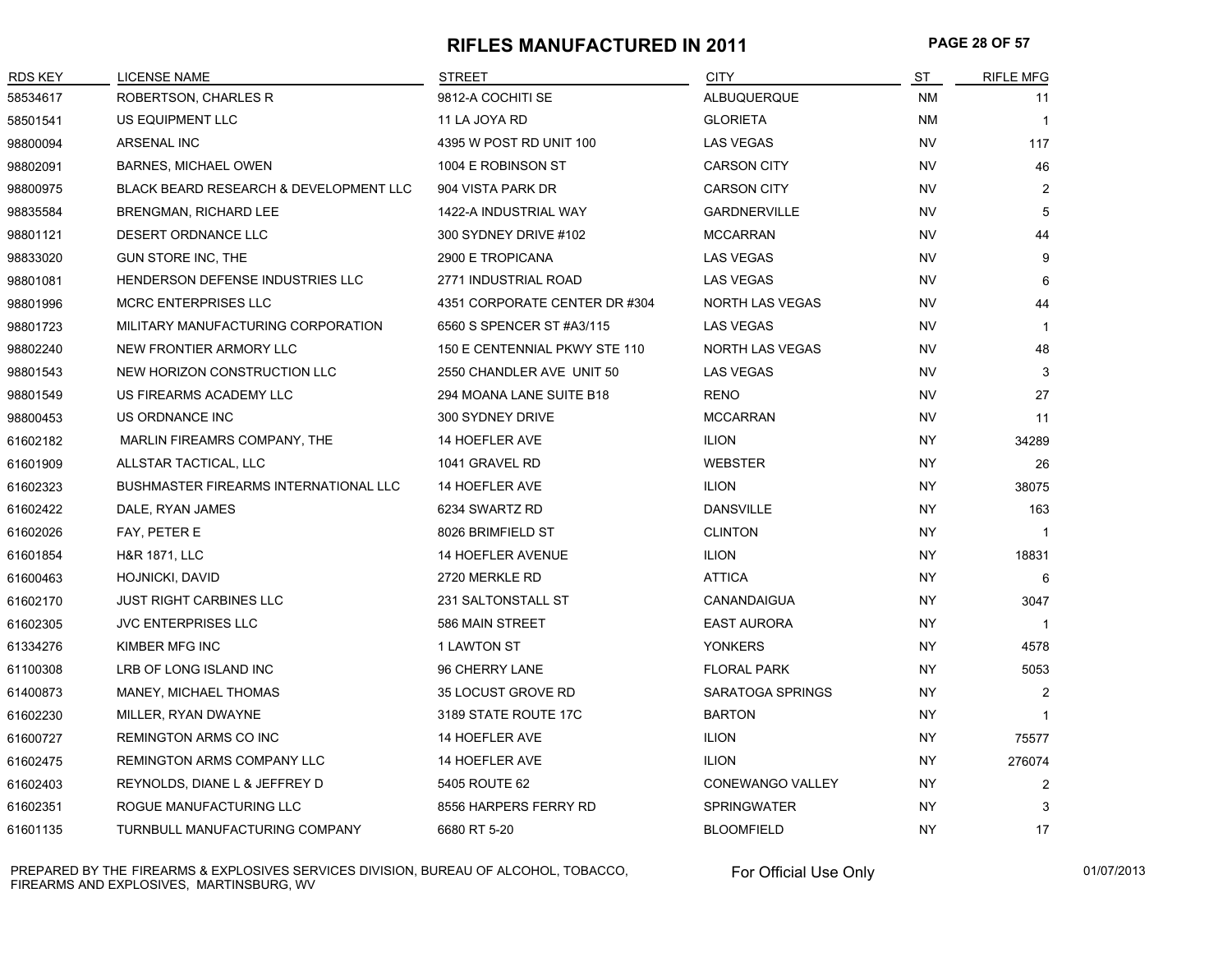# RIFLES MANUFACTURED IN 2011

| RDS KEY | LICENSE NAME | STREET | CITY | ST | RIFLE MFG |
|---|---|---|---|---|---|
| 58534617 | ROBERTSON, CHARLES R | 9812-A COCHITI SE | ALBUQUERQUE | NM | 11 |
| 58501541 | US EQUIPMENT LLC | 11 LA JOYA RD | GLORIETA | NM | 1 |
| 98800094 | ARSENAL INC | 4395 W POST RD UNIT 100 | LAS VEGAS | NV | 117 |
| 98802091 | BARNES, MICHAEL OWEN | 1004 E ROBINSON ST | CARSON CITY | NV | 46 |
| 98800975 | BLACK BEARD RESEARCH & DEVELOPMENT LLC | 904 VISTA PARK DR | CARSON CITY | NV | 2 |
| 98835584 | BRENGMAN, RICHARD LEE | 1422-A INDUSTRIAL WAY | GARDNERVILLE | NV | 5 |
| 98801121 | DESERT ORDNANCE LLC | 300 SYDNEY DRIVE #102 | MCCARRAN | NV | 44 |
| 98833020 | GUN STORE INC, THE | 2900 E TROPICANA | LAS VEGAS | NV | 9 |
| 98801081 | HENDERSON DEFENSE INDUSTRIES LLC | 2771 INDUSTRIAL ROAD | LAS VEGAS | NV | 6 |
| 98801996 | MCRC ENTERPRISES LLC | 4351 CORPORATE CENTER DR #304 | NORTH LAS VEGAS | NV | 44 |
| 98801723 | MILITARY MANUFACTURING CORPORATION | 6560 S SPENCER ST #A3/115 | LAS VEGAS | NV | 1 |
| 98802240 | NEW FRONTIER ARMORY LLC | 150 E CENTENNIAL PKWY STE 110 | NORTH LAS VEGAS | NV | 48 |
| 98801543 | NEW HORIZON CONSTRUCTION LLC | 2550 CHANDLER AVE UNIT 50 | LAS VEGAS | NV | 3 |
| 98801549 | US FIREARMS ACADEMY LLC | 294 MOANA LANE SUITE B18 | RENO | NV | 27 |
| 98800453 | US ORDNANCE INC | 300 SYDNEY DRIVE | MCCARRAN | NV | 11 |
| 61602182 | MARLIN FIREAMRS COMPANY, THE | 14 HOEFLER AVE | ILION | NY | 34289 |
| 61601909 | ALLSTAR TACTICAL, LLC | 1041 GRAVEL RD | WEBSTER | NY | 26 |
| 61602323 | BUSHMASTER FIREARMS INTERNATIONAL LLC | 14 HOEFLER AVE | ILION | NY | 38075 |
| 61602422 | DALE, RYAN JAMES | 6234 SWARTZ RD | DANSVILLE | NY | 163 |
| 61602026 | FAY, PETER E | 8026 BRIMFIELD ST | CLINTON | NY | 1 |
| 61601854 | H&R 1871, LLC | 14 HOEFLER AVENUE | ILION | NY | 18831 |
| 61600463 | HOJNICKI, DAVID | 2720 MERKLE RD | ATTICA | NY | 6 |
| 61602170 | JUST RIGHT CARBINES LLC | 231 SALTONSTALL ST | CANANDAIGUA | NY | 3047 |
| 61602305 | JVC ENTERPRISES LLC | 586 MAIN STREET | EAST AURORA | NY | 1 |
| 61334276 | KIMBER MFG INC | 1 LAWTON ST | YONKERS | NY | 4578 |
| 61100308 | LRB OF LONG ISLAND INC | 96 CHERRY LANE | FLORAL PARK | NY | 5053 |
| 61400873 | MANEY, MICHAEL THOMAS | 35 LOCUST GROVE RD | SARATOGA SPRINGS | NY | 2 |
| 61602230 | MILLER, RYAN DWAYNE | 3189 STATE ROUTE 17C | BARTON | NY | 1 |
| 61600727 | REMINGTON ARMS CO INC | 14 HOEFLER AVE | ILION | NY | 75577 |
| 61602475 | REMINGTON ARMS COMPANY LLC | 14 HOEFLER AVE | ILION | NY | 276074 |
| 61602403 | REYNOLDS, DIANE L & JEFFREY D | 5405 ROUTE 62 | CONEWANGO VALLEY | NY | 2 |
| 61602351 | ROGUE MANUFACTURING LLC | 8556 HARPERS FERRY RD | SPRINGWATER | NY | 3 |
| 61601135 | TURNBULL MANUFACTURING COMPANY | 6680 RT 5-20 | BLOOMFIELD | NY | 17 |

PREPARED BY THE FIREARMS & EXPLOSIVES SERVICES DIVISION, BUREAU OF ALCOHOL, TOBACCO, FIREARMS AND EXPLOSIVES, MARTINSBURG, WV

For Official Use Only

01/07/2013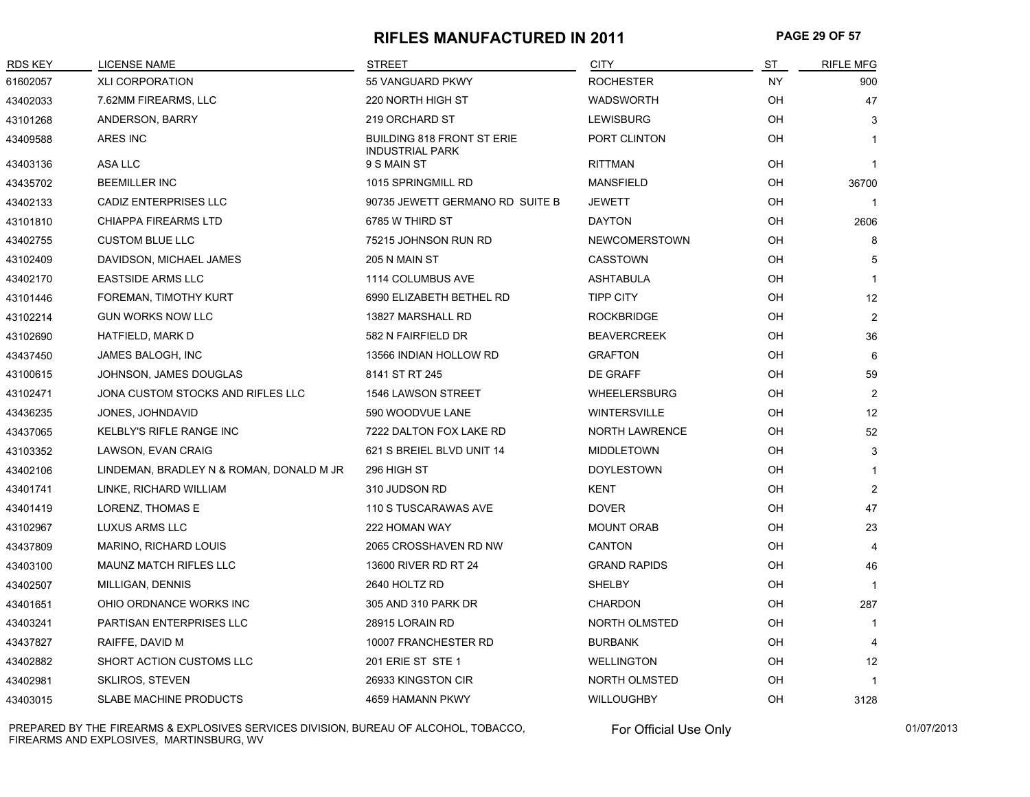# RIFLES MANUFACTURED IN 2011

| RDS KEY | LICENSE NAME | STREET | CITY | ST | RIFLE MFG |
|---|---|---|---|---|---|
| 61602057 | XLI CORPORATION | 55 VANGUARD PKWY | ROCHESTER | NY | 900 |
| 43402033 | 7.62MM FIREARMS, LLC | 220 NORTH HIGH ST | WADSWORTH | OH | 47 |
| 43101268 | ANDERSON, BARRY | 219 ORCHARD ST | LEWISBURG | OH | 3 |
| 43409588 | ARES INC | BUILDING 818 FRONT ST ERIE INDUSTRIAL PARK | PORT CLINTON | OH | 1 |
| 43403136 | ASA LLC | 9 S MAIN ST | RITTMAN | OH | 1 |
| 43435702 | BEEMILLER INC | 1015 SPRINGMILL RD | MANSFIELD | OH | 36700 |
| 43402133 | CADIZ ENTERPRISES LLC | 90735 JEWETT GERMANO RD SUITE B | JEWETT | OH | 1 |
| 43101810 | CHIAPPA FIREARMS LTD | 6785 W THIRD ST | DAYTON | OH | 2606 |
| 43402755 | CUSTOM BLUE LLC | 75215 JOHNSON RUN RD | NEWCOMERSTOWN | OH | 8 |
| 43102409 | DAVIDSON, MICHAEL JAMES | 205 N MAIN ST | CASSTOWN | OH | 5 |
| 43402170 | EASTSIDE ARMS LLC | 1114 COLUMBUS AVE | ASHTABULA | OH | 1 |
| 43101446 | FOREMAN, TIMOTHY KURT | 6990 ELIZABETH BETHEL RD | TIPP CITY | OH | 12 |
| 43102214 | GUN WORKS NOW LLC | 13827 MARSHALL RD | ROCKBRIDGE | OH | 2 |
| 43102690 | HATFIELD, MARK D | 582 N FAIRFIELD DR | BEAVERCREEK | OH | 36 |
| 43437450 | JAMES BALOGH, INC | 13566 INDIAN HOLLOW RD | GRAFTON | OH | 6 |
| 43100615 | JOHNSON, JAMES DOUGLAS | 8141 ST RT 245 | DE GRAFF | OH | 59 |
| 43102471 | JONA CUSTOM STOCKS AND RIFLES LLC | 1546 LAWSON STREET | WHEELERSBURG | OH | 2 |
| 43436235 | JONES, JOHNDAVID | 590 WOODVUE LANE | WINTERSVILLE | OH | 12 |
| 43437065 | KELBLY'S RIFLE RANGE INC | 7222 DALTON FOX LAKE RD | NORTH LAWRENCE | OH | 52 |
| 43103352 | LAWSON, EVAN CRAIG | 621 S BREIEL BLVD UNIT 14 | MIDDLETOWN | OH | 3 |
| 43402106 | LINDEMAN, BRADLEY N & ROMAN, DONALD M JR | 296 HIGH ST | DOYLESTOWN | OH | 1 |
| 43401741 | LINKE, RICHARD WILLIAM | 310 JUDSON RD | KENT | OH | 2 |
| 43401419 | LORENZ, THOMAS E | 110 S TUSCARAWAS AVE | DOVER | OH | 47 |
| 43102967 | LUXUS ARMS LLC | 222 HOMAN WAY | MOUNT ORAB | OH | 23 |
| 43437809 | MARINO, RICHARD LOUIS | 2065 CROSSHAVEN RD NW | CANTON | OH | 4 |
| 43403100 | MAUNZ MATCH RIFLES LLC | 13600 RIVER RD RT 24 | GRAND RAPIDS | OH | 46 |
| 43402507 | MILLIGAN, DENNIS | 2640 HOLTZ RD | SHELBY | OH | 1 |
| 43401651 | OHIO ORDNANCE WORKS INC | 305 AND 310 PARK DR | CHARDON | OH | 287 |
| 43403241 | PARTISAN ENTERPRISES LLC | 28915 LORAIN RD | NORTH OLMSTED | OH | 1 |
| 43437827 | RAIFFE, DAVID M | 10007 FRANCHESTER RD | BURBANK | OH | 4 |
| 43402882 | SHORT ACTION CUSTOMS LLC | 201 ERIE ST STE 1 | WELLINGTON | OH | 12 |
| 43402981 | SKLIROS, STEVEN | 26933 KINGSTON CIR | NORTH OLMSTED | OH | 1 |
| 43403015 | SLABE MACHINE PRODUCTS | 4659 HAMANN PKWY | WILLOUGHBY | OH | 3128 |

PREPARED BY THE FIREARMS & EXPLOSIVES SERVICES DIVISION, BUREAU OF ALCOHOL, TOBACCO, FIREARMS AND EXPLOSIVES, MARTINSBURG, WV

For Official Use Only

01/07/2013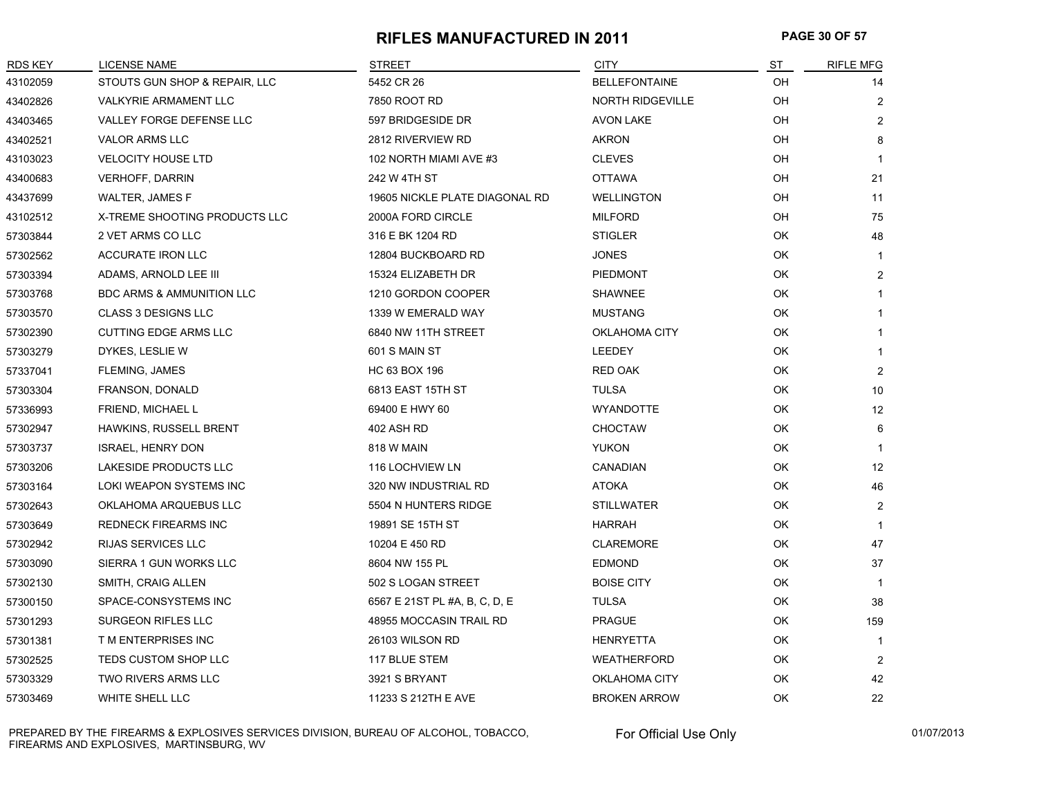# RIFLES MANUFACTURED IN 2011

| RDS KEY | LICENSE NAME | STREET | CITY | ST | RIFLE MFG |
|---|---|---|---|---|---|
| 43102059 | STOUTS GUN SHOP & REPAIR, LLC | 5452 CR 26 | BELLEFONTAINE | OH | 14 |
| 43402826 | VALKYRIE ARMAMENT LLC | 7850 ROOT RD | NORTH RIDGEVILLE | OH | 2 |
| 43403465 | VALLEY FORGE DEFENSE LLC | 597 BRIDGESIDE DR | AVON LAKE | OH | 2 |
| 43402521 | VALOR ARMS LLC | 2812 RIVERVIEW RD | AKRON | OH | 8 |
| 43103023 | VELOCITY HOUSE LTD | 102 NORTH MIAMI AVE #3 | CLEVES | OH | 1 |
| 43400683 | VERHOFF, DARRIN | 242 W 4TH ST | OTTAWA | OH | 21 |
| 43437699 | WALTER, JAMES F | 19605 NICKLE PLATE DIAGONAL RD | WELLINGTON | OH | 11 |
| 43102512 | X-TREME SHOOTING PRODUCTS LLC | 2000A FORD CIRCLE | MILFORD | OH | 75 |
| 57303844 | 2 VET ARMS CO LLC | 316 E BK 1204 RD | STIGLER | OK | 48 |
| 57302562 | ACCURATE IRON LLC | 12804 BUCKBOARD RD | JONES | OK | 1 |
| 57303394 | ADAMS, ARNOLD LEE III | 15324 ELIZABETH DR | PIEDMONT | OK | 2 |
| 57303768 | BDC ARMS & AMMUNITION LLC | 1210 GORDON COOPER | SHAWNEE | OK | 1 |
| 57303570 | CLASS 3 DESIGNS LLC | 1339 W EMERALD WAY | MUSTANG | OK | 1 |
| 57302390 | CUTTING EDGE ARMS LLC | 6840 NW 11TH STREET | OKLAHOMA CITY | OK | 1 |
| 57303279 | DYKES, LESLIE W | 601 S MAIN ST | LEEDEY | OK | 1 |
| 57337041 | FLEMING, JAMES | HC 63 BOX 196 | RED OAK | OK | 2 |
| 57303304 | FRANSON, DONALD | 6813 EAST 15TH ST | TULSA | OK | 10 |
| 57336993 | FRIEND, MICHAEL L | 69400 E HWY 60 | WYANDOTTE | OK | 12 |
| 57302947 | HAWKINS, RUSSELL BRENT | 402 ASH RD | CHOCTAW | OK | 6 |
| 57303737 | ISRAEL, HENRY DON | 818 W MAIN | YUKON | OK | 1 |
| 57303206 | LAKESIDE PRODUCTS LLC | 116 LOCHVIEW LN | CANADIAN | OK | 12 |
| 57303164 | LOKI WEAPON SYSTEMS INC | 320 NW INDUSTRIAL RD | ATOKA | OK | 46 |
| 57302643 | OKLAHOMA ARQUEBUS LLC | 5504 N HUNTERS RIDGE | STILLWATER | OK | 2 |
| 57303649 | REDNECK FIREARMS INC | 19891 SE 15TH ST | HARRAH | OK | 1 |
| 57302942 | RIJAS SERVICES LLC | 10204 E 450 RD | CLAREMORE | OK | 47 |
| 57303090 | SIERRA 1 GUN WORKS LLC | 8604 NW 155 PL | EDMOND | OK | 37 |
| 57302130 | SMITH, CRAIG ALLEN | 502 S LOGAN STREET | BOISE CITY | OK | 1 |
| 57300150 | SPACE-CONSYSTEMS INC | 6567 E 21ST PL #A, B, C, D, E | TULSA | OK | 38 |
| 57301293 | SURGEON RIFLES LLC | 48955 MOCCASIN TRAIL RD | PRAGUE | OK | 159 |
| 57301381 | T M ENTERPRISES INC | 26103 WILSON RD | HENRYETTA | OK | 1 |
| 57302525 | TEDS CUSTOM SHOP LLC | 117 BLUE STEM | WEATHERFORD | OK | 2 |
| 57303329 | TWO RIVERS ARMS LLC | 3921 S BRYANT | OKLAHOMA CITY | OK | 42 |
| 57303469 | WHITE SHELL LLC | 11233 S 212TH E AVE | BROKEN ARROW | OK | 22 |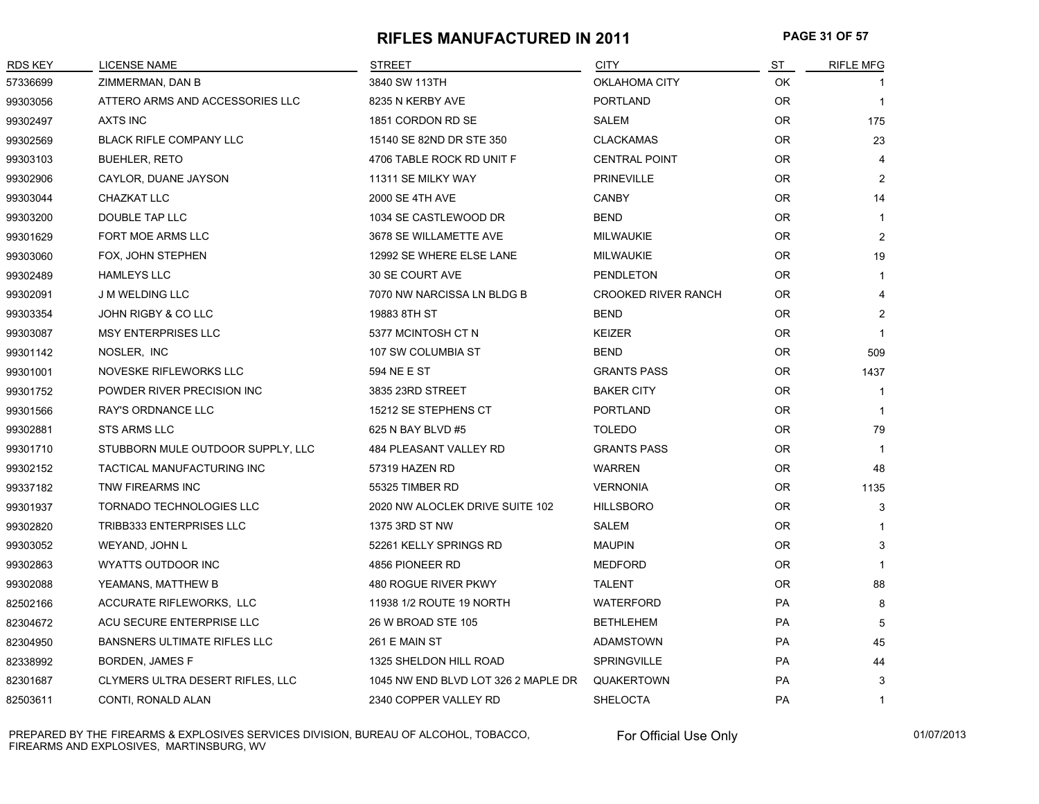# RIFLES MANUFACTURED IN 2011

| RDS KEY | LICENSE NAME | STREET | CITY | ST | RIFLE MFG |
|---|---|---|---|---|---|
| 57336699 | ZIMMERMAN, DAN B | 3840 SW 113TH | OKLAHOMA CITY | OK | 1 |
| 99303056 | ATTERO ARMS AND ACCESSORIES LLC | 8235 N KERBY AVE | PORTLAND | OR | 1 |
| 99302497 | AXTS INC | 1851 CORDON RD SE | SALEM | OR | 175 |
| 99302569 | BLACK RIFLE COMPANY LLC | 15140 SE 82ND DR STE 350 | CLACKAMAS | OR | 23 |
| 99303103 | BUEHLER, RETO | 4706 TABLE ROCK RD UNIT F | CENTRAL POINT | OR | 4 |
| 99302906 | CAYLOR, DUANE JAYSON | 11311 SE MILKY WAY | PRINEVILLE | OR | 2 |
| 99303044 | CHAZKAT LLC | 2000 SE 4TH AVE | CANBY | OR | 14 |
| 99303200 | DOUBLE TAP LLC | 1034 SE CASTLEWOOD DR | BEND | OR | 1 |
| 99301629 | FORT MOE ARMS LLC | 3678 SE WILLAMETTE AVE | MILWAUKIE | OR | 2 |
| 99303060 | FOX, JOHN STEPHEN | 12992 SE WHERE ELSE LANE | MILWAUKIE | OR | 19 |
| 99302489 | HAMLEYS LLC | 30 SE COURT AVE | PENDLETON | OR | 1 |
| 99302091 | J M WELDING LLC | 7070 NW NARCISSA LN BLDG B | CROOKED RIVER RANCH | OR | 4 |
| 99303354 | JOHN RIGBY & CO LLC | 19883 8TH ST | BEND | OR | 2 |
| 99303087 | MSY ENTERPRISES LLC | 5377 MCINTOSH CT N | KEIZER | OR | 1 |
| 99301142 | NOSLER, INC | 107 SW COLUMBIA ST | BEND | OR | 509 |
| 99301001 | NOVESKE RIFLEWORKS LLC | 594 NE E ST | GRANTS PASS | OR | 1437 |
| 99301752 | POWDER RIVER PRECISION INC | 3835 23RD STREET | BAKER CITY | OR | 1 |
| 99301566 | RAY'S ORDNANCE LLC | 15212 SE STEPHENS CT | PORTLAND | OR | 1 |
| 99302881 | STS ARMS LLC | 625 N BAY BLVD #5 | TOLEDO | OR | 79 |
| 99301710 | STUBBORN MULE OUTDOOR SUPPLY, LLC | 484 PLEASANT VALLEY RD | GRANTS PASS | OR | 1 |
| 99302152 | TACTICAL MANUFACTURING INC | 57319 HAZEN RD | WARREN | OR | 48 |
| 99337182 | TNW FIREARMS INC | 55325 TIMBER RD | VERNONIA | OR | 1135 |
| 99301937 | TORNADO TECHNOLOGIES LLC | 2020 NW ALOCLEK DRIVE SUITE 102 | HILLSBORO | OR | 3 |
| 99302820 | TRIBB333 ENTERPRISES LLC | 1375 3RD ST NW | SALEM | OR | 1 |
| 99303052 | WEYAND, JOHN L | 52261 KELLY SPRINGS RD | MAUPIN | OR | 3 |
| 99302863 | WYATTS OUTDOOR INC | 4856 PIONEER RD | MEDFORD | OR | 1 |
| 99302088 | YEAMANS, MATTHEW B | 480 ROGUE RIVER PKWY | TALENT | OR | 88 |
| 82502166 | ACCURATE RIFLEWORKS, LLC | 11938 1/2 ROUTE 19 NORTH | WATERFORD | PA | 8 |
| 82304672 | ACU SECURE ENTERPRISE LLC | 26 W BROAD STE 105 | BETHLEHEM | PA | 5 |
| 82304950 | BANSNERS ULTIMATE RIFLES LLC | 261 E MAIN ST | ADAMSTOWN | PA | 45 |
| 82338992 | BORDEN, JAMES F | 1325 SHELDON HILL ROAD | SPRINGVILLE | PA | 44 |
| 82301687 | CLYMERS ULTRA DESERT RIFLES, LLC | 1045 NW END BLVD LOT 326 2 MAPLE DR | QUAKERTOWN | PA | 3 |
| 82503611 | CONTI, RONALD ALAN | 2340 COPPER VALLEY RD | SHELOCTA | PA | 1 |

PREPARED BY THE FIREARMS & EXPLOSIVES SERVICES DIVISION, BUREAU OF ALCOHOL, TOBACCO, FIREARMS AND EXPLOSIVES, MARTINSBURG, WV

For Official Use Only

01/07/2013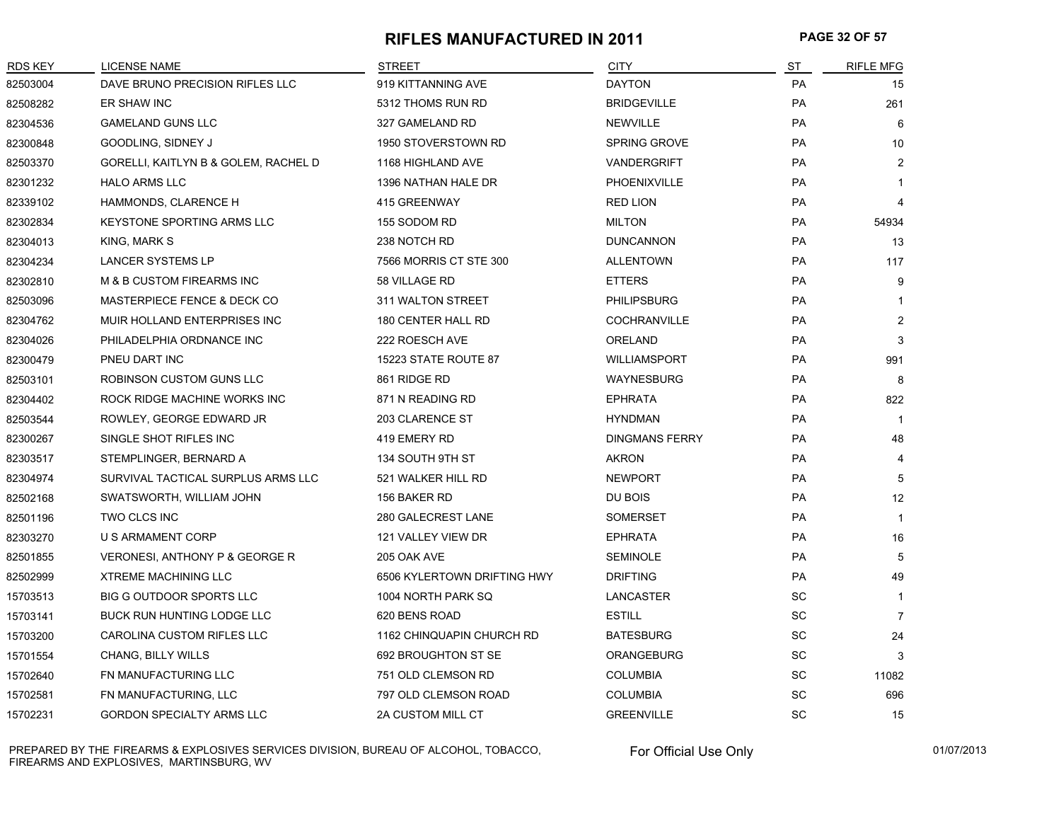# RIFLES MANUFACTURED IN 2011

| RDS KEY | LICENSE NAME | STREET | CITY | ST | RIFLE MFG |
|---|---|---|---|---|---|
| 82503004 | DAVE BRUNO PRECISION RIFLES LLC | 919 KITTANNING AVE | DAYTON | PA | 15 |
| 82508282 | ER SHAW INC | 5312 THOMS RUN RD | BRIDGEVILLE | PA | 261 |
| 82304536 | GAMELAND GUNS LLC | 327 GAMELAND RD | NEWVILLE | PA | 6 |
| 82300848 | GOODLING, SIDNEY J | 1950 STOVERSTOWN RD | SPRING GROVE | PA | 10 |
| 82503370 | GORELLI, KAITLYN B & GOLEM, RACHEL D | 1168 HIGHLAND AVE | VANDERGRIFT | PA | 2 |
| 82301232 | HALO ARMS LLC | 1396 NATHAN HALE DR | PHOENIXVILLE | PA | 1 |
| 82339102 | HAMMONDS, CLARENCE H | 415 GREENWAY | RED LION | PA | 4 |
| 82302834 | KEYSTONE SPORTING ARMS LLC | 155 SODOM RD | MILTON | PA | 54934 |
| 82304013 | KING, MARK S | 238 NOTCH RD | DUNCANNON | PA | 13 |
| 82304234 | LANCER SYSTEMS LP | 7566 MORRIS CT STE 300 | ALLENTOWN | PA | 117 |
| 82302810 | M & B CUSTOM FIREARMS INC | 58 VILLAGE RD | ETTERS | PA | 9 |
| 82503096 | MASTERPIECE FENCE & DECK CO | 311 WALTON STREET | PHILIPSBURG | PA | 1 |
| 82304762 | MUIR HOLLAND ENTERPRISES INC | 180 CENTER HALL RD | COCHRANVILLE | PA | 2 |
| 82304026 | PHILADELPHIA ORDNANCE INC | 222 ROESCH AVE | ORELAND | PA | 3 |
| 82300479 | PNEU DART INC | 15223 STATE ROUTE 87 | WILLIAMSPORT | PA | 991 |
| 82503101 | ROBINSON CUSTOM GUNS LLC | 861 RIDGE RD | WAYNESBURG | PA | 8 |
| 82304402 | ROCK RIDGE MACHINE WORKS INC | 871 N READING RD | EPHRATA | PA | 822 |
| 82503544 | ROWLEY, GEORGE EDWARD JR | 203 CLARENCE ST | HYNDMAN | PA | 1 |
| 82300267 | SINGLE SHOT RIFLES INC | 419 EMERY RD | DINGMANS FERRY | PA | 48 |
| 82303517 | STEMPLINGER, BERNARD A | 134 SOUTH 9TH ST | AKRON | PA | 4 |
| 82304974 | SURVIVAL TACTICAL SURPLUS ARMS LLC | 521 WALKER HILL RD | NEWPORT | PA | 5 |
| 82502168 | SWATSWORTH, WILLIAM JOHN | 156 BAKER RD | DU BOIS | PA | 12 |
| 82501196 | TWO CLCS INC | 280 GALECREST LANE | SOMERSET | PA | 1 |
| 82303270 | U S ARMAMENT CORP | 121 VALLEY VIEW DR | EPHRATA | PA | 16 |
| 82501855 | VERONESI, ANTHONY P & GEORGE R | 205 OAK AVE | SEMINOLE | PA | 5 |
| 82502999 | XTREME MACHINING LLC | 6506 KYLERTOWN DRIFTING HWY | DRIFTING | PA | 49 |
| 15703513 | BIG G OUTDOOR SPORTS LLC | 1004 NORTH PARK SQ | LANCASTER | SC | 1 |
| 15703141 | BUCK RUN HUNTING LODGE LLC | 620 BENS ROAD | ESTILL | SC | 7 |
| 15703200 | CAROLINA CUSTOM RIFLES LLC | 1162 CHINQUAPIN CHURCH RD | BATESBURG | SC | 24 |
| 15701554 | CHANG, BILLY WILLS | 692 BROUGHTON ST SE | ORANGEBURG | SC | 3 |
| 15702640 | FN MANUFACTURING LLC | 751 OLD CLEMSON RD | COLUMBIA | SC | 11082 |
| 15702581 | FN MANUFACTURING, LLC | 797 OLD CLEMSON ROAD | COLUMBIA | SC | 696 |
| 15702231 | GORDON SPECIALTY ARMS LLC | 2A CUSTOM MILL CT | GREENVILLE | SC | 15 |

PREPARED BY THE FIREARMS & EXPLOSIVES SERVICES DIVISION, BUREAU OF ALCOHOL, TOBACCO, FIREARMS AND EXPLOSIVES, MARTINSBURG, WV

For Official Use Only

01/07/2013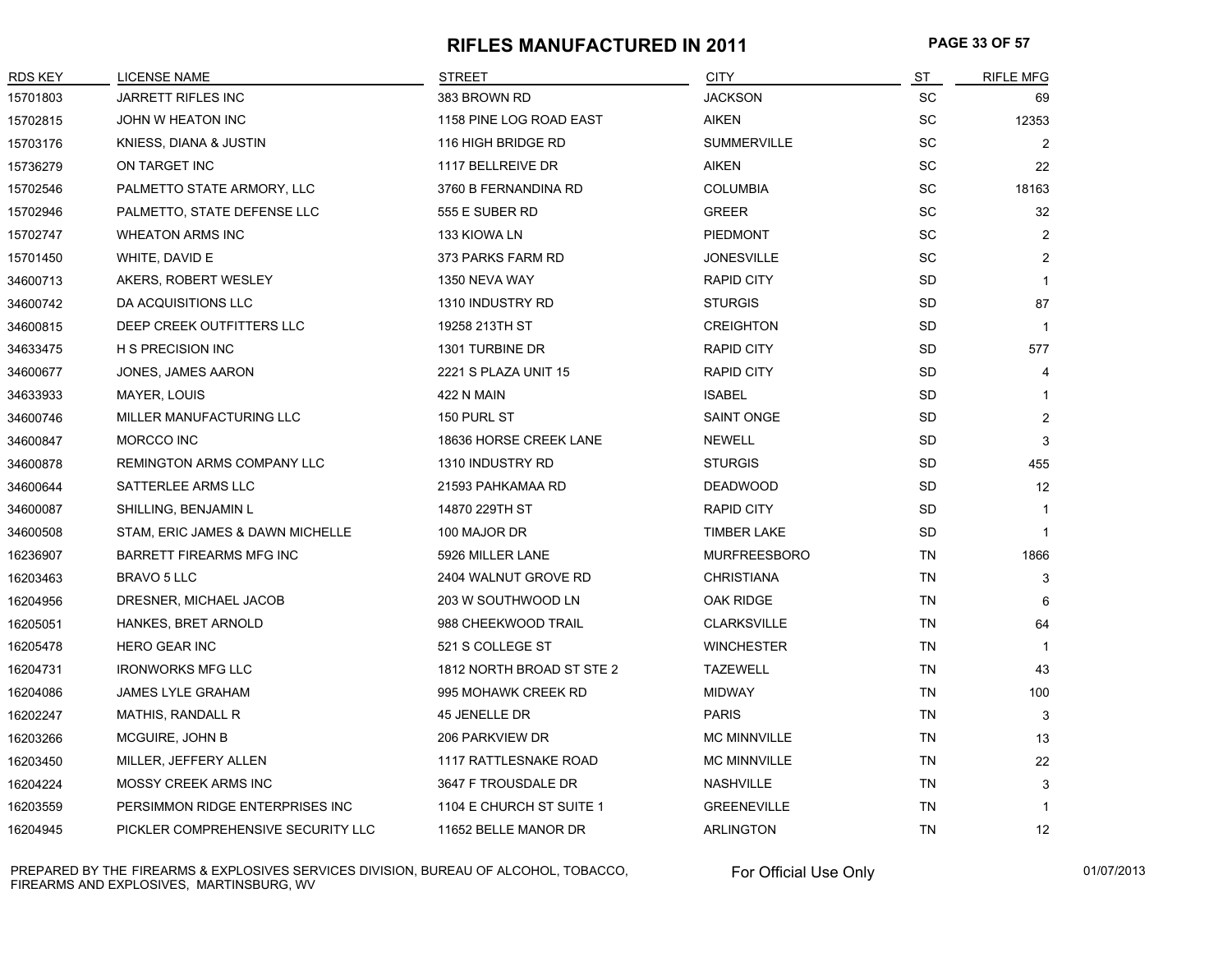# RIFLES MANUFACTURED IN 2011

| RDS KEY | LICENSE NAME | STREET | CITY | ST | RIFLE MFG |
|---|---|---|---|---|---|
| 15701803 | JARRETT RIFLES INC | 383 BROWN RD | JACKSON | SC | 69 |
| 15702815 | JOHN W HEATON INC | 1158 PINE LOG ROAD EAST | AIKEN | SC | 12353 |
| 15703176 | KNIESS, DIANA & JUSTIN | 116 HIGH BRIDGE RD | SUMMERVILLE | SC | 2 |
| 15736279 | ON TARGET INC | 1117 BELLREIVE DR | AIKEN | SC | 22 |
| 15702546 | PALMETTO STATE ARMORY, LLC | 3760 B FERNANDINA RD | COLUMBIA | SC | 18163 |
| 15702946 | PALMETTO, STATE DEFENSE LLC | 555 E SUBER RD | GREER | SC | 32 |
| 15702747 | WHEATON ARMS INC | 133 KIOWA LN | PIEDMONT | SC | 2 |
| 15701450 | WHITE, DAVID E | 373 PARKS FARM RD | JONESVILLE | SC | 2 |
| 34600713 | AKERS, ROBERT WESLEY | 1350 NEVA WAY | RAPID CITY | SD | 1 |
| 34600742 | DA ACQUISITIONS LLC | 1310 INDUSTRY RD | STURGIS | SD | 87 |
| 34600815 | DEEP CREEK OUTFITTERS LLC | 19258 213TH ST | CREIGHTON | SD | 1 |
| 34633475 | H S PRECISION INC | 1301 TURBINE DR | RAPID CITY | SD | 577 |
| 34600677 | JONES, JAMES AARON | 2221 S PLAZA UNIT 15 | RAPID CITY | SD | 4 |
| 34633933 | MAYER, LOUIS | 422 N MAIN | ISABEL | SD | 1 |
| 34600746 | MILLER MANUFACTURING LLC | 150 PURL ST | SAINT ONGE | SD | 2 |
| 34600847 | MORCCO INC | 18636 HORSE CREEK LANE | NEWELL | SD | 3 |
| 34600878 | REMINGTON ARMS COMPANY LLC | 1310 INDUSTRY RD | STURGIS | SD | 455 |
| 34600644 | SATTERLEE ARMS LLC | 21593 PAHKAMAA RD | DEADWOOD | SD | 12 |
| 34600087 | SHILLING, BENJAMIN L | 14870 229TH ST | RAPID CITY | SD | 1 |
| 34600508 | STAM, ERIC JAMES & DAWN MICHELLE | 100 MAJOR DR | TIMBER LAKE | SD | 1 |
| 16236907 | BARRETT FIREARMS MFG INC | 5926 MILLER LANE | MURFREESBORO | TN | 1866 |
| 16203463 | BRAVO 5 LLC | 2404 WALNUT GROVE RD | CHRISTIANA | TN | 3 |
| 16204956 | DRESNER, MICHAEL JACOB | 203 W SOUTHWOOD LN | OAK RIDGE | TN | 6 |
| 16205051 | HANKES, BRET ARNOLD | 988 CHEEKWOOD TRAIL | CLARKSVILLE | TN | 64 |
| 16205478 | HERO GEAR INC | 521 S COLLEGE ST | WINCHESTER | TN | 1 |
| 16204731 | IRONWORKS MFG LLC | 1812 NORTH BROAD ST STE 2 | TAZEWELL | TN | 43 |
| 16204086 | JAMES LYLE GRAHAM | 995 MOHAWK CREEK RD | MIDWAY | TN | 100 |
| 16202247 | MATHIS, RANDALL R | 45 JENELLE DR | PARIS | TN | 3 |
| 16203266 | MCGUIRE, JOHN B | 206 PARKVIEW DR | MC MINNVILLE | TN | 13 |
| 16203450 | MILLER, JEFFERY ALLEN | 1117 RATTLESNAKE ROAD | MC MINNVILLE | TN | 22 |
| 16204224 | MOSSY CREEK ARMS INC | 3647 F TROUSDALE DR | NASHVILLE | TN | 3 |
| 16203559 | PERSIMMON RIDGE ENTERPRISES INC | 1104 E CHURCH ST SUITE 1 | GREENEVILLE | TN | 1 |
| 16204945 | PICKLER COMPREHENSIVE SECURITY LLC | 11652 BELLE MANOR DR | ARLINGTON | TN | 12 |

PREPARED BY THE FIREARMS & EXPLOSIVES SERVICES DIVISION, BUREAU OF ALCOHOL, TOBACCO, FIREARMS AND EXPLOSIVES, MARTINSBURG, WV

For Official Use Only

01/07/2013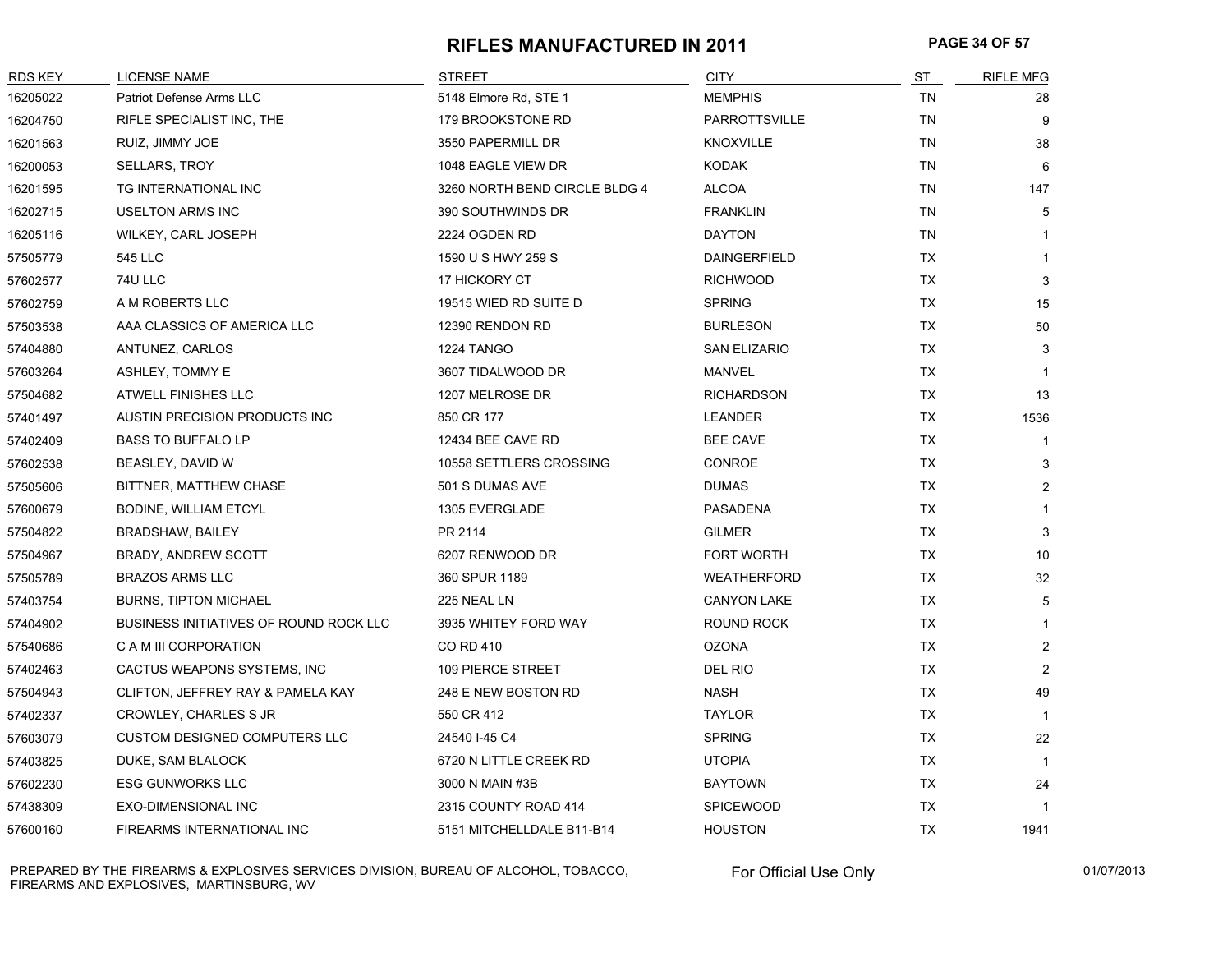# RIFLES MANUFACTURED IN 2011

| RDS KEY | LICENSE NAME | STREET | CITY | ST | RIFLE MFG |
|---|---|---|---|---|---|
| 16205022 | Patriot Defense Arms LLC | 5148 Elmore Rd, STE 1 | MEMPHIS | TN | 28 |
| 16204750 | RIFLE SPECIALIST INC, THE | 179 BROOKSTONE RD | PARROTTSVILLE | TN | 9 |
| 16201563 | RUIZ, JIMMY JOE | 3550 PAPERMILL DR | KNOXVILLE | TN | 38 |
| 16200053 | SELLARS, TROY | 1048 EAGLE VIEW DR | KODAK | TN | 6 |
| 16201595 | TG INTERNATIONAL INC | 3260 NORTH BEND CIRCLE BLDG 4 | ALCOA | TN | 147 |
| 16202715 | USELTON ARMS INC | 390 SOUTHWINDS DR | FRANKLIN | TN | 5 |
| 16205116 | WILKEY, CARL JOSEPH | 2224 OGDEN RD | DAYTON | TN | 1 |
| 57505779 | 545 LLC | 1590 U S HWY 259 S | DAINGERFIELD | TX | 1 |
| 57602577 | 74U LLC | 17 HICKORY CT | RICHWOOD | TX | 3 |
| 57602759 | A M ROBERTS LLC | 19515 WIED RD SUITE D | SPRING | TX | 15 |
| 57503538 | AAA CLASSICS OF AMERICA LLC | 12390 RENDON RD | BURLESON | TX | 50 |
| 57404880 | ANTUNEZ, CARLOS | 1224 TANGO | SAN ELIZARIO | TX | 3 |
| 57603264 | ASHLEY, TOMMY E | 3607 TIDALWOOD DR | MANVEL | TX | 1 |
| 57504682 | ATWELL FINISHES LLC | 1207 MELROSE DR | RICHARDSON | TX | 13 |
| 57401497 | AUSTIN PRECISION PRODUCTS INC | 850 CR 177 | LEANDER | TX | 1536 |
| 57402409 | BASS TO BUFFALO LP | 12434 BEE CAVE RD | BEE CAVE | TX | 1 |
| 57602538 | BEASLEY, DAVID W | 10558 SETTLERS CROSSING | CONROE | TX | 3 |
| 57505606 | BITTNER, MATTHEW CHASE | 501 S DUMAS AVE | DUMAS | TX | 2 |
| 57600679 | BODINE, WILLIAM ETCYL | 1305 EVERGLADE | PASADENA | TX | 1 |
| 57504822 | BRADSHAW, BAILEY | PR 2114 | GILMER | TX | 3 |
| 57504967 | BRADY, ANDREW SCOTT | 6207 RENWOOD DR | FORT WORTH | TX | 10 |
| 57505789 | BRAZOS ARMS LLC | 360 SPUR 1189 | WEATHERFORD | TX | 32 |
| 57403754 | BURNS, TIPTON MICHAEL | 225 NEAL LN | CANYON LAKE | TX | 5 |
| 57404902 | BUSINESS INITIATIVES OF ROUND ROCK LLC | 3935 WHITEY FORD WAY | ROUND ROCK | TX | 1 |
| 57540686 | C A M III CORPORATION | CO RD 410 | OZONA | TX | 2 |
| 57402463 | CACTUS WEAPONS SYSTEMS, INC | 109 PIERCE STREET | DEL RIO | TX | 2 |
| 57504943 | CLIFTON, JEFFREY RAY & PAMELA KAY | 248 E NEW BOSTON RD | NASH | TX | 49 |
| 57402337 | CROWLEY, CHARLES S JR | 550 CR 412 | TAYLOR | TX | 1 |
| 57603079 | CUSTOM DESIGNED COMPUTERS LLC | 24540 I-45 C4 | SPRING | TX | 22 |
| 57403825 | DUKE, SAM BLALOCK | 6720 N LITTLE CREEK RD | UTOPIA | TX | 1 |
| 57602230 | ESG GUNWORKS LLC | 3000 N MAIN #3B | BAYTOWN | TX | 24 |
| 57438309 | EXO-DIMENSIONAL INC | 2315 COUNTY ROAD 414 | SPICEWOOD | TX | 1 |
| 57600160 | FIREARMS INTERNATIONAL INC | 5151 MITCHELLDALE B11-B14 | HOUSTON | TX | 1941 |

PREPARED BY THE FIREARMS & EXPLOSIVES SERVICES DIVISION, BUREAU OF ALCOHOL, TOBACCO, FIREARMS AND EXPLOSIVES, MARTINSBURG, WV

For Official Use Only

01/07/2013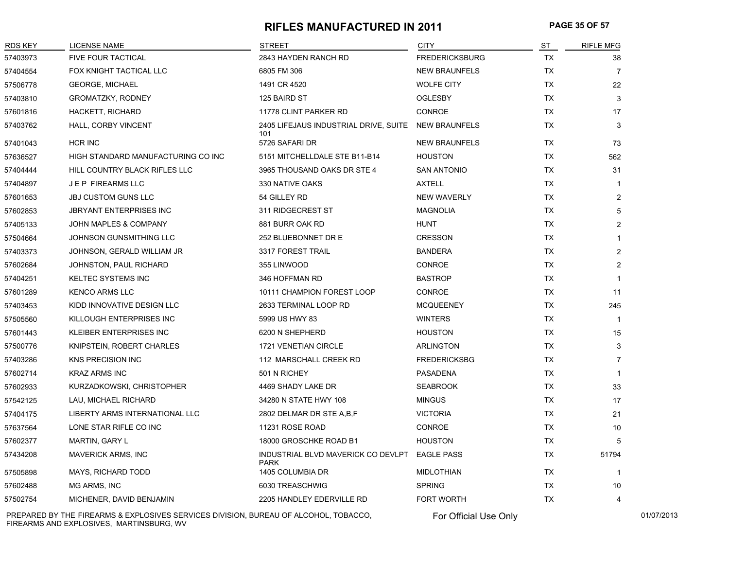# RIFLES MANUFACTURED IN 2011

| RDS KEY | LICENSE NAME | STREET | CITY | ST | RIFLE MFG |
|---|---|---|---|---|---|
| 57403973 | FIVE FOUR TACTICAL | 2843 HAYDEN RANCH RD | FREDERICKSBURG | TX | 38 |
| 57404554 | FOX KNIGHT TACTICAL LLC | 6805 FM 306 | NEW BRAUNFELS | TX | 7 |
| 57506778 | GEORGE, MICHAEL | 1491 CR 4520 | WOLFE CITY | TX | 22 |
| 57403810 | GROMATZKY, RODNEY | 125 BAIRD ST | OGLESBY | TX | 3 |
| 57601816 | HACKETT, RICHARD | 11778 CLINT PARKER RD | CONROE | TX | 17 |
| 57403762 | HALL, CORBY VINCENT | 2405 LIFEJAUS INDUSTRIAL DRIVE, SUITE 101 | NEW BRAUNFELS | TX | 3 |
| 57401043 | HCR INC | 5726 SAFARI DR | NEW BRAUNFELS | TX | 73 |
| 57636527 | HIGH STANDARD MANUFACTURING CO INC | 5151 MITCHELLDALE STE B11-B14 | HOUSTON | TX | 562 |
| 57404444 | HILL COUNTRY BLACK RIFLES LLC | 3965 THOUSAND OAKS DR STE 4 | SAN ANTONIO | TX | 31 |
| 57404897 | J E P FIREARMS LLC | 330 NATIVE OAKS | AXTELL | TX | 1 |
| 57601653 | JBJ CUSTOM GUNS LLC | 54 GILLEY RD | NEW WAVERLY | TX | 2 |
| 57602853 | JBRYANT ENTERPRISES INC | 311 RIDGECREST ST | MAGNOLIA | TX | 5 |
| 57405133 | JOHN MAPLES & COMPANY | 881 BURR OAK RD | HUNT | TX | 2 |
| 57504664 | JOHNSON GUNSMITHING LLC | 252 BLUEBONNET DR E | CRESSON | TX | 1 |
| 57403373 | JOHNSON, GERALD WILLIAM JR | 3317 FOREST TRAIL | BANDERA | TX | 2 |
| 57602684 | JOHNSTON, PAUL RICHARD | 355 LINWOOD | CONROE | TX | 2 |
| 57404251 | KELTEC SYSTEMS INC | 346 HOFFMAN RD | BASTROP | TX | 1 |
| 57601289 | KENCO ARMS LLC | 10111 CHAMPION FOREST LOOP | CONROE | TX | 11 |
| 57403453 | KIDD INNOVATIVE DESIGN LLC | 2633 TERMINAL LOOP RD | MCQUEENEY | TX | 245 |
| 57505560 | KILLOUGH ENTERPRISES INC | 5999 US HWY 83 | WINTERS | TX | 1 |
| 57601443 | KLEIBER ENTERPRISES INC | 6200 N SHEPHERD | HOUSTON | TX | 15 |
| 57500776 | KNIPSTEIN, ROBERT CHARLES | 1721 VENETIAN CIRCLE | ARLINGTON | TX | 3 |
| 57403286 | KNS PRECISION INC | 112 MARSCHALL CREEK RD | FREDERICKSBG | TX | 7 |
| 57602714 | KRAZ ARMS INC | 501 N RICHEY | PASADENA | TX | 1 |
| 57602933 | KURZADKOWSKI, CHRISTOPHER | 4469 SHADY LAKE DR | SEABROOK | TX | 33 |
| 57542125 | LAU, MICHAEL RICHARD | 34280 N STATE HWY 108 | MINGUS | TX | 17 |
| 57404175 | LIBERTY ARMS INTERNATIONAL LLC | 2802 DELMAR DR STE A,B,F | VICTORIA | TX | 21 |
| 57637564 | LONE STAR RIFLE CO INC | 11231 ROSE ROAD | CONROE | TX | 10 |
| 57602377 | MARTIN, GARY L | 18000 GROSCHKE ROAD B1 | HOUSTON | TX | 5 |
| 57434208 | MAVERICK ARMS, INC | INDUSTRIAL BLVD MAVERICK CO DEVLPT PARK | EAGLE PASS | TX | 51794 |
| 57505898 | MAYS, RICHARD TODD | 1405 COLUMBIA DR | MIDLOTHIAN | TX | 1 |
| 57602488 | MG ARMS, INC | 6030 TREASCHWIG | SPRING | TX | 10 |
| 57502754 | MICHENER, DAVID BENJAMIN | 2205 HANDLEY EDERVILLE RD | FORT WORTH | TX | 4 |

PREPARED BY THE FIREARMS & EXPLOSIVES SERVICES DIVISION, BUREAU OF ALCOHOL, TOBACCO, FIREARMS AND EXPLOSIVES, MARTINSBURG, WV

For Official Use Only

01/07/2013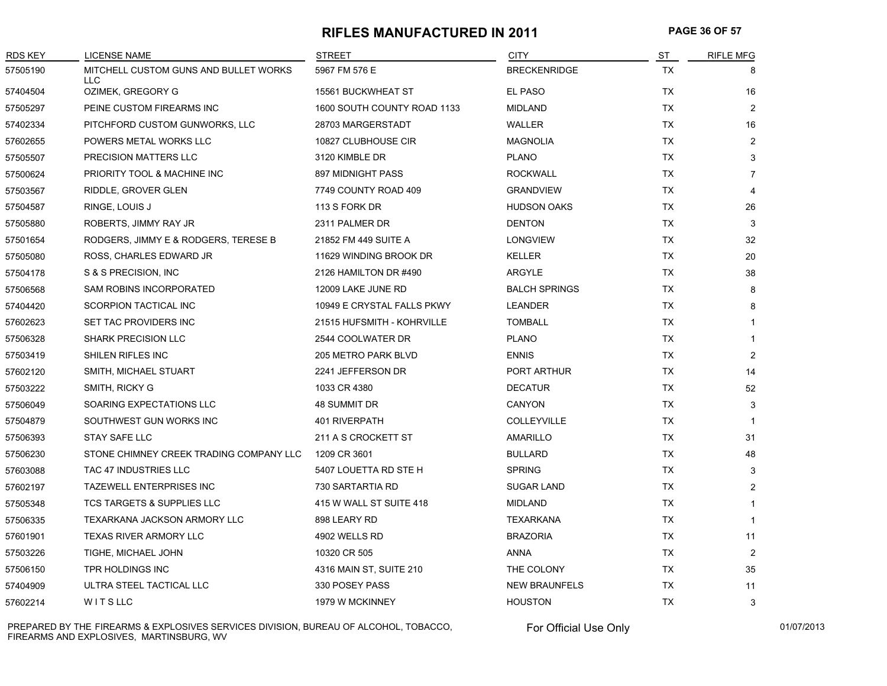# RIFLES MANUFACTURED IN 2011

| RDS KEY | LICENSE NAME | STREET | CITY | ST | RIFLE MFG |
|---|---|---|---|---|---|
| 57505190 | MITCHELL CUSTOM GUNS AND BULLET WORKS LLC | 5967 FM 576 E | BRECKENRIDGE | TX | 8 |
| 57404504 | OZIMEK, GREGORY G | 15561 BUCKWHEAT ST | EL PASO | TX | 16 |
| 57505297 | PEINE CUSTOM FIREARMS INC | 1600 SOUTH COUNTY ROAD 1133 | MIDLAND | TX | 2 |
| 57402334 | PITCHFORD CUSTOM GUNWORKS, LLC | 28703 MARGERSTADT | WALLER | TX | 16 |
| 57602655 | POWERS METAL WORKS LLC | 10827 CLUBHOUSE CIR | MAGNOLIA | TX | 2 |
| 57505507 | PRECISION MATTERS LLC | 3120 KIMBLE DR | PLANO | TX | 3 |
| 57500624 | PRIORITY TOOL & MACHINE INC | 897 MIDNIGHT PASS | ROCKWALL | TX | 7 |
| 57503567 | RIDDLE, GROVER GLEN | 7749 COUNTY ROAD 409 | GRANDVIEW | TX | 4 |
| 57504587 | RINGE, LOUIS J | 113 S FORK DR | HUDSON OAKS | TX | 26 |
| 57505880 | ROBERTS, JIMMY RAY JR | 2311 PALMER DR | DENTON | TX | 3 |
| 57501654 | RODGERS, JIMMY E & RODGERS, TERESE B | 21852 FM 449 SUITE A | LONGVIEW | TX | 32 |
| 57505080 | ROSS, CHARLES EDWARD JR | 11629 WINDING BROOK DR | KELLER | TX | 20 |
| 57504178 | S & S PRECISION, INC | 2126 HAMILTON DR #490 | ARGYLE | TX | 38 |
| 57506568 | SAM ROBINS INCORPORATED | 12009 LAKE JUNE RD | BALCH SPRINGS | TX | 8 |
| 57404420 | SCORPION TACTICAL INC | 10949 E CRYSTAL FALLS PKWY | LEANDER | TX | 8 |
| 57602623 | SET TAC PROVIDERS INC | 21515 HUFSMITH - KOHRVILLE | TOMBALL | TX | 1 |
| 57506328 | SHARK PRECISION LLC | 2544 COOLWATER DR | PLANO | TX | 1 |
| 57503419 | SHILEN RIFLES INC | 205 METRO PARK BLVD | ENNIS | TX | 2 |
| 57602120 | SMITH, MICHAEL STUART | 2241 JEFFERSON DR | PORT ARTHUR | TX | 14 |
| 57503222 | SMITH, RICKY G | 1033 CR 4380 | DECATUR | TX | 52 |
| 57506049 | SOARING EXPECTATIONS LLC | 48 SUMMIT DR | CANYON | TX | 3 |
| 57504879 | SOUTHWEST GUN WORKS INC | 401 RIVERPATH | COLLEYVILLE | TX | 1 |
| 57506393 | STAY SAFE LLC | 211 A S CROCKETT ST | AMARILLO | TX | 31 |
| 57506230 | STONE CHIMNEY CREEK TRADING COMPANY LLC | 1209 CR 3601 | BULLARD | TX | 48 |
| 57603088 | TAC 47 INDUSTRIES LLC | 5407 LOUETTA RD STE H | SPRING | TX | 3 |
| 57602197 | TAZEWELL ENTERPRISES INC | 730 SARTARTIA RD | SUGAR LAND | TX | 2 |
| 57505348 | TCS TARGETS & SUPPLIES LLC | 415 W WALL ST SUITE 418 | MIDLAND | TX | 1 |
| 57506335 | TEXARKANA JACKSON ARMORY LLC | 898 LEARY RD | TEXARKANA | TX | 1 |
| 57601901 | TEXAS RIVER ARMORY LLC | 4902 WELLS RD | BRAZORIA | TX | 11 |
| 57503226 | TIGHE, MICHAEL JOHN | 10320 CR 505 | ANNA | TX | 2 |
| 57506150 | TPR HOLDINGS INC | 4316 MAIN ST, SUITE 210 | THE COLONY | TX | 35 |
| 57404909 | ULTRA STEEL TACTICAL LLC | 330 POSEY PASS | NEW BRAUNFELS | TX | 11 |
| 57602214 | W I T S LLC | 1979 W MCKINNEY | HOUSTON | TX | 3 |

PREPARED BY THE FIREARMS & EXPLOSIVES SERVICES DIVISION, BUREAU OF ALCOHOL, TOBACCO, FIREARMS AND EXPLOSIVES, MARTINSBURG, WV

For Official Use Only

01/07/2013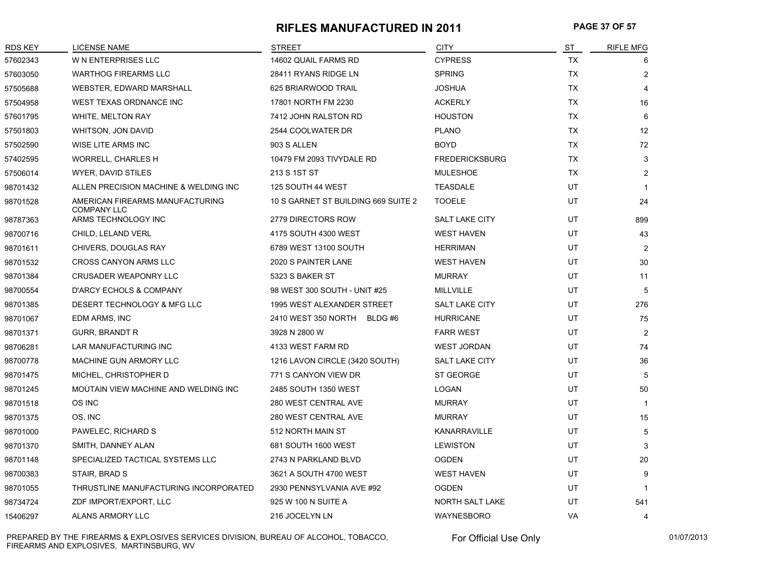# RIFLES MANUFACTURED IN 2011

| RDS KEY | LICENSE NAME | STREET | CITY | ST | RIFLE MFG |
|---|---|---|---|---|---|
| 57602343 | W N ENTERPRISES LLC | 14602 QUAIL FARMS RD | CYPRESS | TX | 6 |
| 57603050 | WARTHOG FIREARMS LLC | 28411 RYANS RIDGE LN | SPRING | TX | 2 |
| 57505688 | WEBSTER, EDWARD MARSHALL | 625 BRIARWOOD TRAIL | JOSHUA | TX | 4 |
| 57504958 | WEST TEXAS ORDNANCE INC | 17801 NORTH FM 2230 | ACKERLY | TX | 16 |
| 57601795 | WHITE, MELTON RAY | 7412 JOHN RALSTON RD | HOUSTON | TX | 6 |
| 57501803 | WHITSON, JON DAVID | 2544 COOLWATER DR | PLANO | TX | 12 |
| 57502590 | WISE LITE ARMS INC | 903 S ALLEN | BOYD | TX | 72 |
| 57402595 | WORRELL, CHARLES H | 10479 FM 2093 TIVYDALE RD | FREDERICKSBURG | TX | 3 |
| 57506014 | WYER, DAVID STILES | 213 S 1ST ST | MULESHOE | TX | 2 |
| 98701432 | ALLEN PRECISION MACHINE & WELDING INC | 125 SOUTH 44 WEST | TEASDALE | UT | 1 |
| 98701528 | AMERICAN FIREARMS MANUFACTURING COMPANY LLC | 10 S GARNET ST BUILDING 669 SUITE 2 | TOOELE | UT | 24 |
| 98787363 | ARMS TECHNOLOGY INC | 2779 DIRECTORS ROW | SALT LAKE CITY | UT | 899 |
| 98700716 | CHILD, LELAND VERL | 4175 SOUTH 4300 WEST | WEST HAVEN | UT | 43 |
| 98701611 | CHIVERS, DOUGLAS RAY | 6789 WEST 13100 SOUTH | HERRIMAN | UT | 2 |
| 98701532 | CROSS CANYON ARMS LLC | 2020 S PAINTER LANE | WEST HAVEN | UT | 30 |
| 98701384 | CRUSADER WEAPONRY LLC | 5323 S BAKER ST | MURRAY | UT | 11 |
| 98700554 | D'ARCY ECHOLS & COMPANY | 98 WEST 300 SOUTH - UNIT #25 | MILLVILLE | UT | 5 |
| 98701385 | DESERT TECHNOLOGY & MFG LLC | 1995 WEST ALEXANDER STREET | SALT LAKE CITY | UT | 276 |
| 98701067 | EDM ARMS, INC | 2410 WEST 350 NORTH BLDG #6 | HURRICANE | UT | 75 |
| 98701371 | GURR, BRANDT R | 3928 N 2800 W | FARR WEST | UT | 2 |
| 98706281 | LAR MANUFACTURING INC | 4133 WEST FARM RD | WEST JORDAN | UT | 74 |
| 98700778 | MACHINE GUN ARMORY LLC | 1216 LAVON CIRCLE (3420 SOUTH) | SALT LAKE CITY | UT | 36 |
| 98701475 | MICHEL, CHRISTOPHER D | 771 S CANYON VIEW DR | ST GEORGE | UT | 5 |
| 98701245 | MOUTAIN VIEW MACHINE AND WELDING INC | 2485 SOUTH 1350 WEST | LOGAN | UT | 50 |
| 98701518 | OS INC | 280 WEST CENTRAL AVE | MURRAY | UT | 1 |
| 98701375 | OS, INC | 280 WEST CENTRAL AVE | MURRAY | UT | 15 |
| 98701000 | PAWELEC, RICHARD S | 512 NORTH MAIN ST | KANARRAVILLE | UT | 5 |
| 98701370 | SMITH, DANNEY ALAN | 681 SOUTH 1600 WEST | LEWISTON | UT | 3 |
| 98701148 | SPECIALIZED TACTICAL SYSTEMS LLC | 2743 N PARKLAND BLVD | OGDEN | UT | 20 |
| 98700383 | STAIR, BRAD S | 3621 A SOUTH 4700 WEST | WEST HAVEN | UT | 9 |
| 98701055 | THRUSTLINE MANUFACTURING INCORPORATED | 2930 PENNSYLVANIA AVE #92 | OGDEN | UT | 1 |
| 98734724 | ZDF IMPORT/EXPORT, LLC | 925 W 100 N SUITE A | NORTH SALT LAKE | UT | 541 |
| 15406297 | ALANS ARMORY LLC | 216 JOCELYN LN | WAYNESBORO | VA | 4 |

PREPARED BY THE FIREARMS & EXPLOSIVES SERVICES DIVISION, BUREAU OF ALCOHOL, TOBACCO, FIREARMS AND EXPLOSIVES, MARTINSBURG, WV

For Official Use Only

01/07/2013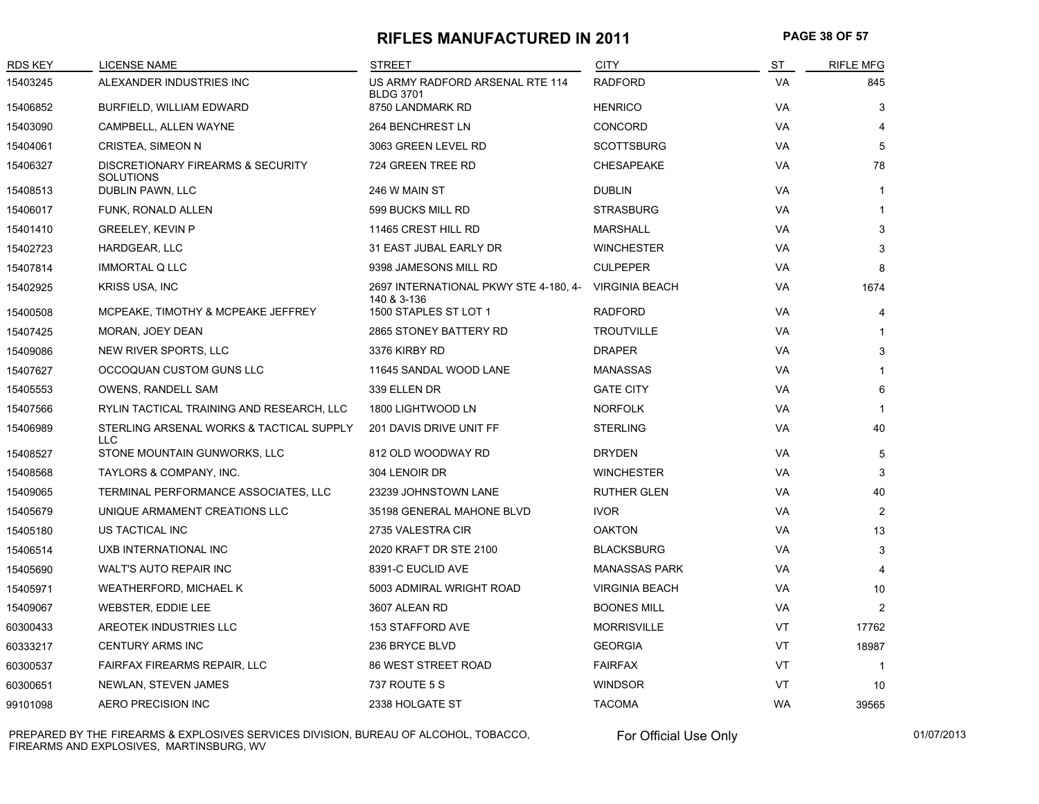# RIFLES MANUFACTURED IN 2011

| RDS KEY | LICENSE NAME | STREET | CITY | ST | RIFLE MFG |
|---|---|---|---|---|---|
| 15403245 | ALEXANDER INDUSTRIES INC | US ARMY RADFORD ARSENAL RTE 114 BLDG 3701 | RADFORD | VA | 845 |
| 15406852 | BURFIELD, WILLIAM EDWARD | 8750 LANDMARK RD | HENRICO | VA | 3 |
| 15403090 | CAMPBELL, ALLEN WAYNE | 264 BENCHREST LN | CONCORD | VA | 4 |
| 15404061 | CRISTEA, SIMEON N | 3063 GREEN LEVEL RD | SCOTTSBURG | VA | 5 |
| 15406327 | DISCRETIONARY FIREARMS & SECURITY SOLUTIONS | 724 GREEN TREE RD | CHESAPEAKE | VA | 78 |
| 15408513 | DUBLIN PAWN, LLC | 246 W MAIN ST | DUBLIN | VA | 1 |
| 15406017 | FUNK, RONALD ALLEN | 599 BUCKS MILL RD | STRASBURG | VA | 1 |
| 15401410 | GREELEY, KEVIN P | 11465 CREST HILL RD | MARSHALL | VA | 3 |
| 15402723 | HARDGEAR, LLC | 31 EAST JUBAL EARLY DR | WINCHESTER | VA | 3 |
| 15407814 | IMMORTAL Q LLC | 9398 JAMESONS MILL RD | CULPEPER | VA | 8 |
| 15402925 | KRISS USA, INC | 2697 INTERNATIONAL PKWY STE 4-180, 4-140 & 3-136 | VIRGINIA BEACH | VA | 1674 |
| 15400508 | MCPEAKE, TIMOTHY & MCPEAKE JEFFREY | 1500 STAPLES ST LOT 1 | RADFORD | VA | 4 |
| 15407425 | MORAN, JOEY DEAN | 2865 STONEY BATTERY RD | TROUTVILLE | VA | 1 |
| 15409086 | NEW RIVER SPORTS, LLC | 3376 KIRBY RD | DRAPER | VA | 3 |
| 15407627 | OCCOQUAN CUSTOM GUNS LLC | 11645 SANDAL WOOD LANE | MANASSAS | VA | 1 |
| 15405553 | OWENS, RANDELL SAM | 339 ELLEN DR | GATE CITY | VA | 6 |
| 15407566 | RYLIN TACTICAL TRAINING AND RESEARCH, LLC | 1800 LIGHTWOOD LN | NORFOLK | VA | 1 |
| 15406989 | STERLING ARSENAL WORKS & TACTICAL SUPPLY LLC | 201 DAVIS DRIVE UNIT FF | STERLING | VA | 40 |
| 15408527 | STONE MOUNTAIN GUNWORKS, LLC | 812 OLD WOODWAY RD | DRYDEN | VA | 5 |
| 15408568 | TAYLORS & COMPANY, INC. | 304 LENOIR DR | WINCHESTER | VA | 3 |
| 15409065 | TERMINAL PERFORMANCE ASSOCIATES, LLC | 23239 JOHNSTOWN LANE | RUTHER GLEN | VA | 40 |
| 15405679 | UNIQUE ARMAMENT CREATIONS LLC | 35198 GENERAL MAHONE BLVD | IVOR | VA | 2 |
| 15405180 | US TACTICAL INC | 2735 VALESTRA CIR | OAKTON | VA | 13 |
| 15406514 | UXB INTERNATIONAL INC | 2020 KRAFT DR STE 2100 | BLACKSBURG | VA | 3 |
| 15405690 | WALT'S AUTO REPAIR INC | 8391-C EUCLID AVE | MANASSAS PARK | VA | 4 |
| 15405971 | WEATHERFORD, MICHAEL K | 5003 ADMIRAL WRIGHT ROAD | VIRGINIA BEACH | VA | 10 |
| 15409067 | WEBSTER, EDDIE LEE | 3607 ALEAN RD | BOONES MILL | VA | 2 |
| 60300433 | AREOTEK INDUSTRIES LLC | 153 STAFFORD AVE | MORRISVILLE | VT | 17762 |
| 60333217 | CENTURY ARMS INC | 236 BRYCE BLVD | GEORGIA | VT | 18987 |
| 60300537 | FAIRFAX FIREARMS REPAIR, LLC | 86 WEST STREET ROAD | FAIRFAX | VT | 1 |
| 60300651 | NEWLAN, STEVEN JAMES | 737 ROUTE 5 S | WINDSOR | VT | 10 |
| 99101098 | AERO PRECISION INC | 2338 HOLGATE ST | TACOMA | WA | 39565 |

PREPARED BY THE FIREARMS & EXPLOSIVES SERVICES DIVISION, BUREAU OF ALCOHOL, TOBACCO, FIREARMS AND EXPLOSIVES, MARTINSBURG, WV

For Official Use Only

01/07/2013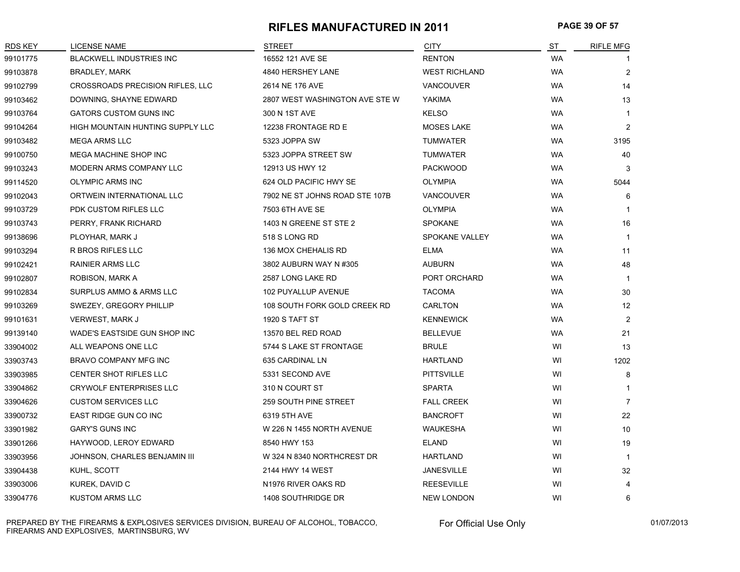# RIFLES MANUFACTURED IN 2011

| RDS KEY | LICENSE NAME | STREET | CITY | ST | RIFLE MFG |
|---|---|---|---|---|---|
| 99101775 | BLACKWELL INDUSTRIES INC | 16552 121 AVE SE | RENTON | WA | 1 |
| 99103878 | BRADLEY, MARK | 4840 HERSHEY LANE | WEST RICHLAND | WA | 2 |
| 99102799 | CROSSROADS PRECISION RIFLES, LLC | 2614 NE 176 AVE | VANCOUVER | WA | 14 |
| 99103462 | DOWNING, SHAYNE EDWARD | 2807 WEST WASHINGTON AVE STE W | YAKIMA | WA | 13 |
| 99103764 | GATORS CUSTOM GUNS INC | 300 N 1ST AVE | KELSO | WA | 1 |
| 99104264 | HIGH MOUNTAIN HUNTING SUPPLY LLC | 12238 FRONTAGE RD E | MOSES LAKE | WA | 2 |
| 99103482 | MEGA ARMS LLC | 5323 JOPPA SW | TUMWATER | WA | 3195 |
| 99100750 | MEGA MACHINE SHOP INC | 5323 JOPPA STREET SW | TUMWATER | WA | 40 |
| 99103243 | MODERN ARMS COMPANY LLC | 12913 US HWY 12 | PACKWOOD | WA | 3 |
| 99114520 | OLYMPIC ARMS INC | 624 OLD PACIFIC HWY SE | OLYMPIA | WA | 5044 |
| 99102043 | ORTWEIN INTERNATIONAL LLC | 7902 NE ST JOHNS ROAD STE 107B | VANCOUVER | WA | 6 |
| 99103729 | PDK CUSTOM RIFLES LLC | 7503 6TH AVE SE | OLYMPIA | WA | 1 |
| 99103743 | PERRY, FRANK RICHARD | 1403 N GREENE ST STE 2 | SPOKANE | WA | 16 |
| 99138696 | PLOYHAR, MARK J | 518 S LONG RD | SPOKANE VALLEY | WA | 1 |
| 99103294 | R BROS RIFLES LLC | 136 MOX CHEHALIS RD | ELMA | WA | 11 |
| 99102421 | RAINIER ARMS LLC | 3802 AUBURN WAY N #305 | AUBURN | WA | 48 |
| 99102807 | ROBISON, MARK A | 2587 LONG LAKE RD | PORT ORCHARD | WA | 1 |
| 99102834 | SURPLUS AMMO & ARMS LLC | 102 PUYALLUP AVENUE | TACOMA | WA | 30 |
| 99103269 | SWEZEY, GREGORY PHILLIP | 108 SOUTH FORK GOLD CREEK RD | CARLTON | WA | 12 |
| 99101631 | VERWEST, MARK J | 1920 S TAFT ST | KENNEWICK | WA | 2 |
| 99139140 | WADE'S EASTSIDE GUN SHOP INC | 13570 BEL RED ROAD | BELLEVUE | WA | 21 |
| 33904002 | ALL WEAPONS ONE LLC | 5744 S LAKE ST FRONTAGE | BRULE | WI | 13 |
| 33903743 | BRAVO COMPANY MFG INC | 635 CARDINAL LN | HARTLAND | WI | 1202 |
| 33903985 | CENTER SHOT RIFLES LLC | 5331 SECOND AVE | PITTSVILLE | WI | 8 |
| 33904862 | CRYWOLF ENTERPRISES LLC | 310 N COURT ST | SPARTA | WI | 1 |
| 33904626 | CUSTOM SERVICES LLC | 259 SOUTH PINE STREET | FALL CREEK | WI | 7 |
| 33900732 | EAST RIDGE GUN CO INC | 6319 5TH AVE | BANCROFT | WI | 22 |
| 33901982 | GARY'S GUNS INC | W 226 N 1455 NORTH AVENUE | WAUKESHA | WI | 10 |
| 33901266 | HAYWOOD, LEROY EDWARD | 8540 HWY 153 | ELAND | WI | 19 |
| 33903956 | JOHNSON, CHARLES BENJAMIN III | W 324 N 8340 NORTHCREST DR | HARTLAND | WI | 1 |
| 33904438 | KUHL, SCOTT | 2144 HWY 14 WEST | JANESVILLE | WI | 32 |
| 33903006 | KUREK, DAVID C | N1976 RIVER OAKS RD | REESEVILLE | WI | 4 |
| 33904776 | KUSTOM ARMS LLC | 1408 SOUTHRIDGE DR | NEW LONDON | WI | 6 |

PREPARED BY THE FIREARMS & EXPLOSIVES SERVICES DIVISION, BUREAU OF ALCOHOL, TOBACCO, FIREARMS AND EXPLOSIVES, MARTINSBURG, WV

For Official Use Only

01/07/2013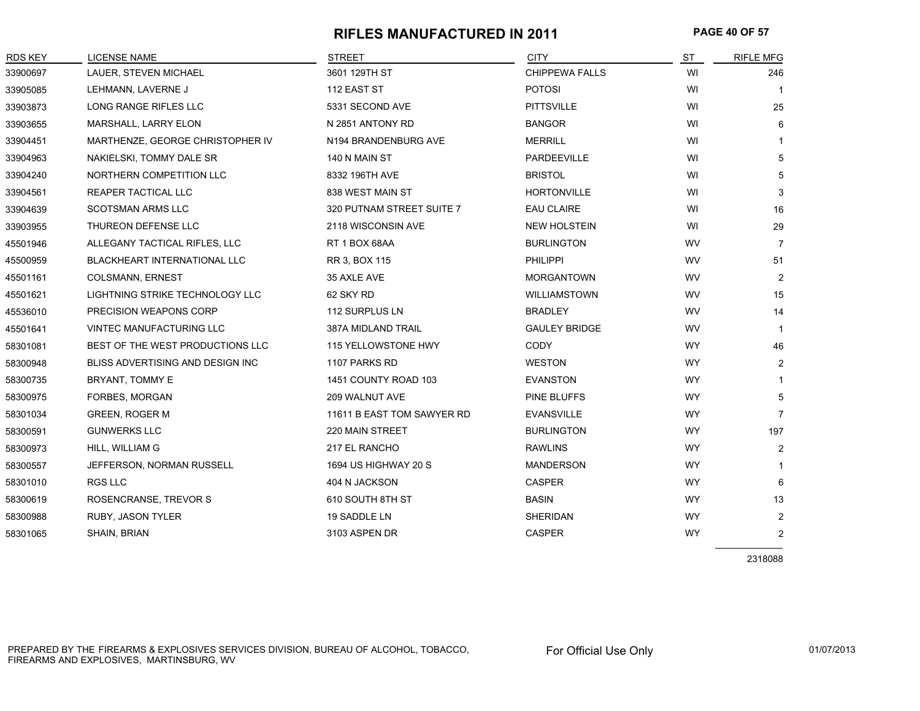# RIFLES MANUFACTURED IN 2011

| RDS KEY | LICENSE NAME | STREET | CITY | ST | RIFLE MFG |
|---|---|---|---|---|---|
| 33900697 | LAUER, STEVEN MICHAEL | 3601 129TH ST | CHIPPEWA FALLS | WI | 246 |
| 33905085 | LEHMANN, LAVERNE J | 112 EAST ST | POTOSI | WI | 1 |
| 33903873 | LONG RANGE RIFLES LLC | 5331 SECOND AVE | PITTSVILLE | WI | 25 |
| 33903655 | MARSHALL, LARRY ELON | N 2851 ANTONY RD | BANGOR | WI | 6 |
| 33904451 | MARTHENZE, GEORGE CHRISTOPHER IV | N194 BRANDENBURG AVE | MERRILL | WI | 1 |
| 33904963 | NAKIELSKI, TOMMY DALE SR | 140 N MAIN ST | PARDEEVILLE | WI | 5 |
| 33904240 | NORTHERN COMPETITION LLC | 8332 196TH AVE | BRISTOL | WI | 5 |
| 33904561 | REAPER TACTICAL LLC | 838 WEST MAIN ST | HORTONVILLE | WI | 3 |
| 33904639 | SCOTSMAN ARMS LLC | 320 PUTNAM STREET SUITE 7 | EAU CLAIRE | WI | 16 |
| 33903955 | THUREON DEFENSE LLC | 2118 WISCONSIN AVE | NEW HOLSTEIN | WI | 29 |
| 45501946 | ALLEGANY TACTICAL RIFLES, LLC | RT 1 BOX 68AA | BURLINGTON | WV | 7 |
| 45500959 | BLACKHEART INTERNATIONAL LLC | RR 3, BOX 115 | PHILIPPI | WV | 51 |
| 45501161 | COLSMANN, ERNEST | 35 AXLE AVE | MORGANTOWN | WV | 2 |
| 45501621 | LIGHTNING STRIKE TECHNOLOGY LLC | 62 SKY RD | WILLIAMSTOWN | WV | 15 |
| 45536010 | PRECISION WEAPONS CORP | 112 SURPLUS LN | BRADLEY | WV | 14 |
| 45501641 | VINTEC MANUFACTURING LLC | 387A MIDLAND TRAIL | GAULEY BRIDGE | WV | 1 |
| 58301081 | BEST OF THE WEST PRODUCTIONS LLC | 115 YELLOWSTONE HWY | CODY | WY | 46 |
| 58300948 | BLISS ADVERTISING AND DESIGN INC | 1107 PARKS RD | WESTON | WY | 2 |
| 58300735 | BRYANT, TOMMY E | 1451 COUNTY ROAD 103 | EVANSTON | WY | 1 |
| 58300975 | FORBES, MORGAN | 209 WALNUT AVE | PINE BLUFFS | WY | 5 |
| 58301034 | GREEN, ROGER M | 11611 B EAST TOM SAWYER RD | EVANSVILLE | WY | 7 |
| 58300591 | GUNWERKS LLC | 220 MAIN STREET | BURLINGTON | WY | 197 |
| 58300973 | HILL, WILLIAM G | 217 EL RANCHO | RAWLINS | WY | 2 |
| 58300557 | JEFFERSON, NORMAN RUSSELL | 1694 US HIGHWAY 20 S | MANDERSON | WY | 1 |
| 58301010 | RGS LLC | 404 N JACKSON | CASPER | WY | 6 |
| 58300619 | ROSENCRANSE, TREVOR S | 610 SOUTH 8TH ST | BASIN | WY | 13 |
| 58300988 | RUBY, JASON TYLER | 19 SADDLE LN | SHERIDAN | WY | 2 |
| 58301065 | SHAIN, BRIAN | 3103 ASPEN DR | CASPER | WY | 2 |
| | | | | | 2318088 |

PREPARED BY THE FIREARMS & EXPLOSIVES SERVICES DIVISION, BUREAU OF ALCOHOL, TOBACCO, FIREARMS AND EXPLOSIVES, MARTINSBURG, WV

For Official Use Only

01/07/2013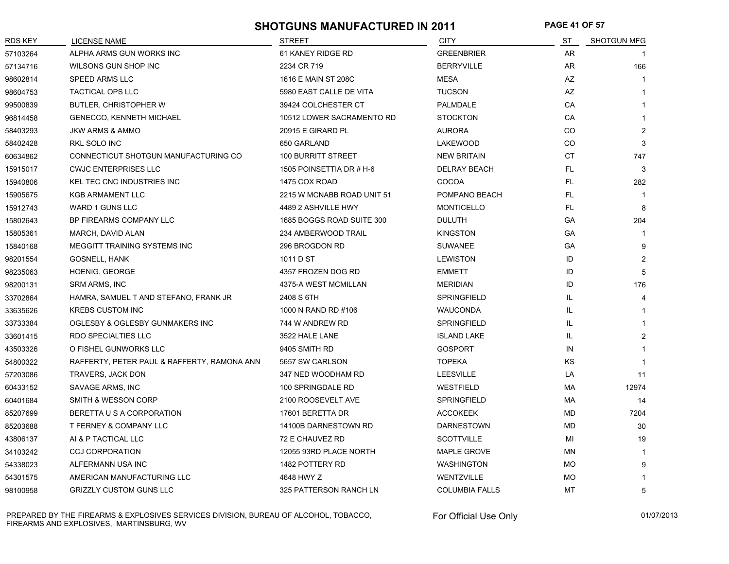# SHOTGUNS MANUFACTURED IN 2011

| RDS KEY | LICENSE NAME | STREET | CITY | ST | SHOTGUN MFG |
|---|---|---|---|---|---|
| 57103264 | ALPHA ARMS GUN WORKS INC | 61 KANEY RIDGE RD | GREENBRIER | AR | 1 |
| 57134716 | WILSONS GUN SHOP INC | 2234 CR 719 | BERRYVILLE | AR | 166 |
| 98602814 | SPEED ARMS LLC | 1616 E MAIN ST 208C | MESA | AZ | 1 |
| 98604753 | TACTICAL OPS LLC | 5980 EAST CALLE DE VITA | TUCSON | AZ | 1 |
| 99500839 | BUTLER, CHRISTOPHER W | 39424 COLCHESTER CT | PALMDALE | CA | 1 |
| 96814458 | GENECCO, KENNETH MICHAEL | 10512 LOWER SACRAMENTO RD | STOCKTON | CA | 1 |
| 58403293 | JKW ARMS & AMMO | 20915 E GIRARD PL | AURORA | CO | 2 |
| 58402428 | RKL SOLO INC | 650 GARLAND | LAKEWOOD | CO | 3 |
| 60634862 | CONNECTICUT SHOTGUN MANUFACTURING CO | 100 BURRITT STREET | NEW BRITAIN | CT | 747 |
| 15915017 | CWJC ENTERPRISES LLC | 1505 POINSETTIA DR # H-6 | DELRAY BEACH | FL | 3 |
| 15940806 | KEL TEC CNC INDUSTRIES INC | 1475 COX ROAD | COCOA | FL | 282 |
| 15905675 | KGB ARMAMENT LLC | 2215 W MCNABB ROAD UNIT 51 | POMPANO BEACH | FL | 1 |
| 15912743 | WARD 1 GUNS LLC | 4489 2 ASHVILLE HWY | MONTICELLO | FL | 8 |
| 15802643 | BP FIREARMS COMPANY LLC | 1685 BOGGS ROAD SUITE 300 | DULUTH | GA | 204 |
| 15805361 | MARCH, DAVID ALAN | 234 AMBERWOOD TRAIL | KINGSTON | GA | 1 |
| 15840168 | MEGGITT TRAINING SYSTEMS INC | 296 BROGDON RD | SUWANEE | GA | 9 |
| 98201554 | GOSNELL, HANK | 1011 D ST | LEWISTON | ID | 2 |
| 98235063 | HOENIG, GEORGE | 4357 FROZEN DOG RD | EMMETT | ID | 5 |
| 98200131 | SRM ARMS, INC | 4375-A WEST MCMILLAN | MERIDIAN | ID | 176 |
| 33702864 | HAMRA, SAMUEL T AND STEFANO, FRANK JR | 2408 S 6TH | SPRINGFIELD | IL | 4 |
| 33635626 | KREBS CUSTOM INC | 1000 N RAND RD #106 | WAUCONDA | IL | 1 |
| 33733384 | OGLESBY & OGLESBY GUNMAKERS INC | 744 W ANDREW RD | SPRINGFIELD | IL | 1 |
| 33601415 | RDO SPECIALTIES LLC | 3522 HALE LANE | ISLAND LAKE | IL | 2 |
| 43503326 | O FISHEL GUNWORKS LLC | 9405 SMITH RD | GOSPORT | IN | 1 |
| 54800322 | RAFFERTY, PETER PAUL & RAFFERTY, RAMONA ANN | 5657 SW CARLSON | TOPEKA | KS | 1 |
| 57203086 | TRAVERS, JACK DON | 347 NED WOODHAM RD | LEESVILLE | LA | 11 |
| 60433152 | SAVAGE ARMS, INC | 100 SPRINGDALE RD | WESTFIELD | MA | 12974 |
| 60401684 | SMITH & WESSON CORP | 2100 ROOSEVELT AVE | SPRINGFIELD | MA | 14 |
| 85207699 | BERETTA U S A CORPORATION | 17601 BERETTA DR | ACCOKEEK | MD | 7204 |
| 85203688 | T FERNEY & COMPANY LLC | 14100B DARNESTOWN RD | DARNESTOWN | MD | 30 |
| 43806137 | AI & P TACTICAL LLC | 72 E CHAUVEZ RD | SCOTTVILLE | MI | 19 |
| 34103242 | CCJ CORPORATION | 12055 93RD PLACE NORTH | MAPLE GROVE | MN | 1 |
| 54338023 | ALFERMANN USA INC | 1482 POTTERY RD | WASHINGTON | MO | 9 |
| 54301575 | AMERICAN MANUFACTURING LLC | 4648 HWY Z | WENTZVILLE | MO | 1 |
| 98100958 | GRIZZLY CUSTOM GUNS LLC | 325 PATTERSON RANCH LN | COLUMBIA FALLS | MT | 5 |

PREPARED BY THE FIREARMS & EXPLOSIVES SERVICES DIVISION, BUREAU OF ALCOHOL, TOBACCO, FIREARMS AND EXPLOSIVES, MARTINSBURG, WV

For Official Use Only

01/07/2013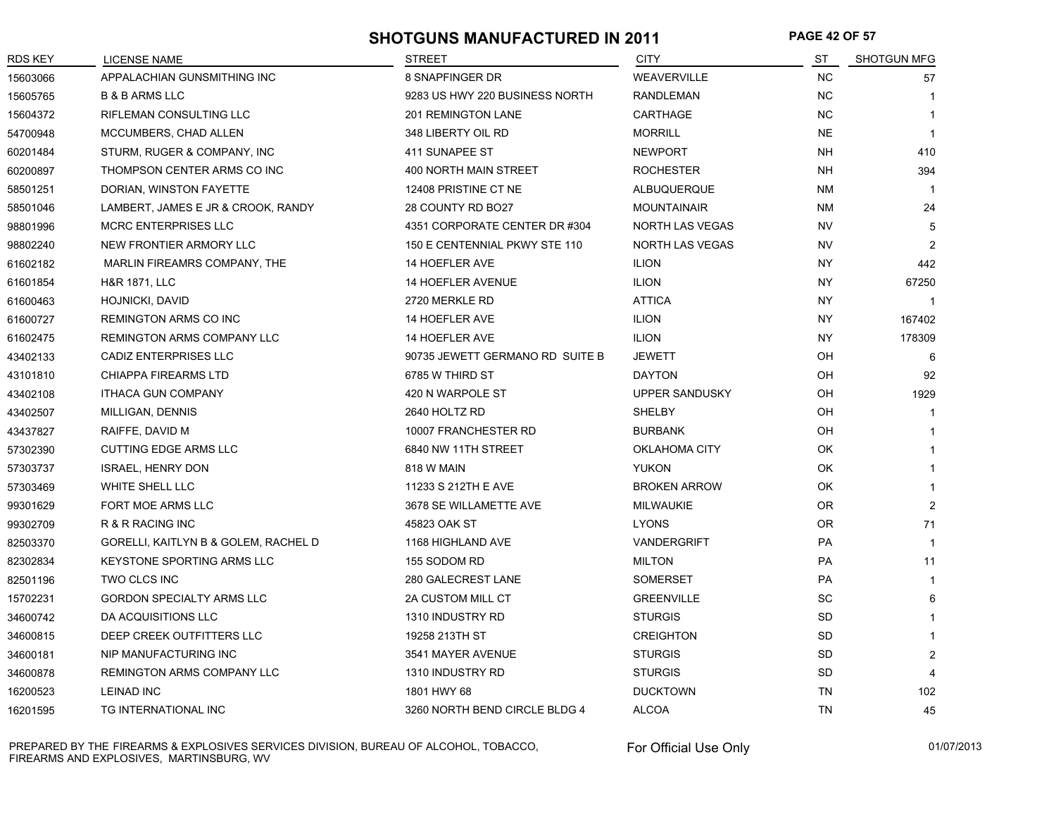# SHOTGUNS MANUFACTURED IN 2011

| RDS KEY | LICENSE NAME | STREET | CITY | ST | SHOTGUN MFG |
|---|---|---|---|---|---|
| 15603066 | APPALACHIAN GUNSMITHING INC | 8 SNAPFINGER DR | WEAVERVILLE | NC | 57 |
| 15605765 | B & B ARMS LLC | 9283 US HWY 220 BUSINESS NORTH | RANDLEMAN | NC | 1 |
| 15604372 | RIFLEMAN CONSULTING LLC | 201 REMINGTON LANE | CARTHAGE | NC | 1 |
| 54700948 | MCCUMBERS, CHAD ALLEN | 348 LIBERTY OIL RD | MORRILL | NE | 1 |
| 60201484 | STURM, RUGER & COMPANY, INC | 411 SUNAPEE ST | NEWPORT | NH | 410 |
| 60200897 | THOMPSON CENTER ARMS CO INC | 400 NORTH MAIN STREET | ROCHESTER | NH | 394 |
| 58501251 | DORIAN, WINSTON FAYETTE | 12408 PRISTINE CT NE | ALBUQUERQUE | NM | 1 |
| 58501046 | LAMBERT, JAMES E JR & CROOK, RANDY | 28 COUNTY RD BO27 | MOUNTAINAIR | NM | 24 |
| 98801996 | MCRC ENTERPRISES LLC | 4351 CORPORATE CENTER DR #304 | NORTH LAS VEGAS | NV | 5 |
| 98802240 | NEW FRONTIER ARMORY LLC | 150 E CENTENNIAL PKWY STE 110 | NORTH LAS VEGAS | NV | 2 |
| 61602182 | MARLIN FIREAMRS COMPANY, THE | 14 HOEFLER AVE | ILION | NY | 442 |
| 61601854 | H&R 1871, LLC | 14 HOEFLER AVENUE | ILION | NY | 67250 |
| 61600463 | HOJNICKI, DAVID | 2720 MERKLE RD | ATTICA | NY | 1 |
| 61600727 | REMINGTON ARMS CO INC | 14 HOEFLER AVE | ILION | NY | 167402 |
| 61602475 | REMINGTON ARMS COMPANY LLC | 14 HOEFLER AVE | ILION | NY | 178309 |
| 43402133 | CADIZ ENTERPRISES LLC | 90735 JEWETT GERMANO RD SUITE B | JEWETT | OH | 6 |
| 43101810 | CHIAPPA FIREARMS LTD | 6785 W THIRD ST | DAYTON | OH | 92 |
| 43402108 | ITHACA GUN COMPANY | 420 N WARPOLE ST | UPPER SANDUSKY | OH | 1929 |
| 43402507 | MILLIGAN, DENNIS | 2640 HOLTZ RD | SHELBY | OH | 1 |
| 43437827 | RAIFFE, DAVID M | 10007 FRANCHESTER RD | BURBANK | OH | 1 |
| 57302390 | CUTTING EDGE ARMS LLC | 6840 NW 11TH STREET | OKLAHOMA CITY | OK | 1 |
| 57303737 | ISRAEL, HENRY DON | 818 W MAIN | YUKON | OK | 1 |
| 57303469 | WHITE SHELL LLC | 11233 S 212TH E AVE | BROKEN ARROW | OK | 1 |
| 99301629 | FORT MOE ARMS LLC | 3678 SE WILLAMETTE AVE | MILWAUKIE | OR | 2 |
| 99302709 | R & R RACING INC | 45823 OAK ST | LYONS | OR | 71 |
| 82503370 | GORELLI, KAITLYN B & GOLEM, RACHEL D | 1168 HIGHLAND AVE | VANDERGRIFT | PA | 1 |
| 82302834 | KEYSTONE SPORTING ARMS LLC | 155 SODOM RD | MILTON | PA | 11 |
| 82501196 | TWO CLCS INC | 280 GALECREST LANE | SOMERSET | PA | 1 |
| 15702231 | GORDON SPECIALTY ARMS LLC | 2A CUSTOM MILL CT | GREENVILLE | SC | 6 |
| 34600742 | DA ACQUISITIONS LLC | 1310 INDUSTRY RD | STURGIS | SD | 1 |
| 34600815 | DEEP CREEK OUTFITTERS LLC | 19258 213TH ST | CREIGHTON | SD | 1 |
| 34600181 | NIP MANUFACTURING INC | 3541 MAYER AVENUE | STURGIS | SD | 2 |
| 34600878 | REMINGTON ARMS COMPANY LLC | 1310 INDUSTRY RD | STURGIS | SD | 4 |
| 16200523 | LEINAD INC | 1801 HWY 68 | DUCKTOWN | TN | 102 |
| 16201595 | TG INTERNATIONAL INC | 3260 NORTH BEND CIRCLE BLDG 4 | ALCOA | TN | 45 |

PREPARED BY THE FIREARMS & EXPLOSIVES SERVICES DIVISION, BUREAU OF ALCOHOL, TOBACCO, FIREARMS AND EXPLOSIVES, MARTINSBURG, WV

For Official Use Only

01/07/2013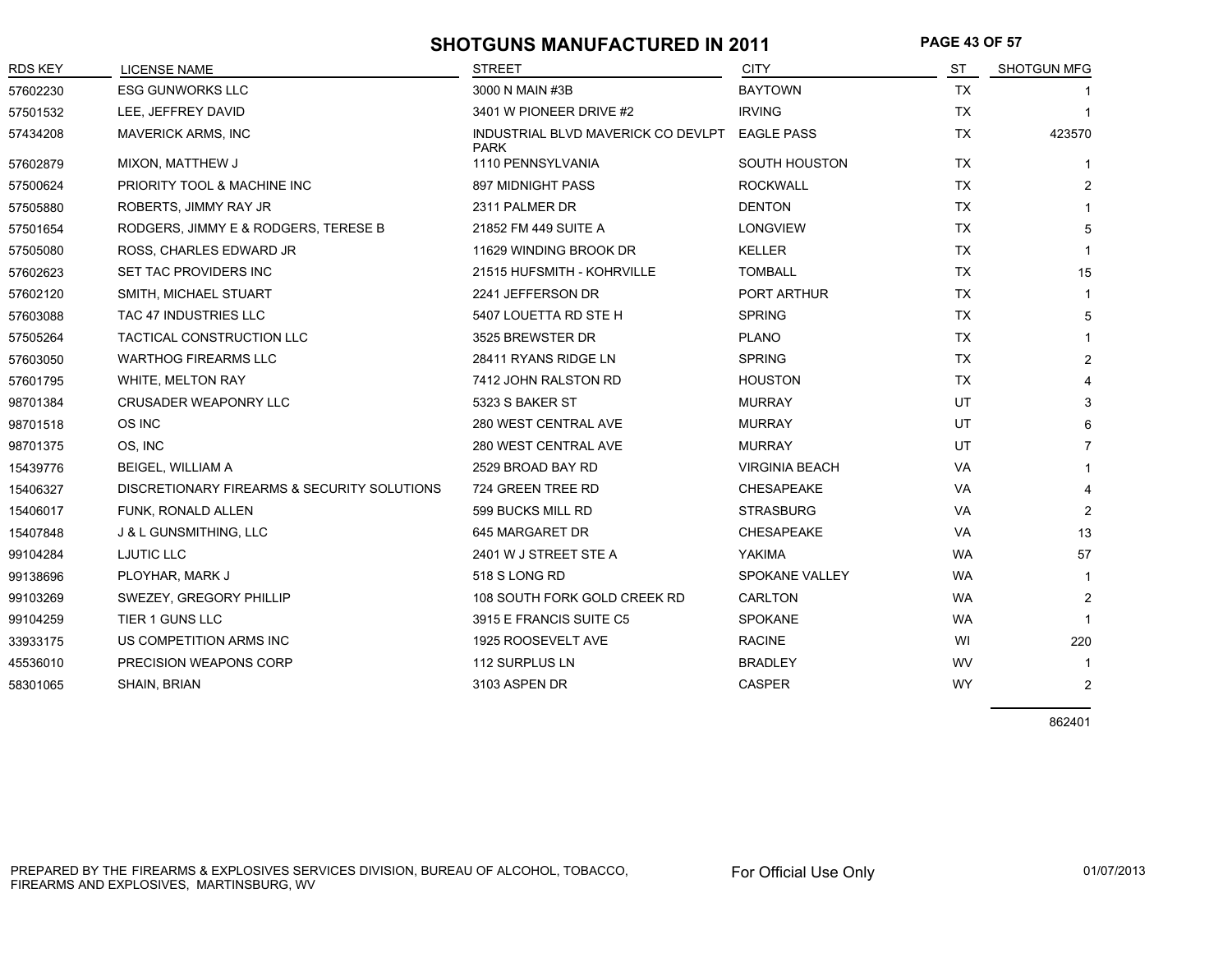# SHOTGUNS MANUFACTURED IN 2011

| RDS KEY | LICENSE NAME | STREET | CITY | ST | SHOTGUN MFG |
|---|---|---|---|---|---|
| 57602230 | ESG GUNWORKS LLC | 3000 N MAIN #3B | BAYTOWN | TX | 1 |
| 57501532 | LEE, JEFFREY DAVID | 3401 W PIONEER DRIVE #2 | IRVING | TX | 1 |
| 57434208 | MAVERICK ARMS, INC | INDUSTRIAL BLVD MAVERICK CO DEVLPT PARK | EAGLE PASS | TX | 423570 |
| 57602879 | MIXON, MATTHEW J | 1110 PENNSYLVANIA | SOUTH HOUSTON | TX | 1 |
| 57500624 | PRIORITY TOOL & MACHINE INC | 897 MIDNIGHT PASS | ROCKWALL | TX | 2 |
| 57505880 | ROBERTS, JIMMY RAY JR | 2311 PALMER DR | DENTON | TX | 1 |
| 57501654 | RODGERS, JIMMY E & RODGERS, TERESE B | 21852 FM 449 SUITE A | LONGVIEW | TX | 5 |
| 57505080 | ROSS, CHARLES EDWARD JR | 11629 WINDING BROOK DR | KELLER | TX | 1 |
| 57602623 | SET TAC PROVIDERS INC | 21515 HUFSMITH - KOHRVILLE | TOMBALL | TX | 15 |
| 57602120 | SMITH, MICHAEL STUART | 2241 JEFFERSON DR | PORT ARTHUR | TX | 1 |
| 57603088 | TAC 47 INDUSTRIES LLC | 5407 LOUETTA RD STE H | SPRING | TX | 5 |
| 57505264 | TACTICAL CONSTRUCTION LLC | 3525 BREWSTER DR | PLANO | TX | 1 |
| 57603050 | WARTHOG FIREARMS LLC | 28411 RYANS RIDGE LN | SPRING | TX | 2 |
| 57601795 | WHITE, MELTON RAY | 7412 JOHN RALSTON RD | HOUSTON | TX | 4 |
| 98701384 | CRUSADER WEAPONRY LLC | 5323 S BAKER ST | MURRAY | UT | 3 |
| 98701518 | OS INC | 280 WEST CENTRAL AVE | MURRAY | UT | 6 |
| 98701375 | OS, INC | 280 WEST CENTRAL AVE | MURRAY | UT | 7 |
| 15439776 | BEIGEL, WILLIAM A | 2529 BROAD BAY RD | VIRGINIA BEACH | VA | 1 |
| 15406327 | DISCRETIONARY FIREARMS & SECURITY SOLUTIONS | 724 GREEN TREE RD | CHESAPEAKE | VA | 4 |
| 15406017 | FUNK, RONALD ALLEN | 599 BUCKS MILL RD | STRASBURG | VA | 2 |
| 15407848 | J & L GUNSMITHING, LLC | 645 MARGARET DR | CHESAPEAKE | VA | 13 |
| 99104284 | LJUTIC LLC | 2401 W J STREET STE A | YAKIMA | WA | 57 |
| 99138696 | PLOYHAR, MARK J | 518 S LONG RD | SPOKANE VALLEY | WA | 1 |
| 99103269 | SWEZEY, GREGORY PHILLIP | 108 SOUTH FORK GOLD CREEK RD | CARLTON | WA | 2 |
| 99104259 | TIER 1 GUNS LLC | 3915 E FRANCIS SUITE C5 | SPOKANE | WA | 1 |
| 33933175 | US COMPETITION ARMS INC | 1925 ROOSEVELT AVE | RACINE | WI | 220 |
| 45536010 | PRECISION WEAPONS CORP | 112 SURPLUS LN | BRADLEY | WV | 1 |
| 58301065 | SHAIN, BRIAN | 3103 ASPEN DR | CASPER | WY | 2 |
| | | | | | 862401 |

PREPARED BY THE FIREARMS & EXPLOSIVES SERVICES DIVISION, BUREAU OF ALCOHOL, TOBACCO, FIREARMS AND EXPLOSIVES, MARTINSBURG, WV

For Official Use Only

01/07/2013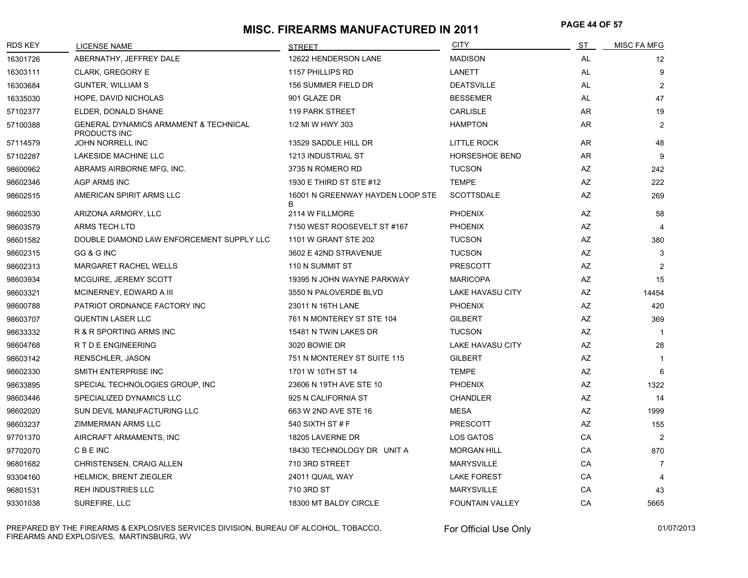# MISC. FIREARMS MANUFACTURED IN 2011

| RDS KEY | LICENSE NAME | STREET | CITY | ST | MISC FA MFG |
|---|---|---|---|---|---|
| 16301726 | ABERNATHY, JEFFREY DALE | 12622 HENDERSON LANE | MADISON | AL | 12 |
| 16303111 | CLARK, GREGORY E | 1157 PHILLIPS RD | LANETT | AL | 9 |
| 16303684 | GUNTER, WILLIAM S | 156 SUMMER FIELD DR | DEATSVILLE | AL | 2 |
| 16335030 | HOPE, DAVID NICHOLAS | 901 GLAZE DR | BESSEMER | AL | 47 |
| 57102377 | ELDER, DONALD SHANE | 119 PARK STREET | CARLISLE | AR | 19 |
| 57100388 | GENERAL DYNAMICS ARMAMENT & TECHNICAL PRODUCTS INC | 1/2 MI W HWY 303 | HAMPTON | AR | 2 |
| 57114579 | JOHN NORRELL INC | 13529 SADDLE HILL DR | LITTLE ROCK | AR | 48 |
| 57102287 | LAKESIDE MACHINE LLC | 1213 INDUSTRIAL ST | HORSESHOE BEND | AR | 9 |
| 98600962 | ABRAMS AIRBORNE MFG, INC. | 3735 N ROMERO RD | TUCSON | AZ | 242 |
| 98602346 | AGP ARMS INC | 1930 E THIRD ST STE #12 | TEMPE | AZ | 222 |
| 98602515 | AMERICAN SPIRIT ARMS LLC | 16001 N GREENWAY HAYDEN LOOP STE B | SCOTTSDALE | AZ | 269 |
| 98602530 | ARIZONA ARMORY, LLC | 2114 W FILLMORE | PHOENIX | AZ | 58 |
| 98603579 | ARMS TECH LTD | 7150 WEST ROOSEVELT ST #167 | PHOENIX | AZ | 4 |
| 98601582 | DOUBLE DIAMOND LAW ENFORCEMENT SUPPLY LLC | 1101 W GRANT STE 202 | TUCSON | AZ | 380 |
| 98602315 | GG & G INC | 3602 E 42ND STRAVENUE | TUCSON | AZ | 3 |
| 98602313 | MARGARET RACHEL WELLS | 110 N SUMMIT ST | PRESCOTT | AZ | 2 |
| 98603934 | MCGUIRE, JEREMY SCOTT | 19395 N JOHN WAYNE PARKWAY | MARICOPA | AZ | 15 |
| 98603321 | MCINERNEY, EDWARD A III | 3550 N PALOVERDE BLVD | LAKE HAVASU CITY | AZ | 14454 |
| 98600788 | PATRIOT ORDNANCE FACTORY INC | 23011 N 16TH LANE | PHOENIX | AZ | 420 |
| 98603707 | QUENTIN LASER LLC | 761 N MONTEREY ST STE 104 | GILBERT | AZ | 369 |
| 98633332 | R & R SPORTING ARMS INC | 15481 N TWIN LAKES DR | TUCSON | AZ | 1 |
| 98604768 | R T D E ENGINEERING | 3020 BOWIE DR | LAKE HAVASU CITY | AZ | 28 |
| 98603142 | RENSCHLER, JASON | 751 N MONTEREY ST SUITE 115 | GILBERT | AZ | 1 |
| 98602330 | SMITH ENTERPRISE INC | 1701 W 10TH ST 14 | TEMPE | AZ | 6 |
| 98633895 | SPECIAL TECHNOLOGIES GROUP, INC | 23606 N 19TH AVE STE 10 | PHOENIX | AZ | 1322 |
| 98603446 | SPECIALIZED DYNAMICS LLC | 925 N CALIFORNIA ST | CHANDLER | AZ | 14 |
| 98602020 | SUN DEVIL MANUFACTURING LLC | 663 W 2ND AVE STE 16 | MESA | AZ | 1999 |
| 98603237 | ZIMMERMAN ARMS LLC | 540 SIXTH ST # F | PRESCOTT | AZ | 155 |
| 97701370 | AIRCRAFT ARMAMENTS, INC | 18205 LAVERNE DR | LOS GATOS | CA | 2 |
| 97702070 | C B E INC | 18430 TECHNOLOGY DR UNIT A | MORGAN HILL | CA | 870 |
| 96801682 | CHRISTENSEN, CRAIG ALLEN | 710 3RD STREET | MARYSVILLE | CA | 7 |
| 93304160 | HELMICK, BRENT ZIEGLER | 24011 QUAIL WAY | LAKE FOREST | CA | 4 |
| 96801531 | REH INDUSTRIES LLC | 710 3RD ST | MARYSVILLE | CA | 43 |
| 93301038 | SUREFIRE, LLC | 18300 MT BALDY CIRCLE | FOUNTAIN VALLEY | CA | 5665 |

PREPARED BY THE FIREARMS & EXPLOSIVES SERVICES DIVISION, BUREAU OF ALCOHOL, TOBACCO, FIREARMS AND EXPLOSIVES, MARTINSBURG, WV

For Official Use Only

01/07/2013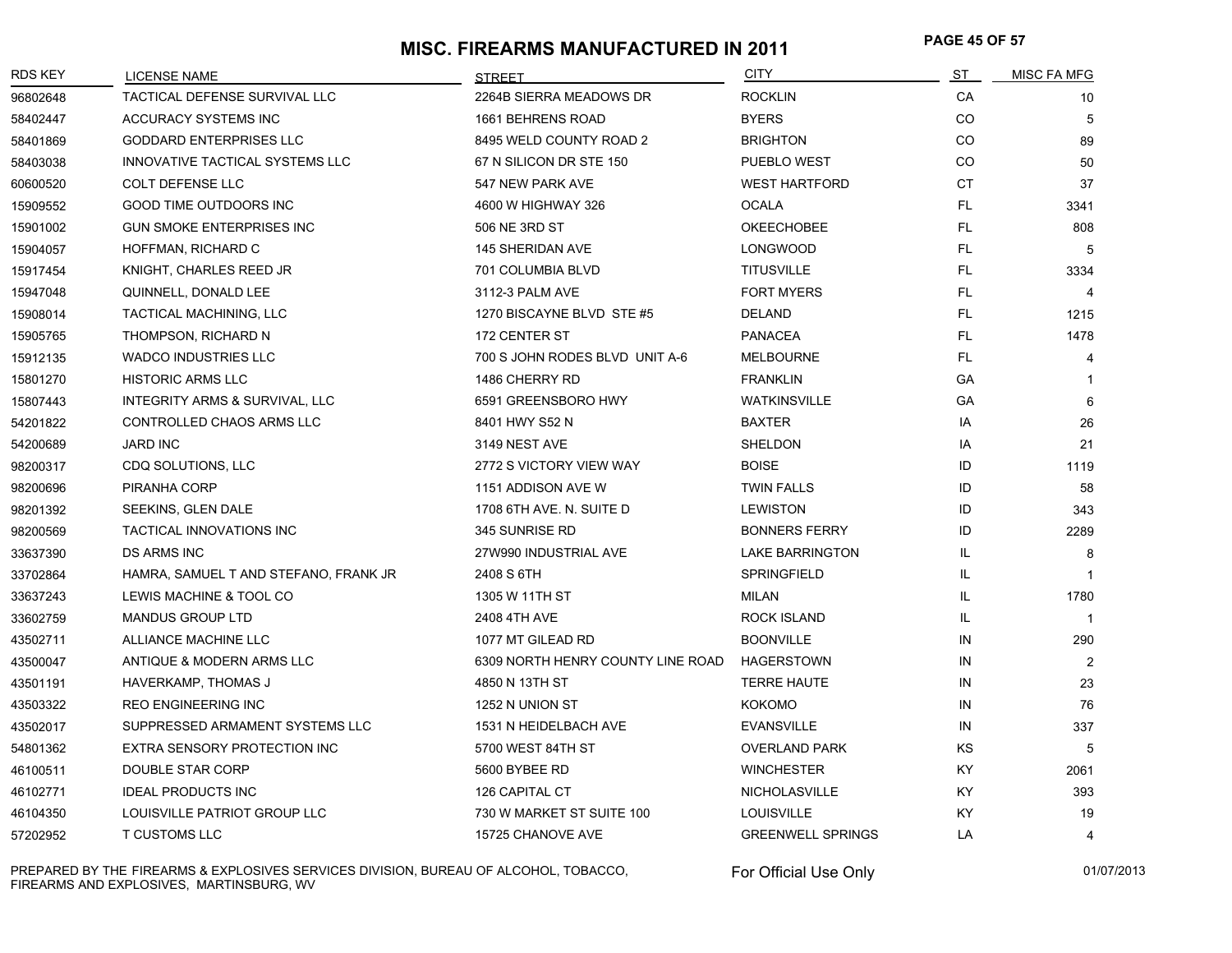# MISC. FIREARMS MANUFACTURED IN 2011

| RDS KEY | LICENSE NAME | STREET | CITY | ST | MISC FA MFG |
|---|---|---|---|---|---|
| 96802648 | TACTICAL DEFENSE SURVIVAL LLC | 2264B SIERRA MEADOWS DR | ROCKLIN | CA | 10 |
| 58402447 | ACCURACY SYSTEMS INC | 1661 BEHRENS ROAD | BYERS | CO | 5 |
| 58401869 | GODDARD ENTERPRISES LLC | 8495 WELD COUNTY ROAD 2 | BRIGHTON | CO | 89 |
| 58403038 | INNOVATIVE TACTICAL SYSTEMS LLC | 67 N SILICON DR STE 150 | PUEBLO WEST | CO | 50 |
| 60600520 | COLT DEFENSE LLC | 547 NEW PARK AVE | WEST HARTFORD | CT | 37 |
| 15909552 | GOOD TIME OUTDOORS INC | 4600 W HIGHWAY 326 | OCALA | FL | 3341 |
| 15901002 | GUN SMOKE ENTERPRISES INC | 506 NE 3RD ST | OKEECHOBEE | FL | 808 |
| 15904057 | HOFFMAN, RICHARD C | 145 SHERIDAN AVE | LONGWOOD | FL | 5 |
| 15917454 | KNIGHT, CHARLES REED JR | 701 COLUMBIA BLVD | TITUSVILLE | FL | 3334 |
| 15947048 | QUINNELL, DONALD LEE | 3112-3 PALM AVE | FORT MYERS | FL | 4 |
| 15908014 | TACTICAL MACHINING, LLC | 1270 BISCAYNE BLVD STE #5 | DELAND | FL | 1215 |
| 15905765 | THOMPSON, RICHARD N | 172 CENTER ST | PANACEA | FL | 1478 |
| 15912135 | WADCO INDUSTRIES LLC | 700 S JOHN RODES BLVD UNIT A-6 | MELBOURNE | FL | 4 |
| 15801270 | HISTORIC ARMS LLC | 1486 CHERRY RD | FRANKLIN | GA | 1 |
| 15807443 | INTEGRITY ARMS & SURVIVAL, LLC | 6591 GREENSBORO HWY | WATKINSVILLE | GA | 6 |
| 54201822 | CONTROLLED CHAOS ARMS LLC | 8401 HWY S52 N | BAXTER | IA | 26 |
| 54200689 | JARD INC | 3149 NEST AVE | SHELDON | IA | 21 |
| 98200317 | CDQ SOLUTIONS, LLC | 2772 S VICTORY VIEW WAY | BOISE | ID | 1119 |
| 98200696 | PIRANHA CORP | 1151 ADDISON AVE W | TWIN FALLS | ID | 58 |
| 98201392 | SEEKINS, GLEN DALE | 1708 6TH AVE. N. SUITE D | LEWISTON | ID | 343 |
| 98200569 | TACTICAL INNOVATIONS INC | 345 SUNRISE RD | BONNERS FERRY | ID | 2289 |
| 33637390 | DS ARMS INC | 27W990 INDUSTRIAL AVE | LAKE BARRINGTON | IL | 8 |
| 33702864 | HAMRA, SAMUEL T AND STEFANO, FRANK JR | 2408 S 6TH | SPRINGFIELD | IL | 1 |
| 33637243 | LEWIS MACHINE & TOOL CO | 1305 W 11TH ST | MILAN | IL | 1780 |
| 33602759 | MANDUS GROUP LTD | 2408 4TH AVE | ROCK ISLAND | IL | 1 |
| 43502711 | ALLIANCE MACHINE LLC | 1077 MT GILEAD RD | BOONVILLE | IN | 290 |
| 43500047 | ANTIQUE & MODERN ARMS LLC | 6309 NORTH HENRY COUNTY LINE ROAD | HAGERSTOWN | IN | 2 |
| 43501191 | HAVERKAMP, THOMAS J | 4850 N 13TH ST | TERRE HAUTE | IN | 23 |
| 43503322 | REO ENGINEERING INC | 1252 N UNION ST | KOKOMO | IN | 76 |
| 43502017 | SUPPRESSED ARMAMENT SYSTEMS LLC | 1531 N HEIDELBACH AVE | EVANSVILLE | IN | 337 |
| 54801362 | EXTRA SENSORY PROTECTION INC | 5700 WEST 84TH ST | OVERLAND PARK | KS | 5 |
| 46100511 | DOUBLE STAR CORP | 5600 BYBEE RD | WINCHESTER | KY | 2061 |
| 46102771 | IDEAL PRODUCTS INC | 126 CAPITAL CT | NICHOLASVILLE | KY | 393 |
| 46104350 | LOUISVILLE PATRIOT GROUP LLC | 730 W MARKET ST SUITE 100 | LOUISVILLE | KY | 19 |
| 57202952 | T CUSTOMS LLC | 15725 CHANOVE AVE | GREENWELL SPRINGS | LA | 4 |

PREPARED BY THE FIREARMS & EXPLOSIVES SERVICES DIVISION, BUREAU OF ALCOHOL, TOBACCO, FIREARMS AND EXPLOSIVES, MARTINSBURG, WV

For Official Use Only

01/07/2013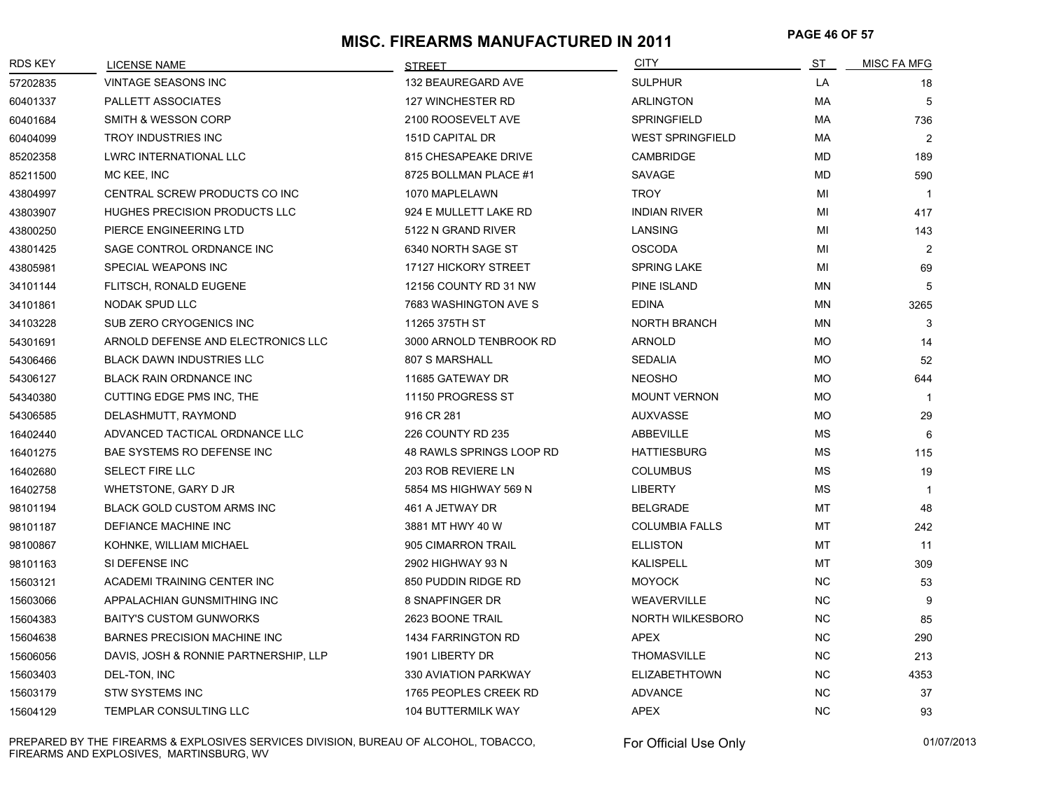# MISC. FIREARMS MANUFACTURED IN 2011

| RDS KEY | LICENSE NAME | STREET | CITY | ST | MISC FA MFG |
|---|---|---|---|---|---|
| 57202835 | VINTAGE SEASONS INC | 132 BEAUREGARD AVE | SULPHUR | LA | 18 |
| 60401337 | PALLETT ASSOCIATES | 127 WINCHESTER RD | ARLINGTON | MA | 5 |
| 60401684 | SMITH & WESSON CORP | 2100 ROOSEVELT AVE | SPRINGFIELD | MA | 736 |
| 60404099 | TROY INDUSTRIES INC | 151D CAPITAL DR | WEST SPRINGFIELD | MA | 2 |
| 85202358 | LWRC INTERNATIONAL LLC | 815 CHESAPEAKE DRIVE | CAMBRIDGE | MD | 189 |
| 85211500 | MC KEE, INC | 8725 BOLLMAN PLACE #1 | SAVAGE | MD | 590 |
| 43804997 | CENTRAL SCREW PRODUCTS CO INC | 1070 MAPLELAWN | TROY | MI | 1 |
| 43803907 | HUGHES PRECISION PRODUCTS LLC | 924 E MULLETT LAKE RD | INDIAN RIVER | MI | 417 |
| 43800250 | PIERCE ENGINEERING LTD | 5122 N GRAND RIVER | LANSING | MI | 143 |
| 43801425 | SAGE CONTROL ORDNANCE INC | 6340 NORTH SAGE ST | OSCODA | MI | 2 |
| 43805981 | SPECIAL WEAPONS INC | 17127 HICKORY STREET | SPRING LAKE | MI | 69 |
| 34101144 | FLITSCH, RONALD EUGENE | 12156 COUNTY RD 31 NW | PINE ISLAND | MN | 5 |
| 34101861 | NODAK SPUD LLC | 7683 WASHINGTON AVE S | EDINA | MN | 3265 |
| 34103228 | SUB ZERO CRYOGENICS INC | 11265 375TH ST | NORTH BRANCH | MN | 3 |
| 54301691 | ARNOLD DEFENSE AND ELECTRONICS LLC | 3000 ARNOLD TENBROOK RD | ARNOLD | MO | 14 |
| 54306466 | BLACK DAWN INDUSTRIES LLC | 807 S MARSHALL | SEDALIA | MO | 52 |
| 54306127 | BLACK RAIN ORDNANCE INC | 11685 GATEWAY DR | NEOSHO | MO | 644 |
| 54340380 | CUTTING EDGE PMS INC, THE | 11150 PROGRESS ST | MOUNT VERNON | MO | 1 |
| 54306585 | DELASHMUTT, RAYMOND | 916 CR 281 | AUXVASSE | MO | 29 |
| 16402440 | ADVANCED TACTICAL ORDNANCE LLC | 226 COUNTY RD 235 | ABBEVILLE | MS | 6 |
| 16401275 | BAE SYSTEMS RO DEFENSE INC | 48 RAWLS SPRINGS LOOP RD | HATTIESBURG | MS | 115 |
| 16402680 | SELECT FIRE LLC | 203 ROB REVIERE LN | COLUMBUS | MS | 19 |
| 16402758 | WHETSTONE, GARY D JR | 5854 MS HIGHWAY 569 N | LIBERTY | MS | 1 |
| 98101194 | BLACK GOLD CUSTOM ARMS INC | 461 A JETWAY DR | BELGRADE | MT | 48 |
| 98101187 | DEFIANCE MACHINE INC | 3881 MT HWY 40 W | COLUMBIA FALLS | MT | 242 |
| 98100867 | KOHNKE, WILLIAM MICHAEL | 905 CIMARRON TRAIL | ELLISTON | MT | 11 |
| 98101163 | SI DEFENSE INC | 2902 HIGHWAY 93 N | KALISPELL | MT | 309 |
| 15603121 | ACADEMI TRAINING CENTER INC | 850 PUDDIN RIDGE RD | MOYOCK | NC | 53 |
| 15603066 | APPALACHIAN GUNSMITHING INC | 8 SNAPFINGER DR | WEAVERVILLE | NC | 9 |
| 15604383 | BAITY'S CUSTOM GUNWORKS | 2623 BOONE TRAIL | NORTH WILKESBORO | NC | 85 |
| 15604638 | BARNES PRECISION MACHINE INC | 1434 FARRINGTON RD | APEX | NC | 290 |
| 15606056 | DAVIS, JOSH & RONNIE PARTNERSHIP, LLP | 1901 LIBERTY DR | THOMASVILLE | NC | 213 |
| 15603403 | DEL-TON, INC | 330 AVIATION PARKWAY | ELIZABETHTOWN | NC | 4353 |
| 15603179 | STW SYSTEMS INC | 1765 PEOPLES CREEK RD | ADVANCE | NC | 37 |
| 15604129 | TEMPLAR CONSULTING LLC | 104 BUTTERMILK WAY | APEX | NC | 93 |

PREPARED BY THE FIREARMS & EXPLOSIVES SERVICES DIVISION, BUREAU OF ALCOHOL, TOBACCO, FIREARMS AND EXPLOSIVES, MARTINSBURG, WV

For Official Use Only

01/07/2013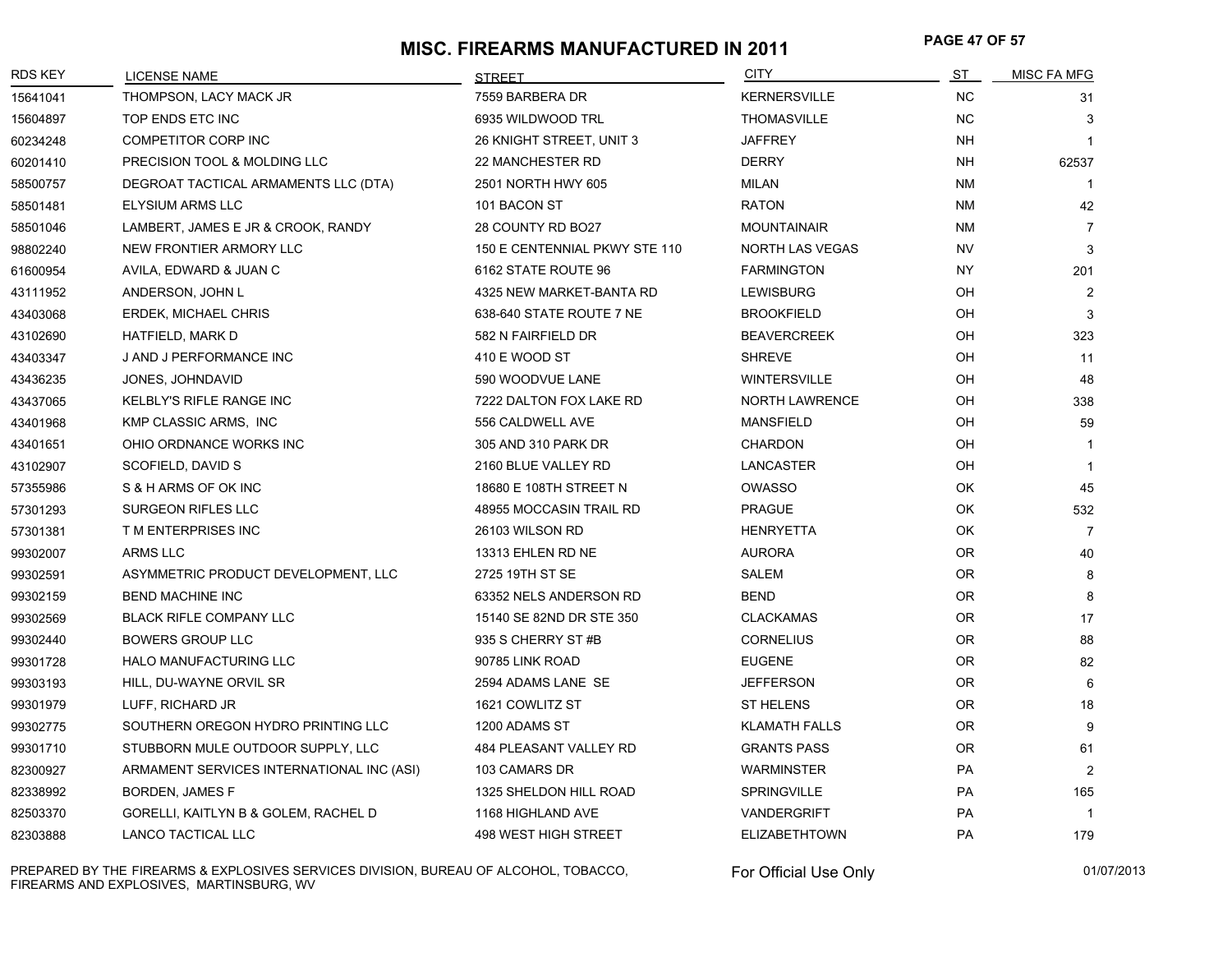# MISC. FIREARMS MANUFACTURED IN 2011

| RDS KEY | LICENSE NAME | STREET | CITY | ST | MISC FA MFG |
|---|---|---|---|---|---|
| 15641041 | THOMPSON, LACY MACK JR | 7559 BARBERA DR | KERNERSVILLE | NC | 31 |
| 15604897 | TOP ENDS ETC INC | 6935 WILDWOOD TRL | THOMASVILLE | NC | 3 |
| 60234248 | COMPETITOR CORP INC | 26 KNIGHT STREET, UNIT 3 | JAFFREY | NH | 1 |
| 60201410 | PRECISION TOOL & MOLDING LLC | 22 MANCHESTER RD | DERRY | NH | 62537 |
| 58500757 | DEGROAT TACTICAL ARMAMENTS LLC (DTA) | 2501 NORTH HWY 605 | MILAN | NM | 1 |
| 58501481 | ELYSIUM ARMS LLC | 101 BACON ST | RATON | NM | 42 |
| 58501046 | LAMBERT, JAMES E JR & CROOK, RANDY | 28 COUNTY RD BO27 | MOUNTAINAIR | NM | 7 |
| 98802240 | NEW FRONTIER ARMORY LLC | 150 E CENTENNIAL PKWY STE 110 | NORTH LAS VEGAS | NV | 3 |
| 61600954 | AVILA, EDWARD & JUAN C | 6162 STATE ROUTE 96 | FARMINGTON | NY | 201 |
| 43111952 | ANDERSON, JOHN L | 4325 NEW MARKET-BANTA RD | LEWISBURG | OH | 2 |
| 43403068 | ERDEK, MICHAEL CHRIS | 638-640 STATE ROUTE 7 NE | BROOKFIELD | OH | 3 |
| 43102690 | HATFIELD, MARK D | 582 N FAIRFIELD DR | BEAVERCREEK | OH | 323 |
| 43403347 | J AND J PERFORMANCE INC | 410 E WOOD ST | SHREVE | OH | 11 |
| 43436235 | JONES, JOHNDAVID | 590 WOODVUE LANE | WINTERSVILLE | OH | 48 |
| 43437065 | KELBLY'S RIFLE RANGE INC | 7222 DALTON FOX LAKE RD | NORTH LAWRENCE | OH | 338 |
| 43401968 | KMP CLASSIC ARMS, INC | 556 CALDWELL AVE | MANSFIELD | OH | 59 |
| 43401651 | OHIO ORDNANCE WORKS INC | 305 AND 310 PARK DR | CHARDON | OH | 1 |
| 43102907 | SCOFIELD, DAVID S | 2160 BLUE VALLEY RD | LANCASTER | OH | 1 |
| 57355986 | S & H ARMS OF OK INC | 18680 E 108TH STREET N | OWASSO | OK | 45 |
| 57301293 | SURGEON RIFLES LLC | 48955 MOCCASIN TRAIL RD | PRAGUE | OK | 532 |
| 57301381 | T M ENTERPRISES INC | 26103 WILSON RD | HENRYETTA | OK | 7 |
| 99302007 | ARMS LLC | 13313 EHLEN RD NE | AURORA | OR | 40 |
| 99302591 | ASYMMETRIC PRODUCT DEVELOPMENT, LLC | 2725 19TH ST SE | SALEM | OR | 8 |
| 99302159 | BEND MACHINE INC | 63352 NELS ANDERSON RD | BEND | OR | 8 |
| 99302569 | BLACK RIFLE COMPANY LLC | 15140 SE 82ND DR STE 350 | CLACKAMAS | OR | 17 |
| 99302440 | BOWERS GROUP LLC | 935 S CHERRY ST #B | CORNELIUS | OR | 88 |
| 99301728 | HALO MANUFACTURING LLC | 90785 LINK ROAD | EUGENE | OR | 82 |
| 99303193 | HILL, DU-WAYNE ORVIL SR | 2594 ADAMS LANE SE | JEFFERSON | OR | 6 |
| 99301979 | LUFF, RICHARD JR | 1621 COWLITZ ST | ST HELENS | OR | 18 |
| 99302775 | SOUTHERN OREGON HYDRO PRINTING LLC | 1200 ADAMS ST | KLAMATH FALLS | OR | 9 |
| 99301710 | STUBBORN MULE OUTDOOR SUPPLY, LLC | 484 PLEASANT VALLEY RD | GRANTS PASS | OR | 61 |
| 82300927 | ARMAMENT SERVICES INTERNATIONAL INC (ASI) | 103 CAMARS DR | WARMINSTER | PA | 2 |
| 82338992 | BORDEN, JAMES F | 1325 SHELDON HILL ROAD | SPRINGVILLE | PA | 165 |
| 82503370 | GORELLI, KAITLYN B & GOLEM, RACHEL D | 1168 HIGHLAND AVE | VANDERGRIFT | PA | 1 |
| 82303888 | LANCO TACTICAL LLC | 498 WEST HIGH STREET | ELIZABETHTOWN | PA | 179 |

PREPARED BY THE FIREARMS & EXPLOSIVES SERVICES DIVISION, BUREAU OF ALCOHOL, TOBACCO, FIREARMS AND EXPLOSIVES, MARTINSBURG, WV

For Official Use Only

01/07/2013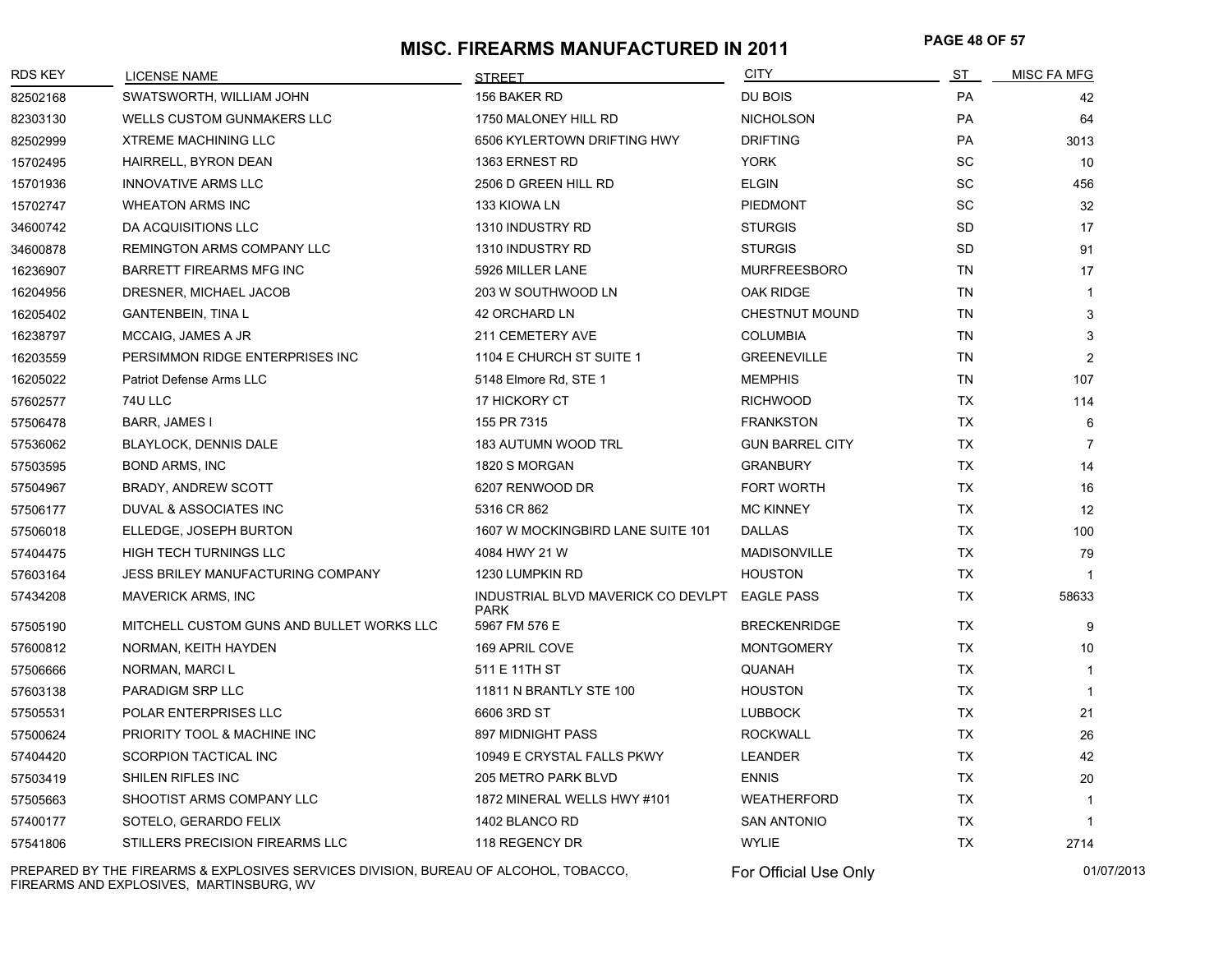# MISC. FIREARMS MANUFACTURED IN 2011

| RDS KEY | LICENSE NAME | STREET | CITY | ST | MISC FA MFG |
|---|---|---|---|---|---|
| 82502168 | SWATSWORTH, WILLIAM JOHN | 156 BAKER RD | DU BOIS | PA | 42 |
| 82303130 | WELLS CUSTOM GUNMAKERS LLC | 1750 MALONEY HILL RD | NICHOLSON | PA | 64 |
| 82502999 | XTREME MACHINING LLC | 6506 KYLERTOWN DRIFTING HWY | DRIFTING | PA | 3013 |
| 15702495 | HAIRRELL, BYRON DEAN | 1363 ERNEST RD | YORK | SC | 10 |
| 15701936 | INNOVATIVE ARMS LLC | 2506 D GREEN HILL RD | ELGIN | SC | 456 |
| 15702747 | WHEATON ARMS INC | 133 KIOWA LN | PIEDMONT | SC | 32 |
| 34600742 | DA ACQUISITIONS LLC | 1310 INDUSTRY RD | STURGIS | SD | 17 |
| 34600878 | REMINGTON ARMS COMPANY LLC | 1310 INDUSTRY RD | STURGIS | SD | 91 |
| 16236907 | BARRETT FIREARMS MFG INC | 5926 MILLER LANE | MURFREESBORO | TN | 17 |
| 16204956 | DRESNER, MICHAEL JACOB | 203 W SOUTHWOOD LN | OAK RIDGE | TN | 1 |
| 16205402 | GANTENBEIN, TINA L | 42 ORCHARD LN | CHESTNUT MOUND | TN | 3 |
| 16238797 | MCCAIG, JAMES A JR | 211 CEMETERY AVE | COLUMBIA | TN | 3 |
| 16203559 | PERSIMMON RIDGE ENTERPRISES INC | 1104 E CHURCH ST SUITE 1 | GREENEVILLE | TN | 2 |
| 16205022 | Patriot Defense Arms LLC | 5148 Elmore Rd, STE 1 | MEMPHIS | TN | 107 |
| 57602577 | 74U LLC | 17 HICKORY CT | RICHWOOD | TX | 114 |
| 57506478 | BARR, JAMES I | 155 PR 7315 | FRANKSTON | TX | 6 |
| 57536062 | BLAYLOCK, DENNIS DALE | 183 AUTUMN WOOD TRL | GUN BARREL CITY | TX | 7 |
| 57503595 | BOND ARMS, INC | 1820 S MORGAN | GRANBURY | TX | 14 |
| 57504967 | BRADY, ANDREW SCOTT | 6207 RENWOOD DR | FORT WORTH | TX | 16 |
| 57506177 | DUVAL & ASSOCIATES INC | 5316 CR 862 | MC KINNEY | TX | 12 |
| 57506018 | ELLEDGE, JOSEPH BURTON | 1607 W MOCKINGBIRD LANE SUITE 101 | DALLAS | TX | 100 |
| 57404475 | HIGH TECH TURNINGS LLC | 4084 HWY 21 W | MADISONVILLE | TX | 79 |
| 57603164 | JESS BRILEY MANUFACTURING COMPANY | 1230 LUMPKIN RD | HOUSTON | TX | 1 |
| 57434208 | MAVERICK ARMS, INC | INDUSTRIAL BLVD MAVERICK CO DEVLPT PARK | EAGLE PASS | TX | 58633 |
| 57505190 | MITCHELL CUSTOM GUNS AND BULLET WORKS LLC | 5967 FM 576 E | BRECKENRIDGE | TX | 9 |
| 57600812 | NORMAN, KEITH HAYDEN | 169 APRIL COVE | MONTGOMERY | TX | 10 |
| 57506666 | NORMAN, MARCI L | 511 E 11TH ST | QUANAH | TX | 1 |
| 57603138 | PARADIGM SRP LLC | 11811 N BRANTLY STE 100 | HOUSTON | TX | 1 |
| 57505531 | POLAR ENTERPRISES LLC | 6606 3RD ST | LUBBOCK | TX | 21 |
| 57500624 | PRIORITY TOOL & MACHINE INC | 897 MIDNIGHT PASS | ROCKWALL | TX | 26 |
| 57404420 | SCORPION TACTICAL INC | 10949 E CRYSTAL FALLS PKWY | LEANDER | TX | 42 |
| 57503419 | SHILEN RIFLES INC | 205 METRO PARK BLVD | ENNIS | TX | 20 |
| 57505663 | SHOOTIST ARMS COMPANY LLC | 1872 MINERAL WELLS HWY #101 | WEATHERFORD | TX | 1 |
| 57400177 | SOTELO, GERARDO FELIX | 1402 BLANCO RD | SAN ANTONIO | TX | 1 |
| 57541806 | STILLERS PRECISION FIREARMS LLC | 118 REGENCY DR | WYLIE | TX | 2714 |

PREPARED BY THE FIREARMS & EXPLOSIVES SERVICES DIVISION, BUREAU OF ALCOHOL, TOBACCO, FIREARMS AND EXPLOSIVES, MARTINSBURG, WV

For Official Use Only

01/07/2013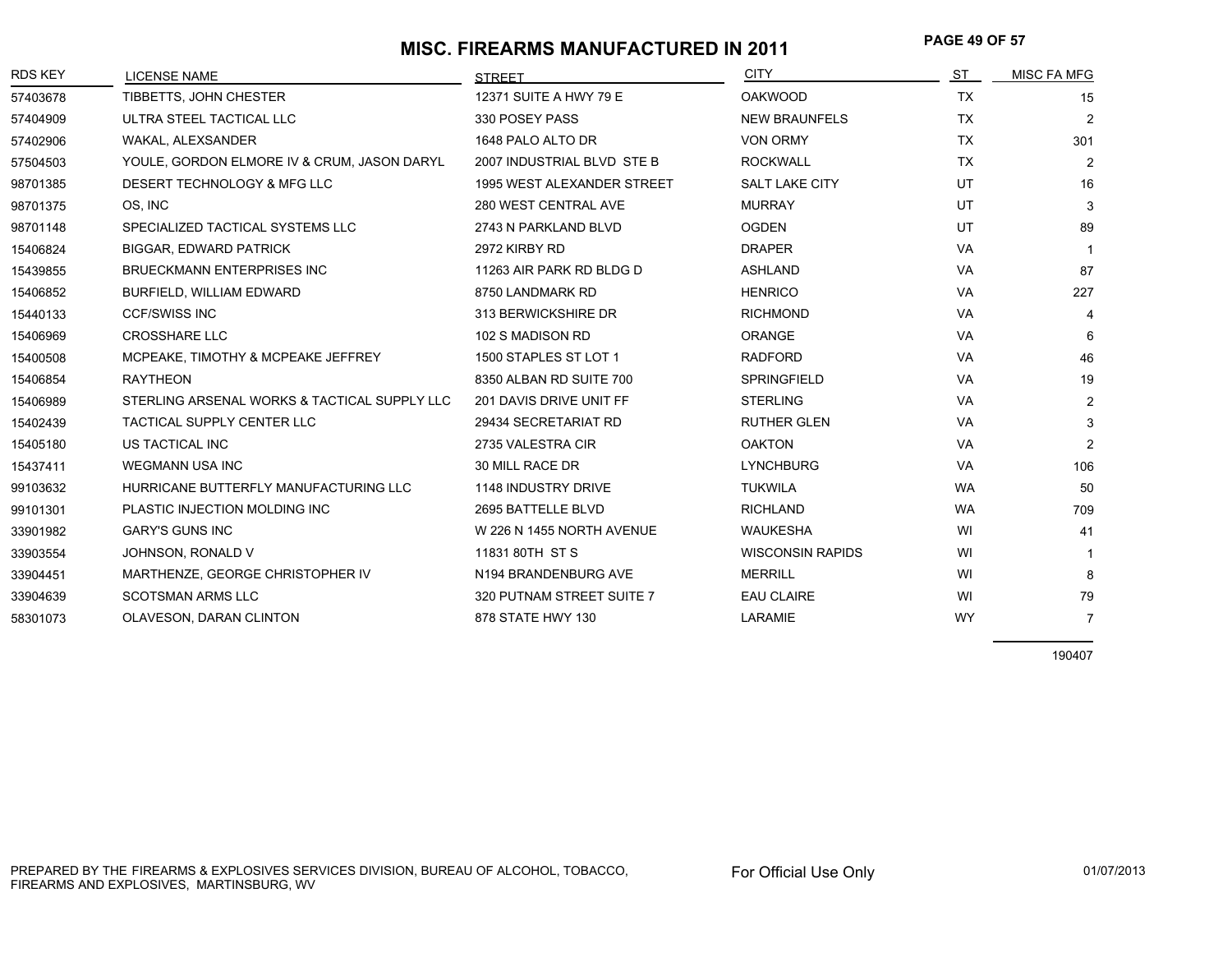# MISC. FIREARMS MANUFACTURED IN 2011

| RDS KEY | LICENSE NAME | STREET | CITY | ST | MISC FA MFG |
|---|---|---|---|---|---|
| 57403678 | TIBBETTS, JOHN CHESTER | 12371 SUITE A HWY 79 E | OAKWOOD | TX | 15 |
| 57404909 | ULTRA STEEL TACTICAL LLC | 330 POSEY PASS | NEW BRAUNFELS | TX | 2 |
| 57402906 | WAKAL, ALEXSANDER | 1648 PALO ALTO DR | VON ORMY | TX | 301 |
| 57504503 | YOULE, GORDON ELMORE IV & CRUM, JASON DARYL | 2007 INDUSTRIAL BLVD STE B | ROCKWALL | TX | 2 |
| 98701385 | DESERT TECHNOLOGY & MFG LLC | 1995 WEST ALEXANDER STREET | SALT LAKE CITY | UT | 16 |
| 98701375 | OS, INC | 280 WEST CENTRAL AVE | MURRAY | UT | 3 |
| 98701148 | SPECIALIZED TACTICAL SYSTEMS LLC | 2743 N PARKLAND BLVD | OGDEN | UT | 89 |
| 15406824 | BIGGAR, EDWARD PATRICK | 2972 KIRBY RD | DRAPER | VA | 1 |
| 15439855 | BRUECKMANN ENTERPRISES INC | 11263 AIR PARK RD BLDG D | ASHLAND | VA | 87 |
| 15406852 | BURFIELD, WILLIAM EDWARD | 8750 LANDMARK RD | HENRICO | VA | 227 |
| 15440133 | CCF/SWISS INC | 313 BERWICKSHIRE DR | RICHMOND | VA | 4 |
| 15406969 | CROSSHARE LLC | 102 S MADISON RD | ORANGE | VA | 6 |
| 15400508 | MCPEAKE, TIMOTHY & MCPEAKE JEFFREY | 1500 STAPLES ST LOT 1 | RADFORD | VA | 46 |
| 15406854 | RAYTHEON | 8350 ALBAN RD SUITE 700 | SPRINGFIELD | VA | 19 |
| 15406989 | STERLING ARSENAL WORKS & TACTICAL SUPPLY LLC | 201 DAVIS DRIVE UNIT FF | STERLING | VA | 2 |
| 15402439 | TACTICAL SUPPLY CENTER LLC | 29434 SECRETARIAT RD | RUTHER GLEN | VA | 3 |
| 15405180 | US TACTICAL INC | 2735 VALESTRA CIR | OAKTON | VA | 2 |
| 15437411 | WEGMANN USA INC | 30 MILL RACE DR | LYNCHBURG | VA | 106 |
| 99103632 | HURRICANE BUTTERFLY MANUFACTURING LLC | 1148 INDUSTRY DRIVE | TUKWILA | WA | 50 |
| 99101301 | PLASTIC INJECTION MOLDING INC | 2695 BATTELLE BLVD | RICHLAND | WA | 709 |
| 33901982 | GARY'S GUNS INC | W 226 N 1455 NORTH AVENUE | WAUKESHA | WI | 41 |
| 33903554 | JOHNSON, RONALD V | 11831 80TH ST S | WISCONSIN RAPIDS | WI | 1 |
| 33904451 | MARTHENZE, GEORGE CHRISTOPHER IV | N194 BRANDENBURG AVE | MERRILL | WI | 8 |
| 33904639 | SCOTSMAN ARMS LLC | 320 PUTNAM STREET SUITE 7 | EAU CLAIRE | WI | 79 |
| 58301073 | OLAVESON, DARAN CLINTON | 878 STATE HWY 130 | LARAMIE | WY | 7 |
| | | | | | 190407 |

PREPARED BY THE FIREARMS & EXPLOSIVES SERVICES DIVISION, BUREAU OF ALCOHOL, TOBACCO, FIREARMS AND EXPLOSIVES, MARTINSBURG, WV

For Official Use Only

01/07/2013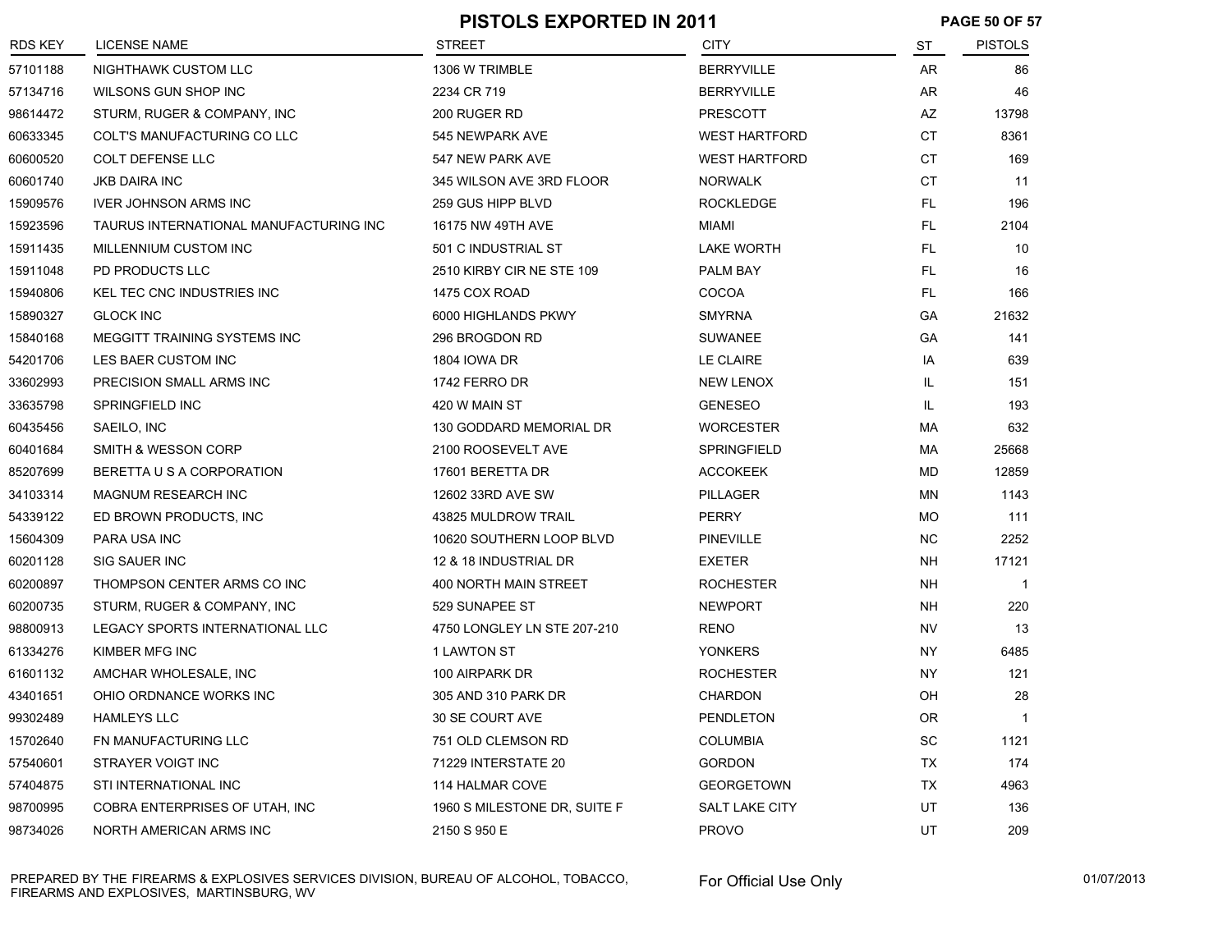# PISTOLS EXPORTED IN 2011

| RDS KEY | LICENSE NAME | STREET | CITY | ST | PISTOLS |
|---|---|---|---|---|---|
| 57101188 | NIGHTHAWK CUSTOM LLC | 1306 W TRIMBLE | BERRYVILLE | AR | 86 |
| 57134716 | WILSONS GUN SHOP INC | 2234 CR 719 | BERRYVILLE | AR | 46 |
| 98614472 | STURM, RUGER & COMPANY, INC | 200 RUGER RD | PRESCOTT | AZ | 13798 |
| 60633345 | COLT'S MANUFACTURING CO LLC | 545 NEWPARK AVE | WEST HARTFORD | CT | 8361 |
| 60600520 | COLT DEFENSE LLC | 547 NEW PARK AVE | WEST HARTFORD | CT | 169 |
| 60601740 | JKB DAIRA INC | 345 WILSON AVE 3RD FLOOR | NORWALK | CT | 11 |
| 15909576 | IVER JOHNSON ARMS INC | 259 GUS HIPP BLVD | ROCKLEDGE | FL | 196 |
| 15923596 | TAURUS INTERNATIONAL MANUFACTURING INC | 16175 NW 49TH AVE | MIAMI | FL | 2104 |
| 15911435 | MILLENNIUM CUSTOM INC | 501 C INDUSTRIAL ST | LAKE WORTH | FL | 10 |
| 15911048 | PD PRODUCTS LLC | 2510 KIRBY CIR NE STE 109 | PALM BAY | FL | 16 |
| 15940806 | KEL TEC CNC INDUSTRIES INC | 1475 COX ROAD | COCOA | FL | 166 |
| 15890327 | GLOCK INC | 6000 HIGHLANDS PKWY | SMYRNA | GA | 21632 |
| 15840168 | MEGGITT TRAINING SYSTEMS INC | 296 BROGDON RD | SUWANEE | GA | 141 |
| 54201706 | LES BAER CUSTOM INC | 1804 IOWA DR | LE CLAIRE | IA | 639 |
| 33602993 | PRECISION SMALL ARMS INC | 1742 FERRO DR | NEW LENOX | IL | 151 |
| 33635798 | SPRINGFIELD INC | 420 W MAIN ST | GENESEO | IL | 193 |
| 60435456 | SAEILO, INC | 130 GODDARD MEMORIAL DR | WORCESTER | MA | 632 |
| 60401684 | SMITH & WESSON CORP | 2100 ROOSEVELT AVE | SPRINGFIELD | MA | 25668 |
| 85207699 | BERETTA U S A CORPORATION | 17601 BERETTA DR | ACCOKEEK | MD | 12859 |
| 34103314 | MAGNUM RESEARCH INC | 12602 33RD AVE SW | PILLAGER | MN | 1143 |
| 54339122 | ED BROWN PRODUCTS, INC | 43825 MULDROW TRAIL | PERRY | MO | 111 |
| 15604309 | PARA USA INC | 10620 SOUTHERN LOOP BLVD | PINEVILLE | NC | 2252 |
| 60201128 | SIG SAUER INC | 12 & 18 INDUSTRIAL DR | EXETER | NH | 17121 |
| 60200897 | THOMPSON CENTER ARMS CO INC | 400 NORTH MAIN STREET | ROCHESTER | NH | 1 |
| 60200735 | STURM, RUGER & COMPANY, INC | 529 SUNAPEE ST | NEWPORT | NH | 220 |
| 98800913 | LEGACY SPORTS INTERNATIONAL LLC | 4750 LONGLEY LN STE 207-210 | RENO | NV | 13 |
| 61334276 | KIMBER MFG INC | 1 LAWTON ST | YONKERS | NY | 6485 |
| 61601132 | AMCHAR WHOLESALE, INC | 100 AIRPARK DR | ROCHESTER | NY | 121 |
| 43401651 | OHIO ORDNANCE WORKS INC | 305 AND 310 PARK DR | CHARDON | OH | 28 |
| 99302489 | HAMLEYS LLC | 30 SE COURT AVE | PENDLETON | OR | 1 |
| 15702640 | FN MANUFACTURING LLC | 751 OLD CLEMSON RD | COLUMBIA | SC | 1121 |
| 57540601 | STRAYER VOIGT INC | 71229 INTERSTATE 20 | GORDON | TX | 174 |
| 57404875 | STI INTERNATIONAL INC | 114 HALMAR COVE | GEORGETOWN | TX | 4963 |
| 98700995 | COBRA ENTERPRISES OF UTAH, INC | 1960 S MILESTONE DR, SUITE F | SALT LAKE CITY | UT | 136 |
| 98734026 | NORTH AMERICAN ARMS INC | 2150 S 950 E | PROVO | UT | 209 |

PREPARED BY THE FIREARMS & EXPLOSIVES SERVICES DIVISION, BUREAU OF ALCOHOL, TOBACCO, FIREARMS AND EXPLOSIVES, MARTINSBURG, WV

For Official Use Only

01/07/2013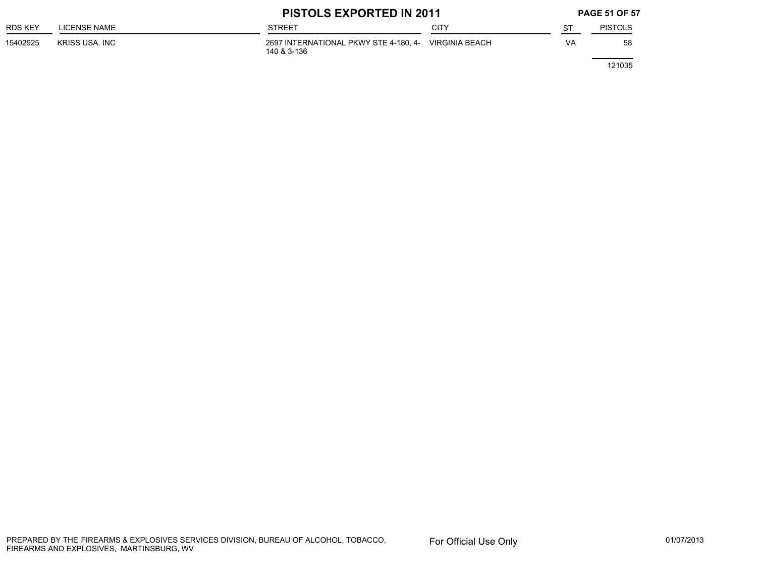# PISTOLS EXPORTED IN 2011

| RDS KEY | LICENSE NAME | STREET | CITY | ST | PISTOLS |
|---|---|---|---|---|---|
| 15402925 | KRISS USA, INC | 2697 INTERNATIONAL PKWY STE 4-180, 4-140 & 3-136 | VIRGINIA BEACH | VA | 58 |
| | | | | | 121035 |

PREPARED BY THE FIREARMS & EXPLOSIVES SERVICES DIVISION, BUREAU OF ALCOHOL, TOBACCO, FIREARMS AND EXPLOSIVES, MARTINSBURG, WV

For Official Use Only

01/07/2013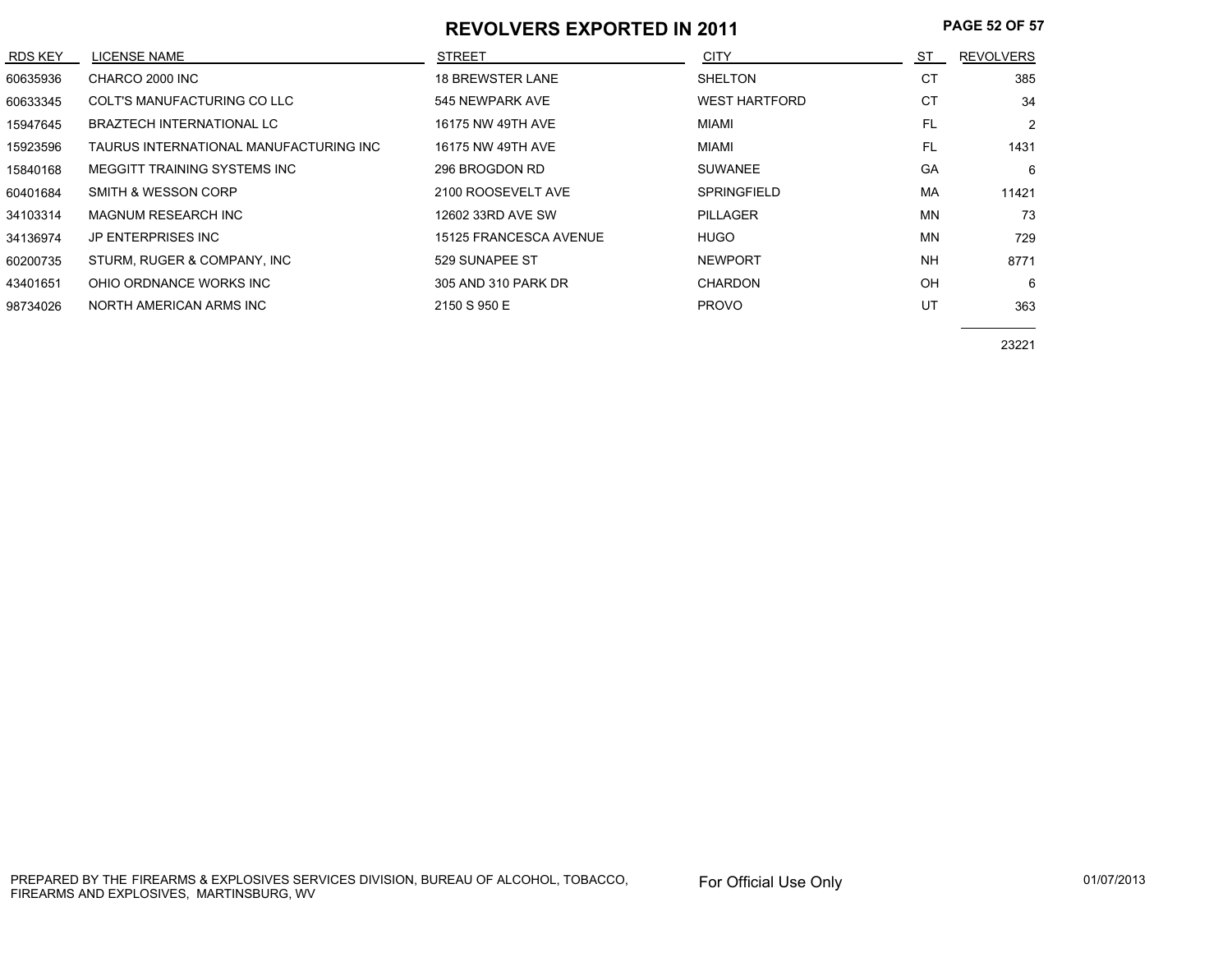# REVOLVERS EXPORTED IN 2011

| RDS KEY | LICENSE NAME | STREET | CITY | ST | REVOLVERS |
|---|---|---|---|---|---|
| 60635936 | CHARCO 2000 INC | 18 BREWSTER LANE | SHELTON | CT | 385 |
| 60633345 | COLT'S MANUFACTURING CO LLC | 545 NEWPARK AVE | WEST HARTFORD | CT | 34 |
| 15947645 | BRAZTECH INTERNATIONAL LC | 16175 NW 49TH AVE | MIAMI | FL | 2 |
| 15923596 | TAURUS INTERNATIONAL MANUFACTURING INC | 16175 NW 49TH AVE | MIAMI | FL | 1431 |
| 15840168 | MEGGITT TRAINING SYSTEMS INC | 296 BROGDON RD | SUWANEE | GA | 6 |
| 60401684 | SMITH & WESSON CORP | 2100 ROOSEVELT AVE | SPRINGFIELD | MA | 11421 |
| 34103314 | MAGNUM RESEARCH INC | 12602 33RD AVE SW | PILLAGER | MN | 73 |
| 34136974 | JP ENTERPRISES INC | 15125 FRANCESCA AVENUE | HUGO | MN | 729 |
| 60200735 | STURM, RUGER & COMPANY, INC | 529 SUNAPEE ST | NEWPORT | NH | 8771 |
| 43401651 | OHIO ORDNANCE WORKS INC | 305 AND 310 PARK DR | CHARDON | OH | 6 |
| 98734026 | NORTH AMERICAN ARMS INC | 2150 S 950 E | PROVO | UT | 363 |
| | | | | | 23221 |

PREPARED BY THE FIREARMS & EXPLOSIVES SERVICES DIVISION, BUREAU OF ALCOHOL, TOBACCO, FIREARMS AND EXPLOSIVES, MARTINSBURG, WV

For Official Use Only

01/07/2013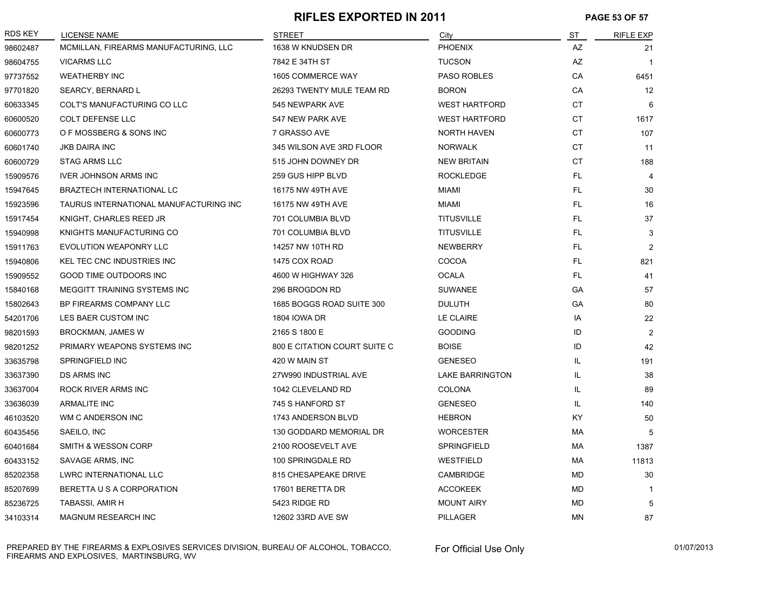# RIFLES EXPORTED IN 2011

| RDS KEY | LICENSE NAME | STREET | City | ST | RIFLE EXP |
|---|---|---|---|---|---|
| 98602487 | MCMILLAN, FIREARMS MANUFACTURING, LLC | 1638 W KNUDSEN DR | PHOENIX | AZ | 21 |
| 98604755 | VICARMS LLC | 7842 E 34TH ST | TUCSON | AZ | 1 |
| 97737552 | WEATHERBY INC | 1605 COMMERCE WAY | PASO ROBLES | CA | 6451 |
| 97701820 | SEARCY, BERNARD L | 26293 TWENTY MULE TEAM RD | BORON | CA | 12 |
| 60633345 | COLT'S MANUFACTURING CO LLC | 545 NEWPARK AVE | WEST HARTFORD | CT | 6 |
| 60600520 | COLT DEFENSE LLC | 547 NEW PARK AVE | WEST HARTFORD | CT | 1617 |
| 60600773 | O F MOSSBERG & SONS INC | 7 GRASSO AVE | NORTH HAVEN | CT | 107 |
| 60601740 | JKB DAIRA INC | 345 WILSON AVE 3RD FLOOR | NORWALK | CT | 11 |
| 60600729 | STAG ARMS LLC | 515 JOHN DOWNEY DR | NEW BRITAIN | CT | 188 |
| 15909576 | IVER JOHNSON ARMS INC | 259 GUS HIPP BLVD | ROCKLEDGE | FL | 4 |
| 15947645 | BRAZTECH INTERNATIONAL LC | 16175 NW 49TH AVE | MIAMI | FL | 30 |
| 15923596 | TAURUS INTERNATIONAL MANUFACTURING INC | 16175 NW 49TH AVE | MIAMI | FL | 16 |
| 15917454 | KNIGHT, CHARLES REED JR | 701 COLUMBIA BLVD | TITUSVILLE | FL | 37 |
| 15940998 | KNIGHTS MANUFACTURING CO | 701 COLUMBIA BLVD | TITUSVILLE | FL | 3 |
| 15911763 | EVOLUTION WEAPONRY LLC | 14257 NW 10TH RD | NEWBERRY | FL | 2 |
| 15940806 | KEL TEC CNC INDUSTRIES INC | 1475 COX ROAD | COCOA | FL | 821 |
| 15909552 | GOOD TIME OUTDOORS INC | 4600 W HIGHWAY 326 | OCALA | FL | 41 |
| 15840168 | MEGGITT TRAINING SYSTEMS INC | 296 BROGDON RD | SUWANEE | GA | 57 |
| 15802643 | BP FIREARMS COMPANY LLC | 1685 BOGGS ROAD SUITE 300 | DULUTH | GA | 80 |
| 54201706 | LES BAER CUSTOM INC | 1804 IOWA DR | LE CLAIRE | IA | 22 |
| 98201593 | BROCKMAN, JAMES W | 2165 S 1800 E | GOODING | ID | 2 |
| 98201252 | PRIMARY WEAPONS SYSTEMS INC | 800 E CITATION COURT SUITE C | BOISE | ID | 42 |
| 33635798 | SPRINGFIELD INC | 420 W MAIN ST | GENESEO | IL | 191 |
| 33637390 | DS ARMS INC | 27W990 INDUSTRIAL AVE | LAKE BARRINGTON | IL | 38 |
| 33637004 | ROCK RIVER ARMS INC | 1042 CLEVELAND RD | COLONA | IL | 89 |
| 33636039 | ARMALITE INC | 745 S HANFORD ST | GENESEO | IL | 140 |
| 46103520 | WM C ANDERSON INC | 1743 ANDERSON BLVD | HEBRON | KY | 50 |
| 60435456 | SAEILO, INC | 130 GODDARD MEMORIAL DR | WORCESTER | MA | 5 |
| 60401684 | SMITH & WESSON CORP | 2100 ROOSEVELT AVE | SPRINGFIELD | MA | 1387 |
| 60433152 | SAVAGE ARMS, INC | 100 SPRINGDALE RD | WESTFIELD | MA | 11813 |
| 85202358 | LWRC INTERNATIONAL LLC | 815 CHESAPEAKE DRIVE | CAMBRIDGE | MD | 30 |
| 85207699 | BERETTA U S A CORPORATION | 17601 BERETTA DR | ACCOKEEK | MD | 1 |
| 85236725 | TABASSI, AMIR H | 5423 RIDGE RD | MOUNT AIRY | MD | 5 |
| 34103314 | MAGNUM RESEARCH INC | 12602 33RD AVE SW | PILLAGER | MN | 87 |

PREPARED BY THE FIREARMS & EXPLOSIVES SERVICES DIVISION, BUREAU OF ALCOHOL, TOBACCO, FIREARMS AND EXPLOSIVES, MARTINSBURG, WV

For Official Use Only

01/07/2013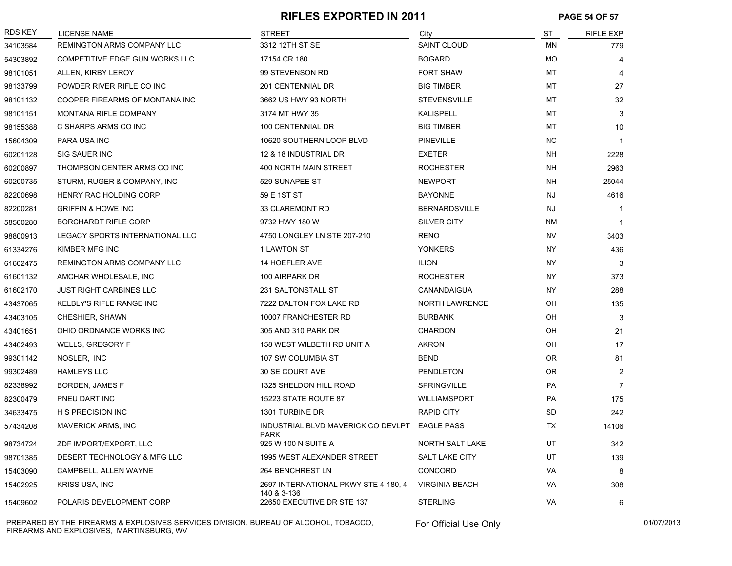# RIFLES EXPORTED IN 2011

| RDS KEY | LICENSE NAME | STREET | City | ST | RIFLE EXP |
|---|---|---|---|---|---|
| 34103584 | REMINGTON ARMS COMPANY LLC | 3312 12TH ST SE | SAINT CLOUD | MN | 779 |
| 54303892 | COMPETITIVE EDGE GUN WORKS LLC | 17154 CR 180 | BOGARD | MO | 4 |
| 98101051 | ALLEN, KIRBY LEROY | 99 STEVENSON RD | FORT SHAW | MT | 4 |
| 98133799 | POWDER RIVER RIFLE CO INC | 201 CENTENNIAL DR | BIG TIMBER | MT | 27 |
| 98101132 | COOPER FIREARMS OF MONTANA INC | 3662 US HWY 93 NORTH | STEVENSVILLE | MT | 32 |
| 98101151 | MONTANA RIFLE COMPANY | 3174 MT HWY 35 | KALISPELL | MT | 3 |
| 98155388 | C SHARPS ARMS CO INC | 100 CENTENNIAL DR | BIG TIMBER | MT | 10 |
| 15604309 | PARA USA INC | 10620 SOUTHERN LOOP BLVD | PINEVILLE | NC | 1 |
| 60201128 | SIG SAUER INC | 12 & 18 INDUSTRIAL DR | EXETER | NH | 2228 |
| 60200897 | THOMPSON CENTER ARMS CO INC | 400 NORTH MAIN STREET | ROCHESTER | NH | 2963 |
| 60200735 | STURM, RUGER & COMPANY, INC | 529 SUNAPEE ST | NEWPORT | NH | 25044 |
| 82200698 | HENRY RAC HOLDING CORP | 59 E 1ST ST | BAYONNE | NJ | 4616 |
| 82200281 | GRIFFIN & HOWE INC | 33 CLAREMONT RD | BERNARDSVILLE | NJ | 1 |
| 58500280 | BORCHARDT RIFLE CORP | 9732 HWY 180 W | SILVER CITY | NM | 1 |
| 98800913 | LEGACY SPORTS INTERNATIONAL LLC | 4750 LONGLEY LN STE 207-210 | RENO | NV | 3403 |
| 61334276 | KIMBER MFG INC | 1 LAWTON ST | YONKERS | NY | 436 |
| 61602475 | REMINGTON ARMS COMPANY LLC | 14 HOEFLER AVE | ILION | NY | 3 |
| 61601132 | AMCHAR WHOLESALE, INC | 100 AIRPARK DR | ROCHESTER | NY | 373 |
| 61602170 | JUST RIGHT CARBINES LLC | 231 SALTONSTALL ST | CANANDAIGUA | NY | 288 |
| 43437065 | KELBLY'S RIFLE RANGE INC | 7222 DALTON FOX LAKE RD | NORTH LAWRENCE | OH | 135 |
| 43403105 | CHESHIER, SHAWN | 10007 FRANCHESTER RD | BURBANK | OH | 3 |
| 43401651 | OHIO ORDNANCE WORKS INC | 305 AND 310 PARK DR | CHARDON | OH | 21 |
| 43402493 | WELLS, GREGORY F | 158 WEST WILBETH RD UNIT A | AKRON | OH | 17 |
| 99301142 | NOSLER, INC | 107 SW COLUMBIA ST | BEND | OR | 81 |
| 99302489 | HAMLEYS LLC | 30 SE COURT AVE | PENDLETON | OR | 2 |
| 82338992 | BORDEN, JAMES F | 1325 SHELDON HILL ROAD | SPRINGVILLE | PA | 7 |
| 82300479 | PNEU DART INC | 15223 STATE ROUTE 87 | WILLIAMSPORT | PA | 175 |
| 34633475 | H S PRECISION INC | 1301 TURBINE DR | RAPID CITY | SD | 242 |
| 57434208 | MAVERICK ARMS, INC | INDUSTRIAL BLVD MAVERICK CO DEVLPT PARK | EAGLE PASS | TX | 14106 |
| 98734724 | ZDF IMPORT/EXPORT, LLC | 925 W 100 N SUITE A | NORTH SALT LAKE | UT | 342 |
| 98701385 | DESERT TECHNOLOGY & MFG LLC | 1995 WEST ALEXANDER STREET | SALT LAKE CITY | UT | 139 |
| 15403090 | CAMPBELL, ALLEN WAYNE | 264 BENCHREST LN | CONCORD | VA | 8 |
| 15402925 | KRISS USA, INC | 2697 INTERNATIONAL PKWY STE 4-180, 4-140 & 3-136 | VIRGINIA BEACH | VA | 308 |
| 15409602 | POLARIS DEVELOPMENT CORP | 22650 EXECUTIVE DR STE 137 | STERLING | VA | 6 |

PREPARED BY THE FIREARMS & EXPLOSIVES SERVICES DIVISION, BUREAU OF ALCOHOL, TOBACCO, FIREARMS AND EXPLOSIVES, MARTINSBURG, WV

For Official Use Only

01/07/2013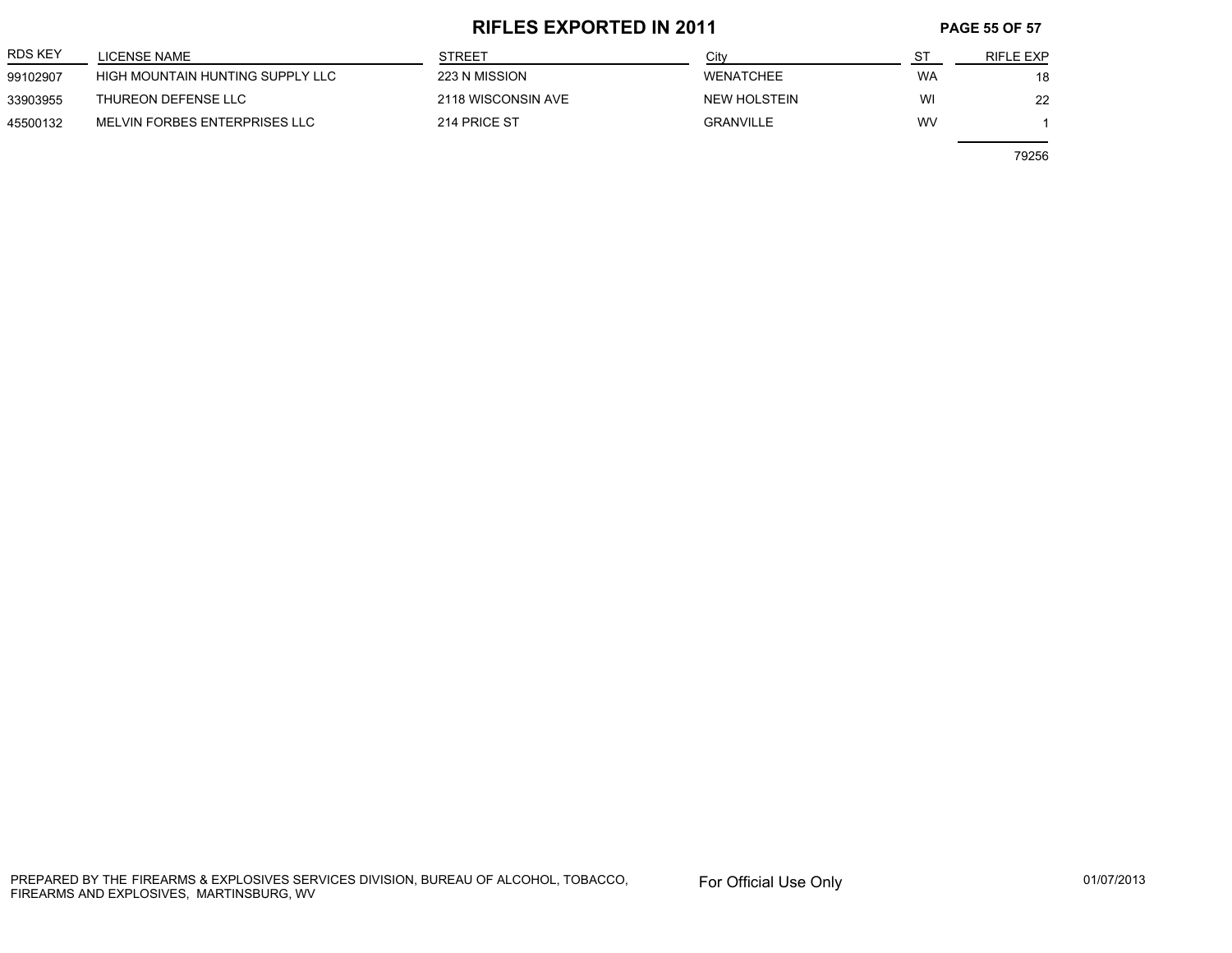# RIFLES EXPORTED IN 2011

| RDS KEY | LICENSE NAME | STREET | City | ST | RIFLE EXP |
|---|---|---|---|---|---|
| 99102907 | HIGH MOUNTAIN HUNTING SUPPLY LLC | 223 N MISSION | WENATCHEE | WA | 18 |
| 33903955 | THUREON DEFENSE LLC | 2118 WISCONSIN AVE | NEW HOLSTEIN | WI | 22 |
| 45500132 | MELVIN FORBES ENTERPRISES LLC | 214 PRICE ST | GRANVILLE | WV | 1 |
| | | | | | 79256 |

PREPARED BY THE FIREARMS & EXPLOSIVES SERVICES DIVISION, BUREAU OF ALCOHOL, TOBACCO, FIREARMS AND EXPLOSIVES, MARTINSBURG, WV

For Official Use Only

01/07/2013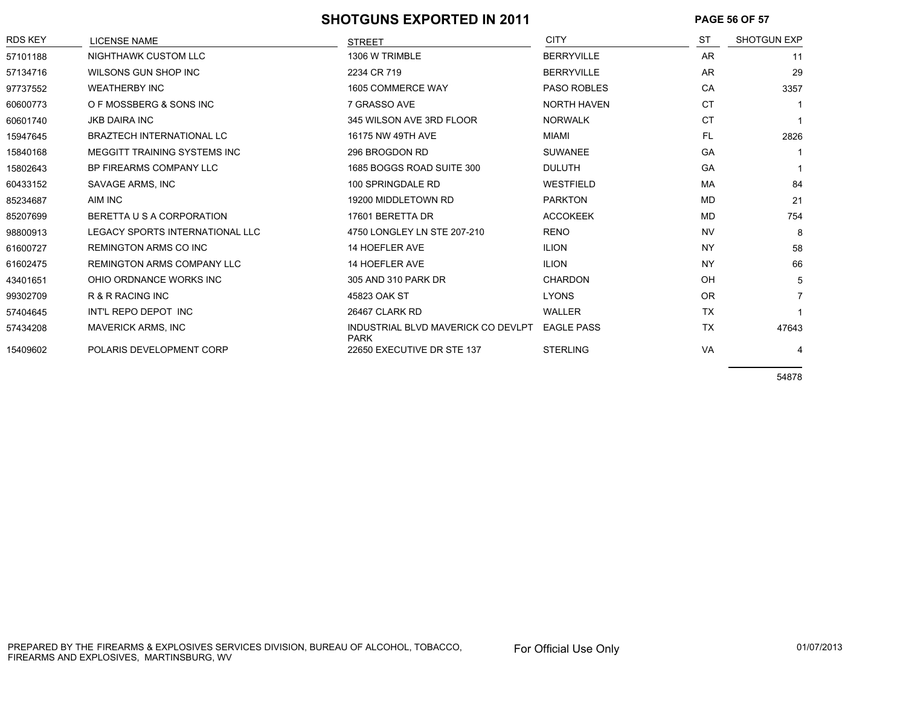# SHOTGUNS EXPORTED IN 2011

| RDS KEY | LICENSE NAME | STREET | CITY | ST | SHOTGUN EXP |
|---|---|---|---|---|---|
| 57101188 | NIGHTHAWK CUSTOM LLC | 1306 W TRIMBLE | BERRYVILLE | AR | 11 |
| 57134716 | WILSONS GUN SHOP INC | 2234 CR 719 | BERRYVILLE | AR | 29 |
| 97737552 | WEATHERBY INC | 1605 COMMERCE WAY | PASO ROBLES | CA | 3357 |
| 60600773 | O F MOSSBERG & SONS INC | 7 GRASSO AVE | NORTH HAVEN | CT | 1 |
| 60601740 | JKB DAIRA INC | 345 WILSON AVE 3RD FLOOR | NORWALK | CT | 1 |
| 15947645 | BRAZTECH INTERNATIONAL LC | 16175 NW 49TH AVE | MIAMI | FL | 2826 |
| 15840168 | MEGGITT TRAINING SYSTEMS INC | 296 BROGDON RD | SUWANEE | GA | 1 |
| 15802643 | BP FIREARMS COMPANY LLC | 1685 BOGGS ROAD SUITE 300 | DULUTH | GA | 1 |
| 60433152 | SAVAGE ARMS, INC | 100 SPRINGDALE RD | WESTFIELD | MA | 84 |
| 85234687 | AIM INC | 19200 MIDDLETOWN RD | PARKTON | MD | 21 |
| 85207699 | BERETTA U S A CORPORATION | 17601 BERETTA DR | ACCOKEEK | MD | 754 |
| 98800913 | LEGACY SPORTS INTERNATIONAL LLC | 4750 LONGLEY LN STE 207-210 | RENO | NV | 8 |
| 61600727 | REMINGTON ARMS CO INC | 14 HOEFLER AVE | ILION | NY | 58 |
| 61602475 | REMINGTON ARMS COMPANY LLC | 14 HOEFLER AVE | ILION | NY | 66 |
| 43401651 | OHIO ORDNANCE WORKS INC | 305 AND 310 PARK DR | CHARDON | OH | 5 |
| 99302709 | R & R RACING INC | 45823 OAK ST | LYONS | OR | 7 |
| 57404645 | INT'L REPO DEPOT INC | 26467 CLARK RD | WALLER | TX | 1 |
| 57434208 | MAVERICK ARMS, INC | INDUSTRIAL BLVD MAVERICK CO DEVLPT PARK | EAGLE PASS | TX | 47643 |
| 15409602 | POLARIS DEVELOPMENT CORP | 22650 EXECUTIVE DR STE 137 | STERLING | VA | 4 |
| | | | | | 54878 |

PREPARED BY THE FIREARMS & EXPLOSIVES SERVICES DIVISION, BUREAU OF ALCOHOL, TOBACCO, FIREARMS AND EXPLOSIVES, MARTINSBURG, WV

For Official Use Only

01/07/2013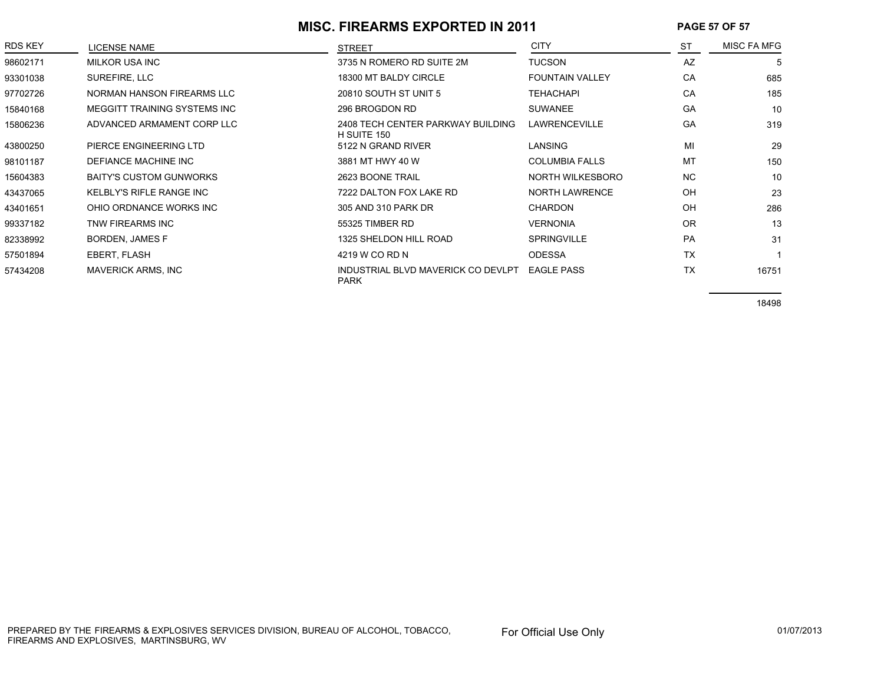# MISC. FIREARMS EXPORTED IN 2011

| RDS KEY | LICENSE NAME | STREET | CITY | ST | MISC FA MFG |
|---|---|---|---|---|---|
| 98602171 | MILKOR USA INC | 3735 N ROMERO RD SUITE 2M | TUCSON | AZ | 5 |
| 93301038 | SUREFIRE, LLC | 18300 MT BALDY CIRCLE | FOUNTAIN VALLEY | CA | 685 |
| 97702726 | NORMAN HANSON FIREARMS LLC | 20810 SOUTH ST UNIT 5 | TEHACHAPI | CA | 185 |
| 15840168 | MEGGITT TRAINING SYSTEMS INC | 296 BROGDON RD | SUWANEE | GA | 10 |
| 15806236 | ADVANCED ARMAMENT CORP LLC | 2408 TECH CENTER PARKWAY BUILDING H SUITE 150 | LAWRENCEVILLE | GA | 319 |
| 43800250 | PIERCE ENGINEERING LTD | 5122 N GRAND RIVER | LANSING | MI | 29 |
| 98101187 | DEFIANCE MACHINE INC | 3881 MT HWY 40 W | COLUMBIA FALLS | MT | 150 |
| 15604383 | BAITY'S CUSTOM GUNWORKS | 2623 BOONE TRAIL | NORTH WILKESBORO | NC | 10 |
| 43437065 | KELBLY'S RIFLE RANGE INC | 7222 DALTON FOX LAKE RD | NORTH LAWRENCE | OH | 23 |
| 43401651 | OHIO ORDNANCE WORKS INC | 305 AND 310 PARK DR | CHARDON | OH | 286 |
| 99337182 | TNW FIREARMS INC | 55325 TIMBER RD | VERNONIA | OR | 13 |
| 82338992 | BORDEN, JAMES F | 1325 SHELDON HILL ROAD | SPRINGVILLE | PA | 31 |
| 57501894 | EBERT, FLASH | 4219 W CO RD N | ODESSA | TX | 1 |
| 57434208 | MAVERICK ARMS, INC | INDUSTRIAL BLVD MAVERICK CO DEVLPT PARK | EAGLE PASS | TX | 16751 |
| | | | | | 18498 |

PREPARED BY THE FIREARMS & EXPLOSIVES SERVICES DIVISION, BUREAU OF ALCOHOL, TOBACCO, FIREARMS AND EXPLOSIVES, MARTINSBURG, WV

For Official Use Only

01/07/2013